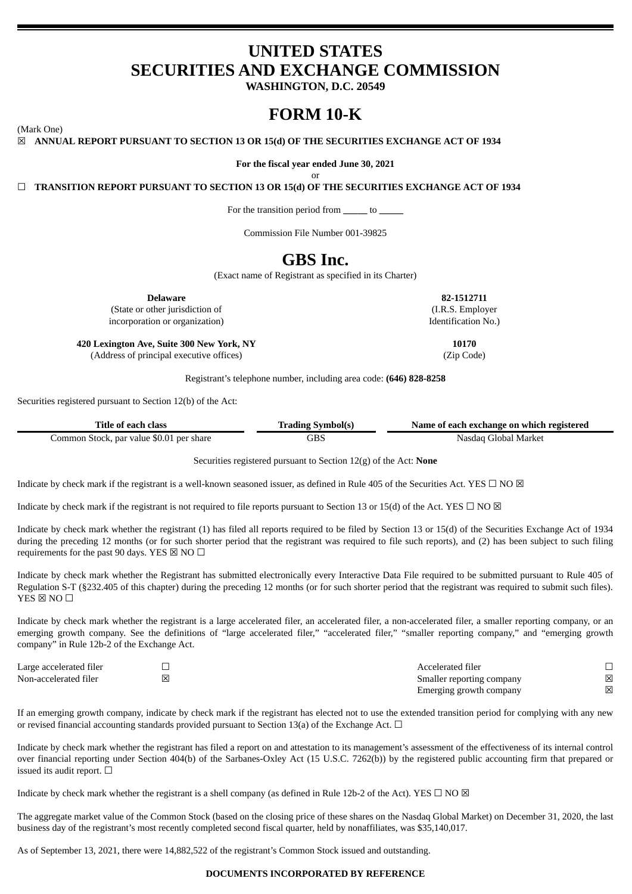# UNITED STATES
# SECURITIES AND EXCHANGE COMMISSION
**WASHINGTON, D.C. 20549**

# FORM 10-K

(Mark One)

☒ **ANNUAL REPORT PURSUANT TO SECTION 13 OR 15(d) OF THE SECURITIES EXCHANGE ACT OF 1934**

**For the fiscal year ended June 30, 2021**

or

☐ **TRANSITION REPORT PURSUANT TO SECTION 13 OR 15(d) OF THE SECURITIES EXCHANGE ACT OF 1934**

For the transition period from _____ to _____

Commission File Number 001-39825

# GBS Inc.

(Exact name of Registrant as specified in its Charter)

| | |
|---|---|
| **Delaware** | **82-1512711** |
| (State or other jurisdiction of incorporation or organization) | (I.R.S. Employer Identification No.) |
| **420 Lexington Ave, Suite 300 New York, NY** | **10170** |
| (Address of principal executive offices) | (Zip Code) |

Registrant's telephone number, including area code: **(646) 828-8258**

Securities registered pursuant to Section 12(b) of the Act:

| Title of each class | Trading Symbol(s) | Name of each exchange on which registered |
|---|---|---|
| Common Stock, par value $0.01 per share | GBS | Nasdaq Global Market |

Securities registered pursuant to Section 12(g) of the Act: **None**

Indicate by check mark if the registrant is a well-known seasoned issuer, as defined in Rule 405 of the Securities Act. YES ☐ NO ☒

Indicate by check mark if the registrant is not required to file reports pursuant to Section 13 or 15(d) of the Act. YES ☐ NO ☒

Indicate by check mark whether the registrant (1) has filed all reports required to be filed by Section 13 or 15(d) of the Securities Exchange Act of 1934 during the preceding 12 months (or for such shorter period that the registrant was required to file such reports), and (2) has been subject to such filing requirements for the past 90 days. YES ☒ NO ☐

Indicate by check mark whether the Registrant has submitted electronically every Interactive Data File required to be submitted pursuant to Rule 405 of Regulation S-T (§232.405 of this chapter) during the preceding 12 months (or for such shorter period that the registrant was required to submit such files). YES ☒ NO ☐

Indicate by check mark whether the registrant is a large accelerated filer, an accelerated filer, a non-accelerated filer, a smaller reporting company, or an emerging growth company. See the definitions of "large accelerated filer," "accelerated filer," "smaller reporting company," and "emerging growth company" in Rule 12b-2 of the Exchange Act.

| | | | |
|---|---|---|---|
| Large accelerated filer | ☐ | Accelerated filer | ☐ |
| Non-accelerated filer | ☒ | Smaller reporting company | ☒ |
| | | Emerging growth company | ☒ |

If an emerging growth company, indicate by check mark if the registrant has elected not to use the extended transition period for complying with any new or revised financial accounting standards provided pursuant to Section 13(a) of the Exchange Act. ☐

Indicate by check mark whether the registrant has filed a report on and attestation to its management's assessment of the effectiveness of its internal control over financial reporting under Section 404(b) of the Sarbanes-Oxley Act (15 U.S.C. 7262(b)) by the registered public accounting firm that prepared or issued its audit report. ☐

Indicate by check mark whether the registrant is a shell company (as defined in Rule 12b-2 of the Act). YES ☐ NO ☒

The aggregate market value of the Common Stock (based on the closing price of these shares on the Nasdaq Global Market) on December 31, 2020, the last business day of the registrant's most recently completed second fiscal quarter, held by nonaffiliates, was $35,140,017.

As of September 13, 2021, there were 14,882,522 of the registrant's Common Stock issued and outstanding.

**DOCUMENTS INCORPORATED BY REFERENCE**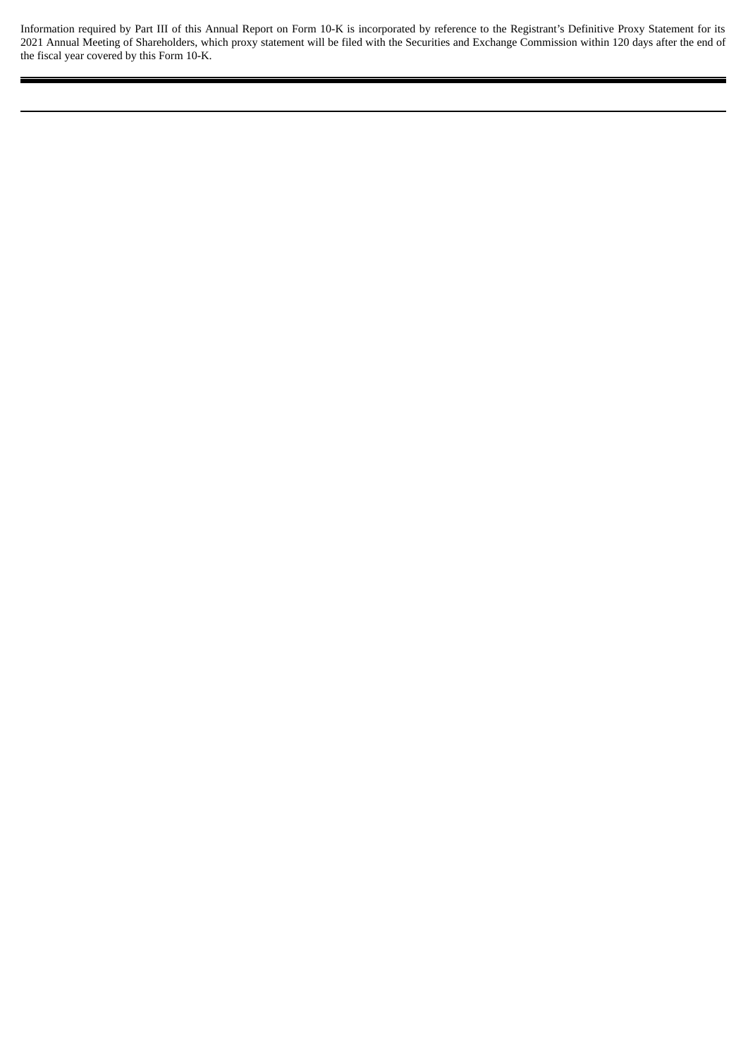Information required by Part III of this Annual Report on Form 10-K is incorporated by reference to the Registrant's Definitive Proxy Statement for its 2021 Annual Meeting of Shareholders, which proxy statement will be filed with the Securities and Exchange Commission within 120 days after the end of the fiscal year covered by this Form 10-K.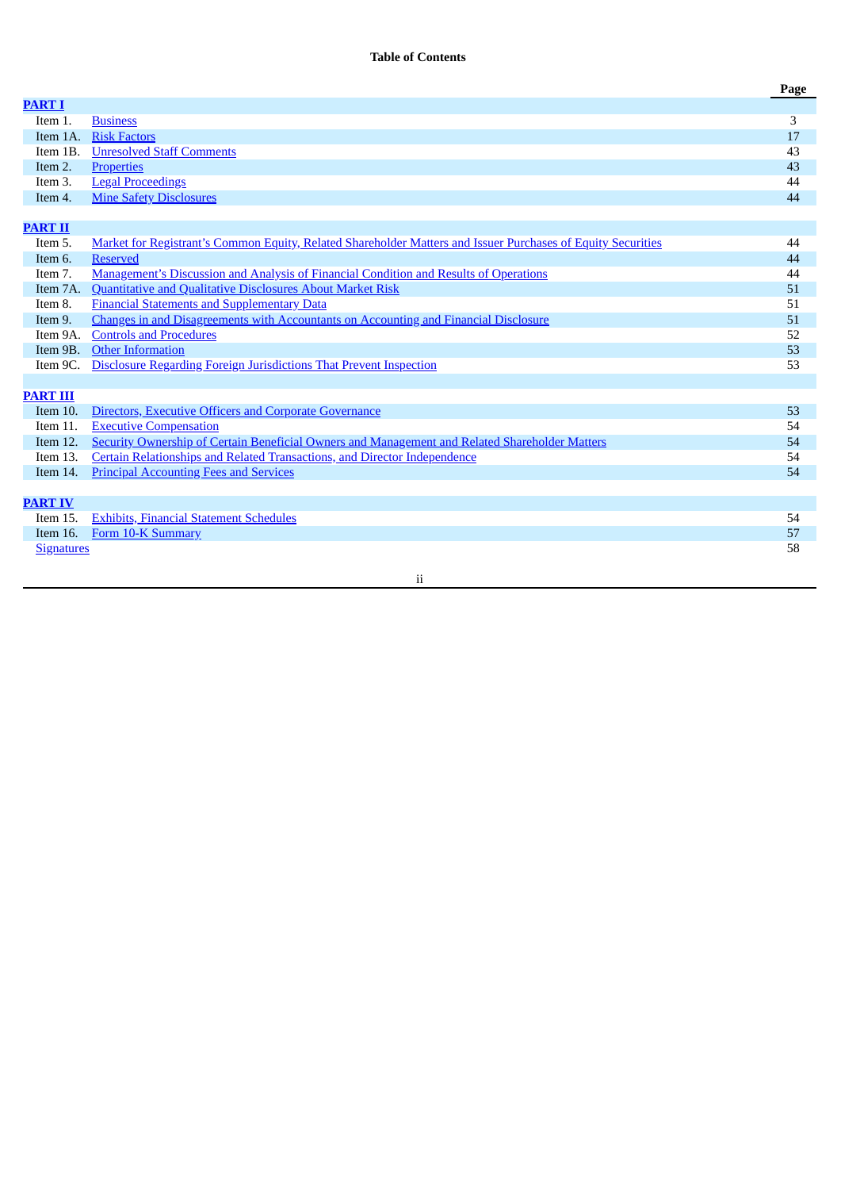**Table of Contents**

| | | Page |
|---|---|---|
| **PART I** | | |
| Item 1. | Business | 3 |
| Item 1A. | Risk Factors | 17 |
| Item 1B. | Unresolved Staff Comments | 43 |
| Item 2. | Properties | 43 |
| Item 3. | Legal Proceedings | 44 |
| Item 4. | Mine Safety Disclosures | 44 |
| **PART II** | | |
| Item 5. | Market for Registrant's Common Equity, Related Shareholder Matters and Issuer Purchases of Equity Securities | 44 |
| Item 6. | Reserved | 44 |
| Item 7. | Management's Discussion and Analysis of Financial Condition and Results of Operations | 44 |
| Item 7A. | Quantitative and Qualitative Disclosures About Market Risk | 51 |
| Item 8. | Financial Statements and Supplementary Data | 51 |
| Item 9. | Changes in and Disagreements with Accountants on Accounting and Financial Disclosure | 51 |
| Item 9A. | Controls and Procedures | 52 |
| Item 9B. | Other Information | 53 |
| Item 9C. | Disclosure Regarding Foreign Jurisdictions That Prevent Inspection | 53 |
| **PART III** | | |
| Item 10. | Directors, Executive Officers and Corporate Governance | 53 |
| Item 11. | Executive Compensation | 54 |
| Item 12. | Security Ownership of Certain Beneficial Owners and Management and Related Shareholder Matters | 54 |
| Item 13. | Certain Relationships and Related Transactions, and Director Independence | 54 |
| Item 14. | Principal Accounting Fees and Services | 54 |
| **PART IV** | | |
| Item 15. | Exhibits, Financial Statement Schedules | 54 |
| Item 16. | Form 10-K Summary | 57 |
| Signatures | | 58 |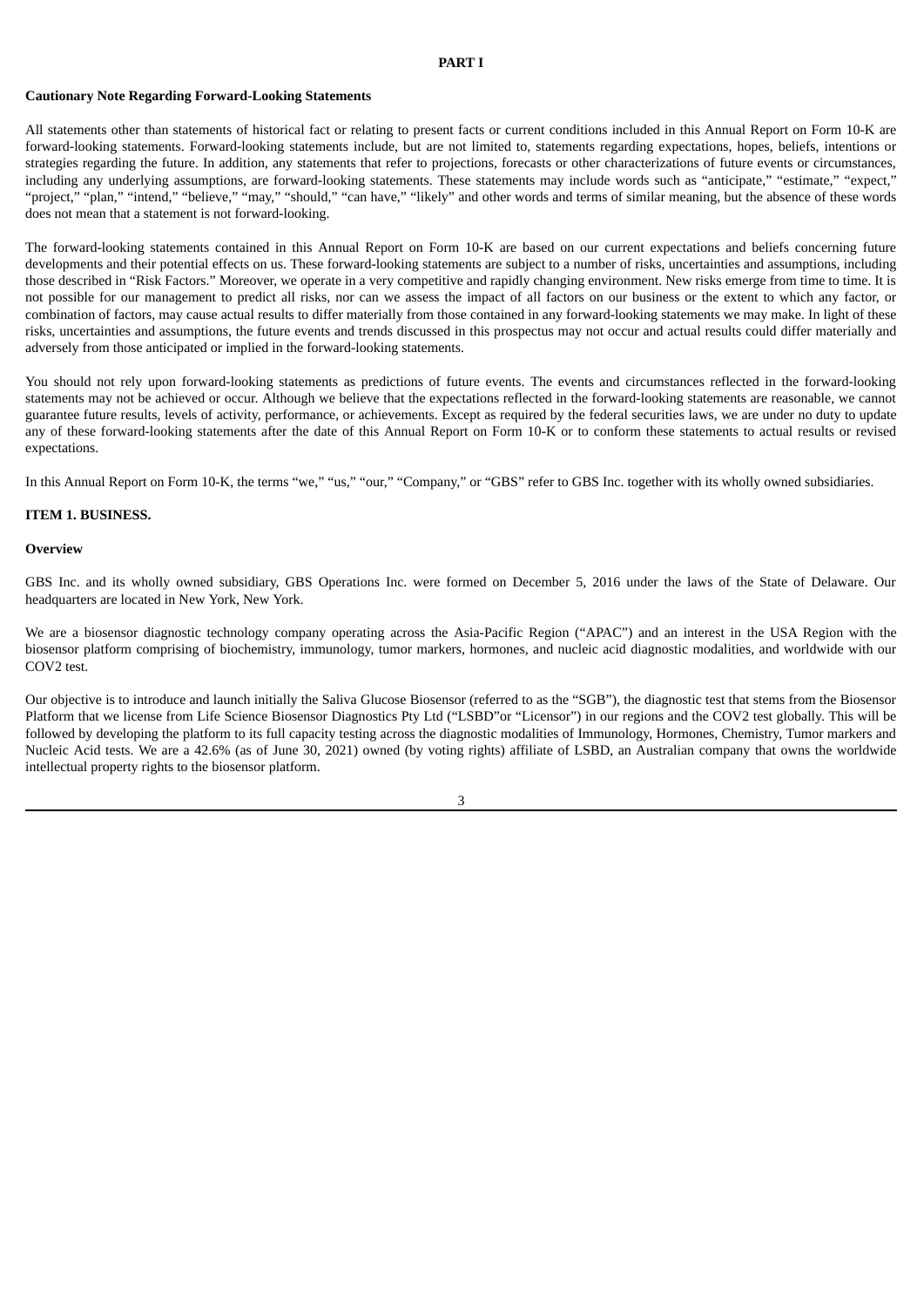# PART I

**Cautionary Note Regarding Forward-Looking Statements**

All statements other than statements of historical fact or relating to present facts or current conditions included in this Annual Report on Form 10-K are forward-looking statements. Forward-looking statements include, but are not limited to, statements regarding expectations, hopes, beliefs, intentions or strategies regarding the future. In addition, any statements that refer to projections, forecasts or other characterizations of future events or circumstances, including any underlying assumptions, are forward-looking statements. These statements may include words such as "anticipate," "estimate," "expect," "project," "plan," "intend," "believe," "may," "should," "can have," "likely" and other words and terms of similar meaning, but the absence of these words does not mean that a statement is not forward-looking.

The forward-looking statements contained in this Annual Report on Form 10-K are based on our current expectations and beliefs concerning future developments and their potential effects on us. These forward-looking statements are subject to a number of risks, uncertainties and assumptions, including those described in "Risk Factors." Moreover, we operate in a very competitive and rapidly changing environment. New risks emerge from time to time. It is not possible for our management to predict all risks, nor can we assess the impact of all factors on our business or the extent to which any factor, or combination of factors, may cause actual results to differ materially from those contained in any forward-looking statements we may make. In light of these risks, uncertainties and assumptions, the future events and trends discussed in this prospectus may not occur and actual results could differ materially and adversely from those anticipated or implied in the forward-looking statements.

You should not rely upon forward-looking statements as predictions of future events. The events and circumstances reflected in the forward-looking statements may not be achieved or occur. Although we believe that the expectations reflected in the forward-looking statements are reasonable, we cannot guarantee future results, levels of activity, performance, or achievements. Except as required by the federal securities laws, we are under no duty to update any of these forward-looking statements after the date of this Annual Report on Form 10-K or to conform these statements to actual results or revised expectations.

In this Annual Report on Form 10-K, the terms "we," "us," "our," "Company," or "GBS" refer to GBS Inc. together with its wholly owned subsidiaries.

## ITEM 1. BUSINESS.

### Overview

GBS Inc. and its wholly owned subsidiary, GBS Operations Inc. were formed on December 5, 2016 under the laws of the State of Delaware. Our headquarters are located in New York, New York.

We are a biosensor diagnostic technology company operating across the Asia-Pacific Region ("APAC") and an interest in the USA Region with the biosensor platform comprising of biochemistry, immunology, tumor markers, hormones, and nucleic acid diagnostic modalities, and worldwide with our COV2 test.

Our objective is to introduce and launch initially the Saliva Glucose Biosensor (referred to as the "SGB"), the diagnostic test that stems from the Biosensor Platform that we license from Life Science Biosensor Diagnostics Pty Ltd ("LSBD"or "Licensor") in our regions and the COV2 test globally. This will be followed by developing the platform to its full capacity testing across the diagnostic modalities of Immunology, Hormones, Chemistry, Tumor markers and Nucleic Acid tests. We are a 42.6% (as of June 30, 2021) owned (by voting rights) affiliate of LSBD, an Australian company that owns the worldwide intellectual property rights to the biosensor platform.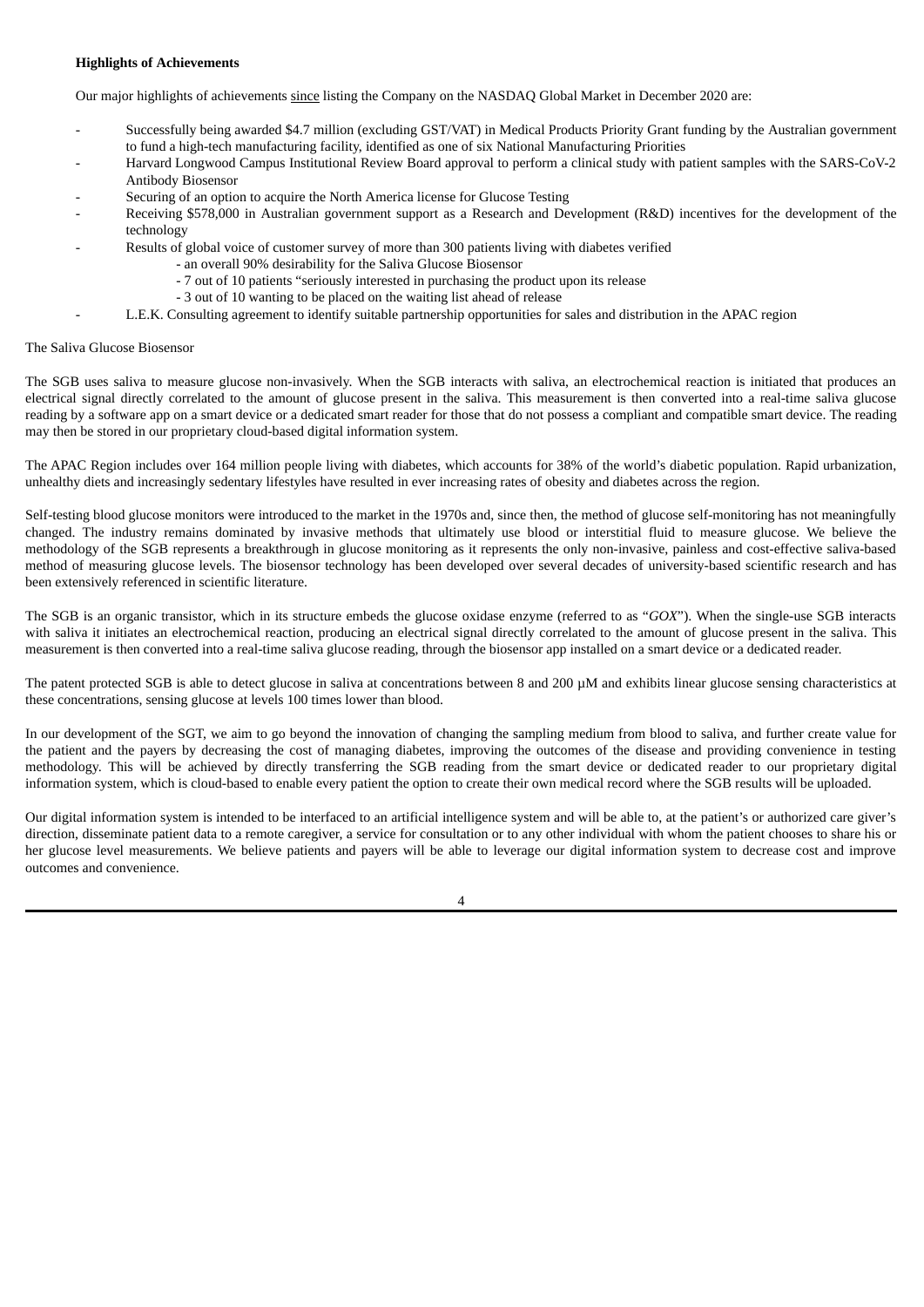**Highlights of Achievements**

Our major highlights of achievements since listing the Company on the NASDAQ Global Market in December 2020 are:

- Successfully being awarded $4.7 million (excluding GST/VAT) in Medical Products Priority Grant funding by the Australian government to fund a high-tech manufacturing facility, identified as one of six National Manufacturing Priorities
- Harvard Longwood Campus Institutional Review Board approval to perform a clinical study with patient samples with the SARS-CoV-2 Antibody Biosensor
- Securing of an option to acquire the North America license for Glucose Testing
- Receiving $578,000 in Australian government support as a Research and Development (R&D) incentives for the development of the technology
- Results of global voice of customer survey of more than 300 patients living with diabetes verified
  - an overall 90% desirability for the Saliva Glucose Biosensor
  - 7 out of 10 patients "seriously interested in purchasing the product upon its release
  - 3 out of 10 wanting to be placed on the waiting list ahead of release
- L.E.K. Consulting agreement to identify suitable partnership opportunities for sales and distribution in the APAC region

The Saliva Glucose Biosensor

The SGB uses saliva to measure glucose non-invasively. When the SGB interacts with saliva, an electrochemical reaction is initiated that produces an electrical signal directly correlated to the amount of glucose present in the saliva. This measurement is then converted into a real-time saliva glucose reading by a software app on a smart device or a dedicated smart reader for those that do not possess a compliant and compatible smart device. The reading may then be stored in our proprietary cloud-based digital information system.

The APAC Region includes over 164 million people living with diabetes, which accounts for 38% of the world's diabetic population. Rapid urbanization, unhealthy diets and increasingly sedentary lifestyles have resulted in ever increasing rates of obesity and diabetes across the region.

Self-testing blood glucose monitors were introduced to the market in the 1970s and, since then, the method of glucose self-monitoring has not meaningfully changed. The industry remains dominated by invasive methods that ultimately use blood or interstitial fluid to measure glucose. We believe the methodology of the SGB represents a breakthrough in glucose monitoring as it represents the only non-invasive, painless and cost-effective saliva-based method of measuring glucose levels. The biosensor technology has been developed over several decades of university-based scientific research and has been extensively referenced in scientific literature.

The SGB is an organic transistor, which in its structure embeds the glucose oxidase enzyme (referred to as "*GOX*"). When the single-use SGB interacts with saliva it initiates an electrochemical reaction, producing an electrical signal directly correlated to the amount of glucose present in the saliva. This measurement is then converted into a real-time saliva glucose reading, through the biosensor app installed on a smart device or a dedicated reader.

The patent protected SGB is able to detect glucose in saliva at concentrations between 8 and 200 µM and exhibits linear glucose sensing characteristics at these concentrations, sensing glucose at levels 100 times lower than blood.

In our development of the SGT, we aim to go beyond the innovation of changing the sampling medium from blood to saliva, and further create value for the patient and the payers by decreasing the cost of managing diabetes, improving the outcomes of the disease and providing convenience in testing methodology. This will be achieved by directly transferring the SGB reading from the smart device or dedicated reader to our proprietary digital information system, which is cloud-based to enable every patient the option to create their own medical record where the SGB results will be uploaded.

Our digital information system is intended to be interfaced to an artificial intelligence system and will be able to, at the patient's or authorized care giver's direction, disseminate patient data to a remote caregiver, a service for consultation or to any other individual with whom the patient chooses to share his or her glucose level measurements. We believe patients and payers will be able to leverage our digital information system to decrease cost and improve outcomes and convenience.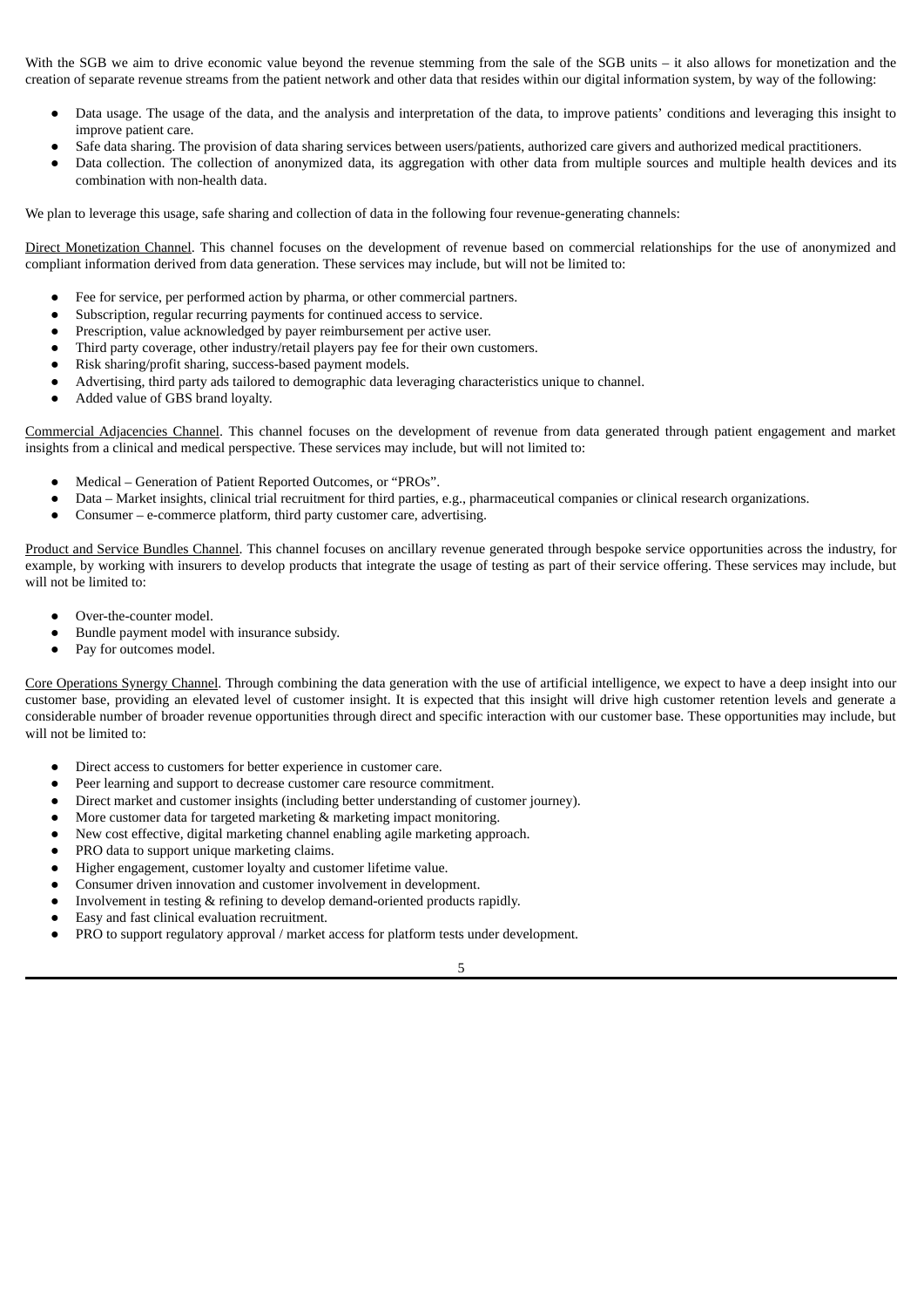With the SGB we aim to drive economic value beyond the revenue stemming from the sale of the SGB units – it also allows for monetization and the creation of separate revenue streams from the patient network and other data that resides within our digital information system, by way of the following:

- Data usage. The usage of the data, and the analysis and interpretation of the data, to improve patients' conditions and leveraging this insight to improve patient care.
- Safe data sharing. The provision of data sharing services between users/patients, authorized care givers and authorized medical practitioners.
- Data collection. The collection of anonymized data, its aggregation with other data from multiple sources and multiple health devices and its combination with non-health data.

We plan to leverage this usage, safe sharing and collection of data in the following four revenue-generating channels:

Direct Monetization Channel. This channel focuses on the development of revenue based on commercial relationships for the use of anonymized and compliant information derived from data generation. These services may include, but will not be limited to:

- Fee for service, per performed action by pharma, or other commercial partners.
- Subscription, regular recurring payments for continued access to service.
- Prescription, value acknowledged by payer reimbursement per active user.
- Third party coverage, other industry/retail players pay fee for their own customers.
- Risk sharing/profit sharing, success-based payment models.
- Advertising, third party ads tailored to demographic data leveraging characteristics unique to channel.
- Added value of GBS brand loyalty.

Commercial Adjacencies Channel. This channel focuses on the development of revenue from data generated through patient engagement and market insights from a clinical and medical perspective. These services may include, but will not limited to:

- Medical – Generation of Patient Reported Outcomes, or "PROs".
- Data – Market insights, clinical trial recruitment for third parties, e.g., pharmaceutical companies or clinical research organizations.
- Consumer – e-commerce platform, third party customer care, advertising.

Product and Service Bundles Channel. This channel focuses on ancillary revenue generated through bespoke service opportunities across the industry, for example, by working with insurers to develop products that integrate the usage of testing as part of their service offering. These services may include, but will not be limited to:

- Over-the-counter model.
- Bundle payment model with insurance subsidy.
- Pay for outcomes model.

Core Operations Synergy Channel. Through combining the data generation with the use of artificial intelligence, we expect to have a deep insight into our customer base, providing an elevated level of customer insight. It is expected that this insight will drive high customer retention levels and generate a considerable number of broader revenue opportunities through direct and specific interaction with our customer base. These opportunities may include, but will not be limited to:

- Direct access to customers for better experience in customer care.
- Peer learning and support to decrease customer care resource commitment.
- Direct market and customer insights (including better understanding of customer journey).
- More customer data for targeted marketing & marketing impact monitoring.
- New cost effective, digital marketing channel enabling agile marketing approach.
- PRO data to support unique marketing claims.
- Higher engagement, customer loyalty and customer lifetime value.
- Consumer driven innovation and customer involvement in development.
- Involvement in testing & refining to develop demand-oriented products rapidly.
- Easy and fast clinical evaluation recruitment.
- PRO to support regulatory approval / market access for platform tests under development.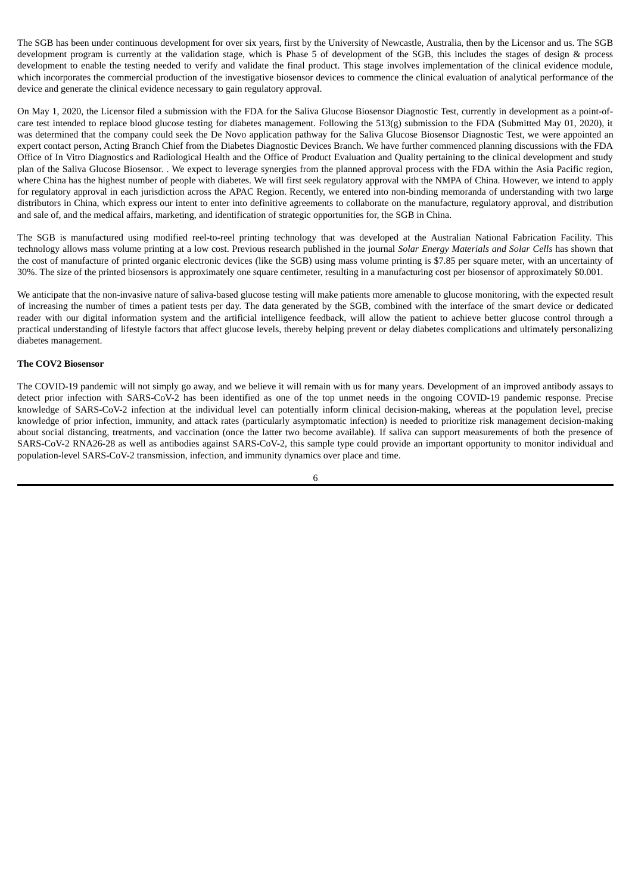The SGB has been under continuous development for over six years, first by the University of Newcastle, Australia, then by the Licensor and us. The SGB development program is currently at the validation stage, which is Phase 5 of development of the SGB, this includes the stages of design & process development to enable the testing needed to verify and validate the final product. This stage involves implementation of the clinical evidence module, which incorporates the commercial production of the investigative biosensor devices to commence the clinical evaluation of analytical performance of the device and generate the clinical evidence necessary to gain regulatory approval.

On May 1, 2020, the Licensor filed a submission with the FDA for the Saliva Glucose Biosensor Diagnostic Test, currently in development as a point-of-care test intended to replace blood glucose testing for diabetes management. Following the 513(g) submission to the FDA (Submitted May 01, 2020), it was determined that the company could seek the De Novo application pathway for the Saliva Glucose Biosensor Diagnostic Test, we were appointed an expert contact person, Acting Branch Chief from the Diabetes Diagnostic Devices Branch. We have further commenced planning discussions with the FDA Office of In Vitro Diagnostics and Radiological Health and the Office of Product Evaluation and Quality pertaining to the clinical development and study plan of the Saliva Glucose Biosensor. . We expect to leverage synergies from the planned approval process with the FDA within the Asia Pacific region, where China has the highest number of people with diabetes. We will first seek regulatory approval with the NMPA of China. However, we intend to apply for regulatory approval in each jurisdiction across the APAC Region. Recently, we entered into non-binding memoranda of understanding with two large distributors in China, which express our intent to enter into definitive agreements to collaborate on the manufacture, regulatory approval, and distribution and sale of, and the medical affairs, marketing, and identification of strategic opportunities for, the SGB in China.

The SGB is manufactured using modified reel-to-reel printing technology that was developed at the Australian National Fabrication Facility. This technology allows mass volume printing at a low cost. Previous research published in the journal *Solar Energy Materials and Solar Cells* has shown that the cost of manufacture of printed organic electronic devices (like the SGB) using mass volume printing is $7.85 per square meter, with an uncertainty of 30%. The size of the printed biosensors is approximately one square centimeter, resulting in a manufacturing cost per biosensor of approximately $0.001.

We anticipate that the non-invasive nature of saliva-based glucose testing will make patients more amenable to glucose monitoring, with the expected result of increasing the number of times a patient tests per day. The data generated by the SGB, combined with the interface of the smart device or dedicated reader with our digital information system and the artificial intelligence feedback, will allow the patient to achieve better glucose control through a practical understanding of lifestyle factors that affect glucose levels, thereby helping prevent or delay diabetes complications and ultimately personalizing diabetes management.

**The COV2 Biosensor**

The COVID-19 pandemic will not simply go away, and we believe it will remain with us for many years. Development of an improved antibody assays to detect prior infection with SARS-CoV-2 has been identified as one of the top unmet needs in the ongoing COVID-19 pandemic response. Precise knowledge of SARS-CoV-2 infection at the individual level can potentially inform clinical decision-making, whereas at the population level, precise knowledge of prior infection, immunity, and attack rates (particularly asymptomatic infection) is needed to prioritize risk management decision-making about social distancing, treatments, and vaccination (once the latter two become available). If saliva can support measurements of both the presence of SARS-CoV-2 RNA26-28 as well as antibodies against SARS-CoV-2, this sample type could provide an important opportunity to monitor individual and population-level SARS-CoV-2 transmission, infection, and immunity dynamics over place and time.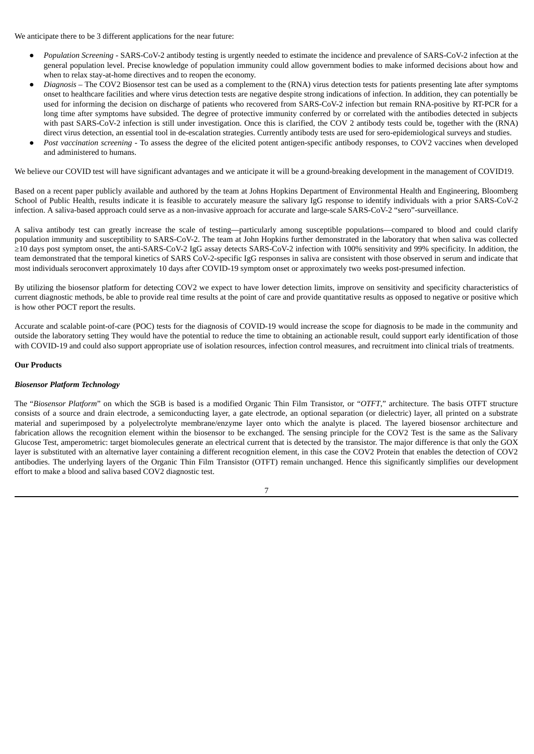We anticipate there to be 3 different applications for the near future:

- *Population Screening* - SARS-CoV-2 antibody testing is urgently needed to estimate the incidence and prevalence of SARS-CoV-2 infection at the general population level. Precise knowledge of population immunity could allow government bodies to make informed decisions about how and when to relax stay-at-home directives and to reopen the economy.
- *Diagnosis* – The COV2 Biosensor test can be used as a complement to the (RNA) virus detection tests for patients presenting late after symptoms onset to healthcare facilities and where virus detection tests are negative despite strong indications of infection. In addition, they can potentially be used for informing the decision on discharge of patients who recovered from SARS-CoV-2 infection but remain RNA-positive by RT-PCR for a long time after symptoms have subsided. The degree of protective immunity conferred by or correlated with the antibodies detected in subjects with past SARS-CoV-2 infection is still under investigation. Once this is clarified, the COV 2 antibody tests could be, together with the (RNA) direct virus detection, an essential tool in de-escalation strategies. Currently antibody tests are used for sero-epidemiological surveys and studies.
- *Post vaccination screening* - To assess the degree of the elicited potent antigen-specific antibody responses, to COV2 vaccines when developed and administered to humans.

We believe our COVID test will have significant advantages and we anticipate it will be a ground-breaking development in the management of COVID19.

Based on a recent paper publicly available and authored by the team at Johns Hopkins Department of Environmental Health and Engineering, Bloomberg School of Public Health, results indicate it is feasible to accurately measure the salivary IgG response to identify individuals with a prior SARS-CoV-2 infection. A saliva-based approach could serve as a non-invasive approach for accurate and large-scale SARS-CoV-2 "sero"-surveillance.

A saliva antibody test can greatly increase the scale of testing—particularly among susceptible populations—compared to blood and could clarify population immunity and susceptibility to SARS-CoV-2. The team at John Hopkins further demonstrated in the laboratory that when saliva was collected ≥10 days post symptom onset, the anti-SARS-CoV-2 IgG assay detects SARS-CoV-2 infection with 100% sensitivity and 99% specificity. In addition, the team demonstrated that the temporal kinetics of SARS CoV-2-specific IgG responses in saliva are consistent with those observed in serum and indicate that most individuals seroconvert approximately 10 days after COVID-19 symptom onset or approximately two weeks post-presumed infection.

By utilizing the biosensor platform for detecting COV2 we expect to have lower detection limits, improve on sensitivity and specificity characteristics of current diagnostic methods, be able to provide real time results at the point of care and provide quantitative results as opposed to negative or positive which is how other POCT report the results.

Accurate and scalable point-of-care (POC) tests for the diagnosis of COVID-19 would increase the scope for diagnosis to be made in the community and outside the laboratory setting They would have the potential to reduce the time to obtaining an actionable result, could support early identification of those with COVID-19 and could also support appropriate use of isolation resources, infection control measures, and recruitment into clinical trials of treatments.

**Our Products**

***Biosensor Platform Technology***

The "*Biosensor Platform*" on which the SGB is based is a modified Organic Thin Film Transistor, or "*OTFT*," architecture. The basis OTFT structure consists of a source and drain electrode, a semiconducting layer, a gate electrode, an optional separation (or dielectric) layer, all printed on a substrate material and superimposed by a polyelectrolyte membrane/enzyme layer onto which the analyte is placed. The layered biosensor architecture and fabrication allows the recognition element within the biosensor to be exchanged. The sensing principle for the COV2 Test is the same as the Salivary Glucose Test, amperometric: target biomolecules generate an electrical current that is detected by the transistor. The major difference is that only the GOX layer is substituted with an alternative layer containing a different recognition element, in this case the COV2 Protein that enables the detection of COV2 antibodies. The underlying layers of the Organic Thin Film Transistor (OTFT) remain unchanged. Hence this significantly simplifies our development effort to make a blood and saliva based COV2 diagnostic test.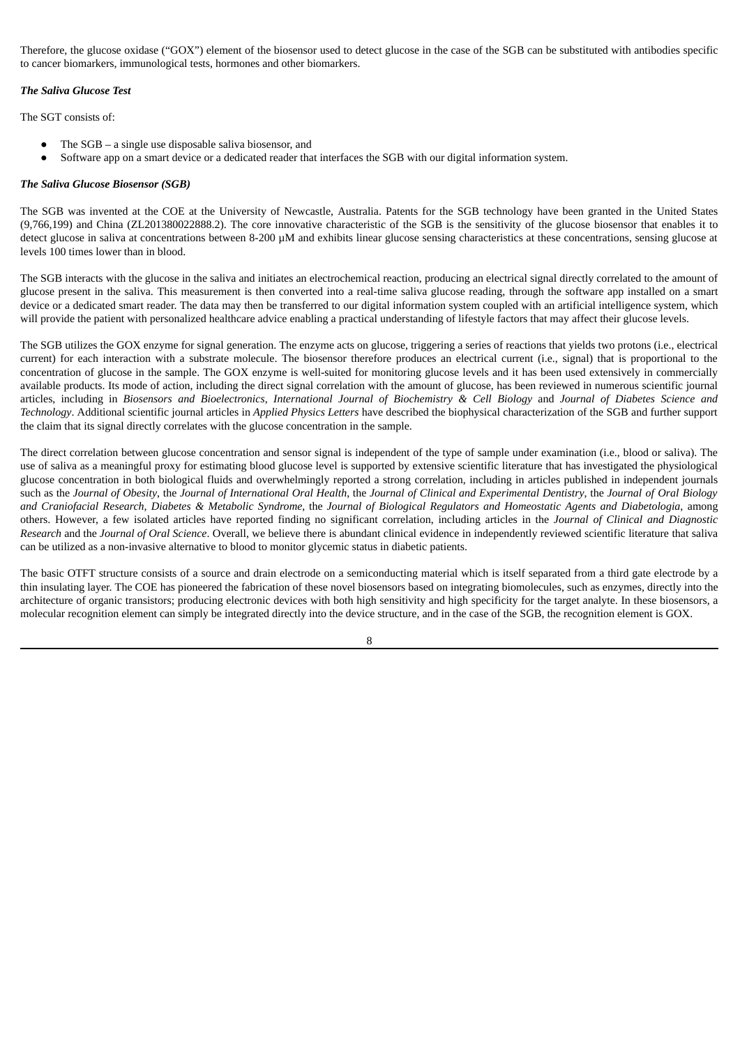Therefore, the glucose oxidase ("GOX") element of the biosensor used to detect glucose in the case of the SGB can be substituted with antibodies specific to cancer biomarkers, immunological tests, hormones and other biomarkers.

***The Saliva Glucose Test***

The SGT consists of:

- The SGB – a single use disposable saliva biosensor, and
- Software app on a smart device or a dedicated reader that interfaces the SGB with our digital information system.

***The Saliva Glucose Biosensor (SGB)***

The SGB was invented at the COE at the University of Newcastle, Australia. Patents for the SGB technology have been granted in the United States (9,766,199) and China (ZL201380022888.2). The core innovative characteristic of the SGB is the sensitivity of the glucose biosensor that enables it to detect glucose in saliva at concentrations between 8-200 µM and exhibits linear glucose sensing characteristics at these concentrations, sensing glucose at levels 100 times lower than in blood.

The SGB interacts with the glucose in the saliva and initiates an electrochemical reaction, producing an electrical signal directly correlated to the amount of glucose present in the saliva. This measurement is then converted into a real-time saliva glucose reading, through the software app installed on a smart device or a dedicated smart reader. The data may then be transferred to our digital information system coupled with an artificial intelligence system, which will provide the patient with personalized healthcare advice enabling a practical understanding of lifestyle factors that may affect their glucose levels.

The SGB utilizes the GOX enzyme for signal generation. The enzyme acts on glucose, triggering a series of reactions that yields two protons (i.e., electrical current) for each interaction with a substrate molecule. The biosensor therefore produces an electrical current (i.e., signal) that is proportional to the concentration of glucose in the sample. The GOX enzyme is well-suited for monitoring glucose levels and it has been used extensively in commercially available products. Its mode of action, including the direct signal correlation with the amount of glucose, has been reviewed in numerous scientific journal articles, including in *Biosensors and Bioelectronics*, *International Journal of Biochemistry & Cell Biology* and *Journal of Diabetes Science and Technology*. Additional scientific journal articles in *Applied Physics Letters* have described the biophysical characterization of the SGB and further support the claim that its signal directly correlates with the glucose concentration in the sample.

The direct correlation between glucose concentration and sensor signal is independent of the type of sample under examination (i.e., blood or saliva). The use of saliva as a meaningful proxy for estimating blood glucose level is supported by extensive scientific literature that has investigated the physiological glucose concentration in both biological fluids and overwhelmingly reported a strong correlation, including in articles published in independent journals such as the *Journal of Obesity*, the *Journal of International Oral Health*, the *Journal of Clinical and Experimental Dentistry*, the *Journal of Oral Biology and Craniofacial Research*, *Diabetes & Metabolic Syndrome*, the *Journal of Biological Regulators and Homeostatic Agents and Diabetologia*, among others. However, a few isolated articles have reported finding no significant correlation, including articles in the *Journal of Clinical and Diagnostic Research* and the *Journal of Oral Science*. Overall, we believe there is abundant clinical evidence in independently reviewed scientific literature that saliva can be utilized as a non-invasive alternative to blood to monitor glycemic status in diabetic patients.

The basic OTFT structure consists of a source and drain electrode on a semiconducting material which is itself separated from a third gate electrode by a thin insulating layer. The COE has pioneered the fabrication of these novel biosensors based on integrating biomolecules, such as enzymes, directly into the architecture of organic transistors; producing electronic devices with both high sensitivity and high specificity for the target analyte. In these biosensors, a molecular recognition element can simply be integrated directly into the device structure, and in the case of the SGB, the recognition element is GOX.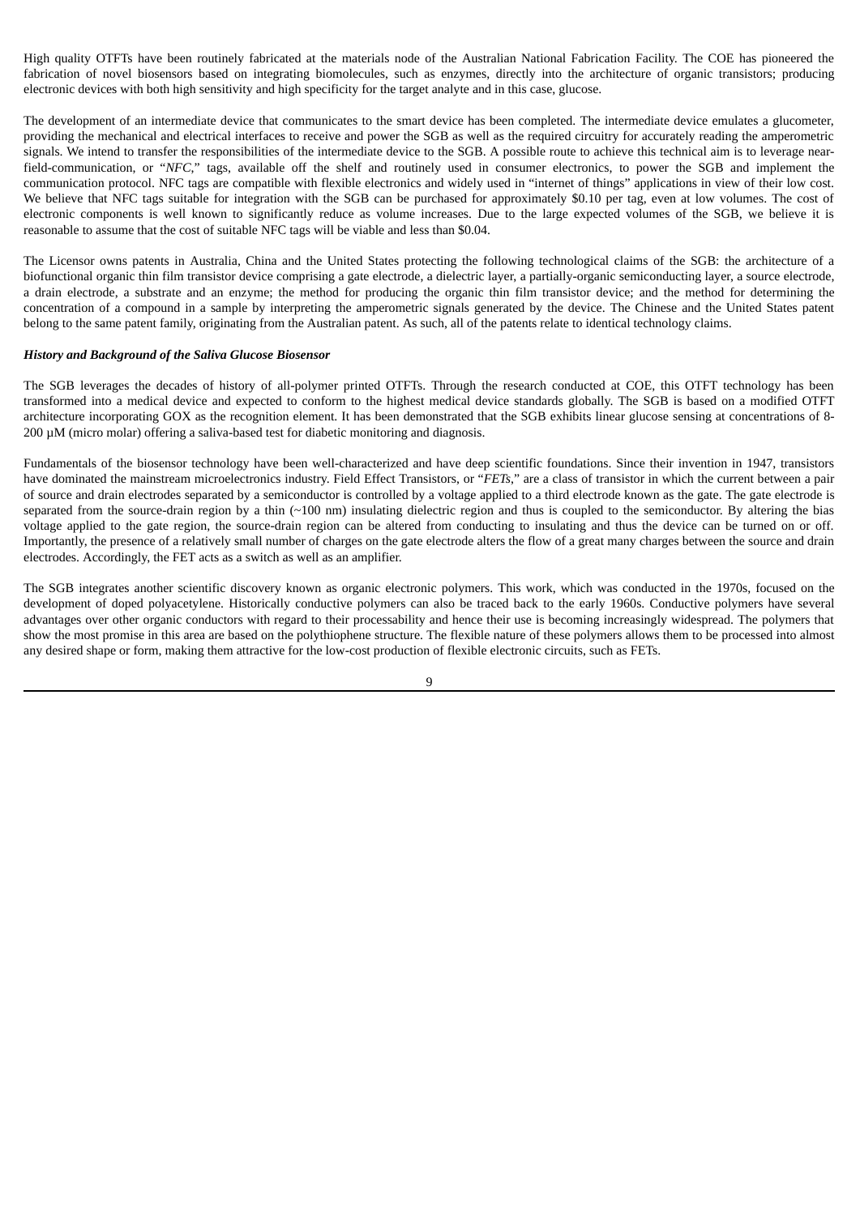High quality OTFTs have been routinely fabricated at the materials node of the Australian National Fabrication Facility. The COE has pioneered the fabrication of novel biosensors based on integrating biomolecules, such as enzymes, directly into the architecture of organic transistors; producing electronic devices with both high sensitivity and high specificity for the target analyte and in this case, glucose.

The development of an intermediate device that communicates to the smart device has been completed. The intermediate device emulates a glucometer, providing the mechanical and electrical interfaces to receive and power the SGB as well as the required circuitry for accurately reading the amperometric signals. We intend to transfer the responsibilities of the intermediate device to the SGB. A possible route to achieve this technical aim is to leverage near-field-communication, or "*NFC*," tags, available off the shelf and routinely used in consumer electronics, to power the SGB and implement the communication protocol. NFC tags are compatible with flexible electronics and widely used in "internet of things" applications in view of their low cost. We believe that NFC tags suitable for integration with the SGB can be purchased for approximately \$0.10 per tag, even at low volumes. The cost of electronic components is well known to significantly reduce as volume increases. Due to the large expected volumes of the SGB, we believe it is reasonable to assume that the cost of suitable NFC tags will be viable and less than \$0.04.

The Licensor owns patents in Australia, China and the United States protecting the following technological claims of the SGB: the architecture of a biofunctional organic thin film transistor device comprising a gate electrode, a dielectric layer, a partially-organic semiconducting layer, a source electrode, a drain electrode, a substrate and an enzyme; the method for producing the organic thin film transistor device; and the method for determining the concentration of a compound in a sample by interpreting the amperometric signals generated by the device. The Chinese and the United States patent belong to the same patent family, originating from the Australian patent. As such, all of the patents relate to identical technology claims.

***History and Background of the Saliva Glucose Biosensor***

The SGB leverages the decades of history of all-polymer printed OTFTs. Through the research conducted at COE, this OTFT technology has been transformed into a medical device and expected to conform to the highest medical device standards globally. The SGB is based on a modified OTFT architecture incorporating GOX as the recognition element. It has been demonstrated that the SGB exhibits linear glucose sensing at concentrations of 8-200 µM (micro molar) offering a saliva-based test for diabetic monitoring and diagnosis.

Fundamentals of the biosensor technology have been well-characterized and have deep scientific foundations. Since their invention in 1947, transistors have dominated the mainstream microelectronics industry. Field Effect Transistors, or "*FETs*," are a class of transistor in which the current between a pair of source and drain electrodes separated by a semiconductor is controlled by a voltage applied to a third electrode known as the gate. The gate electrode is separated from the source-drain region by a thin (~100 nm) insulating dielectric region and thus is coupled to the semiconductor. By altering the bias voltage applied to the gate region, the source-drain region can be altered from conducting to insulating and thus the device can be turned on or off. Importantly, the presence of a relatively small number of charges on the gate electrode alters the flow of a great many charges between the source and drain electrodes. Accordingly, the FET acts as a switch as well as an amplifier.

The SGB integrates another scientific discovery known as organic electronic polymers. This work, which was conducted in the 1970s, focused on the development of doped polyacetylene. Historically conductive polymers can also be traced back to the early 1960s. Conductive polymers have several advantages over other organic conductors with regard to their processability and hence their use is becoming increasingly widespread. The polymers that show the most promise in this area are based on the polythiophene structure. The flexible nature of these polymers allows them to be processed into almost any desired shape or form, making them attractive for the low-cost production of flexible electronic circuits, such as FETs.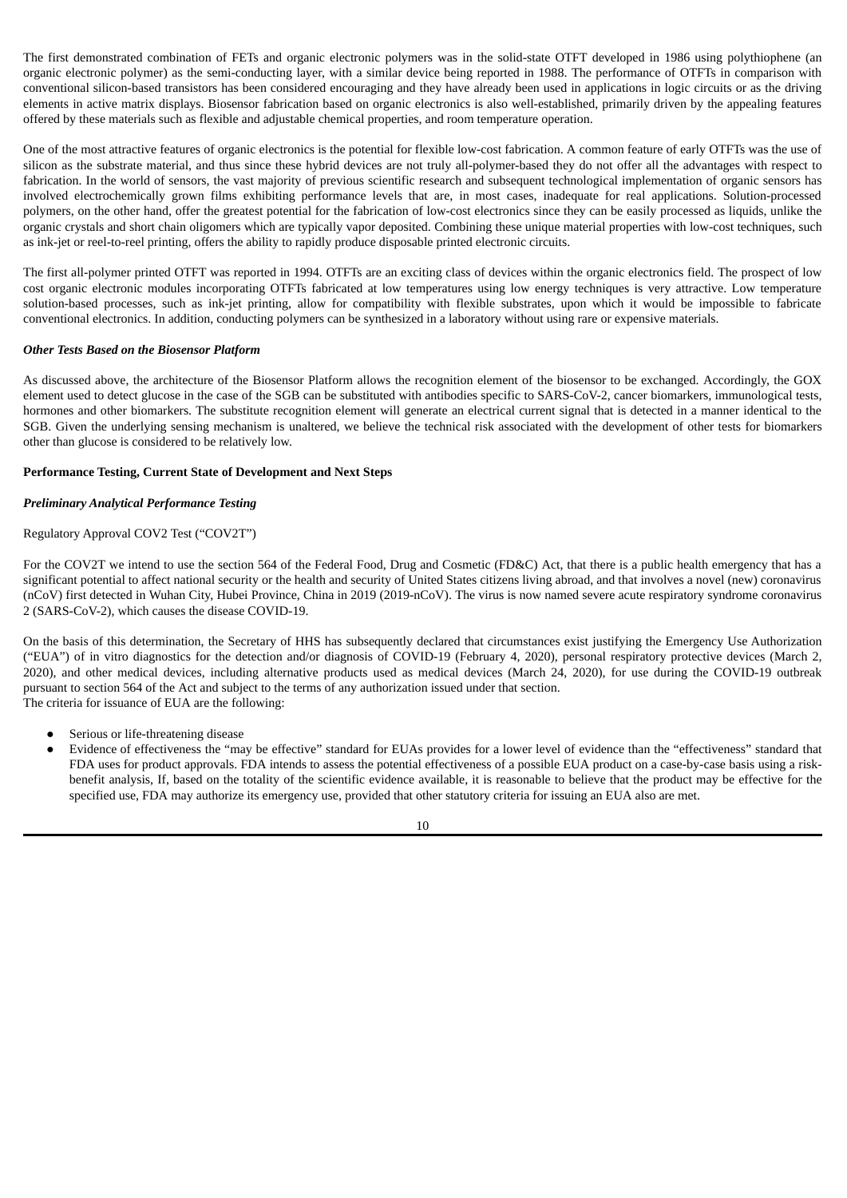The first demonstrated combination of FETs and organic electronic polymers was in the solid-state OTFT developed in 1986 using polythiophene (an organic electronic polymer) as the semi-conducting layer, with a similar device being reported in 1988. The performance of OTFTs in comparison with conventional silicon-based transistors has been considered encouraging and they have already been used in applications in logic circuits or as the driving elements in active matrix displays. Biosensor fabrication based on organic electronics is also well-established, primarily driven by the appealing features offered by these materials such as flexible and adjustable chemical properties, and room temperature operation.

One of the most attractive features of organic electronics is the potential for flexible low-cost fabrication. A common feature of early OTFTs was the use of silicon as the substrate material, and thus since these hybrid devices are not truly all-polymer-based they do not offer all the advantages with respect to fabrication. In the world of sensors, the vast majority of previous scientific research and subsequent technological implementation of organic sensors has involved electrochemically grown films exhibiting performance levels that are, in most cases, inadequate for real applications. Solution-processed polymers, on the other hand, offer the greatest potential for the fabrication of low-cost electronics since they can be easily processed as liquids, unlike the organic crystals and short chain oligomers which are typically vapor deposited. Combining these unique material properties with low-cost techniques, such as ink-jet or reel-to-reel printing, offers the ability to rapidly produce disposable printed electronic circuits.

The first all-polymer printed OTFT was reported in 1994. OTFTs are an exciting class of devices within the organic electronics field. The prospect of low cost organic electronic modules incorporating OTFTs fabricated at low temperatures using low energy techniques is very attractive. Low temperature solution-based processes, such as ink-jet printing, allow for compatibility with flexible substrates, upon which it would be impossible to fabricate conventional electronics. In addition, conducting polymers can be synthesized in a laboratory without using rare or expensive materials.

***Other Tests Based on the Biosensor Platform***

As discussed above, the architecture of the Biosensor Platform allows the recognition element of the biosensor to be exchanged. Accordingly, the GOX element used to detect glucose in the case of the SGB can be substituted with antibodies specific to SARS-CoV-2, cancer biomarkers, immunological tests, hormones and other biomarkers. The substitute recognition element will generate an electrical current signal that is detected in a manner identical to the SGB. Given the underlying sensing mechanism is unaltered, we believe the technical risk associated with the development of other tests for biomarkers other than glucose is considered to be relatively low.

**Performance Testing, Current State of Development and Next Steps**

***Preliminary Analytical Performance Testing***

Regulatory Approval COV2 Test ("COV2T")

For the COV2T we intend to use the section 564 of the Federal Food, Drug and Cosmetic (FD&C) Act, that there is a public health emergency that has a significant potential to affect national security or the health and security of United States citizens living abroad, and that involves a novel (new) coronavirus (nCoV) first detected in Wuhan City, Hubei Province, China in 2019 (2019-nCoV). The virus is now named severe acute respiratory syndrome coronavirus 2 (SARS-CoV-2), which causes the disease COVID-19.

On the basis of this determination, the Secretary of HHS has subsequently declared that circumstances exist justifying the Emergency Use Authorization ("EUA") of in vitro diagnostics for the detection and/or diagnosis of COVID-19 (February 4, 2020), personal respiratory protective devices (March 2, 2020), and other medical devices, including alternative products used as medical devices (March 24, 2020), for use during the COVID-19 outbreak pursuant to section 564 of the Act and subject to the terms of any authorization issued under that section.
The criteria for issuance of EUA are the following:

- Serious or life-threatening disease
- Evidence of effectiveness the "may be effective" standard for EUAs provides for a lower level of evidence than the "effectiveness" standard that FDA uses for product approvals. FDA intends to assess the potential effectiveness of a possible EUA product on a case-by-case basis using a risk-benefit analysis, If, based on the totality of the scientific evidence available, it is reasonable to believe that the product may be effective for the specified use, FDA may authorize its emergency use, provided that other statutory criteria for issuing an EUA also are met.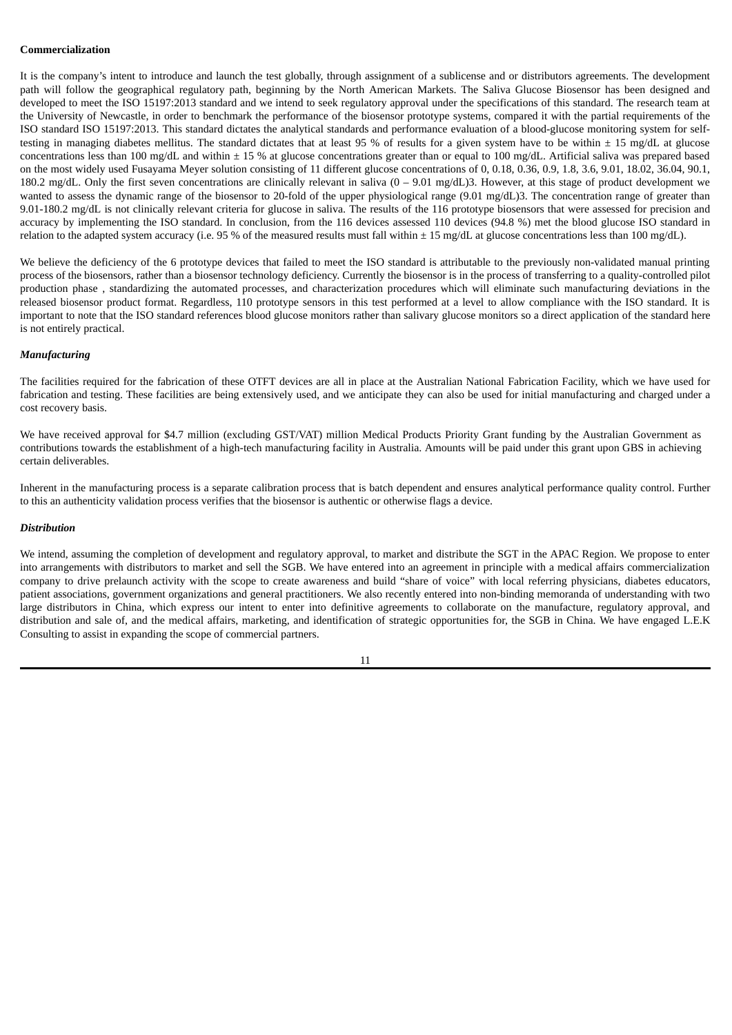**Commercialization**

It is the company's intent to introduce and launch the test globally, through assignment of a sublicense and or distributors agreements. The development path will follow the geographical regulatory path, beginning by the North American Markets. The Saliva Glucose Biosensor has been designed and developed to meet the ISO 15197:2013 standard and we intend to seek regulatory approval under the specifications of this standard. The research team at the University of Newcastle, in order to benchmark the performance of the biosensor prototype systems, compared it with the partial requirements of the ISO standard ISO 15197:2013. This standard dictates the analytical standards and performance evaluation of a blood-glucose monitoring system for self-testing in managing diabetes mellitus. The standard dictates that at least 95 % of results for a given system have to be within ± 15 mg/dL at glucose concentrations less than 100 mg/dL and within ± 15 % at glucose concentrations greater than or equal to 100 mg/dL. Artificial saliva was prepared based on the most widely used Fusayama Meyer solution consisting of 11 different glucose concentrations of 0, 0.18, 0.36, 0.9, 1.8, 3.6, 9.01, 18.02, 36.04, 90.1, 180.2 mg/dL. Only the first seven concentrations are clinically relevant in saliva (0 – 9.01 mg/dL)3. However, at this stage of product development we wanted to assess the dynamic range of the biosensor to 20-fold of the upper physiological range (9.01 mg/dL)3. The concentration range of greater than 9.01-180.2 mg/dL is not clinically relevant criteria for glucose in saliva. The results of the 116 prototype biosensors that were assessed for precision and accuracy by implementing the ISO standard. In conclusion, from the 116 devices assessed 110 devices (94.8 %) met the blood glucose ISO standard in relation to the adapted system accuracy (i.e. 95 % of the measured results must fall within ± 15 mg/dL at glucose concentrations less than 100 mg/dL).

We believe the deficiency of the 6 prototype devices that failed to meet the ISO standard is attributable to the previously non-validated manual printing process of the biosensors, rather than a biosensor technology deficiency. Currently the biosensor is in the process of transferring to a quality-controlled pilot production phase , standardizing the automated processes, and characterization procedures which will eliminate such manufacturing deviations in the released biosensor product format. Regardless, 110 prototype sensors in this test performed at a level to allow compliance with the ISO standard. It is important to note that the ISO standard references blood glucose monitors rather than salivary glucose monitors so a direct application of the standard here is not entirely practical.

***Manufacturing***

The facilities required for the fabrication of these OTFT devices are all in place at the Australian National Fabrication Facility, which we have used for fabrication and testing. These facilities are being extensively used, and we anticipate they can also be used for initial manufacturing and charged under a cost recovery basis.

We have received approval for $4.7 million (excluding GST/VAT) million Medical Products Priority Grant funding by the Australian Government as contributions towards the establishment of a high-tech manufacturing facility in Australia. Amounts will be paid under this grant upon GBS in achieving certain deliverables.

Inherent in the manufacturing process is a separate calibration process that is batch dependent and ensures analytical performance quality control. Further to this an authenticity validation process verifies that the biosensor is authentic or otherwise flags a device.

***Distribution***

We intend, assuming the completion of development and regulatory approval, to market and distribute the SGT in the APAC Region. We propose to enter into arrangements with distributors to market and sell the SGB. We have entered into an agreement in principle with a medical affairs commercialization company to drive prelaunch activity with the scope to create awareness and build "share of voice" with local referring physicians, diabetes educators, patient associations, government organizations and general practitioners. We also recently entered into non-binding memoranda of understanding with two large distributors in China, which express our intent to enter into definitive agreements to collaborate on the manufacture, regulatory approval, and distribution and sale of, and the medical affairs, marketing, and identification of strategic opportunities for, the SGB in China. We have engaged L.E.K Consulting to assist in expanding the scope of commercial partners.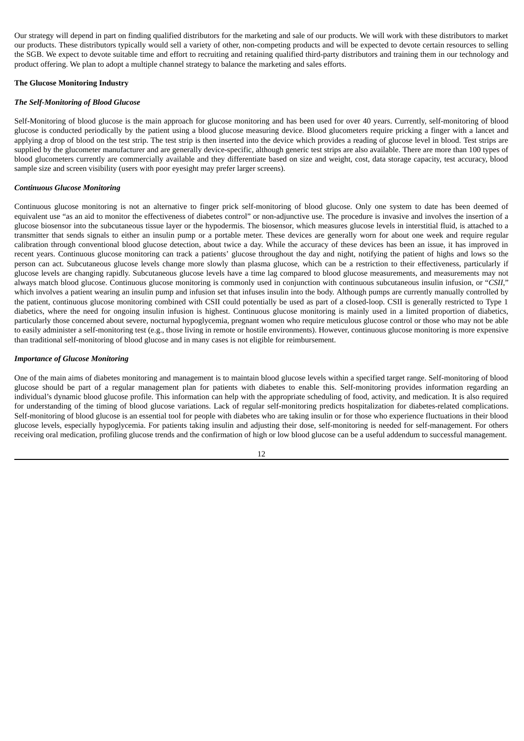Our strategy will depend in part on finding qualified distributors for the marketing and sale of our products. We will work with these distributors to market our products. These distributors typically would sell a variety of other, non-competing products and will be expected to devote certain resources to selling the SGB. We expect to devote suitable time and effort to recruiting and retaining qualified third-party distributors and training them in our technology and product offering. We plan to adopt a multiple channel strategy to balance the marketing and sales efforts.

**The Glucose Monitoring Industry**

***The Self-Monitoring of Blood Glucose***

Self-Monitoring of blood glucose is the main approach for glucose monitoring and has been used for over 40 years. Currently, self-monitoring of blood glucose is conducted periodically by the patient using a blood glucose measuring device. Blood glucometers require pricking a finger with a lancet and applying a drop of blood on the test strip. The test strip is then inserted into the device which provides a reading of glucose level in blood. Test strips are supplied by the glucometer manufacturer and are generally device-specific, although generic test strips are also available. There are more than 100 types of blood glucometers currently are commercially available and they differentiate based on size and weight, cost, data storage capacity, test accuracy, blood sample size and screen visibility (users with poor eyesight may prefer larger screens).

***Continuous Glucose Monitoring***

Continuous glucose monitoring is not an alternative to finger prick self-monitoring of blood glucose. Only one system to date has been deemed of equivalent use "as an aid to monitor the effectiveness of diabetes control" or non-adjunctive use. The procedure is invasive and involves the insertion of a glucose biosensor into the subcutaneous tissue layer or the hypodermis. The biosensor, which measures glucose levels in interstitial fluid, is attached to a transmitter that sends signals to either an insulin pump or a portable meter. These devices are generally worn for about one week and require regular calibration through conventional blood glucose detection, about twice a day. While the accuracy of these devices has been an issue, it has improved in recent years. Continuous glucose monitoring can track a patients' glucose throughout the day and night, notifying the patient of highs and lows so the person can act. Subcutaneous glucose levels change more slowly than plasma glucose, which can be a restriction to their effectiveness, particularly if glucose levels are changing rapidly. Subcutaneous glucose levels have a time lag compared to blood glucose measurements, and measurements may not always match blood glucose. Continuous glucose monitoring is commonly used in conjunction with continuous subcutaneous insulin infusion, or "*CSII*," which involves a patient wearing an insulin pump and infusion set that infuses insulin into the body. Although pumps are currently manually controlled by the patient, continuous glucose monitoring combined with CSII could potentially be used as part of a closed-loop. CSII is generally restricted to Type 1 diabetics, where the need for ongoing insulin infusion is highest. Continuous glucose monitoring is mainly used in a limited proportion of diabetics, particularly those concerned about severe, nocturnal hypoglycemia, pregnant women who require meticulous glucose control or those who may not be able to easily administer a self-monitoring test (e.g., those living in remote or hostile environments). However, continuous glucose monitoring is more expensive than traditional self-monitoring of blood glucose and in many cases is not eligible for reimbursement.

***Importance of Glucose Monitoring***

One of the main aims of diabetes monitoring and management is to maintain blood glucose levels within a specified target range. Self-monitoring of blood glucose should be part of a regular management plan for patients with diabetes to enable this. Self-monitoring provides information regarding an individual's dynamic blood glucose profile. This information can help with the appropriate scheduling of food, activity, and medication. It is also required for understanding of the timing of blood glucose variations. Lack of regular self-monitoring predicts hospitalization for diabetes-related complications. Self-monitoring of blood glucose is an essential tool for people with diabetes who are taking insulin or for those who experience fluctuations in their blood glucose levels, especially hypoglycemia. For patients taking insulin and adjusting their dose, self-monitoring is needed for self-management. For others receiving oral medication, profiling glucose trends and the confirmation of high or low blood glucose can be a useful addendum to successful management.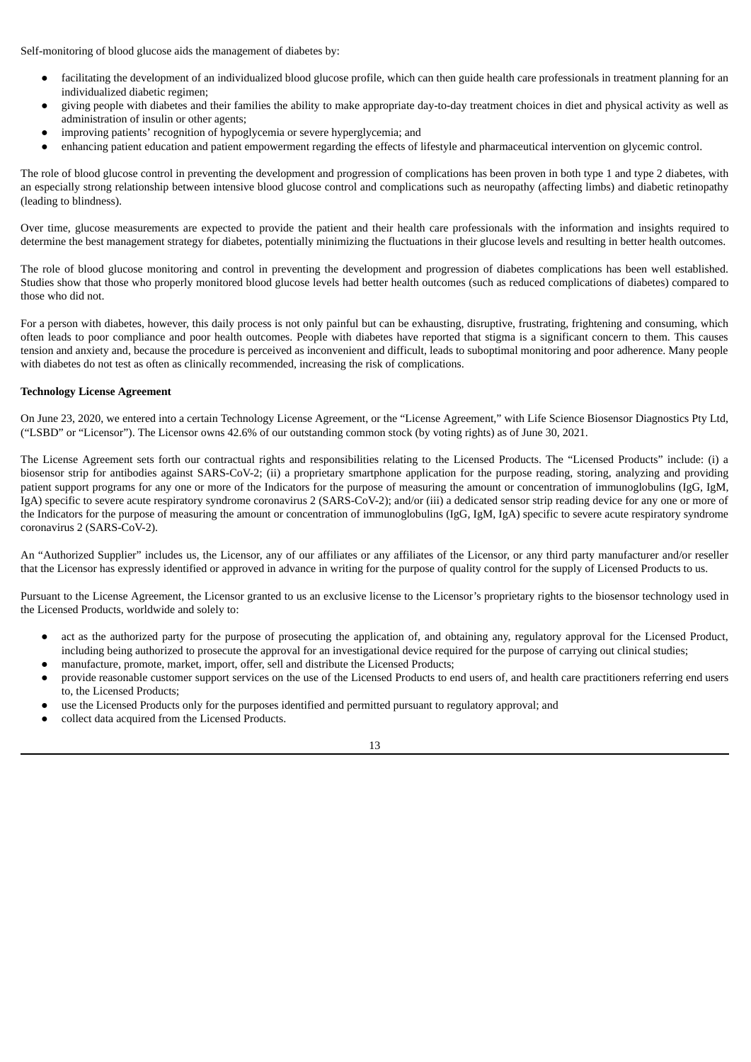Self-monitoring of blood glucose aids the management of diabetes by:

- facilitating the development of an individualized blood glucose profile, which can then guide health care professionals in treatment planning for an individualized diabetic regimen;
- giving people with diabetes and their families the ability to make appropriate day-to-day treatment choices in diet and physical activity as well as administration of insulin or other agents;
- improving patients' recognition of hypoglycemia or severe hyperglycemia; and
- enhancing patient education and patient empowerment regarding the effects of lifestyle and pharmaceutical intervention on glycemic control.

The role of blood glucose control in preventing the development and progression of complications has been proven in both type 1 and type 2 diabetes, with an especially strong relationship between intensive blood glucose control and complications such as neuropathy (affecting limbs) and diabetic retinopathy (leading to blindness).

Over time, glucose measurements are expected to provide the patient and their health care professionals with the information and insights required to determine the best management strategy for diabetes, potentially minimizing the fluctuations in their glucose levels and resulting in better health outcomes.

The role of blood glucose monitoring and control in preventing the development and progression of diabetes complications has been well established. Studies show that those who properly monitored blood glucose levels had better health outcomes (such as reduced complications of diabetes) compared to those who did not.

For a person with diabetes, however, this daily process is not only painful but can be exhausting, disruptive, frustrating, frightening and consuming, which often leads to poor compliance and poor health outcomes. People with diabetes have reported that stigma is a significant concern to them. This causes tension and anxiety and, because the procedure is perceived as inconvenient and difficult, leads to suboptimal monitoring and poor adherence. Many people with diabetes do not test as often as clinically recommended, increasing the risk of complications.

**Technology License Agreement**

On June 23, 2020, we entered into a certain Technology License Agreement, or the "License Agreement," with Life Science Biosensor Diagnostics Pty Ltd, ("LSBD" or "Licensor"). The Licensor owns 42.6% of our outstanding common stock (by voting rights) as of June 30, 2021.

The License Agreement sets forth our contractual rights and responsibilities relating to the Licensed Products. The "Licensed Products" include: (i) a biosensor strip for antibodies against SARS-CoV-2; (ii) a proprietary smartphone application for the purpose reading, storing, analyzing and providing patient support programs for any one or more of the Indicators for the purpose of measuring the amount or concentration of immunoglobulins (IgG, IgM, IgA) specific to severe acute respiratory syndrome coronavirus 2 (SARS-CoV-2); and/or (iii) a dedicated sensor strip reading device for any one or more of the Indicators for the purpose of measuring the amount or concentration of immunoglobulins (IgG, IgM, IgA) specific to severe acute respiratory syndrome coronavirus 2 (SARS-CoV-2).

An "Authorized Supplier" includes us, the Licensor, any of our affiliates or any affiliates of the Licensor, or any third party manufacturer and/or reseller that the Licensor has expressly identified or approved in advance in writing for the purpose of quality control for the supply of Licensed Products to us.

Pursuant to the License Agreement, the Licensor granted to us an exclusive license to the Licensor's proprietary rights to the biosensor technology used in the Licensed Products, worldwide and solely to:

- act as the authorized party for the purpose of prosecuting the application of, and obtaining any, regulatory approval for the Licensed Product, including being authorized to prosecute the approval for an investigational device required for the purpose of carrying out clinical studies;
- manufacture, promote, market, import, offer, sell and distribute the Licensed Products;
- provide reasonable customer support services on the use of the Licensed Products to end users of, and health care practitioners referring end users to, the Licensed Products;
- use the Licensed Products only for the purposes identified and permitted pursuant to regulatory approval; and
- collect data acquired from the Licensed Products.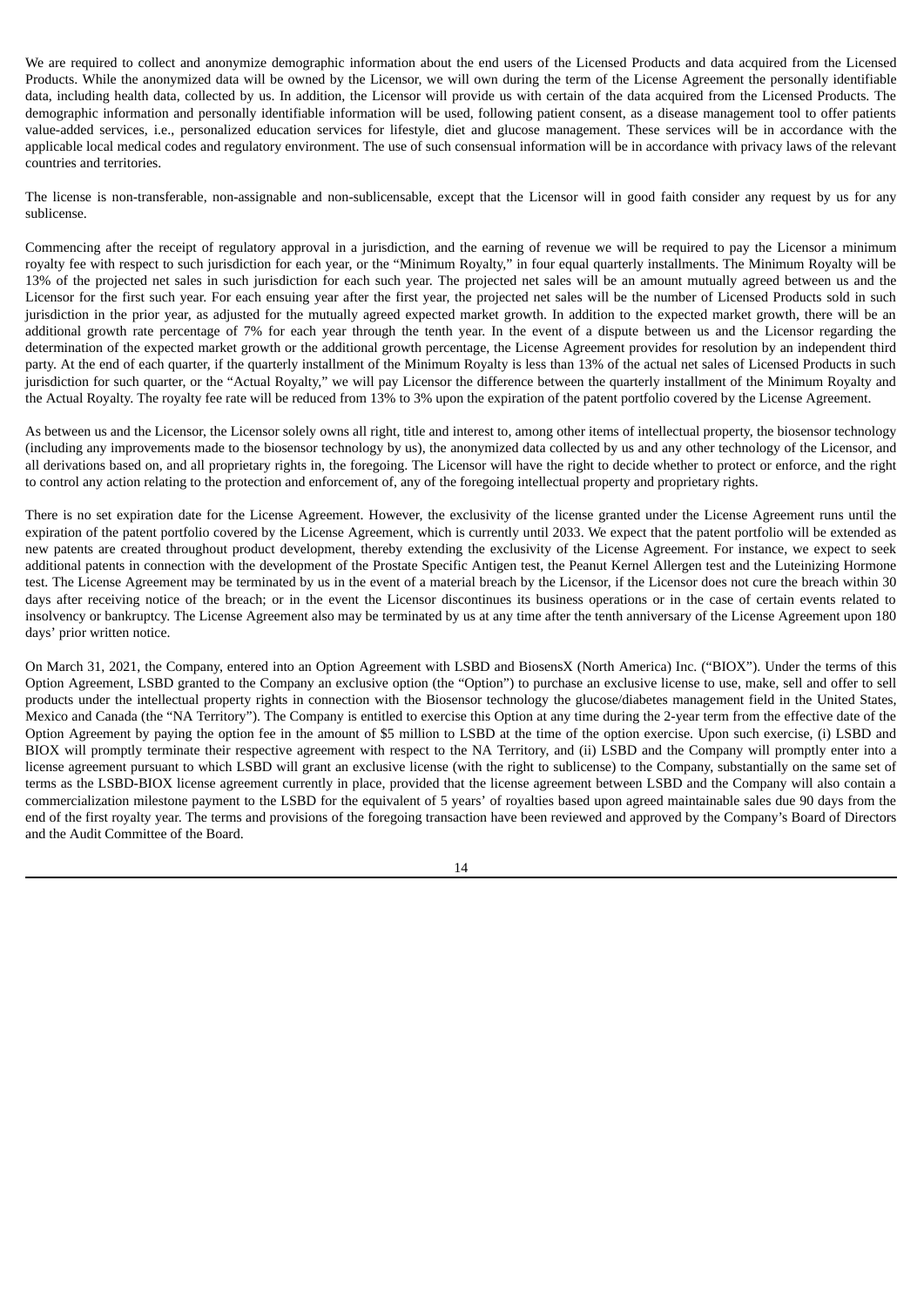We are required to collect and anonymize demographic information about the end users of the Licensed Products and data acquired from the Licensed Products. While the anonymized data will be owned by the Licensor, we will own during the term of the License Agreement the personally identifiable data, including health data, collected by us. In addition, the Licensor will provide us with certain of the data acquired from the Licensed Products. The demographic information and personally identifiable information will be used, following patient consent, as a disease management tool to offer patients value-added services, i.e., personalized education services for lifestyle, diet and glucose management. These services will be in accordance with the applicable local medical codes and regulatory environment. The use of such consensual information will be in accordance with privacy laws of the relevant countries and territories.

The license is non-transferable, non-assignable and non-sublicensable, except that the Licensor will in good faith consider any request by us for any sublicense.

Commencing after the receipt of regulatory approval in a jurisdiction, and the earning of revenue we will be required to pay the Licensor a minimum royalty fee with respect to such jurisdiction for each year, or the "Minimum Royalty," in four equal quarterly installments. The Minimum Royalty will be 13% of the projected net sales in such jurisdiction for each such year. The projected net sales will be an amount mutually agreed between us and the Licensor for the first such year. For each ensuing year after the first year, the projected net sales will be the number of Licensed Products sold in such jurisdiction in the prior year, as adjusted for the mutually agreed expected market growth. In addition to the expected market growth, there will be an additional growth rate percentage of 7% for each year through the tenth year. In the event of a dispute between us and the Licensor regarding the determination of the expected market growth or the additional growth percentage, the License Agreement provides for resolution by an independent third party. At the end of each quarter, if the quarterly installment of the Minimum Royalty is less than 13% of the actual net sales of Licensed Products in such jurisdiction for such quarter, or the "Actual Royalty," we will pay Licensor the difference between the quarterly installment of the Minimum Royalty and the Actual Royalty. The royalty fee rate will be reduced from 13% to 3% upon the expiration of the patent portfolio covered by the License Agreement.

As between us and the Licensor, the Licensor solely owns all right, title and interest to, among other items of intellectual property, the biosensor technology (including any improvements made to the biosensor technology by us), the anonymized data collected by us and any other technology of the Licensor, and all derivations based on, and all proprietary rights in, the foregoing. The Licensor will have the right to decide whether to protect or enforce, and the right to control any action relating to the protection and enforcement of, any of the foregoing intellectual property and proprietary rights.

There is no set expiration date for the License Agreement. However, the exclusivity of the license granted under the License Agreement runs until the expiration of the patent portfolio covered by the License Agreement, which is currently until 2033. We expect that the patent portfolio will be extended as new patents are created throughout product development, thereby extending the exclusivity of the License Agreement. For instance, we expect to seek additional patents in connection with the development of the Prostate Specific Antigen test, the Peanut Kernel Allergen test and the Luteinizing Hormone test. The License Agreement may be terminated by us in the event of a material breach by the Licensor, if the Licensor does not cure the breach within 30 days after receiving notice of the breach; or in the event the Licensor discontinues its business operations or in the case of certain events related to insolvency or bankruptcy. The License Agreement also may be terminated by us at any time after the tenth anniversary of the License Agreement upon 180 days' prior written notice.

On March 31, 2021, the Company, entered into an Option Agreement with LSBD and BiosensX (North America) Inc. ("BIOX"). Under the terms of this Option Agreement, LSBD granted to the Company an exclusive option (the "Option") to purchase an exclusive license to use, make, sell and offer to sell products under the intellectual property rights in connection with the Biosensor technology the glucose/diabetes management field in the United States, Mexico and Canada (the "NA Territory"). The Company is entitled to exercise this Option at any time during the 2-year term from the effective date of the Option Agreement by paying the option fee in the amount of $5 million to LSBD at the time of the option exercise. Upon such exercise, (i) LSBD and BIOX will promptly terminate their respective agreement with respect to the NA Territory, and (ii) LSBD and the Company will promptly enter into a license agreement pursuant to which LSBD will grant an exclusive license (with the right to sublicense) to the Company, substantially on the same set of terms as the LSBD-BIOX license agreement currently in place, provided that the license agreement between LSBD and the Company will also contain a commercialization milestone payment to the LSBD for the equivalent of 5 years' of royalties based upon agreed maintainable sales due 90 days from the end of the first royalty year. The terms and provisions of the foregoing transaction have been reviewed and approved by the Company's Board of Directors and the Audit Committee of the Board.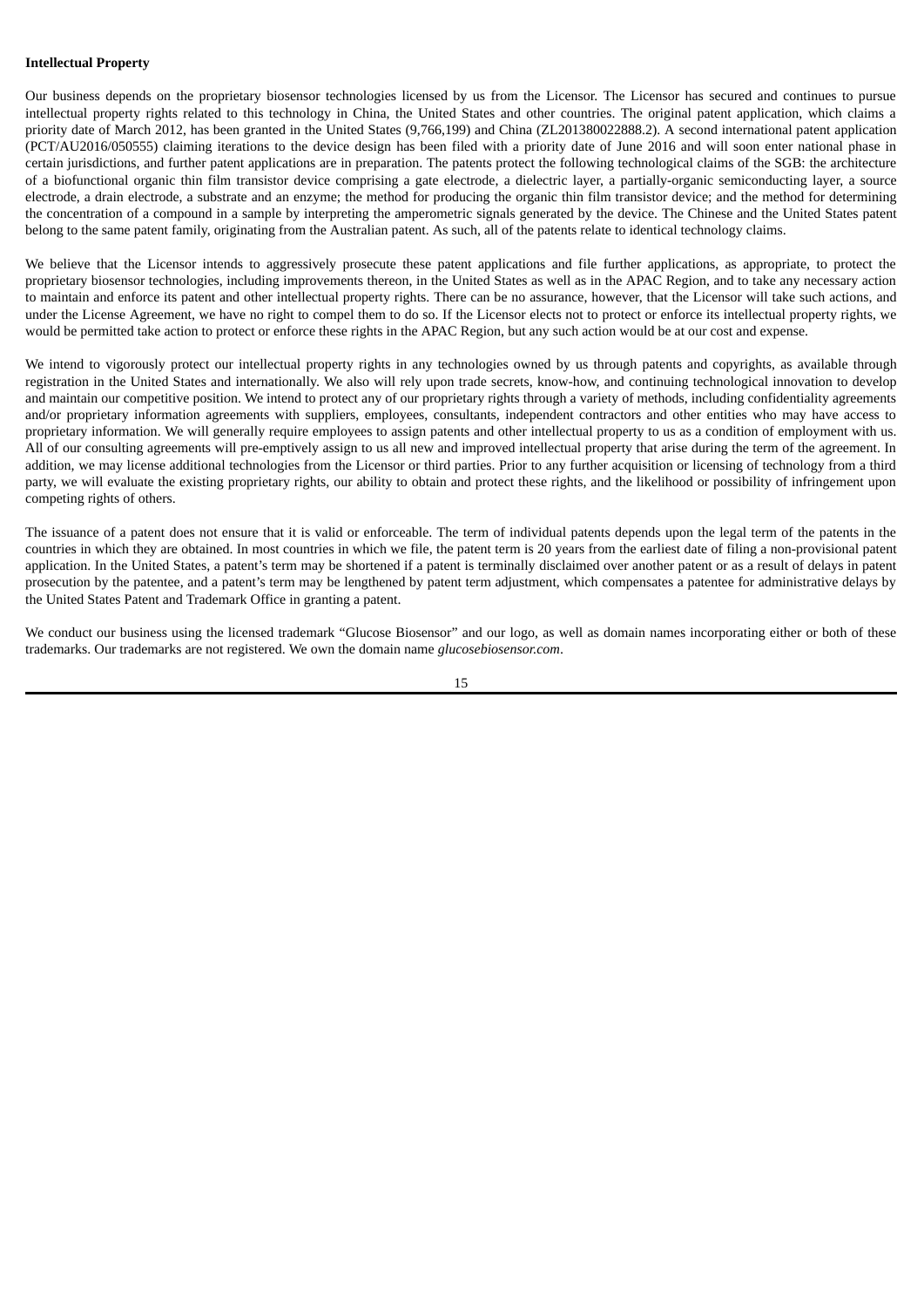**Intellectual Property**

Our business depends on the proprietary biosensor technologies licensed by us from the Licensor. The Licensor has secured and continues to pursue intellectual property rights related to this technology in China, the United States and other countries. The original patent application, which claims a priority date of March 2012, has been granted in the United States (9,766,199) and China (ZL201380022888.2). A second international patent application (PCT/AU2016/050555) claiming iterations to the device design has been filed with a priority date of June 2016 and will soon enter national phase in certain jurisdictions, and further patent applications are in preparation. The patents protect the following technological claims of the SGB: the architecture of a biofunctional organic thin film transistor device comprising a gate electrode, a dielectric layer, a partially-organic semiconducting layer, a source electrode, a drain electrode, a substrate and an enzyme; the method for producing the organic thin film transistor device; and the method for determining the concentration of a compound in a sample by interpreting the amperometric signals generated by the device. The Chinese and the United States patent belong to the same patent family, originating from the Australian patent. As such, all of the patents relate to identical technology claims.

We believe that the Licensor intends to aggressively prosecute these patent applications and file further applications, as appropriate, to protect the proprietary biosensor technologies, including improvements thereon, in the United States as well as in the APAC Region, and to take any necessary action to maintain and enforce its patent and other intellectual property rights. There can be no assurance, however, that the Licensor will take such actions, and under the License Agreement, we have no right to compel them to do so. If the Licensor elects not to protect or enforce its intellectual property rights, we would be permitted take action to protect or enforce these rights in the APAC Region, but any such action would be at our cost and expense.

We intend to vigorously protect our intellectual property rights in any technologies owned by us through patents and copyrights, as available through registration in the United States and internationally. We also will rely upon trade secrets, know-how, and continuing technological innovation to develop and maintain our competitive position. We intend to protect any of our proprietary rights through a variety of methods, including confidentiality agreements and/or proprietary information agreements with suppliers, employees, consultants, independent contractors and other entities who may have access to proprietary information. We will generally require employees to assign patents and other intellectual property to us as a condition of employment with us. All of our consulting agreements will pre-emptively assign to us all new and improved intellectual property that arise during the term of the agreement. In addition, we may license additional technologies from the Licensor or third parties. Prior to any further acquisition or licensing of technology from a third party, we will evaluate the existing proprietary rights, our ability to obtain and protect these rights, and the likelihood or possibility of infringement upon competing rights of others.

The issuance of a patent does not ensure that it is valid or enforceable. The term of individual patents depends upon the legal term of the patents in the countries in which they are obtained. In most countries in which we file, the patent term is 20 years from the earliest date of filing a non-provisional patent application. In the United States, a patent's term may be shortened if a patent is terminally disclaimed over another patent or as a result of delays in patent prosecution by the patentee, and a patent's term may be lengthened by patent term adjustment, which compensates a patentee for administrative delays by the United States Patent and Trademark Office in granting a patent.

We conduct our business using the licensed trademark "Glucose Biosensor" and our logo, as well as domain names incorporating either or both of these trademarks. Our trademarks are not registered. We own the domain name *glucosebiosensor.com*.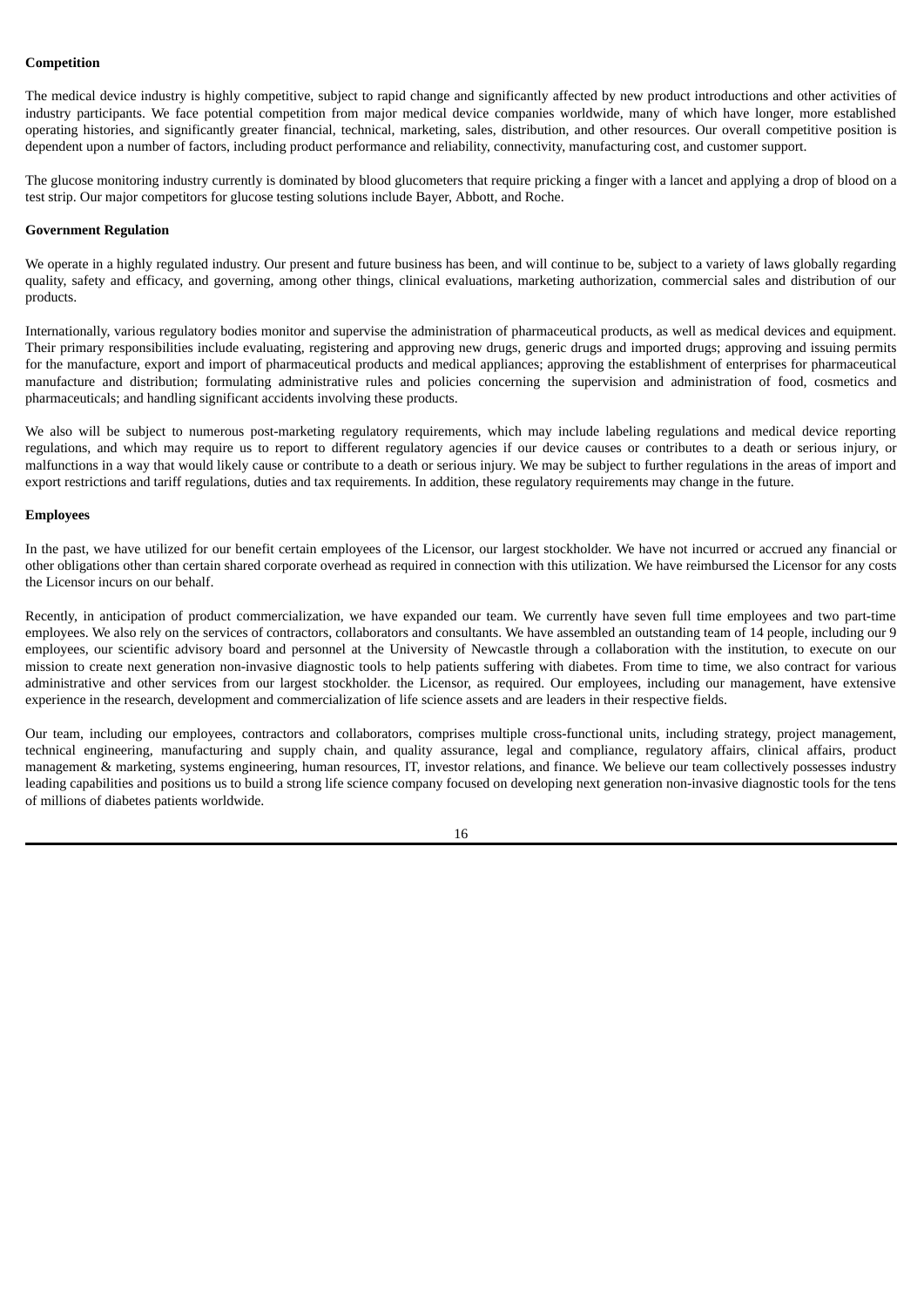**Competition**

The medical device industry is highly competitive, subject to rapid change and significantly affected by new product introductions and other activities of industry participants. We face potential competition from major medical device companies worldwide, many of which have longer, more established operating histories, and significantly greater financial, technical, marketing, sales, distribution, and other resources. Our overall competitive position is dependent upon a number of factors, including product performance and reliability, connectivity, manufacturing cost, and customer support.

The glucose monitoring industry currently is dominated by blood glucometers that require pricking a finger with a lancet and applying a drop of blood on a test strip. Our major competitors for glucose testing solutions include Bayer, Abbott, and Roche.

**Government Regulation**

We operate in a highly regulated industry. Our present and future business has been, and will continue to be, subject to a variety of laws globally regarding quality, safety and efficacy, and governing, among other things, clinical evaluations, marketing authorization, commercial sales and distribution of our products.

Internationally, various regulatory bodies monitor and supervise the administration of pharmaceutical products, as well as medical devices and equipment. Their primary responsibilities include evaluating, registering and approving new drugs, generic drugs and imported drugs; approving and issuing permits for the manufacture, export and import of pharmaceutical products and medical appliances; approving the establishment of enterprises for pharmaceutical manufacture and distribution; formulating administrative rules and policies concerning the supervision and administration of food, cosmetics and pharmaceuticals; and handling significant accidents involving these products.

We also will be subject to numerous post-marketing regulatory requirements, which may include labeling regulations and medical device reporting regulations, and which may require us to report to different regulatory agencies if our device causes or contributes to a death or serious injury, or malfunctions in a way that would likely cause or contribute to a death or serious injury. We may be subject to further regulations in the areas of import and export restrictions and tariff regulations, duties and tax requirements. In addition, these regulatory requirements may change in the future.

**Employees**

In the past, we have utilized for our benefit certain employees of the Licensor, our largest stockholder. We have not incurred or accrued any financial or other obligations other than certain shared corporate overhead as required in connection with this utilization. We have reimbursed the Licensor for any costs the Licensor incurs on our behalf.

Recently, in anticipation of product commercialization, we have expanded our team. We currently have seven full time employees and two part-time employees. We also rely on the services of contractors, collaborators and consultants. We have assembled an outstanding team of 14 people, including our 9 employees, our scientific advisory board and personnel at the University of Newcastle through a collaboration with the institution, to execute on our mission to create next generation non-invasive diagnostic tools to help patients suffering with diabetes. From time to time, we also contract for various administrative and other services from our largest stockholder. the Licensor, as required. Our employees, including our management, have extensive experience in the research, development and commercialization of life science assets and are leaders in their respective fields.

Our team, including our employees, contractors and collaborators, comprises multiple cross-functional units, including strategy, project management, technical engineering, manufacturing and supply chain, and quality assurance, legal and compliance, regulatory affairs, clinical affairs, product management & marketing, systems engineering, human resources, IT, investor relations, and finance. We believe our team collectively possesses industry leading capabilities and positions us to build a strong life science company focused on developing next generation non-invasive diagnostic tools for the tens of millions of diabetes patients worldwide.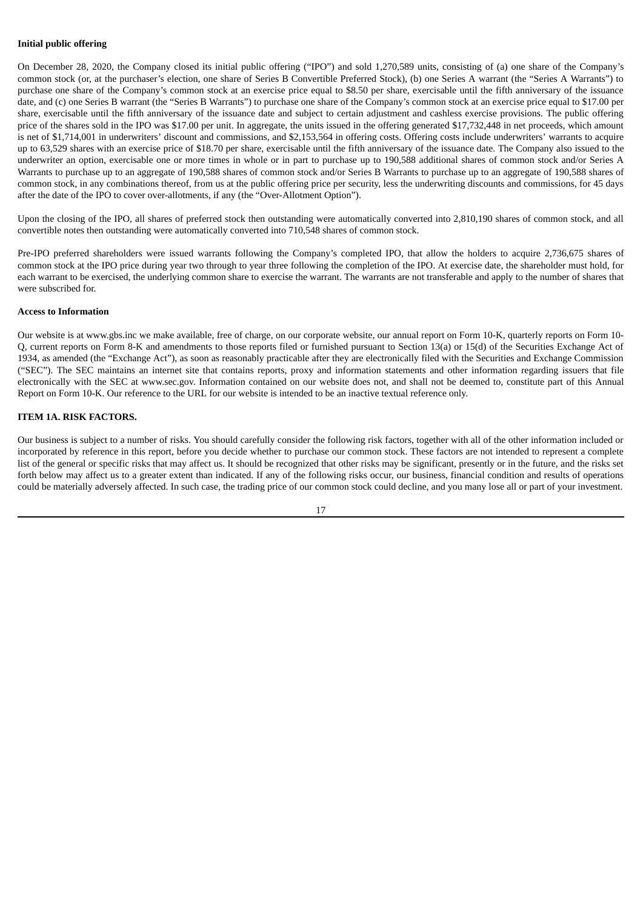**Initial public offering**

On December 28, 2020, the Company closed its initial public offering ("IPO") and sold 1,270,589 units, consisting of (a) one share of the Company's common stock (or, at the purchaser's election, one share of Series B Convertible Preferred Stock), (b) one Series A warrant (the "Series A Warrants") to purchase one share of the Company's common stock at an exercise price equal to $8.50 per share, exercisable until the fifth anniversary of the issuance date, and (c) one Series B warrant (the "Series B Warrants") to purchase one share of the Company's common stock at an exercise price equal to $17.00 per share, exercisable until the fifth anniversary of the issuance date and subject to certain adjustment and cashless exercise provisions. The public offering price of the shares sold in the IPO was $17.00 per unit. In aggregate, the units issued in the offering generated $17,732,448 in net proceeds, which amount is net of $1,714,001 in underwriters' discount and commissions, and $2,153,564 in offering costs. Offering costs include underwriters' warrants to acquire up to 63,529 shares with an exercise price of $18.70 per share, exercisable until the fifth anniversary of the issuance date. The Company also issued to the underwriter an option, exercisable one or more times in whole or in part to purchase up to 190,588 additional shares of common stock and/or Series A Warrants to purchase up to an aggregate of 190,588 shares of common stock and/or Series B Warrants to purchase up to an aggregate of 190,588 shares of common stock, in any combinations thereof, from us at the public offering price per security, less the underwriting discounts and commissions, for 45 days after the date of the IPO to cover over-allotments, if any (the "Over-Allotment Option").

Upon the closing of the IPO, all shares of preferred stock then outstanding were automatically converted into 2,810,190 shares of common stock, and all convertible notes then outstanding were automatically converted into 710,548 shares of common stock.

Pre-IPO preferred shareholders were issued warrants following the Company's completed IPO, that allow the holders to acquire 2,736,675 shares of common stock at the IPO price during year two through to year three following the completion of the IPO. At exercise date, the shareholder must hold, for each warrant to be exercised, the underlying common share to exercise the warrant. The warrants are not transferable and apply to the number of shares that were subscribed for.

**Access to Information**

Our website is at www.gbs.inc we make available, free of charge, on our corporate website, our annual report on Form 10-K, quarterly reports on Form 10-Q, current reports on Form 8-K and amendments to those reports filed or furnished pursuant to Section 13(a) or 15(d) of the Securities Exchange Act of 1934, as amended (the "Exchange Act"), as soon as reasonably practicable after they are electronically filed with the Securities and Exchange Commission ("SEC"). The SEC maintains an internet site that contains reports, proxy and information statements and other information regarding issuers that file electronically with the SEC at www.sec.gov. Information contained on our website does not, and shall not be deemed to, constitute part of this Annual Report on Form 10-K. Our reference to the URL for our website is intended to be an inactive textual reference only.

## ITEM 1A. RISK FACTORS.

Our business is subject to a number of risks. You should carefully consider the following risk factors, together with all of the other information included or incorporated by reference in this report, before you decide whether to purchase our common stock. These factors are not intended to represent a complete list of the general or specific risks that may affect us. It should be recognized that other risks may be significant, presently or in the future, and the risks set forth below may affect us to a greater extent than indicated. If any of the following risks occur, our business, financial condition and results of operations could be materially adversely affected. In such case, the trading price of our common stock could decline, and you many lose all or part of your investment.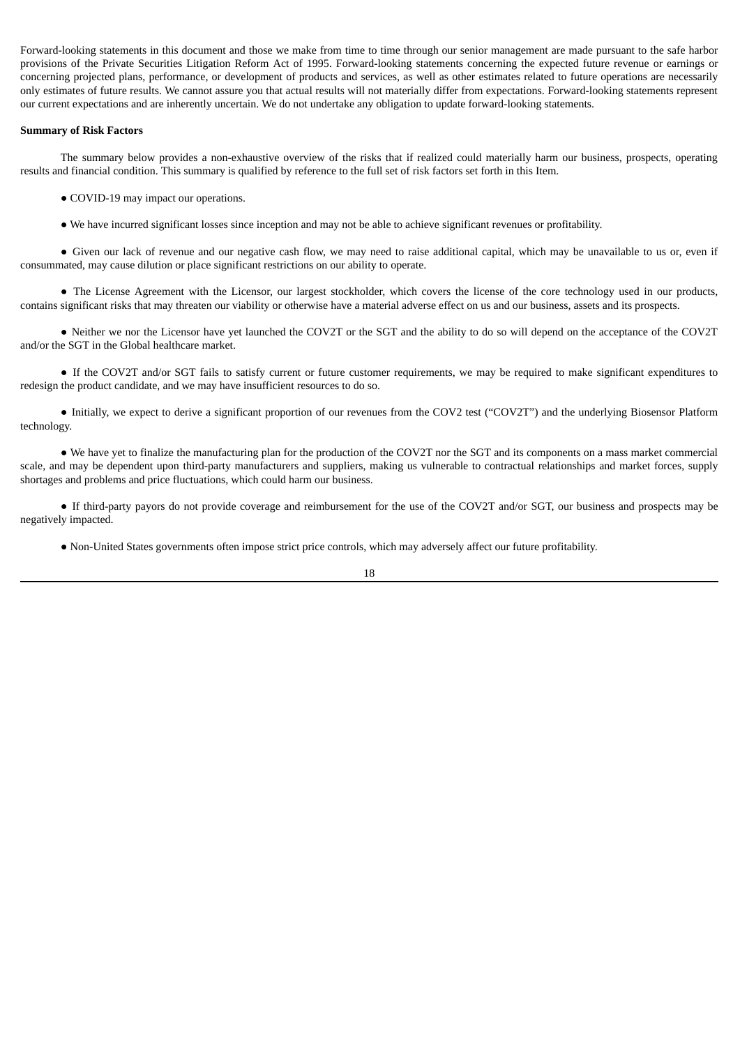Forward-looking statements in this document and those we make from time to time through our senior management are made pursuant to the safe harbor provisions of the Private Securities Litigation Reform Act of 1995. Forward-looking statements concerning the expected future revenue or earnings or concerning projected plans, performance, or development of products and services, as well as other estimates related to future operations are necessarily only estimates of future results. We cannot assure you that actual results will not materially differ from expectations. Forward-looking statements represent our current expectations and are inherently uncertain. We do not undertake any obligation to update forward-looking statements.

**Summary of Risk Factors**

The summary below provides a non-exhaustive overview of the risks that if realized could materially harm our business, prospects, operating results and financial condition. This summary is qualified by reference to the full set of risk factors set forth in this Item.

- COVID-19 may impact our operations.

- We have incurred significant losses since inception and may not be able to achieve significant revenues or profitability.

- Given our lack of revenue and our negative cash flow, we may need to raise additional capital, which may be unavailable to us or, even if consummated, may cause dilution or place significant restrictions on our ability to operate.

- The License Agreement with the Licensor, our largest stockholder, which covers the license of the core technology used in our products, contains significant risks that may threaten our viability or otherwise have a material adverse effect on us and our business, assets and its prospects.

- Neither we nor the Licensor have yet launched the COV2T or the SGT and the ability to do so will depend on the acceptance of the COV2T and/or the SGT in the Global healthcare market.

- If the COV2T and/or SGT fails to satisfy current or future customer requirements, we may be required to make significant expenditures to redesign the product candidate, and we may have insufficient resources to do so.

- Initially, we expect to derive a significant proportion of our revenues from the COV2 test ("COV2T") and the underlying Biosensor Platform technology.

- We have yet to finalize the manufacturing plan for the production of the COV2T nor the SGT and its components on a mass market commercial scale, and may be dependent upon third-party manufacturers and suppliers, making us vulnerable to contractual relationships and market forces, supply shortages and problems and price fluctuations, which could harm our business.

- If third-party payors do not provide coverage and reimbursement for the use of the COV2T and/or SGT, our business and prospects may be negatively impacted.

- Non-United States governments often impose strict price controls, which may adversely affect our future profitability.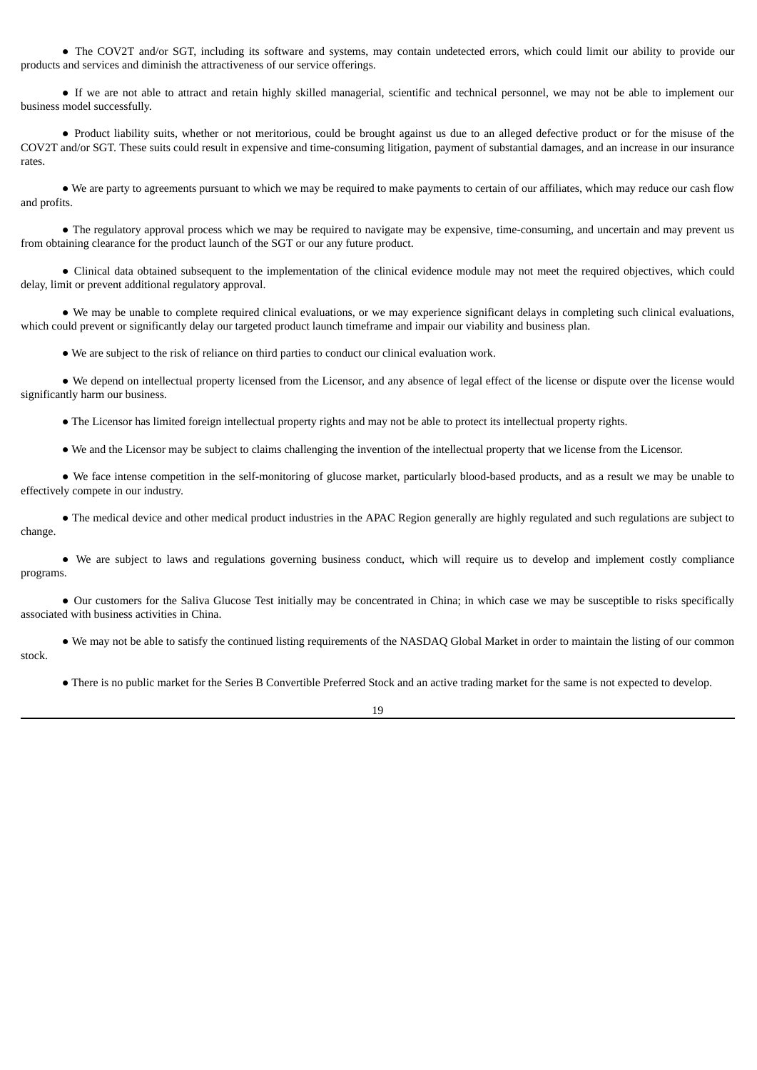- The COV2T and/or SGT, including its software and systems, may contain undetected errors, which could limit our ability to provide our products and services and diminish the attractiveness of our service offerings.

- If we are not able to attract and retain highly skilled managerial, scientific and technical personnel, we may not be able to implement our business model successfully.

- Product liability suits, whether or not meritorious, could be brought against us due to an alleged defective product or for the misuse of the COV2T and/or SGT. These suits could result in expensive and time-consuming litigation, payment of substantial damages, and an increase in our insurance rates.

- We are party to agreements pursuant to which we may be required to make payments to certain of our affiliates, which may reduce our cash flow and profits.

- The regulatory approval process which we may be required to navigate may be expensive, time-consuming, and uncertain and may prevent us from obtaining clearance for the product launch of the SGT or our any future product.

- Clinical data obtained subsequent to the implementation of the clinical evidence module may not meet the required objectives, which could delay, limit or prevent additional regulatory approval.

- We may be unable to complete required clinical evaluations, or we may experience significant delays in completing such clinical evaluations, which could prevent or significantly delay our targeted product launch timeframe and impair our viability and business plan.

- We are subject to the risk of reliance on third parties to conduct our clinical evaluation work.

- We depend on intellectual property licensed from the Licensor, and any absence of legal effect of the license or dispute over the license would significantly harm our business.

- The Licensor has limited foreign intellectual property rights and may not be able to protect its intellectual property rights.

- We and the Licensor may be subject to claims challenging the invention of the intellectual property that we license from the Licensor.

- We face intense competition in the self-monitoring of glucose market, particularly blood-based products, and as a result we may be unable to effectively compete in our industry.

- The medical device and other medical product industries in the APAC Region generally are highly regulated and such regulations are subject to change.

- We are subject to laws and regulations governing business conduct, which will require us to develop and implement costly compliance programs.

- Our customers for the Saliva Glucose Test initially may be concentrated in China; in which case we may be susceptible to risks specifically associated with business activities in China.

- We may not be able to satisfy the continued listing requirements of the NASDAQ Global Market in order to maintain the listing of our common stock.

- There is no public market for the Series B Convertible Preferred Stock and an active trading market for the same is not expected to develop.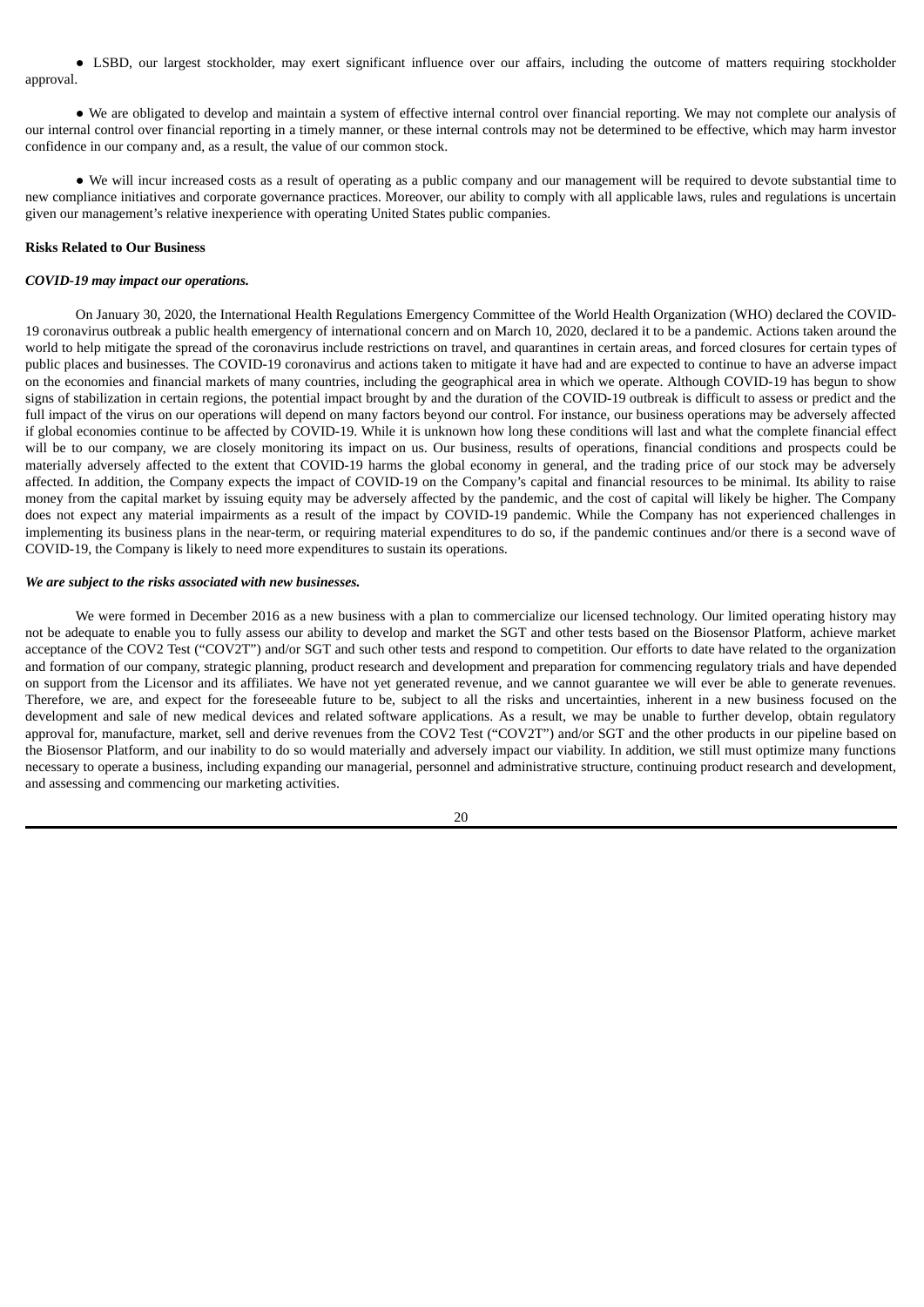- LSBD, our largest stockholder, may exert significant influence over our affairs, including the outcome of matters requiring stockholder approval.

- We are obligated to develop and maintain a system of effective internal control over financial reporting. We may not complete our analysis of our internal control over financial reporting in a timely manner, or these internal controls may not be determined to be effective, which may harm investor confidence in our company and, as a result, the value of our common stock.

- We will incur increased costs as a result of operating as a public company and our management will be required to devote substantial time to new compliance initiatives and corporate governance practices. Moreover, our ability to comply with all applicable laws, rules and regulations is uncertain given our management's relative inexperience with operating United States public companies.

**Risks Related to Our Business**

***COVID-19 may impact our operations.***

On January 30, 2020, the International Health Regulations Emergency Committee of the World Health Organization (WHO) declared the COVID-19 coronavirus outbreak a public health emergency of international concern and on March 10, 2020, declared it to be a pandemic. Actions taken around the world to help mitigate the spread of the coronavirus include restrictions on travel, and quarantines in certain areas, and forced closures for certain types of public places and businesses. The COVID-19 coronavirus and actions taken to mitigate it have had and are expected to continue to have an adverse impact on the economies and financial markets of many countries, including the geographical area in which we operate. Although COVID-19 has begun to show signs of stabilization in certain regions, the potential impact brought by and the duration of the COVID-19 outbreak is difficult to assess or predict and the full impact of the virus on our operations will depend on many factors beyond our control. For instance, our business operations may be adversely affected if global economies continue to be affected by COVID-19. While it is unknown how long these conditions will last and what the complete financial effect will be to our company, we are closely monitoring its impact on us. Our business, results of operations, financial conditions and prospects could be materially adversely affected to the extent that COVID-19 harms the global economy in general, and the trading price of our stock may be adversely affected. In addition, the Company expects the impact of COVID-19 on the Company's capital and financial resources to be minimal. Its ability to raise money from the capital market by issuing equity may be adversely affected by the pandemic, and the cost of capital will likely be higher. The Company does not expect any material impairments as a result of the impact by COVID-19 pandemic. While the Company has not experienced challenges in implementing its business plans in the near-term, or requiring material expenditures to do so, if the pandemic continues and/or there is a second wave of COVID-19, the Company is likely to need more expenditures to sustain its operations.

***We are subject to the risks associated with new businesses.***

We were formed in December 2016 as a new business with a plan to commercialize our licensed technology. Our limited operating history may not be adequate to enable you to fully assess our ability to develop and market the SGT and other tests based on the Biosensor Platform, achieve market acceptance of the COV2 Test ("COV2T") and/or SGT and such other tests and respond to competition. Our efforts to date have related to the organization and formation of our company, strategic planning, product research and development and preparation for commencing regulatory trials and have depended on support from the Licensor and its affiliates. We have not yet generated revenue, and we cannot guarantee we will ever be able to generate revenues. Therefore, we are, and expect for the foreseeable future to be, subject to all the risks and uncertainties, inherent in a new business focused on the development and sale of new medical devices and related software applications. As a result, we may be unable to further develop, obtain regulatory approval for, manufacture, market, sell and derive revenues from the COV2 Test ("COV2T") and/or SGT and the other products in our pipeline based on the Biosensor Platform, and our inability to do so would materially and adversely impact our viability. In addition, we still must optimize many functions necessary to operate a business, including expanding our managerial, personnel and administrative structure, continuing product research and development, and assessing and commencing our marketing activities.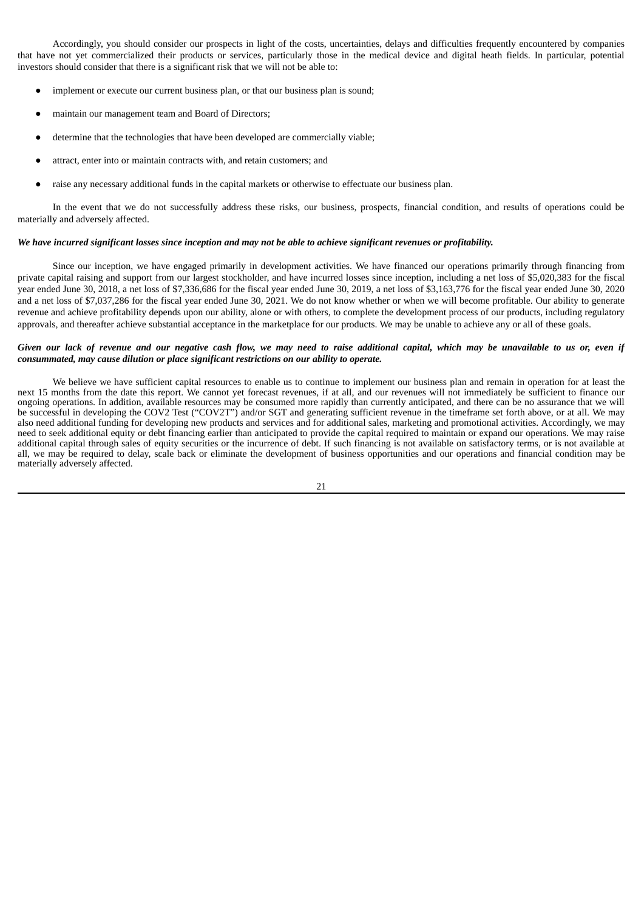Accordingly, you should consider our prospects in light of the costs, uncertainties, delays and difficulties frequently encountered by companies that have not yet commercialized their products or services, particularly those in the medical device and digital heath fields. In particular, potential investors should consider that there is a significant risk that we will not be able to:

- implement or execute our current business plan, or that our business plan is sound;
- maintain our management team and Board of Directors;
- determine that the technologies that have been developed are commercially viable;
- attract, enter into or maintain contracts with, and retain customers; and
- raise any necessary additional funds in the capital markets or otherwise to effectuate our business plan.

In the event that we do not successfully address these risks, our business, prospects, financial condition, and results of operations could be materially and adversely affected.

***We have incurred significant losses since inception and may not be able to achieve significant revenues or profitability.***

Since our inception, we have engaged primarily in development activities. We have financed our operations primarily through financing from private capital raising and support from our largest stockholder, and have incurred losses since inception, including a net loss of $5,020,383 for the fiscal year ended June 30, 2018, a net loss of $7,336,686 for the fiscal year ended June 30, 2019, a net loss of $3,163,776 for the fiscal year ended June 30, 2020 and a net loss of $7,037,286 for the fiscal year ended June 30, 2021. We do not know whether or when we will become profitable. Our ability to generate revenue and achieve profitability depends upon our ability, alone or with others, to complete the development process of our products, including regulatory approvals, and thereafter achieve substantial acceptance in the marketplace for our products. We may be unable to achieve any or all of these goals.

***Given our lack of revenue and our negative cash flow, we may need to raise additional capital, which may be unavailable to us or, even if consummated, may cause dilution or place significant restrictions on our ability to operate.***

We believe we have sufficient capital resources to enable us to continue to implement our business plan and remain in operation for at least the next 15 months from the date this report. We cannot yet forecast revenues, if at all, and our revenues will not immediately be sufficient to finance our ongoing operations. In addition, available resources may be consumed more rapidly than currently anticipated, and there can be no assurance that we will be successful in developing the COV2 Test ("COV2T") and/or SGT and generating sufficient revenue in the timeframe set forth above, or at all. We may also need additional funding for developing new products and services and for additional sales, marketing and promotional activities. Accordingly, we may need to seek additional equity or debt financing earlier than anticipated to provide the capital required to maintain or expand our operations. We may raise additional capital through sales of equity securities or the incurrence of debt. If such financing is not available on satisfactory terms, or is not available at all, we may be required to delay, scale back or eliminate the development of business opportunities and our operations and financial condition may be materially adversely affected.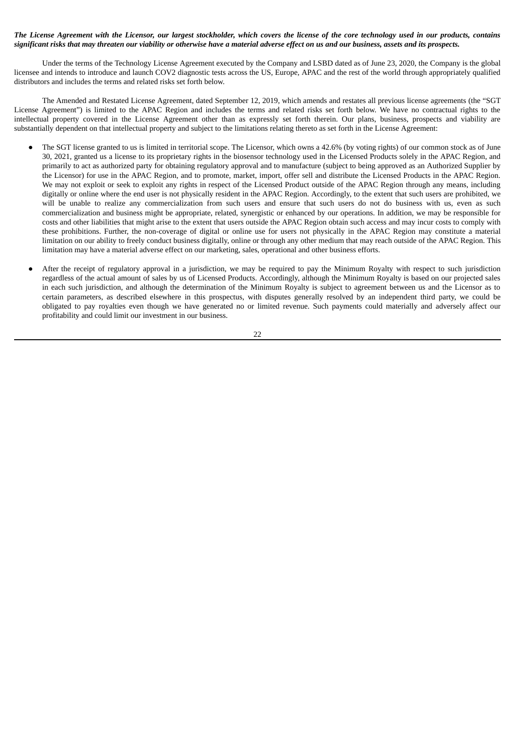***The License Agreement with the Licensor, our largest stockholder, which covers the license of the core technology used in our products, contains significant risks that may threaten our viability or otherwise have a material adverse effect on us and our business, assets and its prospects.***

Under the terms of the Technology License Agreement executed by the Company and LSBD dated as of June 23, 2020, the Company is the global licensee and intends to introduce and launch COV2 diagnostic tests across the US, Europe, APAC and the rest of the world through appropriately qualified distributors and includes the terms and related risks set forth below.

The Amended and Restated License Agreement, dated September 12, 2019, which amends and restates all previous license agreements (the "SGT License Agreement") is limited to the APAC Region and includes the terms and related risks set forth below. We have no contractual rights to the intellectual property covered in the License Agreement other than as expressly set forth therein. Our plans, business, prospects and viability are substantially dependent on that intellectual property and subject to the limitations relating thereto as set forth in the License Agreement:

- The SGT license granted to us is limited in territorial scope. The Licensor, which owns a 42.6% (by voting rights) of our common stock as of June 30, 2021, granted us a license to its proprietary rights in the biosensor technology used in the Licensed Products solely in the APAC Region, and primarily to act as authorized party for obtaining regulatory approval and to manufacture (subject to being approved as an Authorized Supplier by the Licensor) for use in the APAC Region, and to promote, market, import, offer sell and distribute the Licensed Products in the APAC Region. We may not exploit or seek to exploit any rights in respect of the Licensed Product outside of the APAC Region through any means, including digitally or online where the end user is not physically resident in the APAC Region. Accordingly, to the extent that such users are prohibited, we will be unable to realize any commercialization from such users and ensure that such users do not do business with us, even as such commercialization and business might be appropriate, related, synergistic or enhanced by our operations. In addition, we may be responsible for costs and other liabilities that might arise to the extent that users outside the APAC Region obtain such access and may incur costs to comply with these prohibitions. Further, the non-coverage of digital or online use for users not physically in the APAC Region may constitute a material limitation on our ability to freely conduct business digitally, online or through any other medium that may reach outside of the APAC Region. This limitation may have a material adverse effect on our marketing, sales, operational and other business efforts.

- After the receipt of regulatory approval in a jurisdiction, we may be required to pay the Minimum Royalty with respect to such jurisdiction regardless of the actual amount of sales by us of Licensed Products. Accordingly, although the Minimum Royalty is based on our projected sales in each such jurisdiction, and although the determination of the Minimum Royalty is subject to agreement between us and the Licensor as to certain parameters, as described elsewhere in this prospectus, with disputes generally resolved by an independent third party, we could be obligated to pay royalties even though we have generated no or limited revenue. Such payments could materially and adversely affect our profitability and could limit our investment in our business.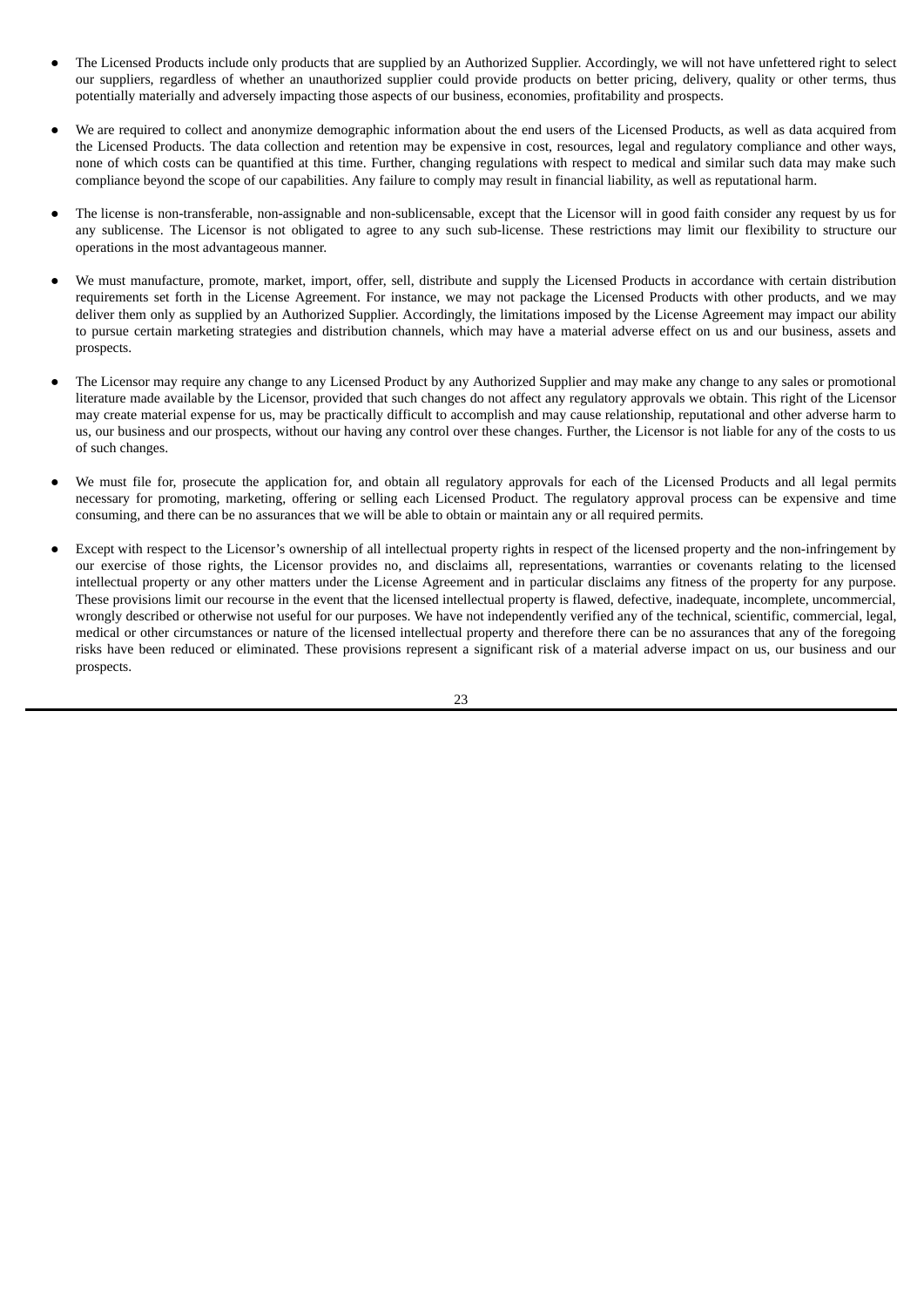- The Licensed Products include only products that are supplied by an Authorized Supplier. Accordingly, we will not have unfettered right to select our suppliers, regardless of whether an unauthorized supplier could provide products on better pricing, delivery, quality or other terms, thus potentially materially and adversely impacting those aspects of our business, economies, profitability and prospects.

- We are required to collect and anonymize demographic information about the end users of the Licensed Products, as well as data acquired from the Licensed Products. The data collection and retention may be expensive in cost, resources, legal and regulatory compliance and other ways, none of which costs can be quantified at this time. Further, changing regulations with respect to medical and similar such data may make such compliance beyond the scope of our capabilities. Any failure to comply may result in financial liability, as well as reputational harm.

- The license is non-transferable, non-assignable and non-sublicensable, except that the Licensor will in good faith consider any request by us for any sublicense. The Licensor is not obligated to agree to any such sub-license. These restrictions may limit our flexibility to structure our operations in the most advantageous manner.

- We must manufacture, promote, market, import, offer, sell, distribute and supply the Licensed Products in accordance with certain distribution requirements set forth in the License Agreement. For instance, we may not package the Licensed Products with other products, and we may deliver them only as supplied by an Authorized Supplier. Accordingly, the limitations imposed by the License Agreement may impact our ability to pursue certain marketing strategies and distribution channels, which may have a material adverse effect on us and our business, assets and prospects.

- The Licensor may require any change to any Licensed Product by any Authorized Supplier and may make any change to any sales or promotional literature made available by the Licensor, provided that such changes do not affect any regulatory approvals we obtain. This right of the Licensor may create material expense for us, may be practically difficult to accomplish and may cause relationship, reputational and other adverse harm to us, our business and our prospects, without our having any control over these changes. Further, the Licensor is not liable for any of the costs to us of such changes.

- We must file for, prosecute the application for, and obtain all regulatory approvals for each of the Licensed Products and all legal permits necessary for promoting, marketing, offering or selling each Licensed Product. The regulatory approval process can be expensive and time consuming, and there can be no assurances that we will be able to obtain or maintain any or all required permits.

- Except with respect to the Licensor's ownership of all intellectual property rights in respect of the licensed property and the non-infringement by our exercise of those rights, the Licensor provides no, and disclaims all, representations, warranties or covenants relating to the licensed intellectual property or any other matters under the License Agreement and in particular disclaims any fitness of the property for any purpose. These provisions limit our recourse in the event that the licensed intellectual property is flawed, defective, inadequate, incomplete, uncommercial, wrongly described or otherwise not useful for our purposes. We have not independently verified any of the technical, scientific, commercial, legal, medical or other circumstances or nature of the licensed intellectual property and therefore there can be no assurances that any of the foregoing risks have been reduced or eliminated. These provisions represent a significant risk of a material adverse impact on us, our business and our prospects.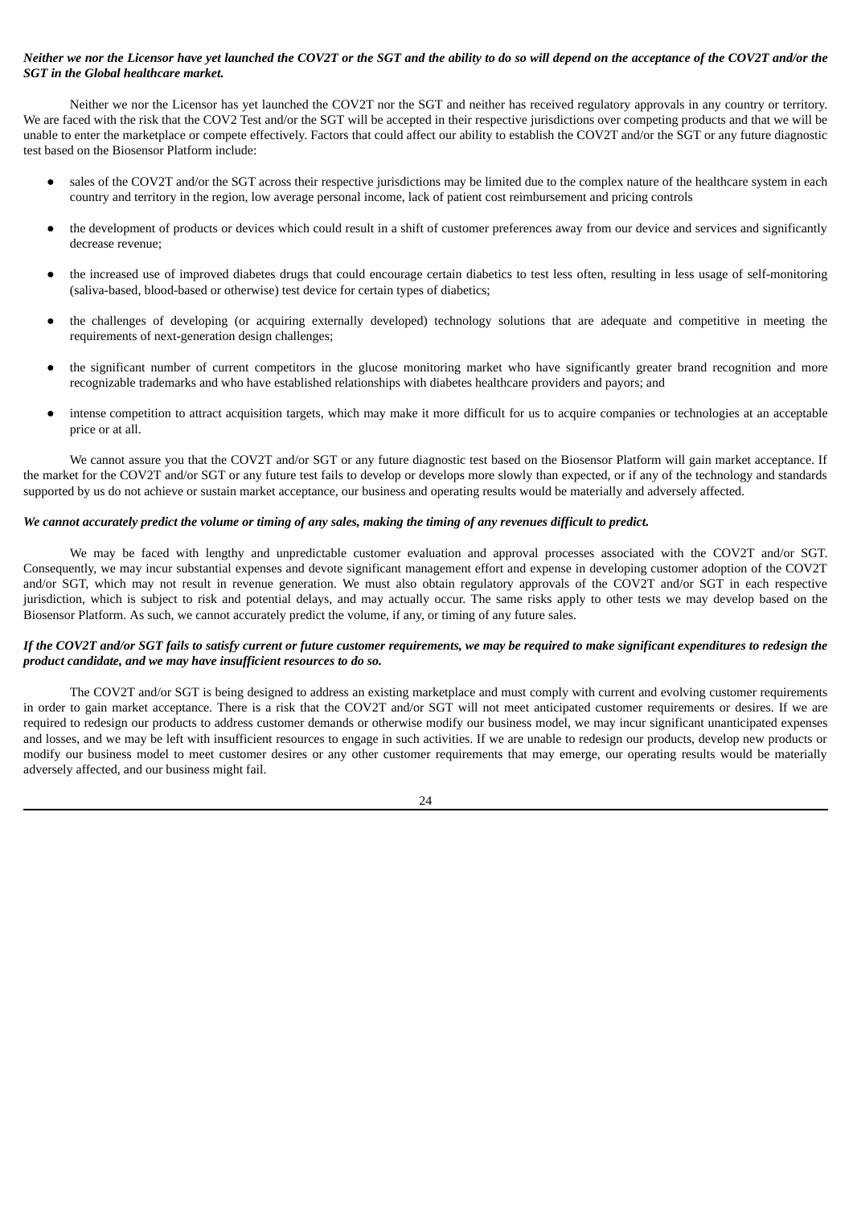***Neither we nor the Licensor have yet launched the COV2T or the SGT and the ability to do so will depend on the acceptance of the COV2T and/or the SGT in the Global healthcare market.***

Neither we nor the Licensor has yet launched the COV2T nor the SGT and neither has received regulatory approvals in any country or territory. We are faced with the risk that the COV2 Test and/or the SGT will be accepted in their respective jurisdictions over competing products and that we will be unable to enter the marketplace or compete effectively. Factors that could affect our ability to establish the COV2T and/or the SGT or any future diagnostic test based on the Biosensor Platform include:

- sales of the COV2T and/or the SGT across their respective jurisdictions may be limited due to the complex nature of the healthcare system in each country and territory in the region, low average personal income, lack of patient cost reimbursement and pricing controls
- the development of products or devices which could result in a shift of customer preferences away from our device and services and significantly decrease revenue;
- the increased use of improved diabetes drugs that could encourage certain diabetics to test less often, resulting in less usage of self-monitoring (saliva-based, blood-based or otherwise) test device for certain types of diabetics;
- the challenges of developing (or acquiring externally developed) technology solutions that are adequate and competitive in meeting the requirements of next-generation design challenges;
- the significant number of current competitors in the glucose monitoring market who have significantly greater brand recognition and more recognizable trademarks and who have established relationships with diabetes healthcare providers and payors; and
- intense competition to attract acquisition targets, which may make it more difficult for us to acquire companies or technologies at an acceptable price or at all.

We cannot assure you that the COV2T and/or SGT or any future diagnostic test based on the Biosensor Platform will gain market acceptance. If the market for the COV2T and/or SGT or any future test fails to develop or develops more slowly than expected, or if any of the technology and standards supported by us do not achieve or sustain market acceptance, our business and operating results would be materially and adversely affected.

***We cannot accurately predict the volume or timing of any sales, making the timing of any revenues difficult to predict.***

We may be faced with lengthy and unpredictable customer evaluation and approval processes associated with the COV2T and/or SGT. Consequently, we may incur substantial expenses and devote significant management effort and expense in developing customer adoption of the COV2T and/or SGT, which may not result in revenue generation. We must also obtain regulatory approvals of the COV2T and/or SGT in each respective jurisdiction, which is subject to risk and potential delays, and may actually occur. The same risks apply to other tests we may develop based on the Biosensor Platform. As such, we cannot accurately predict the volume, if any, or timing of any future sales.

***If the COV2T and/or SGT fails to satisfy current or future customer requirements, we may be required to make significant expenditures to redesign the product candidate, and we may have insufficient resources to do so.***

The COV2T and/or SGT is being designed to address an existing marketplace and must comply with current and evolving customer requirements in order to gain market acceptance. There is a risk that the COV2T and/or SGT will not meet anticipated customer requirements or desires. If we are required to redesign our products to address customer demands or otherwise modify our business model, we may incur significant unanticipated expenses and losses, and we may be left with insufficient resources to engage in such activities. If we are unable to redesign our products, develop new products or modify our business model to meet customer desires or any other customer requirements that may emerge, our operating results would be materially adversely affected, and our business might fail.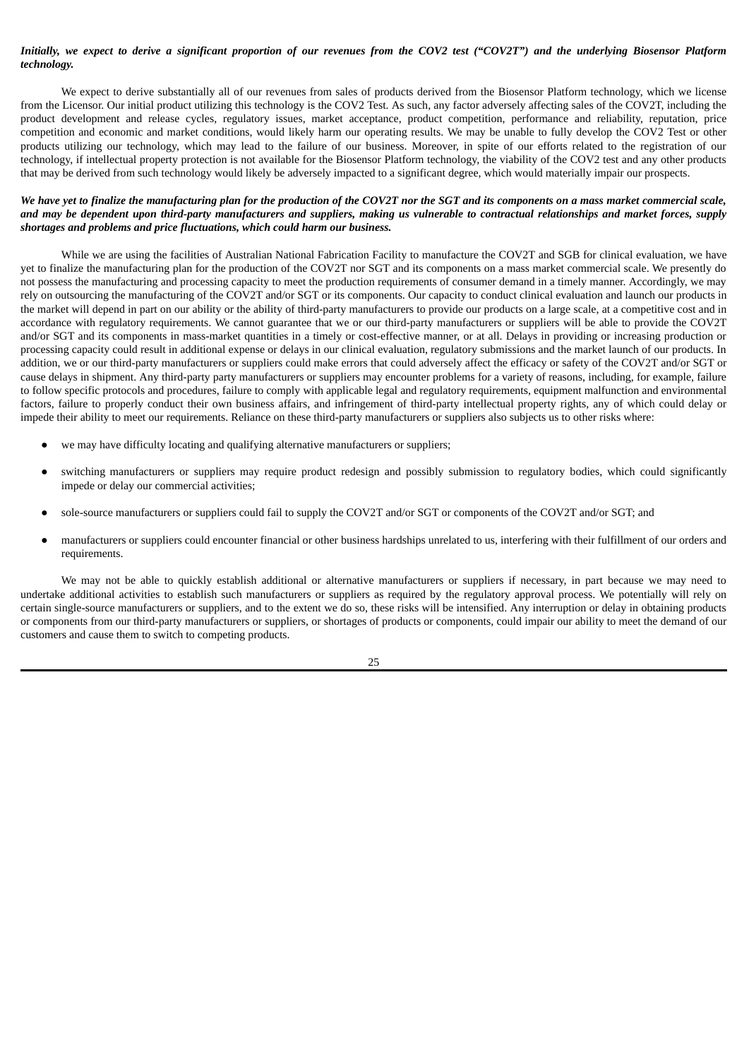***Initially, we expect to derive a significant proportion of our revenues from the COV2 test ("COV2T") and the underlying Biosensor Platform technology.***

We expect to derive substantially all of our revenues from sales of products derived from the Biosensor Platform technology, which we license from the Licensor. Our initial product utilizing this technology is the COV2 Test. As such, any factor adversely affecting sales of the COV2T, including the product development and release cycles, regulatory issues, market acceptance, product competition, performance and reliability, reputation, price competition and economic and market conditions, would likely harm our operating results. We may be unable to fully develop the COV2 Test or other products utilizing our technology, which may lead to the failure of our business. Moreover, in spite of our efforts related to the registration of our technology, if intellectual property protection is not available for the Biosensor Platform technology, the viability of the COV2 test and any other products that may be derived from such technology would likely be adversely impacted to a significant degree, which would materially impair our prospects.

***We have yet to finalize the manufacturing plan for the production of the COV2T nor the SGT and its components on a mass market commercial scale, and may be dependent upon third-party manufacturers and suppliers, making us vulnerable to contractual relationships and market forces, supply shortages and problems and price fluctuations, which could harm our business.***

While we are using the facilities of Australian National Fabrication Facility to manufacture the COV2T and SGB for clinical evaluation, we have yet to finalize the manufacturing plan for the production of the COV2T nor SGT and its components on a mass market commercial scale. We presently do not possess the manufacturing and processing capacity to meet the production requirements of consumer demand in a timely manner. Accordingly, we may rely on outsourcing the manufacturing of the COV2T and/or SGT or its components. Our capacity to conduct clinical evaluation and launch our products in the market will depend in part on our ability or the ability of third-party manufacturers to provide our products on a large scale, at a competitive cost and in accordance with regulatory requirements. We cannot guarantee that we or our third-party manufacturers or suppliers will be able to provide the COV2T and/or SGT and its components in mass-market quantities in a timely or cost-effective manner, or at all. Delays in providing or increasing production or processing capacity could result in additional expense or delays in our clinical evaluation, regulatory submissions and the market launch of our products. In addition, we or our third-party manufacturers or suppliers could make errors that could adversely affect the efficacy or safety of the COV2T and/or SGT or cause delays in shipment. Any third-party party manufacturers or suppliers may encounter problems for a variety of reasons, including, for example, failure to follow specific protocols and procedures, failure to comply with applicable legal and regulatory requirements, equipment malfunction and environmental factors, failure to properly conduct their own business affairs, and infringement of third-party intellectual property rights, any of which could delay or impede their ability to meet our requirements. Reliance on these third-party manufacturers or suppliers also subjects us to other risks where:

- we may have difficulty locating and qualifying alternative manufacturers or suppliers;
- switching manufacturers or suppliers may require product redesign and possibly submission to regulatory bodies, which could significantly impede or delay our commercial activities;
- sole-source manufacturers or suppliers could fail to supply the COV2T and/or SGT or components of the COV2T and/or SGT; and
- manufacturers or suppliers could encounter financial or other business hardships unrelated to us, interfering with their fulfillment of our orders and requirements.

We may not be able to quickly establish additional or alternative manufacturers or suppliers if necessary, in part because we may need to undertake additional activities to establish such manufacturers or suppliers as required by the regulatory approval process. We potentially will rely on certain single-source manufacturers or suppliers, and to the extent we do so, these risks will be intensified. Any interruption or delay in obtaining products or components from our third-party manufacturers or suppliers, or shortages of products or components, could impair our ability to meet the demand of our customers and cause them to switch to competing products.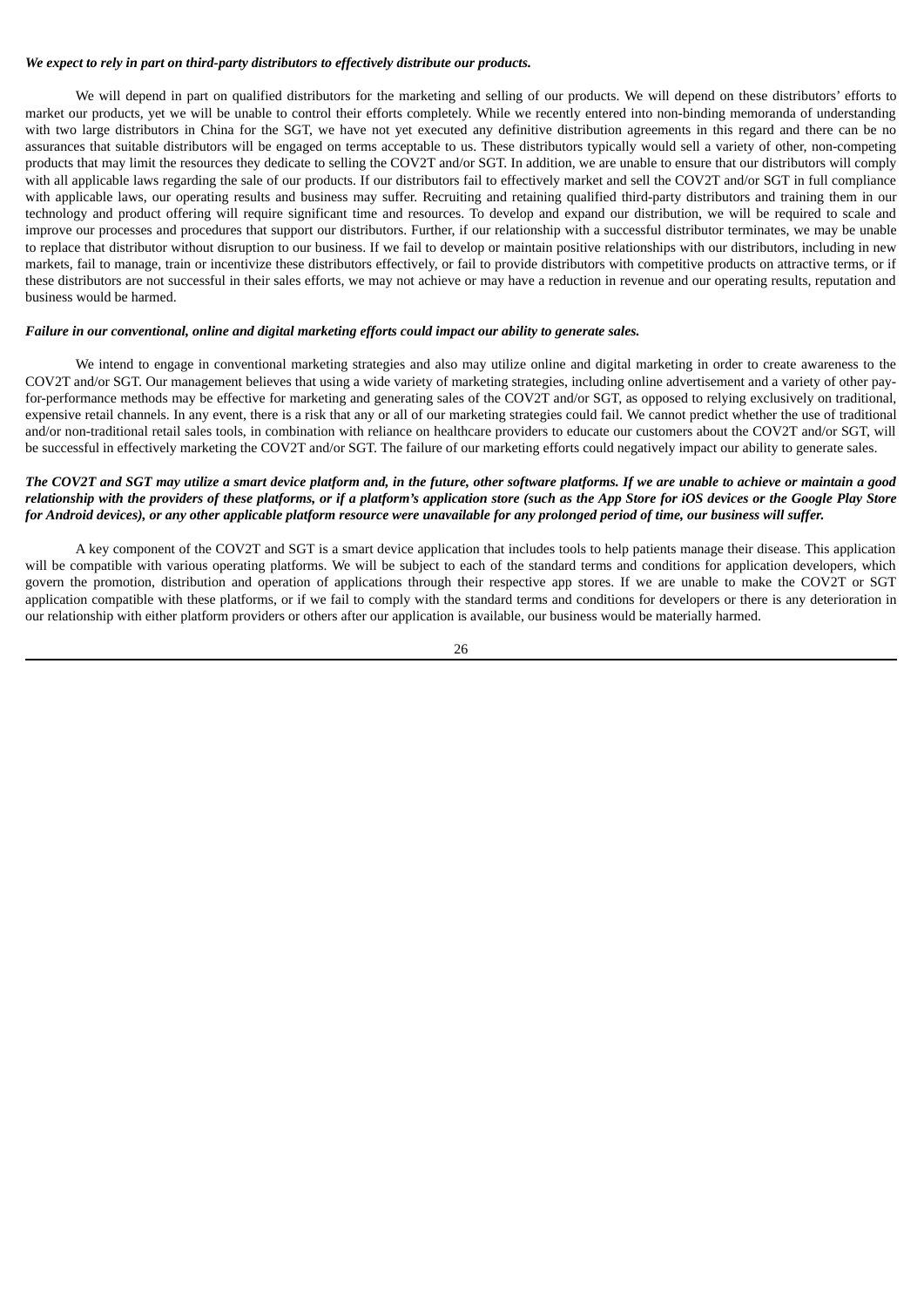***We expect to rely in part on third-party distributors to effectively distribute our products.***

We will depend in part on qualified distributors for the marketing and selling of our products. We will depend on these distributors' efforts to market our products, yet we will be unable to control their efforts completely. While we recently entered into non-binding memoranda of understanding with two large distributors in China for the SGT, we have not yet executed any definitive distribution agreements in this regard and there can be no assurances that suitable distributors will be engaged on terms acceptable to us. These distributors typically would sell a variety of other, non-competing products that may limit the resources they dedicate to selling the COV2T and/or SGT. In addition, we are unable to ensure that our distributors will comply with all applicable laws regarding the sale of our products. If our distributors fail to effectively market and sell the COV2T and/or SGT in full compliance with applicable laws, our operating results and business may suffer. Recruiting and retaining qualified third-party distributors and training them in our technology and product offering will require significant time and resources. To develop and expand our distribution, we will be required to scale and improve our processes and procedures that support our distributors. Further, if our relationship with a successful distributor terminates, we may be unable to replace that distributor without disruption to our business. If we fail to develop or maintain positive relationships with our distributors, including in new markets, fail to manage, train or incentivize these distributors effectively, or fail to provide distributors with competitive products on attractive terms, or if these distributors are not successful in their sales efforts, we may not achieve or may have a reduction in revenue and our operating results, reputation and business would be harmed.

***Failure in our conventional, online and digital marketing efforts could impact our ability to generate sales.***

We intend to engage in conventional marketing strategies and also may utilize online and digital marketing in order to create awareness to the COV2T and/or SGT. Our management believes that using a wide variety of marketing strategies, including online advertisement and a variety of other pay-for-performance methods may be effective for marketing and generating sales of the COV2T and/or SGT, as opposed to relying exclusively on traditional, expensive retail channels. In any event, there is a risk that any or all of our marketing strategies could fail. We cannot predict whether the use of traditional and/or non-traditional retail sales tools, in combination with reliance on healthcare providers to educate our customers about the COV2T and/or SGT, will be successful in effectively marketing the COV2T and/or SGT. The failure of our marketing efforts could negatively impact our ability to generate sales.

***The COV2T and SGT may utilize a smart device platform and, in the future, other software platforms. If we are unable to achieve or maintain a good relationship with the providers of these platforms, or if a platform's application store (such as the App Store for iOS devices or the Google Play Store for Android devices), or any other applicable platform resource were unavailable for any prolonged period of time, our business will suffer.***

A key component of the COV2T and SGT is a smart device application that includes tools to help patients manage their disease. This application will be compatible with various operating platforms. We will be subject to each of the standard terms and conditions for application developers, which govern the promotion, distribution and operation of applications through their respective app stores. If we are unable to make the COV2T or SGT application compatible with these platforms, or if we fail to comply with the standard terms and conditions for developers or there is any deterioration in our relationship with either platform providers or others after our application is available, our business would be materially harmed.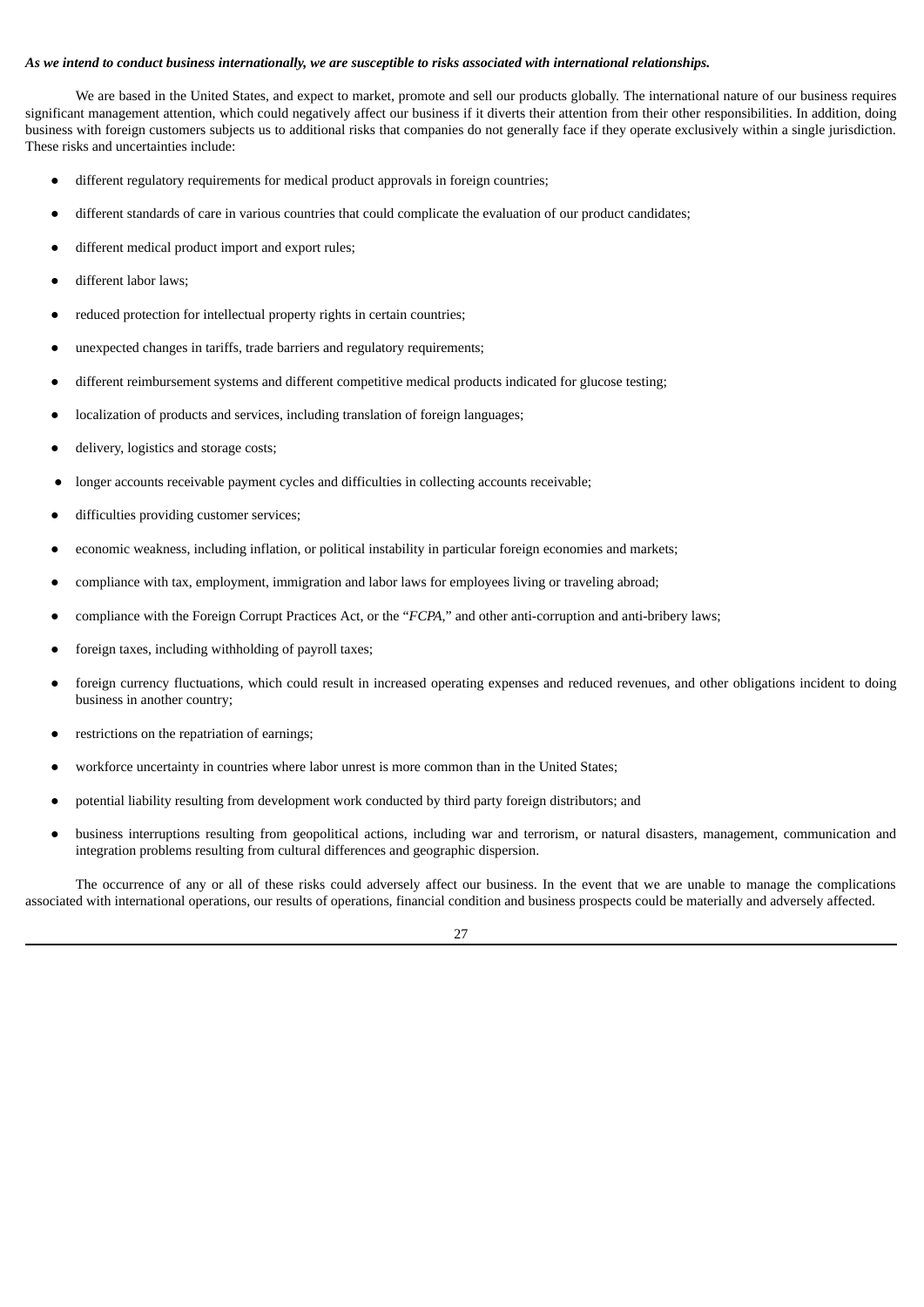***As we intend to conduct business internationally, we are susceptible to risks associated with international relationships.***

We are based in the United States, and expect to market, promote and sell our products globally. The international nature of our business requires significant management attention, which could negatively affect our business if it diverts their attention from their other responsibilities. In addition, doing business with foreign customers subjects us to additional risks that companies do not generally face if they operate exclusively within a single jurisdiction. These risks and uncertainties include:

- different regulatory requirements for medical product approvals in foreign countries;
- different standards of care in various countries that could complicate the evaluation of our product candidates;
- different medical product import and export rules;
- different labor laws;
- reduced protection for intellectual property rights in certain countries;
- unexpected changes in tariffs, trade barriers and regulatory requirements;
- different reimbursement systems and different competitive medical products indicated for glucose testing;
- localization of products and services, including translation of foreign languages;
- delivery, logistics and storage costs;
- longer accounts receivable payment cycles and difficulties in collecting accounts receivable;
- difficulties providing customer services;
- economic weakness, including inflation, or political instability in particular foreign economies and markets;
- compliance with tax, employment, immigration and labor laws for employees living or traveling abroad;
- compliance with the Foreign Corrupt Practices Act, or the "*FCPA*," and other anti-corruption and anti-bribery laws;
- foreign taxes, including withholding of payroll taxes;
- foreign currency fluctuations, which could result in increased operating expenses and reduced revenues, and other obligations incident to doing business in another country;
- restrictions on the repatriation of earnings;
- workforce uncertainty in countries where labor unrest is more common than in the United States;
- potential liability resulting from development work conducted by third party foreign distributors; and
- business interruptions resulting from geopolitical actions, including war and terrorism, or natural disasters, management, communication and integration problems resulting from cultural differences and geographic dispersion.

The occurrence of any or all of these risks could adversely affect our business. In the event that we are unable to manage the complications associated with international operations, our results of operations, financial condition and business prospects could be materially and adversely affected.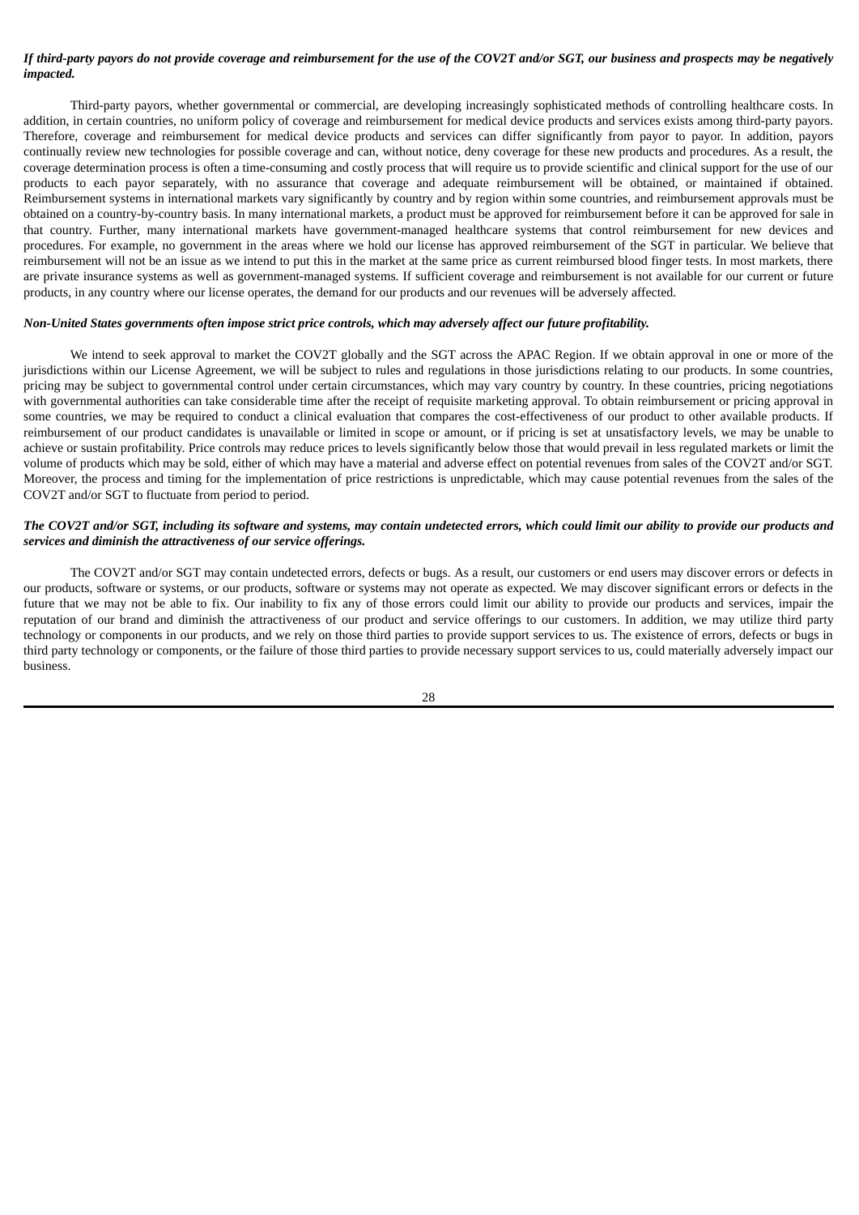***If third-party payors do not provide coverage and reimbursement for the use of the COV2T and/or SGT, our business and prospects may be negatively impacted.***

Third-party payors, whether governmental or commercial, are developing increasingly sophisticated methods of controlling healthcare costs. In addition, in certain countries, no uniform policy of coverage and reimbursement for medical device products and services exists among third-party payors. Therefore, coverage and reimbursement for medical device products and services can differ significantly from payor to payor. In addition, payors continually review new technologies for possible coverage and can, without notice, deny coverage for these new products and procedures. As a result, the coverage determination process is often a time-consuming and costly process that will require us to provide scientific and clinical support for the use of our products to each payor separately, with no assurance that coverage and adequate reimbursement will be obtained, or maintained if obtained. Reimbursement systems in international markets vary significantly by country and by region within some countries, and reimbursement approvals must be obtained on a country-by-country basis. In many international markets, a product must be approved for reimbursement before it can be approved for sale in that country. Further, many international markets have government-managed healthcare systems that control reimbursement for new devices and procedures. For example, no government in the areas where we hold our license has approved reimbursement of the SGT in particular. We believe that reimbursement will not be an issue as we intend to put this in the market at the same price as current reimbursed blood finger tests. In most markets, there are private insurance systems as well as government-managed systems. If sufficient coverage and reimbursement is not available for our current or future products, in any country where our license operates, the demand for our products and our revenues will be adversely affected.

***Non-United States governments often impose strict price controls, which may adversely affect our future profitability.***

We intend to seek approval to market the COV2T globally and the SGT across the APAC Region. If we obtain approval in one or more of the jurisdictions within our License Agreement, we will be subject to rules and regulations in those jurisdictions relating to our products. In some countries, pricing may be subject to governmental control under certain circumstances, which may vary country by country. In these countries, pricing negotiations with governmental authorities can take considerable time after the receipt of requisite marketing approval. To obtain reimbursement or pricing approval in some countries, we may be required to conduct a clinical evaluation that compares the cost-effectiveness of our product to other available products. If reimbursement of our product candidates is unavailable or limited in scope or amount, or if pricing is set at unsatisfactory levels, we may be unable to achieve or sustain profitability. Price controls may reduce prices to levels significantly below those that would prevail in less regulated markets or limit the volume of products which may be sold, either of which may have a material and adverse effect on potential revenues from sales of the COV2T and/or SGT. Moreover, the process and timing for the implementation of price restrictions is unpredictable, which may cause potential revenues from the sales of the COV2T and/or SGT to fluctuate from period to period.

***The COV2T and/or SGT, including its software and systems, may contain undetected errors, which could limit our ability to provide our products and services and diminish the attractiveness of our service offerings.***

The COV2T and/or SGT may contain undetected errors, defects or bugs. As a result, our customers or end users may discover errors or defects in our products, software or systems, or our products, software or systems may not operate as expected. We may discover significant errors or defects in the future that we may not be able to fix. Our inability to fix any of those errors could limit our ability to provide our products and services, impair the reputation of our brand and diminish the attractiveness of our product and service offerings to our customers. In addition, we may utilize third party technology or components in our products, and we rely on those third parties to provide support services to us. The existence of errors, defects or bugs in third party technology or components, or the failure of those third parties to provide necessary support services to us, could materially adversely impact our business.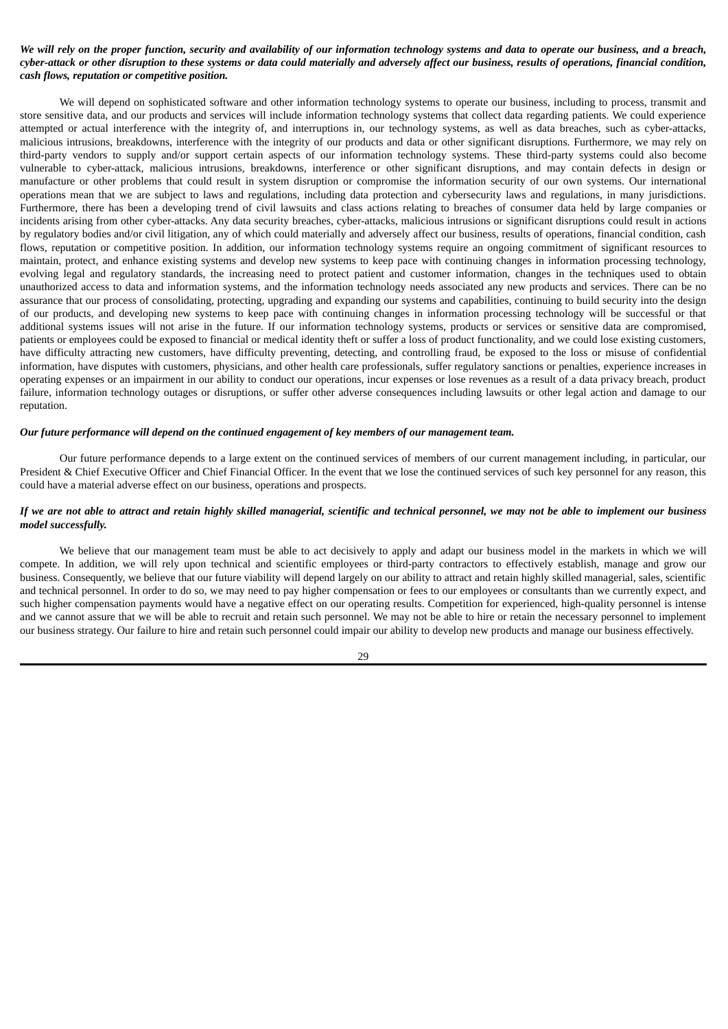***We will rely on the proper function, security and availability of our information technology systems and data to operate our business, and a breach, cyber-attack or other disruption to these systems or data could materially and adversely affect our business, results of operations, financial condition, cash flows, reputation or competitive position.***

We will depend on sophisticated software and other information technology systems to operate our business, including to process, transmit and store sensitive data, and our products and services will include information technology systems that collect data regarding patients. We could experience attempted or actual interference with the integrity of, and interruptions in, our technology systems, as well as data breaches, such as cyber-attacks, malicious intrusions, breakdowns, interference with the integrity of our products and data or other significant disruptions. Furthermore, we may rely on third-party vendors to supply and/or support certain aspects of our information technology systems. These third-party systems could also become vulnerable to cyber-attack, malicious intrusions, breakdowns, interference or other significant disruptions, and may contain defects in design or manufacture or other problems that could result in system disruption or compromise the information security of our own systems. Our international operations mean that we are subject to laws and regulations, including data protection and cybersecurity laws and regulations, in many jurisdictions. Furthermore, there has been a developing trend of civil lawsuits and class actions relating to breaches of consumer data held by large companies or incidents arising from other cyber-attacks. Any data security breaches, cyber-attacks, malicious intrusions or significant disruptions could result in actions by regulatory bodies and/or civil litigation, any of which could materially and adversely affect our business, results of operations, financial condition, cash flows, reputation or competitive position. In addition, our information technology systems require an ongoing commitment of significant resources to maintain, protect, and enhance existing systems and develop new systems to keep pace with continuing changes in information processing technology, evolving legal and regulatory standards, the increasing need to protect patient and customer information, changes in the techniques used to obtain unauthorized access to data and information systems, and the information technology needs associated any new products and services. There can be no assurance that our process of consolidating, protecting, upgrading and expanding our systems and capabilities, continuing to build security into the design of our products, and developing new systems to keep pace with continuing changes in information processing technology will be successful or that additional systems issues will not arise in the future. If our information technology systems, products or services or sensitive data are compromised, patients or employees could be exposed to financial or medical identity theft or suffer a loss of product functionality, and we could lose existing customers, have difficulty attracting new customers, have difficulty preventing, detecting, and controlling fraud, be exposed to the loss or misuse of confidential information, have disputes with customers, physicians, and other health care professionals, suffer regulatory sanctions or penalties, experience increases in operating expenses or an impairment in our ability to conduct our operations, incur expenses or lose revenues as a result of a data privacy breach, product failure, information technology outages or disruptions, or suffer other adverse consequences including lawsuits or other legal action and damage to our reputation.

***Our future performance will depend on the continued engagement of key members of our management team.***

Our future performance depends to a large extent on the continued services of members of our current management including, in particular, our President & Chief Executive Officer and Chief Financial Officer. In the event that we lose the continued services of such key personnel for any reason, this could have a material adverse effect on our business, operations and prospects.

***If we are not able to attract and retain highly skilled managerial, scientific and technical personnel, we may not be able to implement our business model successfully.***

We believe that our management team must be able to act decisively to apply and adapt our business model in the markets in which we will compete. In addition, we will rely upon technical and scientific employees or third-party contractors to effectively establish, manage and grow our business. Consequently, we believe that our future viability will depend largely on our ability to attract and retain highly skilled managerial, sales, scientific and technical personnel. In order to do so, we may need to pay higher compensation or fees to our employees or consultants than we currently expect, and such higher compensation payments would have a negative effect on our operating results. Competition for experienced, high-quality personnel is intense and we cannot assure that we will be able to recruit and retain such personnel. We may not be able to hire or retain the necessary personnel to implement our business strategy. Our failure to hire and retain such personnel could impair our ability to develop new products and manage our business effectively.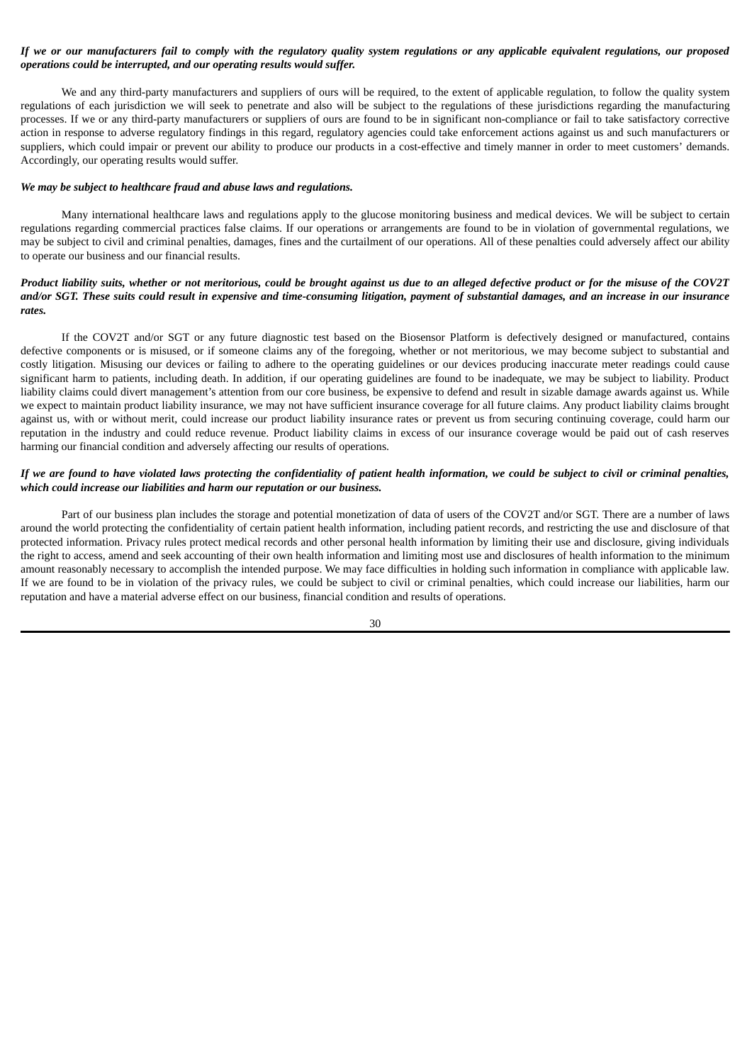***If we or our manufacturers fail to comply with the regulatory quality system regulations or any applicable equivalent regulations, our proposed operations could be interrupted, and our operating results would suffer.***

We and any third-party manufacturers and suppliers of ours will be required, to the extent of applicable regulation, to follow the quality system regulations of each jurisdiction we will seek to penetrate and also will be subject to the regulations of these jurisdictions regarding the manufacturing processes. If we or any third-party manufacturers or suppliers of ours are found to be in significant non-compliance or fail to take satisfactory corrective action in response to adverse regulatory findings in this regard, regulatory agencies could take enforcement actions against us and such manufacturers or suppliers, which could impair or prevent our ability to produce our products in a cost-effective and timely manner in order to meet customers' demands. Accordingly, our operating results would suffer.

***We may be subject to healthcare fraud and abuse laws and regulations.***

Many international healthcare laws and regulations apply to the glucose monitoring business and medical devices. We will be subject to certain regulations regarding commercial practices false claims. If our operations or arrangements are found to be in violation of governmental regulations, we may be subject to civil and criminal penalties, damages, fines and the curtailment of our operations. All of these penalties could adversely affect our ability to operate our business and our financial results.

***Product liability suits, whether or not meritorious, could be brought against us due to an alleged defective product or for the misuse of the COV2T and/or SGT. These suits could result in expensive and time-consuming litigation, payment of substantial damages, and an increase in our insurance rates.***

If the COV2T and/or SGT or any future diagnostic test based on the Biosensor Platform is defectively designed or manufactured, contains defective components or is misused, or if someone claims any of the foregoing, whether or not meritorious, we may become subject to substantial and costly litigation. Misusing our devices or failing to adhere to the operating guidelines or our devices producing inaccurate meter readings could cause significant harm to patients, including death. In addition, if our operating guidelines are found to be inadequate, we may be subject to liability. Product liability claims could divert management's attention from our core business, be expensive to defend and result in sizable damage awards against us. While we expect to maintain product liability insurance, we may not have sufficient insurance coverage for all future claims. Any product liability claims brought against us, with or without merit, could increase our product liability insurance rates or prevent us from securing continuing coverage, could harm our reputation in the industry and could reduce revenue. Product liability claims in excess of our insurance coverage would be paid out of cash reserves harming our financial condition and adversely affecting our results of operations.

***If we are found to have violated laws protecting the confidentiality of patient health information, we could be subject to civil or criminal penalties, which could increase our liabilities and harm our reputation or our business.***

Part of our business plan includes the storage and potential monetization of data of users of the COV2T and/or SGT. There are a number of laws around the world protecting the confidentiality of certain patient health information, including patient records, and restricting the use and disclosure of that protected information. Privacy rules protect medical records and other personal health information by limiting their use and disclosure, giving individuals the right to access, amend and seek accounting of their own health information and limiting most use and disclosures of health information to the minimum amount reasonably necessary to accomplish the intended purpose. We may face difficulties in holding such information in compliance with applicable law. If we are found to be in violation of the privacy rules, we could be subject to civil or criminal penalties, which could increase our liabilities, harm our reputation and have a material adverse effect on our business, financial condition and results of operations.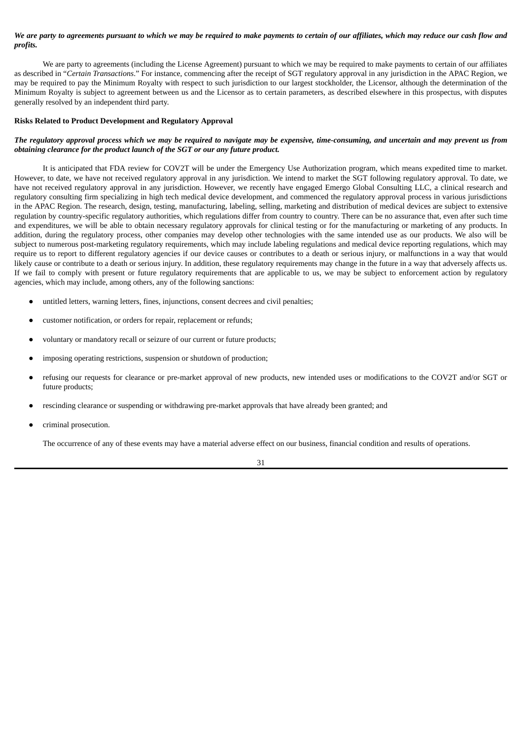***We are party to agreements pursuant to which we may be required to make payments to certain of our affiliates, which may reduce our cash flow and profits.***

We are party to agreements (including the License Agreement) pursuant to which we may be required to make payments to certain of our affiliates as described in "*Certain Transactions*." For instance, commencing after the receipt of SGT regulatory approval in any jurisdiction in the APAC Region, we may be required to pay the Minimum Royalty with respect to such jurisdiction to our largest stockholder, the Licensor, although the determination of the Minimum Royalty is subject to agreement between us and the Licensor as to certain parameters, as described elsewhere in this prospectus, with disputes generally resolved by an independent third party.

**Risks Related to Product Development and Regulatory Approval**

***The regulatory approval process which we may be required to navigate may be expensive, time-consuming, and uncertain and may prevent us from obtaining clearance for the product launch of the SGT or our any future product.***

It is anticipated that FDA review for COV2T will be under the Emergency Use Authorization program, which means expedited time to market. However, to date, we have not received regulatory approval in any jurisdiction. We intend to market the SGT following regulatory approval. To date, we have not received regulatory approval in any jurisdiction. However, we recently have engaged Emergo Global Consulting LLC, a clinical research and regulatory consulting firm specializing in high tech medical device development, and commenced the regulatory approval process in various jurisdictions in the APAC Region. The research, design, testing, manufacturing, labeling, selling, marketing and distribution of medical devices are subject to extensive regulation by country-specific regulatory authorities, which regulations differ from country to country. There can be no assurance that, even after such time and expenditures, we will be able to obtain necessary regulatory approvals for clinical testing or for the manufacturing or marketing of any products. In addition, during the regulatory process, other companies may develop other technologies with the same intended use as our products. We also will be subject to numerous post-marketing regulatory requirements, which may include labeling regulations and medical device reporting regulations, which may require us to report to different regulatory agencies if our device causes or contributes to a death or serious injury, or malfunctions in a way that would likely cause or contribute to a death or serious injury. In addition, these regulatory requirements may change in the future in a way that adversely affects us. If we fail to comply with present or future regulatory requirements that are applicable to us, we may be subject to enforcement action by regulatory agencies, which may include, among others, any of the following sanctions:

- untitled letters, warning letters, fines, injunctions, consent decrees and civil penalties;
- customer notification, or orders for repair, replacement or refunds;
- voluntary or mandatory recall or seizure of our current or future products;
- imposing operating restrictions, suspension or shutdown of production;
- refusing our requests for clearance or pre-market approval of new products, new intended uses or modifications to the COV2T and/or SGT or future products;
- rescinding clearance or suspending or withdrawing pre-market approvals that have already been granted; and
- criminal prosecution.

The occurrence of any of these events may have a material adverse effect on our business, financial condition and results of operations.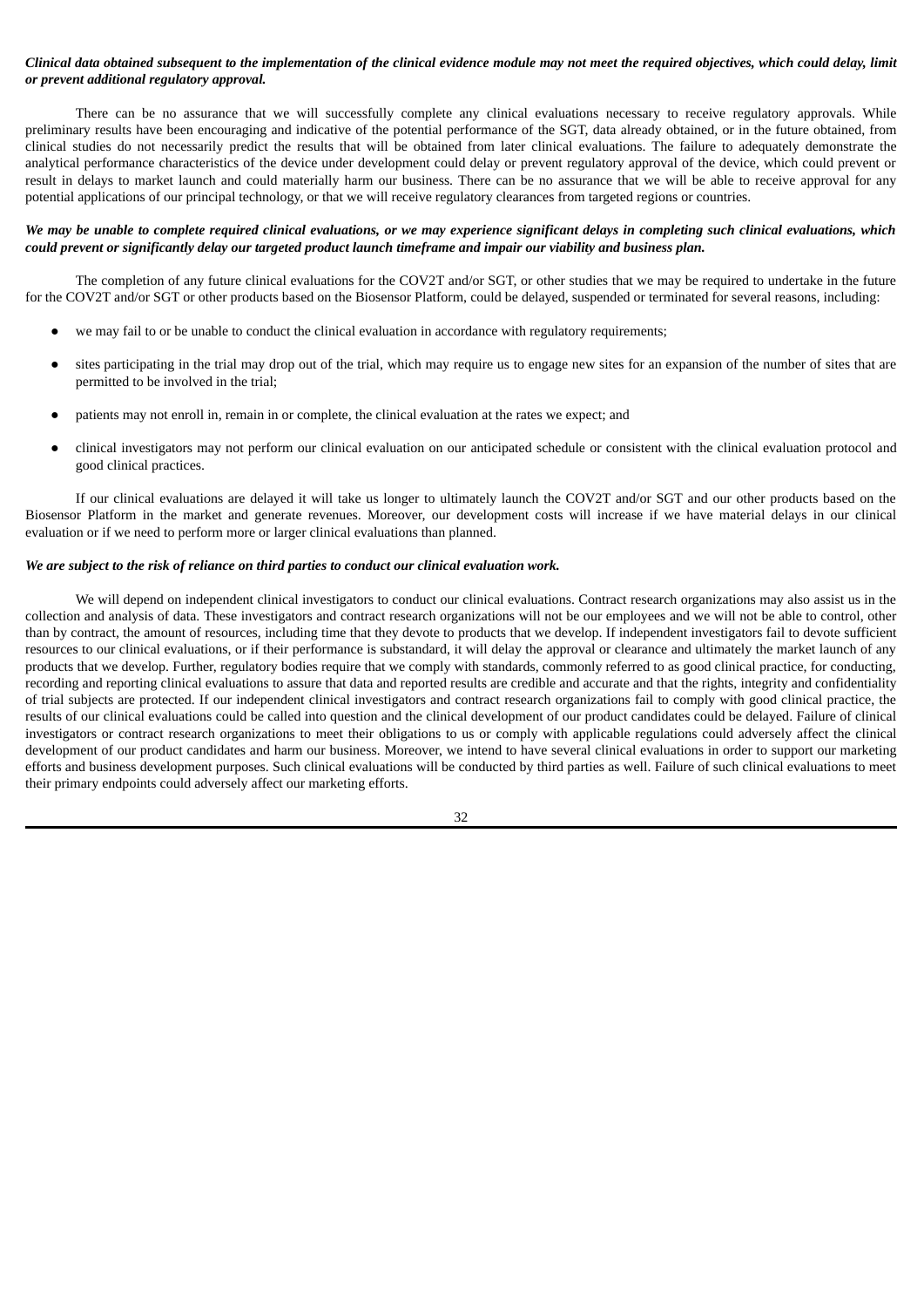***Clinical data obtained subsequent to the implementation of the clinical evidence module may not meet the required objectives, which could delay, limit or prevent additional regulatory approval.***

There can be no assurance that we will successfully complete any clinical evaluations necessary to receive regulatory approvals. While preliminary results have been encouraging and indicative of the potential performance of the SGT, data already obtained, or in the future obtained, from clinical studies do not necessarily predict the results that will be obtained from later clinical evaluations. The failure to adequately demonstrate the analytical performance characteristics of the device under development could delay or prevent regulatory approval of the device, which could prevent or result in delays to market launch and could materially harm our business. There can be no assurance that we will be able to receive approval for any potential applications of our principal technology, or that we will receive regulatory clearances from targeted regions or countries.

***We may be unable to complete required clinical evaluations, or we may experience significant delays in completing such clinical evaluations, which could prevent or significantly delay our targeted product launch timeframe and impair our viability and business plan.***

The completion of any future clinical evaluations for the COV2T and/or SGT, or other studies that we may be required to undertake in the future for the COV2T and/or SGT or other products based on the Biosensor Platform, could be delayed, suspended or terminated for several reasons, including:

- we may fail to or be unable to conduct the clinical evaluation in accordance with regulatory requirements;
- sites participating in the trial may drop out of the trial, which may require us to engage new sites for an expansion of the number of sites that are permitted to be involved in the trial;
- patients may not enroll in, remain in or complete, the clinical evaluation at the rates we expect; and
- clinical investigators may not perform our clinical evaluation on our anticipated schedule or consistent with the clinical evaluation protocol and good clinical practices.

If our clinical evaluations are delayed it will take us longer to ultimately launch the COV2T and/or SGT and our other products based on the Biosensor Platform in the market and generate revenues. Moreover, our development costs will increase if we have material delays in our clinical evaluation or if we need to perform more or larger clinical evaluations than planned.

***We are subject to the risk of reliance on third parties to conduct our clinical evaluation work.***

We will depend on independent clinical investigators to conduct our clinical evaluations. Contract research organizations may also assist us in the collection and analysis of data. These investigators and contract research organizations will not be our employees and we will not be able to control, other than by contract, the amount of resources, including time that they devote to products that we develop. If independent investigators fail to devote sufficient resources to our clinical evaluations, or if their performance is substandard, it will delay the approval or clearance and ultimately the market launch of any products that we develop. Further, regulatory bodies require that we comply with standards, commonly referred to as good clinical practice, for conducting, recording and reporting clinical evaluations to assure that data and reported results are credible and accurate and that the rights, integrity and confidentiality of trial subjects are protected. If our independent clinical investigators and contract research organizations fail to comply with good clinical practice, the results of our clinical evaluations could be called into question and the clinical development of our product candidates could be delayed. Failure of clinical investigators or contract research organizations to meet their obligations to us or comply with applicable regulations could adversely affect the clinical development of our product candidates and harm our business. Moreover, we intend to have several clinical evaluations in order to support our marketing efforts and business development purposes. Such clinical evaluations will be conducted by third parties as well. Failure of such clinical evaluations to meet their primary endpoints could adversely affect our marketing efforts.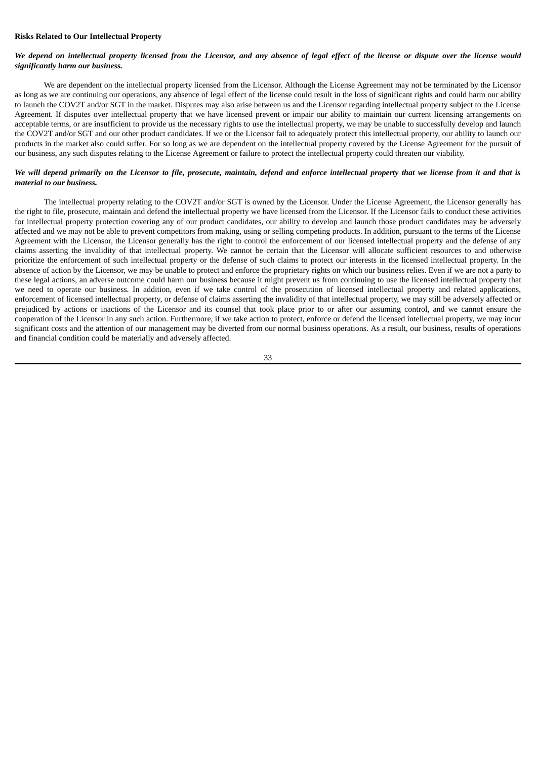**Risks Related to Our Intellectual Property**

***We depend on intellectual property licensed from the Licensor, and any absence of legal effect of the license or dispute over the license would significantly harm our business.***

We are dependent on the intellectual property licensed from the Licensor. Although the License Agreement may not be terminated by the Licensor as long as we are continuing our operations, any absence of legal effect of the license could result in the loss of significant rights and could harm our ability to launch the COV2T and/or SGT in the market. Disputes may also arise between us and the Licensor regarding intellectual property subject to the License Agreement. If disputes over intellectual property that we have licensed prevent or impair our ability to maintain our current licensing arrangements on acceptable terms, or are insufficient to provide us the necessary rights to use the intellectual property, we may be unable to successfully develop and launch the COV2T and/or SGT and our other product candidates. If we or the Licensor fail to adequately protect this intellectual property, our ability to launch our products in the market also could suffer. For so long as we are dependent on the intellectual property covered by the License Agreement for the pursuit of our business, any such disputes relating to the License Agreement or failure to protect the intellectual property could threaten our viability.

***We will depend primarily on the Licensor to file, prosecute, maintain, defend and enforce intellectual property that we license from it and that is material to our business.***

The intellectual property relating to the COV2T and/or SGT is owned by the Licensor. Under the License Agreement, the Licensor generally has the right to file, prosecute, maintain and defend the intellectual property we have licensed from the Licensor. If the Licensor fails to conduct these activities for intellectual property protection covering any of our product candidates, our ability to develop and launch those product candidates may be adversely affected and we may not be able to prevent competitors from making, using or selling competing products. In addition, pursuant to the terms of the License Agreement with the Licensor, the Licensor generally has the right to control the enforcement of our licensed intellectual property and the defense of any claims asserting the invalidity of that intellectual property. We cannot be certain that the Licensor will allocate sufficient resources to and otherwise prioritize the enforcement of such intellectual property or the defense of such claims to protect our interests in the licensed intellectual property. In the absence of action by the Licensor, we may be unable to protect and enforce the proprietary rights on which our business relies. Even if we are not a party to these legal actions, an adverse outcome could harm our business because it might prevent us from continuing to use the licensed intellectual property that we need to operate our business. In addition, even if we take control of the prosecution of licensed intellectual property and related applications, enforcement of licensed intellectual property, or defense of claims asserting the invalidity of that intellectual property, we may still be adversely affected or prejudiced by actions or inactions of the Licensor and its counsel that took place prior to or after our assuming control, and we cannot ensure the cooperation of the Licensor in any such action. Furthermore, if we take action to protect, enforce or defend the licensed intellectual property, we may incur significant costs and the attention of our management may be diverted from our normal business operations. As a result, our business, results of operations and financial condition could be materially and adversely affected.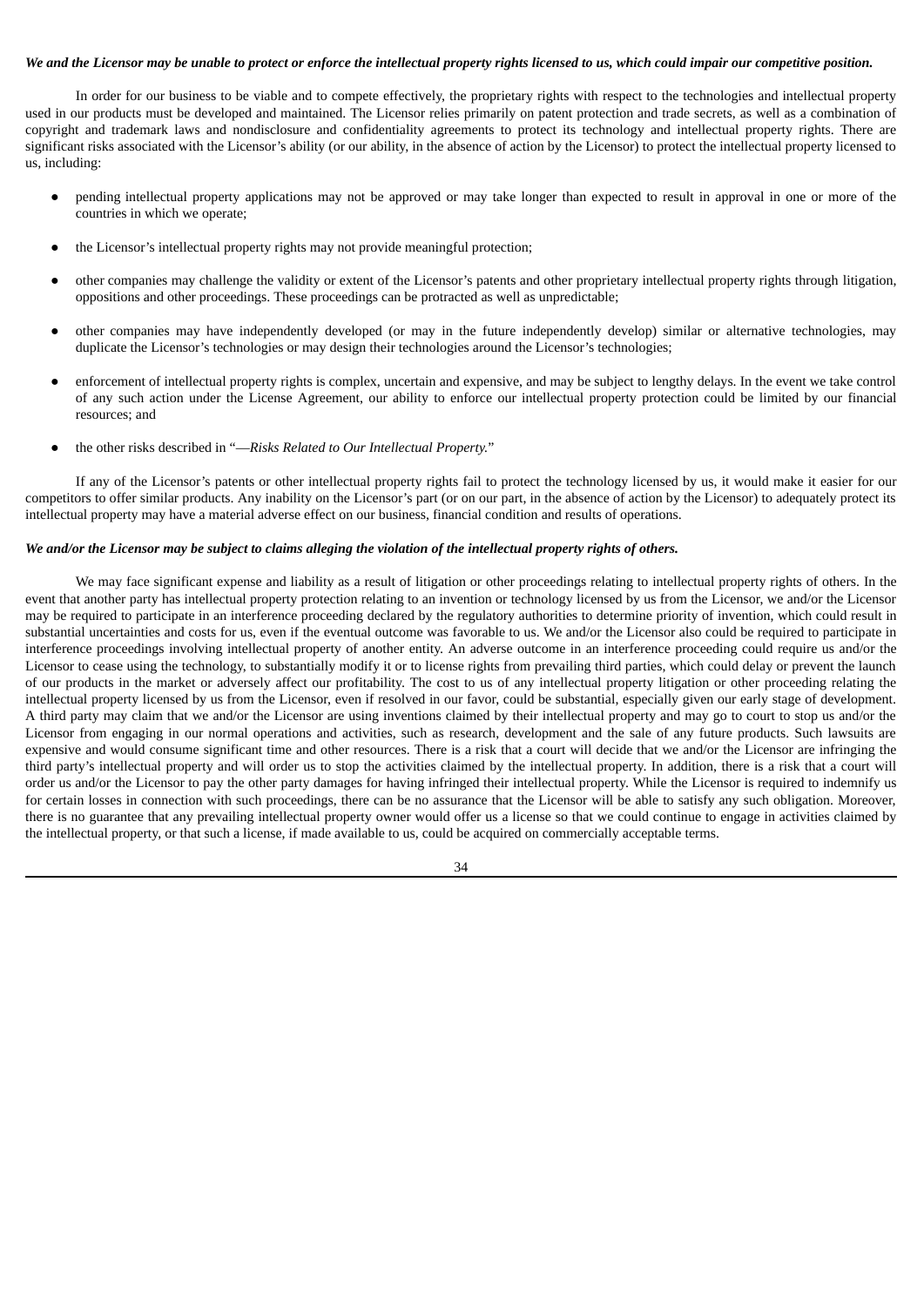***We and the Licensor may be unable to protect or enforce the intellectual property rights licensed to us, which could impair our competitive position.***

In order for our business to be viable and to compete effectively, the proprietary rights with respect to the technologies and intellectual property used in our products must be developed and maintained. The Licensor relies primarily on patent protection and trade secrets, as well as a combination of copyright and trademark laws and nondisclosure and confidentiality agreements to protect its technology and intellectual property rights. There are significant risks associated with the Licensor's ability (or our ability, in the absence of action by the Licensor) to protect the intellectual property licensed to us, including:

- pending intellectual property applications may not be approved or may take longer than expected to result in approval in one or more of the countries in which we operate;
- the Licensor's intellectual property rights may not provide meaningful protection;
- other companies may challenge the validity or extent of the Licensor's patents and other proprietary intellectual property rights through litigation, oppositions and other proceedings. These proceedings can be protracted as well as unpredictable;
- other companies may have independently developed (or may in the future independently develop) similar or alternative technologies, may duplicate the Licensor's technologies or may design their technologies around the Licensor's technologies;
- enforcement of intellectual property rights is complex, uncertain and expensive, and may be subject to lengthy delays. In the event we take control of any such action under the License Agreement, our ability to enforce our intellectual property protection could be limited by our financial resources; and
- the other risks described in "—*Risks Related to Our Intellectual Property.*"

If any of the Licensor's patents or other intellectual property rights fail to protect the technology licensed by us, it would make it easier for our competitors to offer similar products. Any inability on the Licensor's part (or on our part, in the absence of action by the Licensor) to adequately protect its intellectual property may have a material adverse effect on our business, financial condition and results of operations.

***We and/or the Licensor may be subject to claims alleging the violation of the intellectual property rights of others.***

We may face significant expense and liability as a result of litigation or other proceedings relating to intellectual property rights of others. In the event that another party has intellectual property protection relating to an invention or technology licensed by us from the Licensor, we and/or the Licensor may be required to participate in an interference proceeding declared by the regulatory authorities to determine priority of invention, which could result in substantial uncertainties and costs for us, even if the eventual outcome was favorable to us. We and/or the Licensor also could be required to participate in interference proceedings involving intellectual property of another entity. An adverse outcome in an interference proceeding could require us and/or the Licensor to cease using the technology, to substantially modify it or to license rights from prevailing third parties, which could delay or prevent the launch of our products in the market or adversely affect our profitability. The cost to us of any intellectual property litigation or other proceeding relating the intellectual property licensed by us from the Licensor, even if resolved in our favor, could be substantial, especially given our early stage of development. A third party may claim that we and/or the Licensor are using inventions claimed by their intellectual property and may go to court to stop us and/or the Licensor from engaging in our normal operations and activities, such as research, development and the sale of any future products. Such lawsuits are expensive and would consume significant time and other resources. There is a risk that a court will decide that we and/or the Licensor are infringing the third party's intellectual property and will order us to stop the activities claimed by the intellectual property. In addition, there is a risk that a court will order us and/or the Licensor to pay the other party damages for having infringed their intellectual property. While the Licensor is required to indemnify us for certain losses in connection with such proceedings, there can be no assurance that the Licensor will be able to satisfy any such obligation. Moreover, there is no guarantee that any prevailing intellectual property owner would offer us a license so that we could continue to engage in activities claimed by the intellectual property, or that such a license, if made available to us, could be acquired on commercially acceptable terms.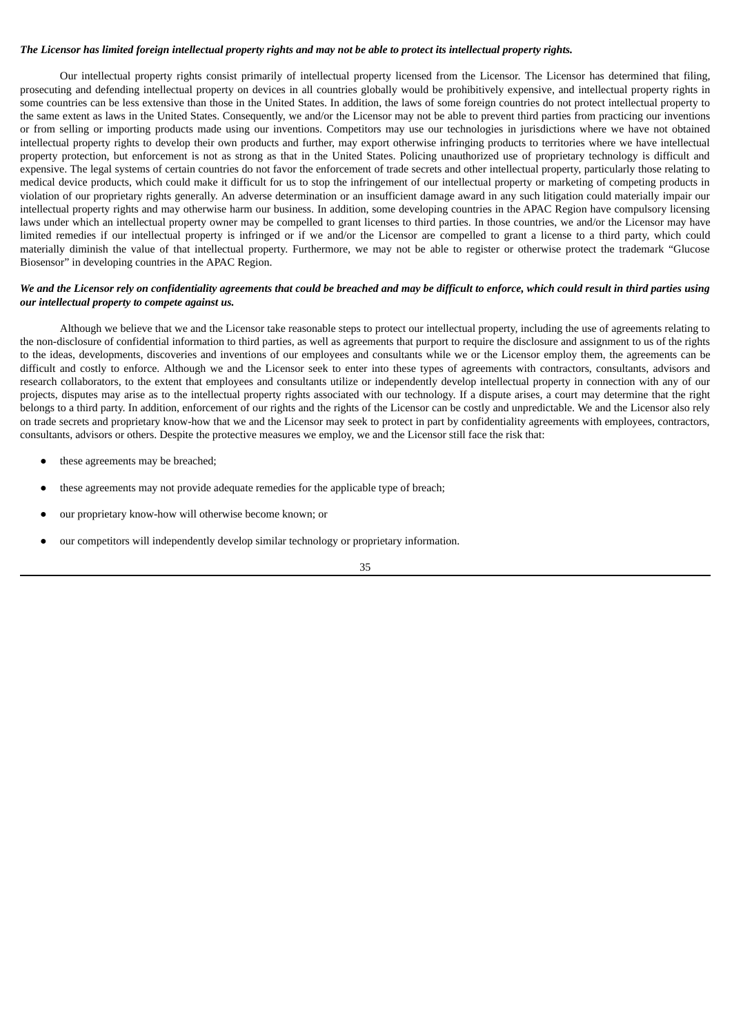***The Licensor has limited foreign intellectual property rights and may not be able to protect its intellectual property rights.***

Our intellectual property rights consist primarily of intellectual property licensed from the Licensor. The Licensor has determined that filing, prosecuting and defending intellectual property on devices in all countries globally would be prohibitively expensive, and intellectual property rights in some countries can be less extensive than those in the United States. In addition, the laws of some foreign countries do not protect intellectual property to the same extent as laws in the United States. Consequently, we and/or the Licensor may not be able to prevent third parties from practicing our inventions or from selling or importing products made using our inventions. Competitors may use our technologies in jurisdictions where we have not obtained intellectual property rights to develop their own products and further, may export otherwise infringing products to territories where we have intellectual property protection, but enforcement is not as strong as that in the United States. Policing unauthorized use of proprietary technology is difficult and expensive. The legal systems of certain countries do not favor the enforcement of trade secrets and other intellectual property, particularly those relating to medical device products, which could make it difficult for us to stop the infringement of our intellectual property or marketing of competing products in violation of our proprietary rights generally. An adverse determination or an insufficient damage award in any such litigation could materially impair our intellectual property rights and may otherwise harm our business. In addition, some developing countries in the APAC Region have compulsory licensing laws under which an intellectual property owner may be compelled to grant licenses to third parties. In those countries, we and/or the Licensor may have limited remedies if our intellectual property is infringed or if we and/or the Licensor are compelled to grant a license to a third party, which could materially diminish the value of that intellectual property. Furthermore, we may not be able to register or otherwise protect the trademark "Glucose Biosensor" in developing countries in the APAC Region.

***We and the Licensor rely on confidentiality agreements that could be breached and may be difficult to enforce, which could result in third parties using our intellectual property to compete against us.***

Although we believe that we and the Licensor take reasonable steps to protect our intellectual property, including the use of agreements relating to the non-disclosure of confidential information to third parties, as well as agreements that purport to require the disclosure and assignment to us of the rights to the ideas, developments, discoveries and inventions of our employees and consultants while we or the Licensor employ them, the agreements can be difficult and costly to enforce. Although we and the Licensor seek to enter into these types of agreements with contractors, consultants, advisors and research collaborators, to the extent that employees and consultants utilize or independently develop intellectual property in connection with any of our projects, disputes may arise as to the intellectual property rights associated with our technology. If a dispute arises, a court may determine that the right belongs to a third party. In addition, enforcement of our rights and the rights of the Licensor can be costly and unpredictable. We and the Licensor also rely on trade secrets and proprietary know-how that we and the Licensor may seek to protect in part by confidentiality agreements with employees, contractors, consultants, advisors or others. Despite the protective measures we employ, we and the Licensor still face the risk that:

- these agreements may be breached;
- these agreements may not provide adequate remedies for the applicable type of breach;
- our proprietary know-how will otherwise become known; or
- our competitors will independently develop similar technology or proprietary information.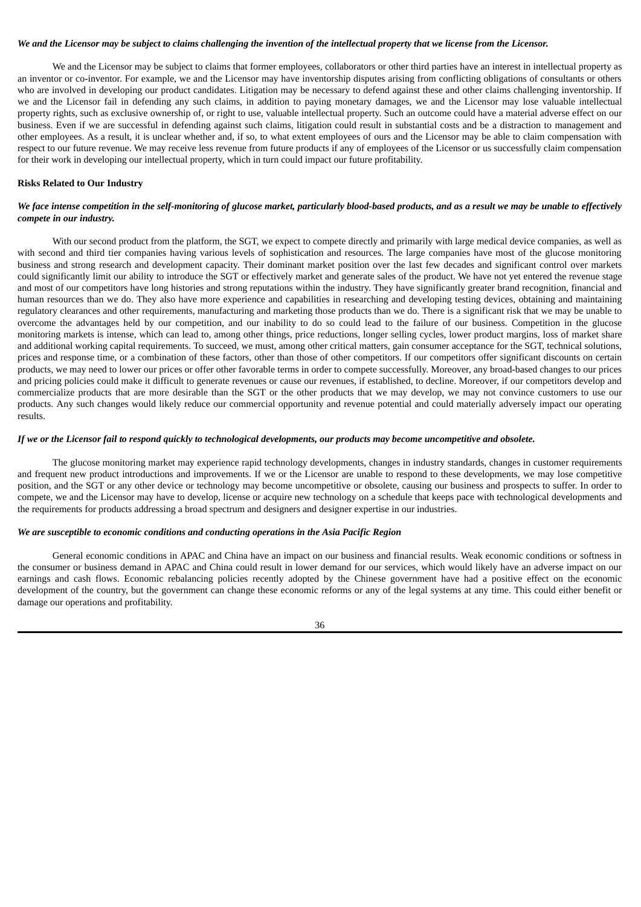*We and the Licensor may be subject to claims challenging the invention of the intellectual property that we license from the Licensor.*

We and the Licensor may be subject to claims that former employees, collaborators or other third parties have an interest in intellectual property as an inventor or co-inventor. For example, we and the Licensor may have inventorship disputes arising from conflicting obligations of consultants or others who are involved in developing our product candidates. Litigation may be necessary to defend against these and other claims challenging inventorship. If we and the Licensor fail in defending any such claims, in addition to paying monetary damages, we and the Licensor may lose valuable intellectual property rights, such as exclusive ownership of, or right to use, valuable intellectual property. Such an outcome could have a material adverse effect on our business. Even if we are successful in defending against such claims, litigation could result in substantial costs and be a distraction to management and other employees. As a result, it is unclear whether and, if so, to what extent employees of ours and the Licensor may be able to claim compensation with respect to our future revenue. We may receive less revenue from future products if any of employees of the Licensor or us successfully claim compensation for their work in developing our intellectual property, which in turn could impact our future profitability.

**Risks Related to Our Industry**

*We face intense competition in the self-monitoring of glucose market, particularly blood-based products, and as a result we may be unable to effectively compete in our industry.*

With our second product from the platform, the SGT, we expect to compete directly and primarily with large medical device companies, as well as with second and third tier companies having various levels of sophistication and resources. The large companies have most of the glucose monitoring business and strong research and development capacity. Their dominant market position over the last few decades and significant control over markets could significantly limit our ability to introduce the SGT or effectively market and generate sales of the product. We have not yet entered the revenue stage and most of our competitors have long histories and strong reputations within the industry. They have significantly greater brand recognition, financial and human resources than we do. They also have more experience and capabilities in researching and developing testing devices, obtaining and maintaining regulatory clearances and other requirements, manufacturing and marketing those products than we do. There is a significant risk that we may be unable to overcome the advantages held by our competition, and our inability to do so could lead to the failure of our business. Competition in the glucose monitoring markets is intense, which can lead to, among other things, price reductions, longer selling cycles, lower product margins, loss of market share and additional working capital requirements. To succeed, we must, among other critical matters, gain consumer acceptance for the SGT, technical solutions, prices and response time, or a combination of these factors, other than those of other competitors. If our competitors offer significant discounts on certain products, we may need to lower our prices or offer other favorable terms in order to compete successfully. Moreover, any broad-based changes to our prices and pricing policies could make it difficult to generate revenues or cause our revenues, if established, to decline. Moreover, if our competitors develop and commercialize products that are more desirable than the SGT or the other products that we may develop, we may not convince customers to use our products. Any such changes would likely reduce our commercial opportunity and revenue potential and could materially adversely impact our operating results.

*If we or the Licensor fail to respond quickly to technological developments, our products may become uncompetitive and obsolete.*

The glucose monitoring market may experience rapid technology developments, changes in industry standards, changes in customer requirements and frequent new product introductions and improvements. If we or the Licensor are unable to respond to these developments, we may lose competitive position, and the SGT or any other device or technology may become uncompetitive or obsolete, causing our business and prospects to suffer. In order to compete, we and the Licensor may have to develop, license or acquire new technology on a schedule that keeps pace with technological developments and the requirements for products addressing a broad spectrum and designers and designer expertise in our industries.

*We are susceptible to economic conditions and conducting operations in the Asia Pacific Region*

General economic conditions in APAC and China have an impact on our business and financial results. Weak economic conditions or softness in the consumer or business demand in APAC and China could result in lower demand for our services, which would likely have an adverse impact on our earnings and cash flows. Economic rebalancing policies recently adopted by the Chinese government have had a positive effect on the economic development of the country, but the government can change these economic reforms or any of the legal systems at any time. This could either benefit or damage our operations and profitability.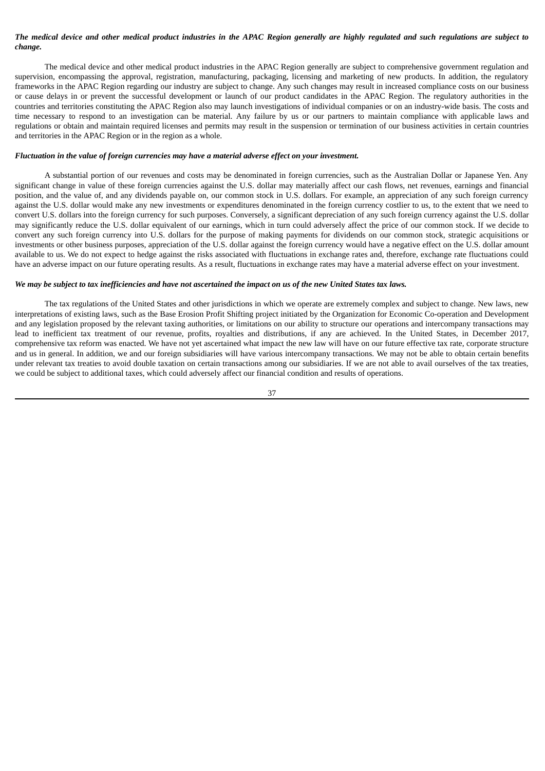***The medical device and other medical product industries in the APAC Region generally are highly regulated and such regulations are subject to change.***

The medical device and other medical product industries in the APAC Region generally are subject to comprehensive government regulation and supervision, encompassing the approval, registration, manufacturing, packaging, licensing and marketing of new products. In addition, the regulatory frameworks in the APAC Region regarding our industry are subject to change. Any such changes may result in increased compliance costs on our business or cause delays in or prevent the successful development or launch of our product candidates in the APAC Region. The regulatory authorities in the countries and territories constituting the APAC Region also may launch investigations of individual companies or on an industry-wide basis. The costs and time necessary to respond to an investigation can be material. Any failure by us or our partners to maintain compliance with applicable laws and regulations or obtain and maintain required licenses and permits may result in the suspension or termination of our business activities in certain countries and territories in the APAC Region or in the region as a whole.

***Fluctuation in the value of foreign currencies may have a material adverse effect on your investment.***

A substantial portion of our revenues and costs may be denominated in foreign currencies, such as the Australian Dollar or Japanese Yen. Any significant change in value of these foreign currencies against the U.S. dollar may materially affect our cash flows, net revenues, earnings and financial position, and the value of, and any dividends payable on, our common stock in U.S. dollars. For example, an appreciation of any such foreign currency against the U.S. dollar would make any new investments or expenditures denominated in the foreign currency costlier to us, to the extent that we need to convert U.S. dollars into the foreign currency for such purposes. Conversely, a significant depreciation of any such foreign currency against the U.S. dollar may significantly reduce the U.S. dollar equivalent of our earnings, which in turn could adversely affect the price of our common stock. If we decide to convert any such foreign currency into U.S. dollars for the purpose of making payments for dividends on our common stock, strategic acquisitions or investments or other business purposes, appreciation of the U.S. dollar against the foreign currency would have a negative effect on the U.S. dollar amount available to us. We do not expect to hedge against the risks associated with fluctuations in exchange rates and, therefore, exchange rate fluctuations could have an adverse impact on our future operating results. As a result, fluctuations in exchange rates may have a material adverse effect on your investment.

***We may be subject to tax inefficiencies and have not ascertained the impact on us of the new United States tax laws.***

The tax regulations of the United States and other jurisdictions in which we operate are extremely complex and subject to change. New laws, new interpretations of existing laws, such as the Base Erosion Profit Shifting project initiated by the Organization for Economic Co-operation and Development and any legislation proposed by the relevant taxing authorities, or limitations on our ability to structure our operations and intercompany transactions may lead to inefficient tax treatment of our revenue, profits, royalties and distributions, if any are achieved. In the United States, in December 2017, comprehensive tax reform was enacted. We have not yet ascertained what impact the new law will have on our future effective tax rate, corporate structure and us in general. In addition, we and our foreign subsidiaries will have various intercompany transactions. We may not be able to obtain certain benefits under relevant tax treaties to avoid double taxation on certain transactions among our subsidiaries. If we are not able to avail ourselves of the tax treaties, we could be subject to additional taxes, which could adversely affect our financial condition and results of operations.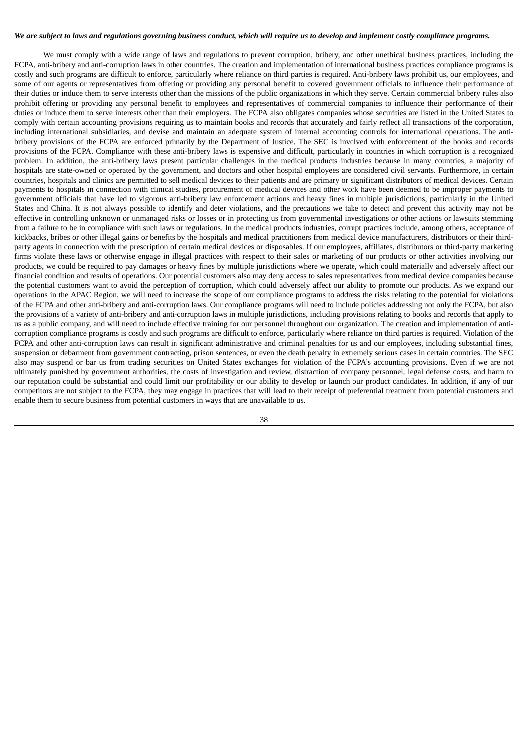***We are subject to laws and regulations governing business conduct, which will require us to develop and implement costly compliance programs.***

We must comply with a wide range of laws and regulations to prevent corruption, bribery, and other unethical business practices, including the FCPA, anti-bribery and anti-corruption laws in other countries. The creation and implementation of international business practices compliance programs is costly and such programs are difficult to enforce, particularly where reliance on third parties is required. Anti-bribery laws prohibit us, our employees, and some of our agents or representatives from offering or providing any personal benefit to covered government officials to influence their performance of their duties or induce them to serve interests other than the missions of the public organizations in which they serve. Certain commercial bribery rules also prohibit offering or providing any personal benefit to employees and representatives of commercial companies to influence their performance of their duties or induce them to serve interests other than their employers. The FCPA also obligates companies whose securities are listed in the United States to comply with certain accounting provisions requiring us to maintain books and records that accurately and fairly reflect all transactions of the corporation, including international subsidiaries, and devise and maintain an adequate system of internal accounting controls for international operations. The anti-bribery provisions of the FCPA are enforced primarily by the Department of Justice. The SEC is involved with enforcement of the books and records provisions of the FCPA. Compliance with these anti-bribery laws is expensive and difficult, particularly in countries in which corruption is a recognized problem. In addition, the anti-bribery laws present particular challenges in the medical products industries because in many countries, a majority of hospitals are state-owned or operated by the government, and doctors and other hospital employees are considered civil servants. Furthermore, in certain countries, hospitals and clinics are permitted to sell medical devices to their patients and are primary or significant distributors of medical devices. Certain payments to hospitals in connection with clinical studies, procurement of medical devices and other work have been deemed to be improper payments to government officials that have led to vigorous anti-bribery law enforcement actions and heavy fines in multiple jurisdictions, particularly in the United States and China. It is not always possible to identify and deter violations, and the precautions we take to detect and prevent this activity may not be effective in controlling unknown or unmanaged risks or losses or in protecting us from governmental investigations or other actions or lawsuits stemming from a failure to be in compliance with such laws or regulations. In the medical products industries, corrupt practices include, among others, acceptance of kickbacks, bribes or other illegal gains or benefits by the hospitals and medical practitioners from medical device manufacturers, distributors or their third-party agents in connection with the prescription of certain medical devices or disposables. If our employees, affiliates, distributors or third-party marketing firms violate these laws or otherwise engage in illegal practices with respect to their sales or marketing of our products or other activities involving our products, we could be required to pay damages or heavy fines by multiple jurisdictions where we operate, which could materially and adversely affect our financial condition and results of operations. Our potential customers also may deny access to sales representatives from medical device companies because the potential customers want to avoid the perception of corruption, which could adversely affect our ability to promote our products. As we expand our operations in the APAC Region, we will need to increase the scope of our compliance programs to address the risks relating to the potential for violations of the FCPA and other anti-bribery and anti-corruption laws. Our compliance programs will need to include policies addressing not only the FCPA, but also the provisions of a variety of anti-bribery and anti-corruption laws in multiple jurisdictions, including provisions relating to books and records that apply to us as a public company, and will need to include effective training for our personnel throughout our organization. The creation and implementation of anti-corruption compliance programs is costly and such programs are difficult to enforce, particularly where reliance on third parties is required. Violation of the FCPA and other anti-corruption laws can result in significant administrative and criminal penalties for us and our employees, including substantial fines, suspension or debarment from government contracting, prison sentences, or even the death penalty in extremely serious cases in certain countries. The SEC also may suspend or bar us from trading securities on United States exchanges for violation of the FCPA's accounting provisions. Even if we are not ultimately punished by government authorities, the costs of investigation and review, distraction of company personnel, legal defense costs, and harm to our reputation could be substantial and could limit our profitability or our ability to develop or launch our product candidates. In addition, if any of our competitors are not subject to the FCPA, they may engage in practices that will lead to their receipt of preferential treatment from potential customers and enable them to secure business from potential customers in ways that are unavailable to us.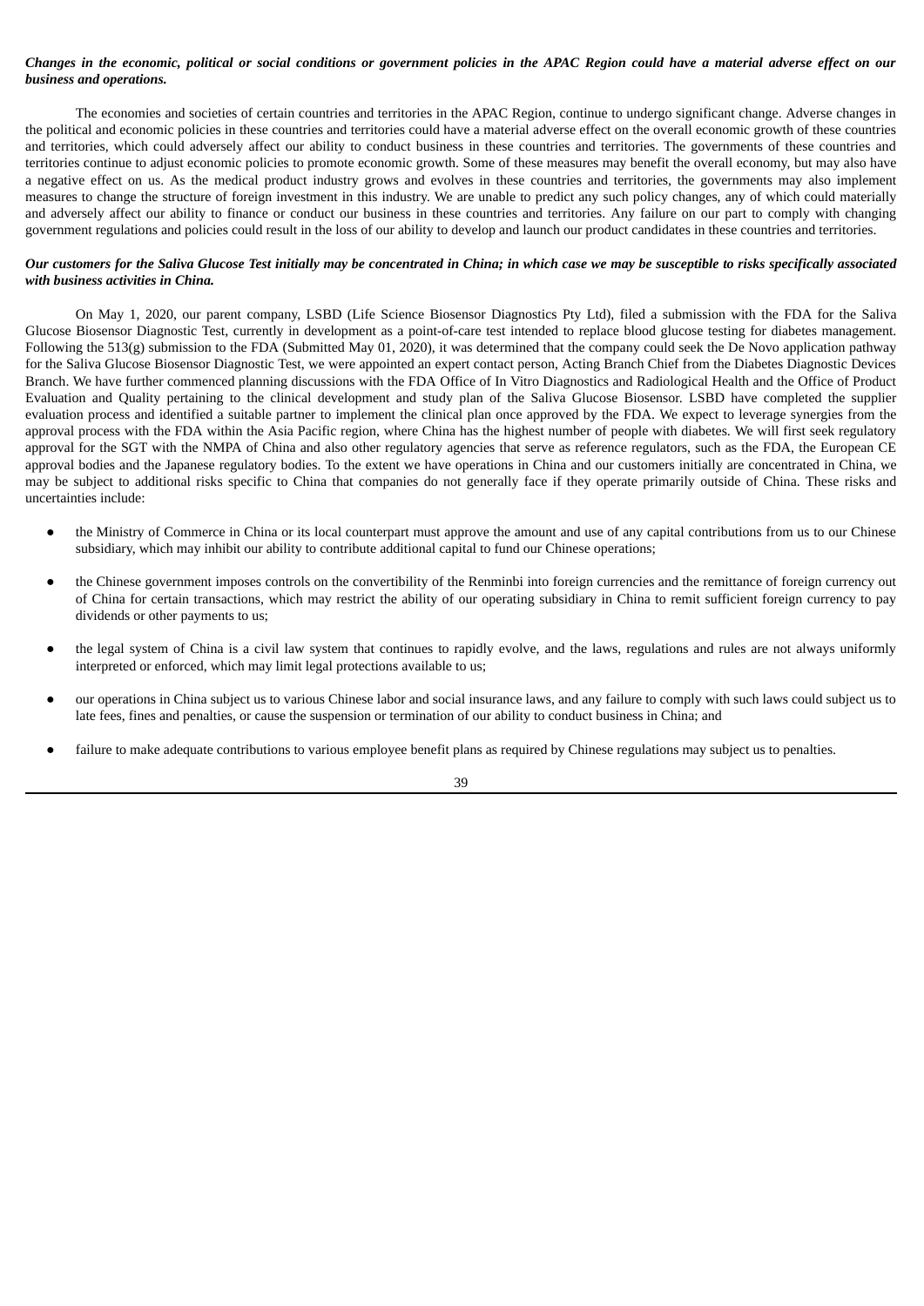***Changes in the economic, political or social conditions or government policies in the APAC Region could have a material adverse effect on our business and operations.***

The economies and societies of certain countries and territories in the APAC Region, continue to undergo significant change. Adverse changes in the political and economic policies in these countries and territories could have a material adverse effect on the overall economic growth of these countries and territories, which could adversely affect our ability to conduct business in these countries and territories. The governments of these countries and territories continue to adjust economic policies to promote economic growth. Some of these measures may benefit the overall economy, but may also have a negative effect on us. As the medical product industry grows and evolves in these countries and territories, the governments may also implement measures to change the structure of foreign investment in this industry. We are unable to predict any such policy changes, any of which could materially and adversely affect our ability to finance or conduct our business in these countries and territories. Any failure on our part to comply with changing government regulations and policies could result in the loss of our ability to develop and launch our product candidates in these countries and territories.

***Our customers for the Saliva Glucose Test initially may be concentrated in China; in which case we may be susceptible to risks specifically associated with business activities in China.***

On May 1, 2020, our parent company, LSBD (Life Science Biosensor Diagnostics Pty Ltd), filed a submission with the FDA for the Saliva Glucose Biosensor Diagnostic Test, currently in development as a point-of-care test intended to replace blood glucose testing for diabetes management. Following the 513(g) submission to the FDA (Submitted May 01, 2020), it was determined that the company could seek the De Novo application pathway for the Saliva Glucose Biosensor Diagnostic Test, we were appointed an expert contact person, Acting Branch Chief from the Diabetes Diagnostic Devices Branch. We have further commenced planning discussions with the FDA Office of In Vitro Diagnostics and Radiological Health and the Office of Product Evaluation and Quality pertaining to the clinical development and study plan of the Saliva Glucose Biosensor. LSBD have completed the supplier evaluation process and identified a suitable partner to implement the clinical plan once approved by the FDA. We expect to leverage synergies from the approval process with the FDA within the Asia Pacific region, where China has the highest number of people with diabetes. We will first seek regulatory approval for the SGT with the NMPA of China and also other regulatory agencies that serve as reference regulators, such as the FDA, the European CE approval bodies and the Japanese regulatory bodies. To the extent we have operations in China and our customers initially are concentrated in China, we may be subject to additional risks specific to China that companies do not generally face if they operate primarily outside of China. These risks and uncertainties include:

- the Ministry of Commerce in China or its local counterpart must approve the amount and use of any capital contributions from us to our Chinese subsidiary, which may inhibit our ability to contribute additional capital to fund our Chinese operations;
- the Chinese government imposes controls on the convertibility of the Renminbi into foreign currencies and the remittance of foreign currency out of China for certain transactions, which may restrict the ability of our operating subsidiary in China to remit sufficient foreign currency to pay dividends or other payments to us;
- the legal system of China is a civil law system that continues to rapidly evolve, and the laws, regulations and rules are not always uniformly interpreted or enforced, which may limit legal protections available to us;
- our operations in China subject us to various Chinese labor and social insurance laws, and any failure to comply with such laws could subject us to late fees, fines and penalties, or cause the suspension or termination of our ability to conduct business in China; and
- failure to make adequate contributions to various employee benefit plans as required by Chinese regulations may subject us to penalties.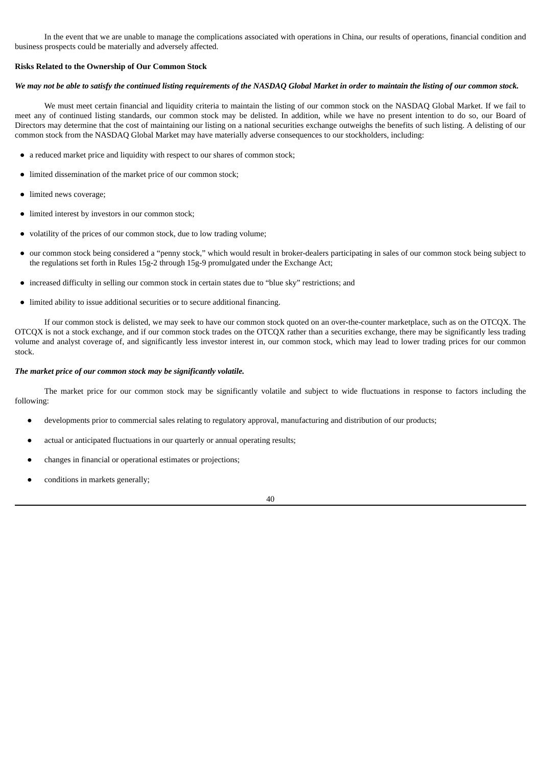In the event that we are unable to manage the complications associated with operations in China, our results of operations, financial condition and business prospects could be materially and adversely affected.

**Risks Related to the Ownership of Our Common Stock**

***We may not be able to satisfy the continued listing requirements of the NASDAQ Global Market in order to maintain the listing of our common stock.***

We must meet certain financial and liquidity criteria to maintain the listing of our common stock on the NASDAQ Global Market. If we fail to meet any of continued listing standards, our common stock may be delisted. In addition, while we have no present intention to do so, our Board of Directors may determine that the cost of maintaining our listing on a national securities exchange outweighs the benefits of such listing. A delisting of our common stock from the NASDAQ Global Market may have materially adverse consequences to our stockholders, including:

- a reduced market price and liquidity with respect to our shares of common stock;
- limited dissemination of the market price of our common stock;
- limited news coverage;
- limited interest by investors in our common stock;
- volatility of the prices of our common stock, due to low trading volume;
- our common stock being considered a "penny stock," which would result in broker-dealers participating in sales of our common stock being subject to the regulations set forth in Rules 15g-2 through 15g-9 promulgated under the Exchange Act;
- increased difficulty in selling our common stock in certain states due to "blue sky" restrictions; and
- limited ability to issue additional securities or to secure additional financing.

If our common stock is delisted, we may seek to have our common stock quoted on an over-the-counter marketplace, such as on the OTCQX. The OTCQX is not a stock exchange, and if our common stock trades on the OTCQX rather than a securities exchange, there may be significantly less trading volume and analyst coverage of, and significantly less investor interest in, our common stock, which may lead to lower trading prices for our common stock.

***The market price of our common stock may be significantly volatile.***

The market price for our common stock may be significantly volatile and subject to wide fluctuations in response to factors including the following:

- developments prior to commercial sales relating to regulatory approval, manufacturing and distribution of our products;
- actual or anticipated fluctuations in our quarterly or annual operating results;
- changes in financial or operational estimates or projections;
- conditions in markets generally;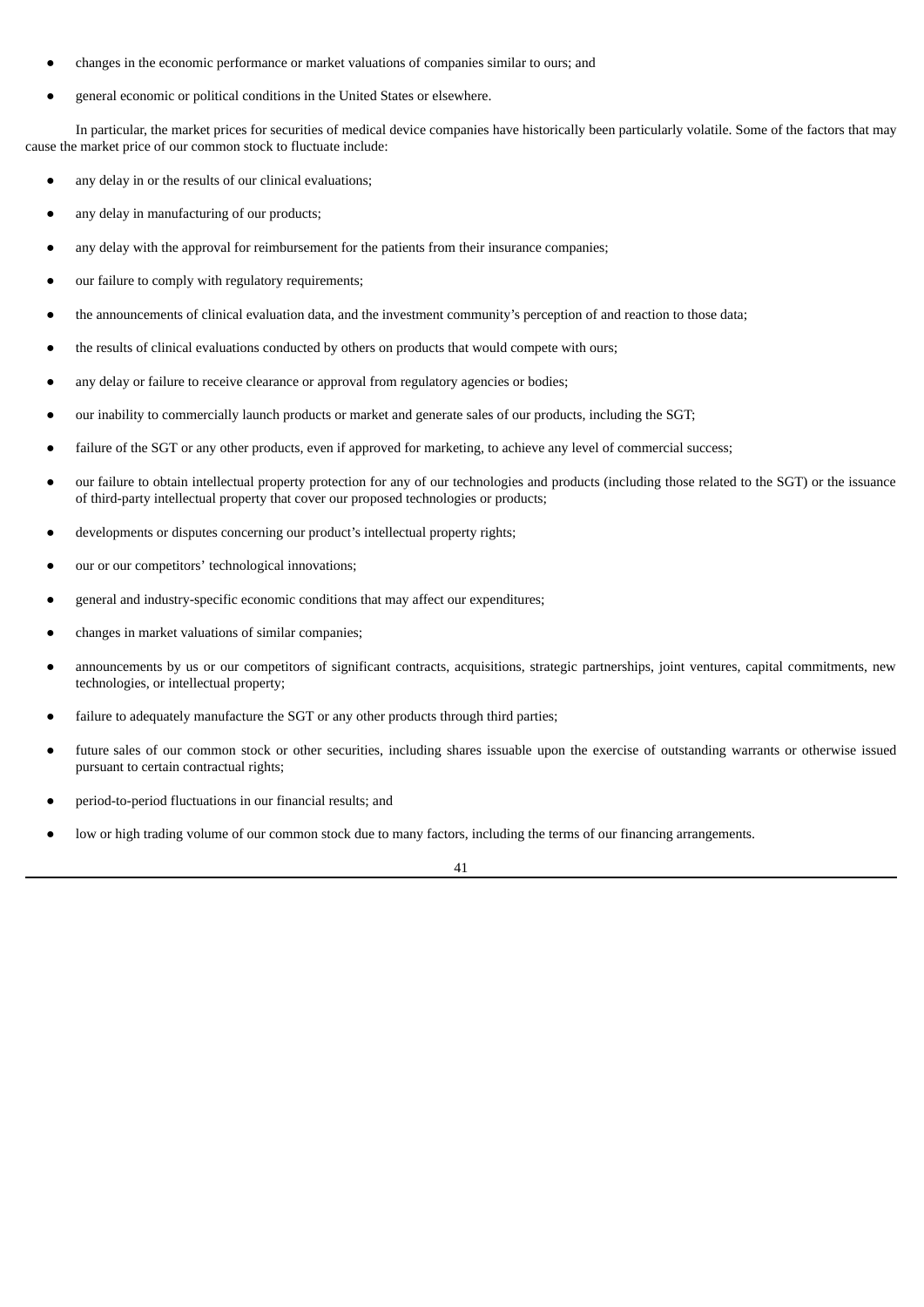- changes in the economic performance or market valuations of companies similar to ours; and
- general economic or political conditions in the United States or elsewhere.

In particular, the market prices for securities of medical device companies have historically been particularly volatile. Some of the factors that may cause the market price of our common stock to fluctuate include:

- any delay in or the results of our clinical evaluations;
- any delay in manufacturing of our products;
- any delay with the approval for reimbursement for the patients from their insurance companies;
- our failure to comply with regulatory requirements;
- the announcements of clinical evaluation data, and the investment community's perception of and reaction to those data;
- the results of clinical evaluations conducted by others on products that would compete with ours;
- any delay or failure to receive clearance or approval from regulatory agencies or bodies;
- our inability to commercially launch products or market and generate sales of our products, including the SGT;
- failure of the SGT or any other products, even if approved for marketing, to achieve any level of commercial success;
- our failure to obtain intellectual property protection for any of our technologies and products (including those related to the SGT) or the issuance of third-party intellectual property that cover our proposed technologies or products;
- developments or disputes concerning our product's intellectual property rights;
- our or our competitors' technological innovations;
- general and industry-specific economic conditions that may affect our expenditures;
- changes in market valuations of similar companies;
- announcements by us or our competitors of significant contracts, acquisitions, strategic partnerships, joint ventures, capital commitments, new technologies, or intellectual property;
- failure to adequately manufacture the SGT or any other products through third parties;
- future sales of our common stock or other securities, including shares issuable upon the exercise of outstanding warrants or otherwise issued pursuant to certain contractual rights;
- period-to-period fluctuations in our financial results; and
- low or high trading volume of our common stock due to many factors, including the terms of our financing arrangements.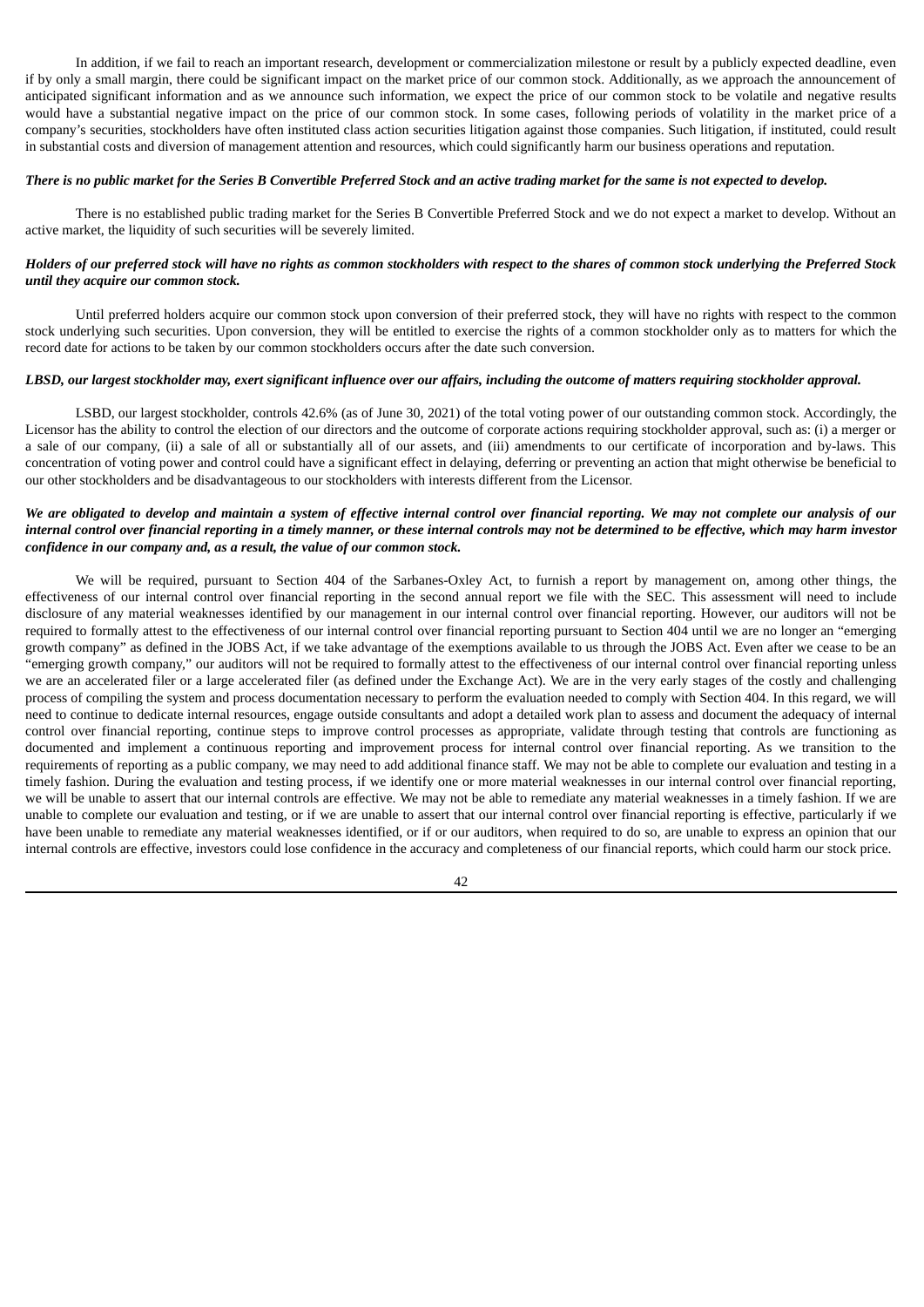In addition, if we fail to reach an important research, development or commercialization milestone or result by a publicly expected deadline, even if by only a small margin, there could be significant impact on the market price of our common stock. Additionally, as we approach the announcement of anticipated significant information and as we announce such information, we expect the price of our common stock to be volatile and negative results would have a substantial negative impact on the price of our common stock. In some cases, following periods of volatility in the market price of a company's securities, stockholders have often instituted class action securities litigation against those companies. Such litigation, if instituted, could result in substantial costs and diversion of management attention and resources, which could significantly harm our business operations and reputation.

***There is no public market for the Series B Convertible Preferred Stock and an active trading market for the same is not expected to develop.***

There is no established public trading market for the Series B Convertible Preferred Stock and we do not expect a market to develop. Without an active market, the liquidity of such securities will be severely limited.

***Holders of our preferred stock will have no rights as common stockholders with respect to the shares of common stock underlying the Preferred Stock until they acquire our common stock.***

Until preferred holders acquire our common stock upon conversion of their preferred stock, they will have no rights with respect to the common stock underlying such securities. Upon conversion, they will be entitled to exercise the rights of a common stockholder only as to matters for which the record date for actions to be taken by our common stockholders occurs after the date such conversion.

***LBSD, our largest stockholder may, exert significant influence over our affairs, including the outcome of matters requiring stockholder approval.***

LSBD, our largest stockholder, controls 42.6% (as of June 30, 2021) of the total voting power of our outstanding common stock. Accordingly, the Licensor has the ability to control the election of our directors and the outcome of corporate actions requiring stockholder approval, such as: (i) a merger or a sale of our company, (ii) a sale of all or substantially all of our assets, and (iii) amendments to our certificate of incorporation and by-laws. This concentration of voting power and control could have a significant effect in delaying, deferring or preventing an action that might otherwise be beneficial to our other stockholders and be disadvantageous to our stockholders with interests different from the Licensor.

***We are obligated to develop and maintain a system of effective internal control over financial reporting. We may not complete our analysis of our internal control over financial reporting in a timely manner, or these internal controls may not be determined to be effective, which may harm investor confidence in our company and, as a result, the value of our common stock.***

We will be required, pursuant to Section 404 of the Sarbanes-Oxley Act, to furnish a report by management on, among other things, the effectiveness of our internal control over financial reporting in the second annual report we file with the SEC. This assessment will need to include disclosure of any material weaknesses identified by our management in our internal control over financial reporting. However, our auditors will not be required to formally attest to the effectiveness of our internal control over financial reporting pursuant to Section 404 until we are no longer an "emerging growth company" as defined in the JOBS Act, if we take advantage of the exemptions available to us through the JOBS Act. Even after we cease to be an "emerging growth company," our auditors will not be required to formally attest to the effectiveness of our internal control over financial reporting unless we are an accelerated filer or a large accelerated filer (as defined under the Exchange Act). We are in the very early stages of the costly and challenging process of compiling the system and process documentation necessary to perform the evaluation needed to comply with Section 404. In this regard, we will need to continue to dedicate internal resources, engage outside consultants and adopt a detailed work plan to assess and document the adequacy of internal control over financial reporting, continue steps to improve control processes as appropriate, validate through testing that controls are functioning as documented and implement a continuous reporting and improvement process for internal control over financial reporting. As we transition to the requirements of reporting as a public company, we may need to add additional finance staff. We may not be able to complete our evaluation and testing in a timely fashion. During the evaluation and testing process, if we identify one or more material weaknesses in our internal control over financial reporting, we will be unable to assert that our internal controls are effective. We may not be able to remediate any material weaknesses in a timely fashion. If we are unable to complete our evaluation and testing, or if we are unable to assert that our internal control over financial reporting is effective, particularly if we have been unable to remediate any material weaknesses identified, or if or our auditors, when required to do so, are unable to express an opinion that our internal controls are effective, investors could lose confidence in the accuracy and completeness of our financial reports, which could harm our stock price.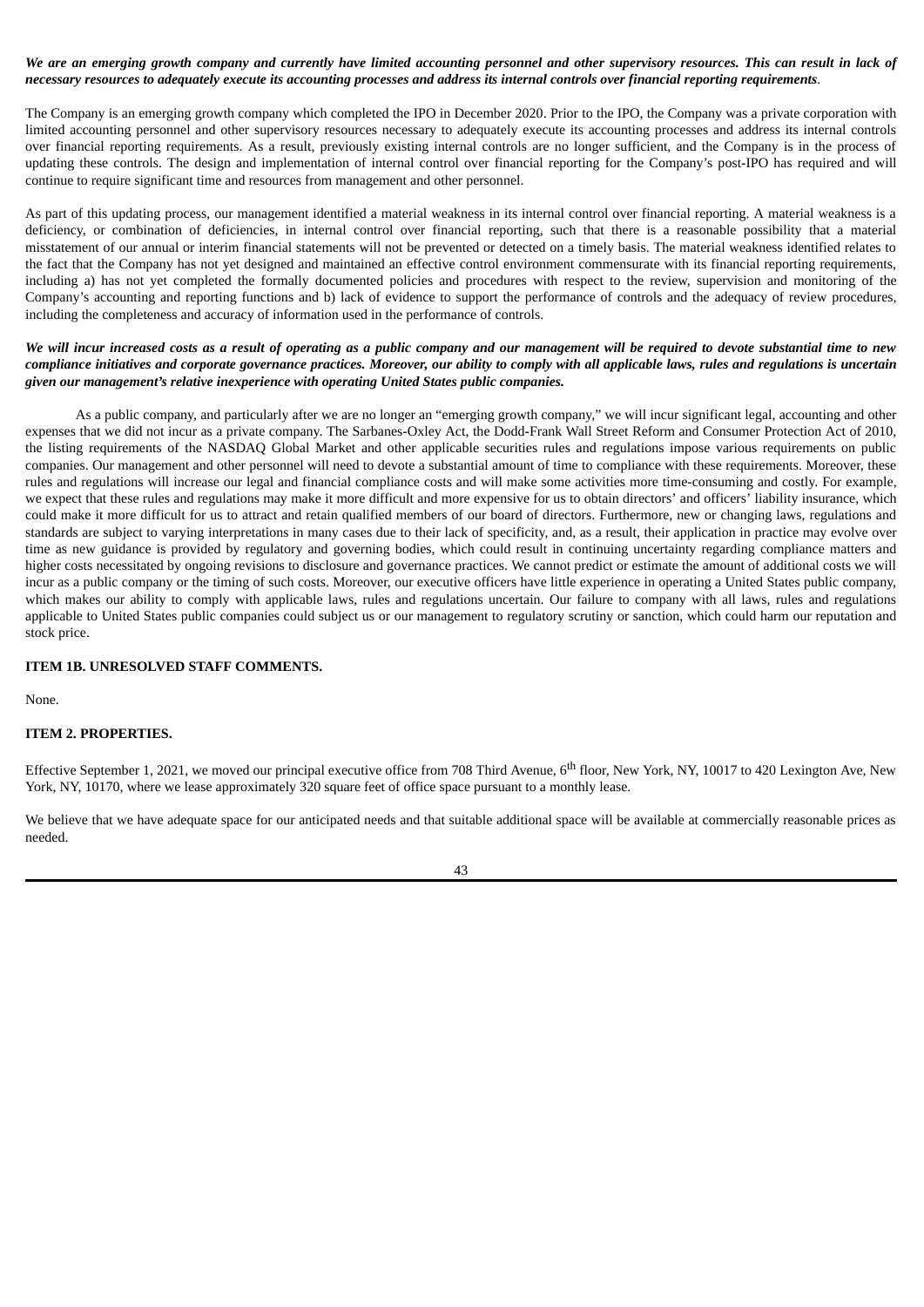***We are an emerging growth company and currently have limited accounting personnel and other supervisory resources. This can result in lack of necessary resources to adequately execute its accounting processes and address its internal controls over financial reporting requirements*.**

The Company is an emerging growth company which completed the IPO in December 2020. Prior to the IPO, the Company was a private corporation with limited accounting personnel and other supervisory resources necessary to adequately execute its accounting processes and address its internal controls over financial reporting requirements. As a result, previously existing internal controls are no longer sufficient, and the Company is in the process of updating these controls. The design and implementation of internal control over financial reporting for the Company's post-IPO has required and will continue to require significant time and resources from management and other personnel.

As part of this updating process, our management identified a material weakness in its internal control over financial reporting. A material weakness is a deficiency, or combination of deficiencies, in internal control over financial reporting, such that there is a reasonable possibility that a material misstatement of our annual or interim financial statements will not be prevented or detected on a timely basis. The material weakness identified relates to the fact that the Company has not yet designed and maintained an effective control environment commensurate with its financial reporting requirements, including a) has not yet completed the formally documented policies and procedures with respect to the review, supervision and monitoring of the Company's accounting and reporting functions and b) lack of evidence to support the performance of controls and the adequacy of review procedures, including the completeness and accuracy of information used in the performance of controls.

***We will incur increased costs as a result of operating as a public company and our management will be required to devote substantial time to new compliance initiatives and corporate governance practices. Moreover, our ability to comply with all applicable laws, rules and regulations is uncertain given our management's relative inexperience with operating United States public companies.***

As a public company, and particularly after we are no longer an "emerging growth company," we will incur significant legal, accounting and other expenses that we did not incur as a private company. The Sarbanes-Oxley Act, the Dodd-Frank Wall Street Reform and Consumer Protection Act of 2010, the listing requirements of the NASDAQ Global Market and other applicable securities rules and regulations impose various requirements on public companies. Our management and other personnel will need to devote a substantial amount of time to compliance with these requirements. Moreover, these rules and regulations will increase our legal and financial compliance costs and will make some activities more time-consuming and costly. For example, we expect that these rules and regulations may make it more difficult and more expensive for us to obtain directors' and officers' liability insurance, which could make it more difficult for us to attract and retain qualified members of our board of directors. Furthermore, new or changing laws, regulations and standards are subject to varying interpretations in many cases due to their lack of specificity, and, as a result, their application in practice may evolve over time as new guidance is provided by regulatory and governing bodies, which could result in continuing uncertainty regarding compliance matters and higher costs necessitated by ongoing revisions to disclosure and governance practices. We cannot predict or estimate the amount of additional costs we will incur as a public company or the timing of such costs. Moreover, our executive officers have little experience in operating a United States public company, which makes our ability to comply with applicable laws, rules and regulations uncertain. Our failure to company with all laws, rules and regulations applicable to United States public companies could subject us or our management to regulatory scrutiny or sanction, which could harm our reputation and stock price.

## ITEM 1B. UNRESOLVED STAFF COMMENTS.

None.

## ITEM 2. PROPERTIES.

Effective September 1, 2021, we moved our principal executive office from 708 Third Avenue, 6th floor, New York, NY, 10017 to 420 Lexington Ave, New York, NY, 10170, where we lease approximately 320 square feet of office space pursuant to a monthly lease.

We believe that we have adequate space for our anticipated needs and that suitable additional space will be available at commercially reasonable prices as needed.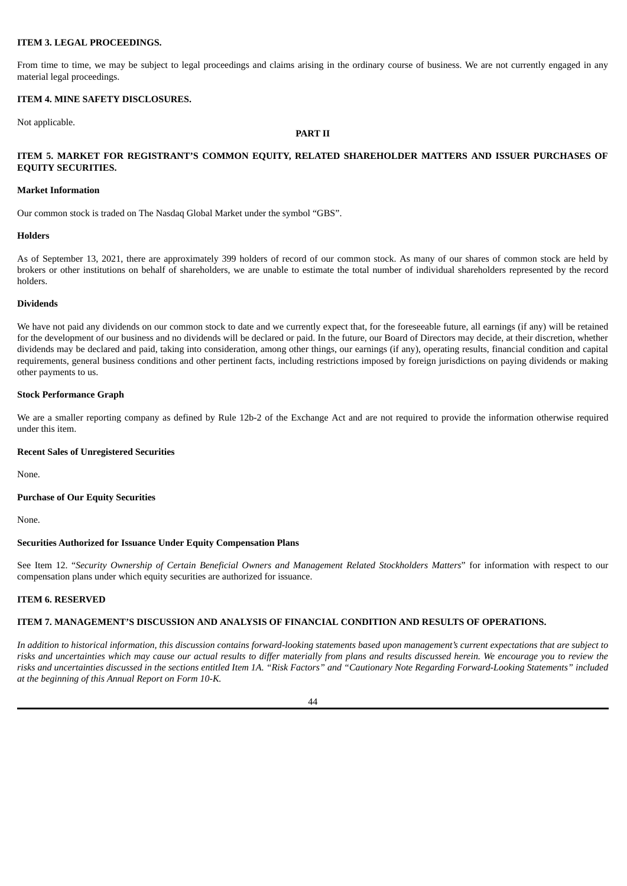## ITEM 3. LEGAL PROCEEDINGS.

From time to time, we may be subject to legal proceedings and claims arising in the ordinary course of business. We are not currently engaged in any material legal proceedings.

## ITEM 4. MINE SAFETY DISCLOSURES.

Not applicable.

# PART II

## ITEM 5. MARKET FOR REGISTRANT'S COMMON EQUITY, RELATED SHAREHOLDER MATTERS AND ISSUER PURCHASES OF EQUITY SECURITIES.

### Market Information

Our common stock is traded on The Nasdaq Global Market under the symbol "GBS".

### Holders

As of September 13, 2021, there are approximately 399 holders of record of our common stock. As many of our shares of common stock are held by brokers or other institutions on behalf of shareholders, we are unable to estimate the total number of individual shareholders represented by the record holders.

### Dividends

We have not paid any dividends on our common stock to date and we currently expect that, for the foreseeable future, all earnings (if any) will be retained for the development of our business and no dividends will be declared or paid. In the future, our Board of Directors may decide, at their discretion, whether dividends may be declared and paid, taking into consideration, among other things, our earnings (if any), operating results, financial condition and capital requirements, general business conditions and other pertinent facts, including restrictions imposed by foreign jurisdictions on paying dividends or making other payments to us.

### Stock Performance Graph

We are a smaller reporting company as defined by Rule 12b-2 of the Exchange Act and are not required to provide the information otherwise required under this item.

### Recent Sales of Unregistered Securities

None.

### Purchase of Our Equity Securities

None.

### Securities Authorized for Issuance Under Equity Compensation Plans

See Item 12. "*Security Ownership of Certain Beneficial Owners and Management Related Stockholders Matters*" for information with respect to our compensation plans under which equity securities are authorized for issuance.

## ITEM 6. RESERVED

## ITEM 7. MANAGEMENT'S DISCUSSION AND ANALYSIS OF FINANCIAL CONDITION AND RESULTS OF OPERATIONS.

*In addition to historical information, this discussion contains forward-looking statements based upon management's current expectations that are subject to risks and uncertainties which may cause our actual results to differ materially from plans and results discussed herein. We encourage you to review the risks and uncertainties discussed in the sections entitled Item 1A. "Risk Factors" and "Cautionary Note Regarding Forward-Looking Statements" included at the beginning of this Annual Report on Form 10-K.*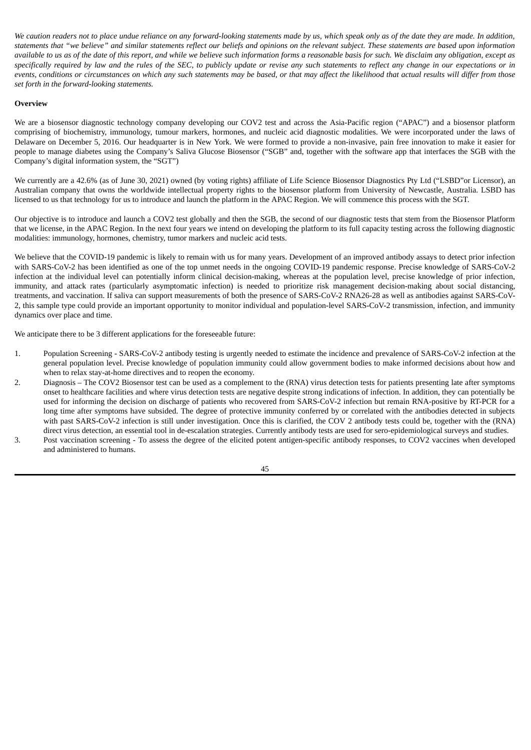*We caution readers not to place undue reliance on any forward-looking statements made by us, which speak only as of the date they are made. In addition, statements that "we believe" and similar statements reflect our beliefs and opinions on the relevant subject. These statements are based upon information available to us as of the date of this report, and while we believe such information forms a reasonable basis for such. We disclaim any obligation, except as specifically required by law and the rules of the SEC, to publicly update or revise any such statements to reflect any change in our expectations or in events, conditions or circumstances on which any such statements may be based, or that may affect the likelihood that actual results will differ from those set forth in the forward-looking statements.*

**Overview**

We are a biosensor diagnostic technology company developing our COV2 test and across the Asia-Pacific region ("APAC") and a biosensor platform comprising of biochemistry, immunology, tumour markers, hormones, and nucleic acid diagnostic modalities. We were incorporated under the laws of Delaware on December 5, 2016. Our headquarter is in New York. We were formed to provide a non-invasive, pain free innovation to make it easier for people to manage diabetes using the Company's Saliva Glucose Biosensor ("SGB" and, together with the software app that interfaces the SGB with the Company's digital information system, the "SGT")

We currently are a 42.6% (as of June 30, 2021) owned (by voting rights) affiliate of Life Science Biosensor Diagnostics Pty Ltd ("LSBD"or Licensor), an Australian company that owns the worldwide intellectual property rights to the biosensor platform from University of Newcastle, Australia. LSBD has licensed to us that technology for us to introduce and launch the platform in the APAC Region. We will commence this process with the SGT.

Our objective is to introduce and launch a COV2 test globally and then the SGB, the second of our diagnostic tests that stem from the Biosensor Platform that we license, in the APAC Region. In the next four years we intend on developing the platform to its full capacity testing across the following diagnostic modalities: immunology, hormones, chemistry, tumor markers and nucleic acid tests.

We believe that the COVID-19 pandemic is likely to remain with us for many years. Development of an improved antibody assays to detect prior infection with SARS-CoV-2 has been identified as one of the top unmet needs in the ongoing COVID-19 pandemic response. Precise knowledge of SARS-CoV-2 infection at the individual level can potentially inform clinical decision-making, whereas at the population level, precise knowledge of prior infection, immunity, and attack rates (particularly asymptomatic infection) is needed to prioritize risk management decision-making about social distancing, treatments, and vaccination. If saliva can support measurements of both the presence of SARS-CoV-2 RNA26-28 as well as antibodies against SARS-CoV-2, this sample type could provide an important opportunity to monitor individual and population-level SARS-CoV-2 transmission, infection, and immunity dynamics over place and time.

We anticipate there to be 3 different applications for the foreseeable future:

1. Population Screening - SARS-CoV-2 antibody testing is urgently needed to estimate the incidence and prevalence of SARS-CoV-2 infection at the general population level. Precise knowledge of population immunity could allow government bodies to make informed decisions about how and when to relax stay-at-home directives and to reopen the economy.
2. Diagnosis – The COV2 Biosensor test can be used as a complement to the (RNA) virus detection tests for patients presenting late after symptoms onset to healthcare facilities and where virus detection tests are negative despite strong indications of infection. In addition, they can potentially be used for informing the decision on discharge of patients who recovered from SARS-CoV-2 infection but remain RNA-positive by RT-PCR for a long time after symptoms have subsided. The degree of protective immunity conferred by or correlated with the antibodies detected in subjects with past SARS-CoV-2 infection is still under investigation. Once this is clarified, the COV 2 antibody tests could be, together with the (RNA) direct virus detection, an essential tool in de-escalation strategies. Currently antibody tests are used for sero-epidemiological surveys and studies.
3. Post vaccination screening - To assess the degree of the elicited potent antigen-specific antibody responses, to COV2 vaccines when developed and administered to humans.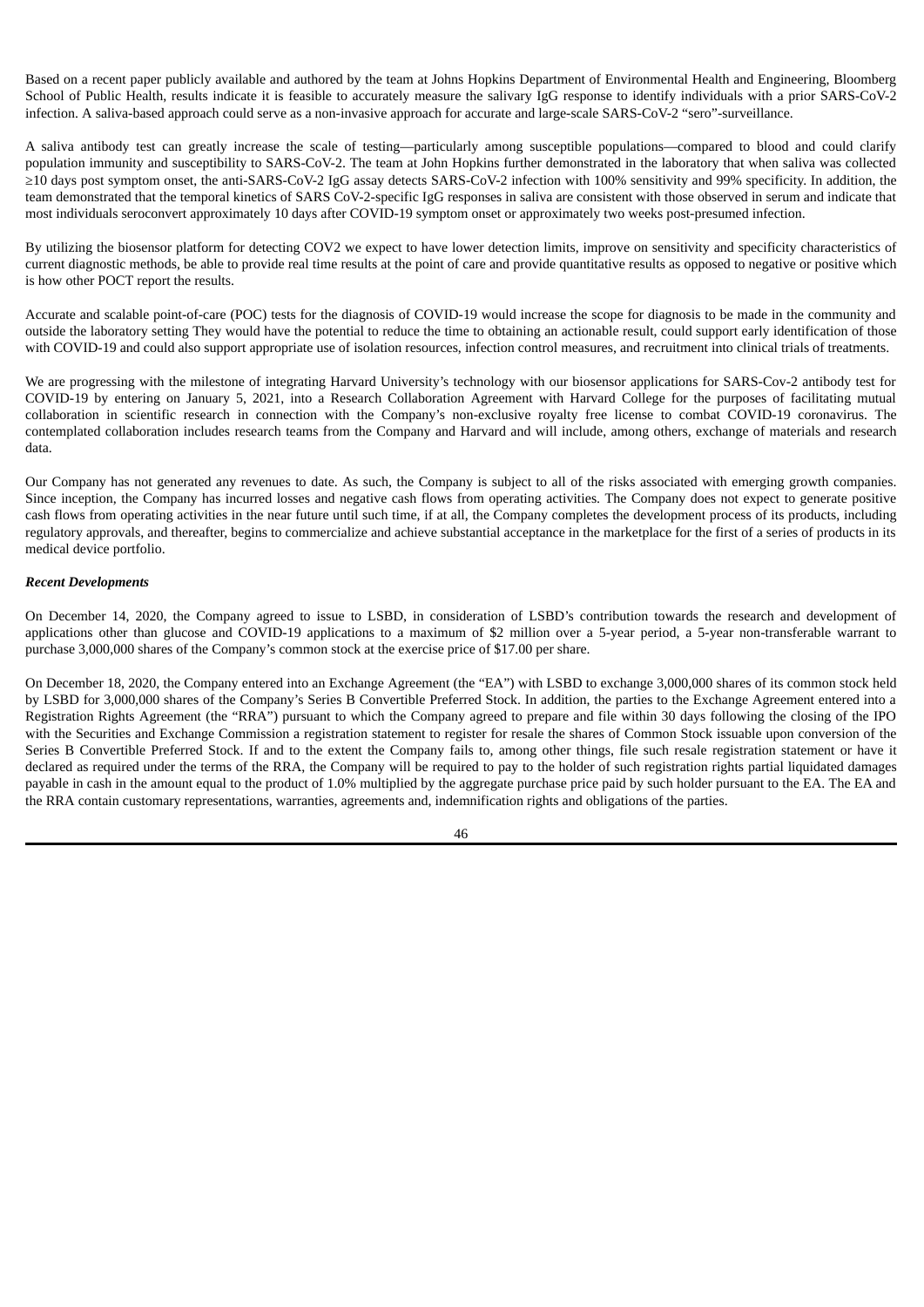Based on a recent paper publicly available and authored by the team at Johns Hopkins Department of Environmental Health and Engineering, Bloomberg School of Public Health, results indicate it is feasible to accurately measure the salivary IgG response to identify individuals with a prior SARS-CoV-2 infection. A saliva-based approach could serve as a non-invasive approach for accurate and large-scale SARS-CoV-2 "sero"-surveillance.

A saliva antibody test can greatly increase the scale of testing—particularly among susceptible populations—compared to blood and could clarify population immunity and susceptibility to SARS-CoV-2. The team at John Hopkins further demonstrated in the laboratory that when saliva was collected ≥10 days post symptom onset, the anti-SARS-CoV-2 IgG assay detects SARS-CoV-2 infection with 100% sensitivity and 99% specificity. In addition, the team demonstrated that the temporal kinetics of SARS CoV-2-specific IgG responses in saliva are consistent with those observed in serum and indicate that most individuals seroconvert approximately 10 days after COVID-19 symptom onset or approximately two weeks post-presumed infection.

By utilizing the biosensor platform for detecting COV2 we expect to have lower detection limits, improve on sensitivity and specificity characteristics of current diagnostic methods, be able to provide real time results at the point of care and provide quantitative results as opposed to negative or positive which is how other POCT report the results.

Accurate and scalable point-of-care (POC) tests for the diagnosis of COVID-19 would increase the scope for diagnosis to be made in the community and outside the laboratory setting They would have the potential to reduce the time to obtaining an actionable result, could support early identification of those with COVID-19 and could also support appropriate use of isolation resources, infection control measures, and recruitment into clinical trials of treatments.

We are progressing with the milestone of integrating Harvard University's technology with our biosensor applications for SARS-Cov-2 antibody test for COVID-19 by entering on January 5, 2021, into a Research Collaboration Agreement with Harvard College for the purposes of facilitating mutual collaboration in scientific research in connection with the Company's non-exclusive royalty free license to combat COVID-19 coronavirus. The contemplated collaboration includes research teams from the Company and Harvard and will include, among others, exchange of materials and research data.

Our Company has not generated any revenues to date. As such, the Company is subject to all of the risks associated with emerging growth companies. Since inception, the Company has incurred losses and negative cash flows from operating activities. The Company does not expect to generate positive cash flows from operating activities in the near future until such time, if at all, the Company completes the development process of its products, including regulatory approvals, and thereafter, begins to commercialize and achieve substantial acceptance in the marketplace for the first of a series of products in its medical device portfolio.

***Recent Developments***

On December 14, 2020, the Company agreed to issue to LSBD, in consideration of LSBD's contribution towards the research and development of applications other than glucose and COVID-19 applications to a maximum of $2 million over a 5-year period, a 5-year non-transferable warrant to purchase 3,000,000 shares of the Company's common stock at the exercise price of $17.00 per share.

On December 18, 2020, the Company entered into an Exchange Agreement (the "EA") with LSBD to exchange 3,000,000 shares of its common stock held by LSBD for 3,000,000 shares of the Company's Series B Convertible Preferred Stock. In addition, the parties to the Exchange Agreement entered into a Registration Rights Agreement (the "RRA") pursuant to which the Company agreed to prepare and file within 30 days following the closing of the IPO with the Securities and Exchange Commission a registration statement to register for resale the shares of Common Stock issuable upon conversion of the Series B Convertible Preferred Stock. If and to the extent the Company fails to, among other things, file such resale registration statement or have it declared as required under the terms of the RRA, the Company will be required to pay to the holder of such registration rights partial liquidated damages payable in cash in the amount equal to the product of 1.0% multiplied by the aggregate purchase price paid by such holder pursuant to the EA. The EA and the RRA contain customary representations, warranties, agreements and, indemnification rights and obligations of the parties.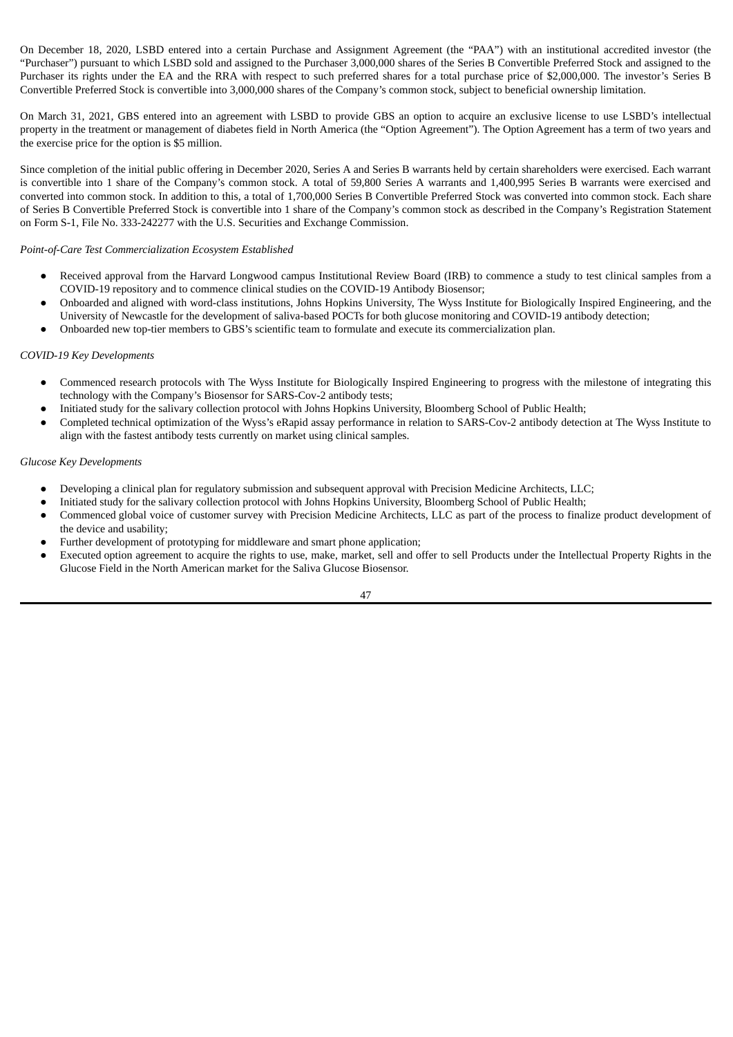On December 18, 2020, LSBD entered into a certain Purchase and Assignment Agreement (the "PAA") with an institutional accredited investor (the "Purchaser") pursuant to which LSBD sold and assigned to the Purchaser 3,000,000 shares of the Series B Convertible Preferred Stock and assigned to the Purchaser its rights under the EA and the RRA with respect to such preferred shares for a total purchase price of $2,000,000. The investor's Series B Convertible Preferred Stock is convertible into 3,000,000 shares of the Company's common stock, subject to beneficial ownership limitation.

On March 31, 2021, GBS entered into an agreement with LSBD to provide GBS an option to acquire an exclusive license to use LSBD's intellectual property in the treatment or management of diabetes field in North America (the "Option Agreement"). The Option Agreement has a term of two years and the exercise price for the option is $5 million.

Since completion of the initial public offering in December 2020, Series A and Series B warrants held by certain shareholders were exercised. Each warrant is convertible into 1 share of the Company's common stock. A total of 59,800 Series A warrants and 1,400,995 Series B warrants were exercised and converted into common stock. In addition to this, a total of 1,700,000 Series B Convertible Preferred Stock was converted into common stock. Each share of Series B Convertible Preferred Stock is convertible into 1 share of the Company's common stock as described in the Company's Registration Statement on Form S-1, File No. 333-242277 with the U.S. Securities and Exchange Commission.

*Point-of-Care Test Commercialization Ecosystem Established*

- Received approval from the Harvard Longwood campus Institutional Review Board (IRB) to commence a study to test clinical samples from a COVID-19 repository and to commence clinical studies on the COVID-19 Antibody Biosensor;
- Onboarded and aligned with word-class institutions, Johns Hopkins University, The Wyss Institute for Biologically Inspired Engineering, and the University of Newcastle for the development of saliva-based POCTs for both glucose monitoring and COVID-19 antibody detection;
- Onboarded new top-tier members to GBS's scientific team to formulate and execute its commercialization plan.

*COVID-19 Key Developments*

- Commenced research protocols with The Wyss Institute for Biologically Inspired Engineering to progress with the milestone of integrating this technology with the Company's Biosensor for SARS-Cov-2 antibody tests;
- Initiated study for the salivary collection protocol with Johns Hopkins University, Bloomberg School of Public Health;
- Completed technical optimization of the Wyss's eRapid assay performance in relation to SARS-Cov-2 antibody detection at The Wyss Institute to align with the fastest antibody tests currently on market using clinical samples.

*Glucose Key Developments*

- Developing a clinical plan for regulatory submission and subsequent approval with Precision Medicine Architects, LLC;
- Initiated study for the salivary collection protocol with Johns Hopkins University, Bloomberg School of Public Health;
- Commenced global voice of customer survey with Precision Medicine Architects, LLC as part of the process to finalize product development of the device and usability;
- Further development of prototyping for middleware and smart phone application;
- Executed option agreement to acquire the rights to use, make, market, sell and offer to sell Products under the Intellectual Property Rights in the Glucose Field in the North American market for the Saliva Glucose Biosensor.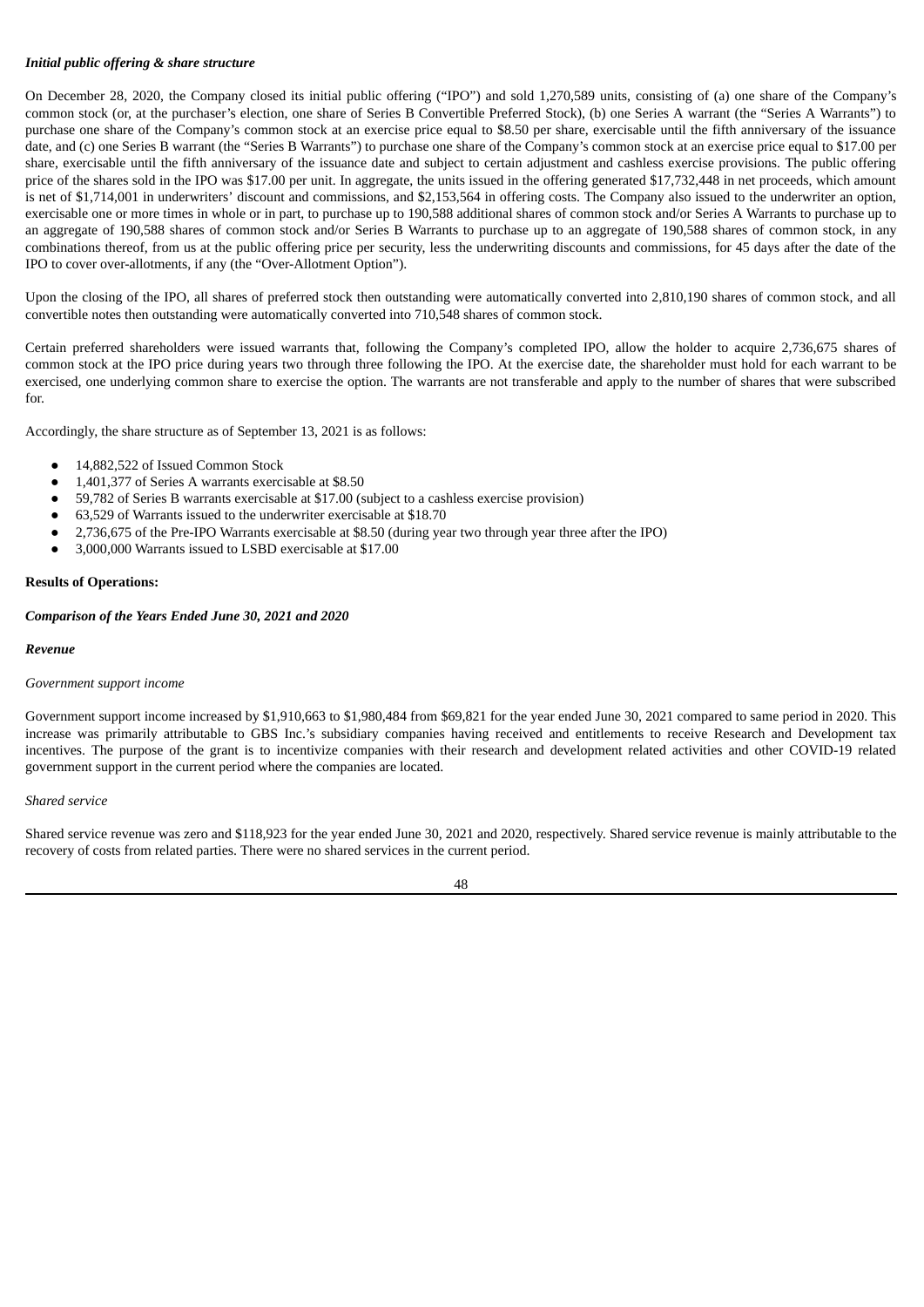***Initial public offering & share structure***

On December 28, 2020, the Company closed its initial public offering ("IPO") and sold 1,270,589 units, consisting of (a) one share of the Company's common stock (or, at the purchaser's election, one share of Series B Convertible Preferred Stock), (b) one Series A warrant (the "Series A Warrants") to purchase one share of the Company's common stock at an exercise price equal to $8.50 per share, exercisable until the fifth anniversary of the issuance date, and (c) one Series B warrant (the "Series B Warrants") to purchase one share of the Company's common stock at an exercise price equal to $17.00 per share, exercisable until the fifth anniversary of the issuance date and subject to certain adjustment and cashless exercise provisions. The public offering price of the shares sold in the IPO was $17.00 per unit. In aggregate, the units issued in the offering generated $17,732,448 in net proceeds, which amount is net of $1,714,001 in underwriters' discount and commissions, and $2,153,564 in offering costs. The Company also issued to the underwriter an option, exercisable one or more times in whole or in part, to purchase up to 190,588 additional shares of common stock and/or Series A Warrants to purchase up to an aggregate of 190,588 shares of common stock and/or Series B Warrants to purchase up to an aggregate of 190,588 shares of common stock, in any combinations thereof, from us at the public offering price per security, less the underwriting discounts and commissions, for 45 days after the date of the IPO to cover over-allotments, if any (the "Over-Allotment Option").

Upon the closing of the IPO, all shares of preferred stock then outstanding were automatically converted into 2,810,190 shares of common stock, and all convertible notes then outstanding were automatically converted into 710,548 shares of common stock.

Certain preferred shareholders were issued warrants that, following the Company's completed IPO, allow the holder to acquire 2,736,675 shares of common stock at the IPO price during years two through three following the IPO. At the exercise date, the shareholder must hold for each warrant to be exercised, one underlying common share to exercise the option. The warrants are not transferable and apply to the number of shares that were subscribed for.

Accordingly, the share structure as of September 13, 2021 is as follows:

- 14,882,522 of Issued Common Stock
- 1,401,377 of Series A warrants exercisable at $8.50
- 59,782 of Series B warrants exercisable at $17.00 (subject to a cashless exercise provision)
- 63,529 of Warrants issued to the underwriter exercisable at $18.70
- 2,736,675 of the Pre-IPO Warrants exercisable at $8.50 (during year two through year three after the IPO)
- 3,000,000 Warrants issued to LSBD exercisable at $17.00

**Results of Operations:**

***Comparison of the Years Ended June 30, 2021 and 2020***

***Revenue***

*Government support income*

Government support income increased by $1,910,663 to $1,980,484 from $69,821 for the year ended June 30, 2021 compared to same period in 2020. This increase was primarily attributable to GBS Inc.'s subsidiary companies having received and entitlements to receive Research and Development tax incentives. The purpose of the grant is to incentivize companies with their research and development related activities and other COVID-19 related government support in the current period where the companies are located.

*Shared service*

Shared service revenue was zero and $118,923 for the year ended June 30, 2021 and 2020, respectively. Shared service revenue is mainly attributable to the recovery of costs from related parties. There were no shared services in the current period.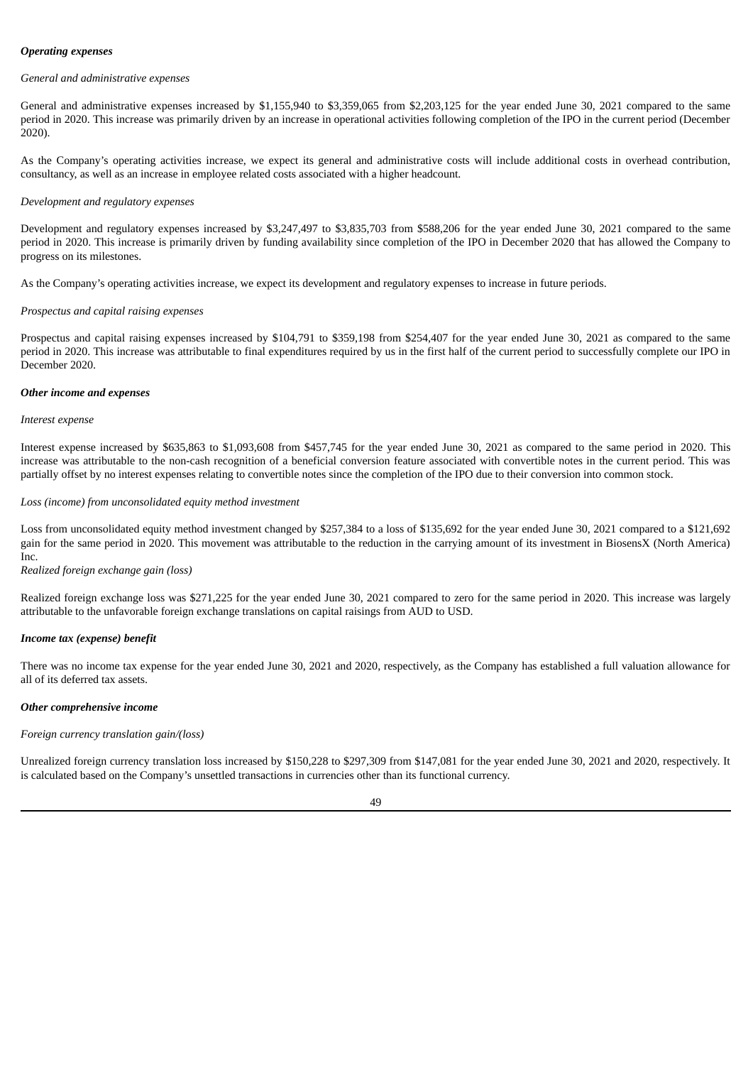***Operating expenses***

*General and administrative expenses*

General and administrative expenses increased by $1,155,940 to $3,359,065 from $2,203,125 for the year ended June 30, 2021 compared to the same period in 2020. This increase was primarily driven by an increase in operational activities following completion of the IPO in the current period (December 2020).

As the Company's operating activities increase, we expect its general and administrative costs will include additional costs in overhead contribution, consultancy, as well as an increase in employee related costs associated with a higher headcount.

*Development and regulatory expenses*

Development and regulatory expenses increased by $3,247,497 to $3,835,703 from $588,206 for the year ended June 30, 2021 compared to the same period in 2020. This increase is primarily driven by funding availability since completion of the IPO in December 2020 that has allowed the Company to progress on its milestones.

As the Company's operating activities increase, we expect its development and regulatory expenses to increase in future periods.

*Prospectus and capital raising expenses*

Prospectus and capital raising expenses increased by $104,791 to $359,198 from $254,407 for the year ended June 30, 2021 as compared to the same period in 2020. This increase was attributable to final expenditures required by us in the first half of the current period to successfully complete our IPO in December 2020.

***Other income and expenses***

*Interest expense*

Interest expense increased by $635,863 to $1,093,608 from $457,745 for the year ended June 30, 2021 as compared to the same period in 2020. This increase was attributable to the non-cash recognition of a beneficial conversion feature associated with convertible notes in the current period. This was partially offset by no interest expenses relating to convertible notes since the completion of the IPO due to their conversion into common stock.

*Loss (income) from unconsolidated equity method investment*

Loss from unconsolidated equity method investment changed by $257,384 to a loss of $135,692 for the year ended June 30, 2021 compared to a $121,692 gain for the same period in 2020. This movement was attributable to the reduction in the carrying amount of its investment in BiosensX (North America) Inc.

*Realized foreign exchange gain (loss)*

Realized foreign exchange loss was $271,225 for the year ended June 30, 2021 compared to zero for the same period in 2020. This increase was largely attributable to the unfavorable foreign exchange translations on capital raisings from AUD to USD.

***Income tax (expense) benefit***

There was no income tax expense for the year ended June 30, 2021 and 2020, respectively, as the Company has established a full valuation allowance for all of its deferred tax assets.

***Other comprehensive income***

*Foreign currency translation gain/(loss)*

Unrealized foreign currency translation loss increased by $150,228 to $297,309 from $147,081 for the year ended June 30, 2021 and 2020, respectively. It is calculated based on the Company's unsettled transactions in currencies other than its functional currency.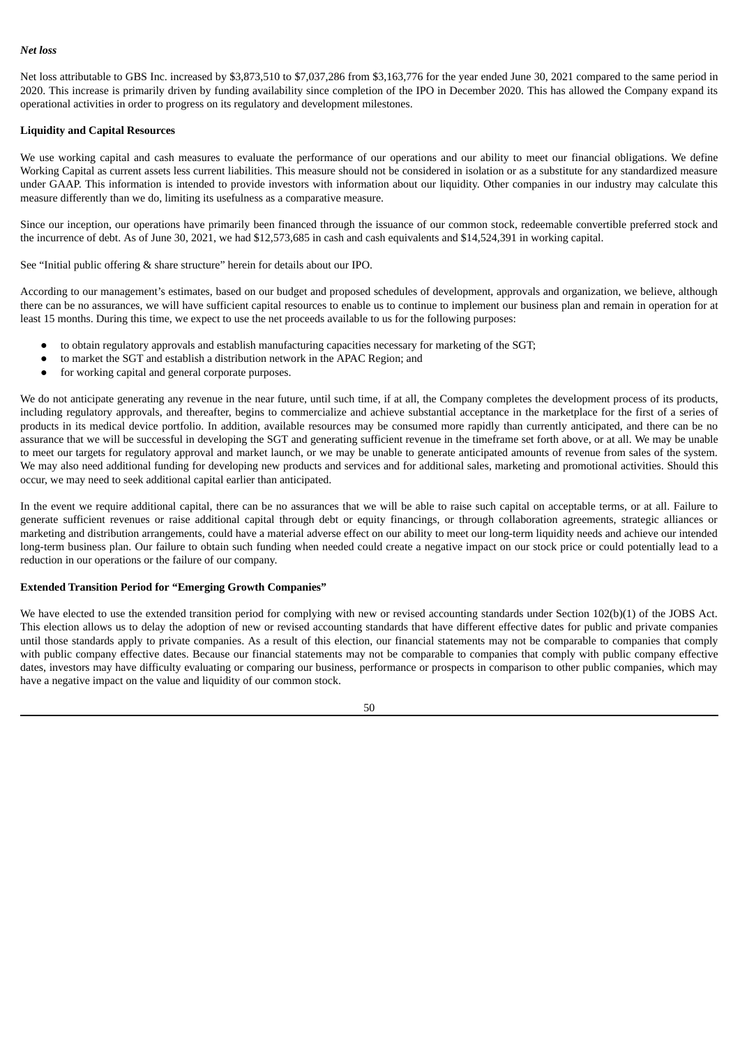***Net loss***

Net loss attributable to GBS Inc. increased by $3,873,510 to $7,037,286 from $3,163,776 for the year ended June 30, 2021 compared to the same period in 2020. This increase is primarily driven by funding availability since completion of the IPO in December 2020. This has allowed the Company expand its operational activities in order to progress on its regulatory and development milestones.

**Liquidity and Capital Resources**

We use working capital and cash measures to evaluate the performance of our operations and our ability to meet our financial obligations. We define Working Capital as current assets less current liabilities. This measure should not be considered in isolation or as a substitute for any standardized measure under GAAP. This information is intended to provide investors with information about our liquidity. Other companies in our industry may calculate this measure differently than we do, limiting its usefulness as a comparative measure.

Since our inception, our operations have primarily been financed through the issuance of our common stock, redeemable convertible preferred stock and the incurrence of debt. As of June 30, 2021, we had $12,573,685 in cash and cash equivalents and $14,524,391 in working capital.

See "Initial public offering & share structure" herein for details about our IPO.

According to our management's estimates, based on our budget and proposed schedules of development, approvals and organization, we believe, although there can be no assurances, we will have sufficient capital resources to enable us to continue to implement our business plan and remain in operation for at least 15 months. During this time, we expect to use the net proceeds available to us for the following purposes:

- to obtain regulatory approvals and establish manufacturing capacities necessary for marketing of the SGT;
- to market the SGT and establish a distribution network in the APAC Region; and
- for working capital and general corporate purposes.

We do not anticipate generating any revenue in the near future, until such time, if at all, the Company completes the development process of its products, including regulatory approvals, and thereafter, begins to commercialize and achieve substantial acceptance in the marketplace for the first of a series of products in its medical device portfolio. In addition, available resources may be consumed more rapidly than currently anticipated, and there can be no assurance that we will be successful in developing the SGT and generating sufficient revenue in the timeframe set forth above, or at all. We may be unable to meet our targets for regulatory approval and market launch, or we may be unable to generate anticipated amounts of revenue from sales of the system. We may also need additional funding for developing new products and services and for additional sales, marketing and promotional activities. Should this occur, we may need to seek additional capital earlier than anticipated.

In the event we require additional capital, there can be no assurances that we will be able to raise such capital on acceptable terms, or at all. Failure to generate sufficient revenues or raise additional capital through debt or equity financings, or through collaboration agreements, strategic alliances or marketing and distribution arrangements, could have a material adverse effect on our ability to meet our long-term liquidity needs and achieve our intended long-term business plan. Our failure to obtain such funding when needed could create a negative impact on our stock price or could potentially lead to a reduction in our operations or the failure of our company.

**Extended Transition Period for "Emerging Growth Companies"**

We have elected to use the extended transition period for complying with new or revised accounting standards under Section 102(b)(1) of the JOBS Act. This election allows us to delay the adoption of new or revised accounting standards that have different effective dates for public and private companies until those standards apply to private companies. As a result of this election, our financial statements may not be comparable to companies that comply with public company effective dates. Because our financial statements may not be comparable to companies that comply with public company effective dates, investors may have difficulty evaluating or comparing our business, performance or prospects in comparison to other public companies, which may have a negative impact on the value and liquidity of our common stock.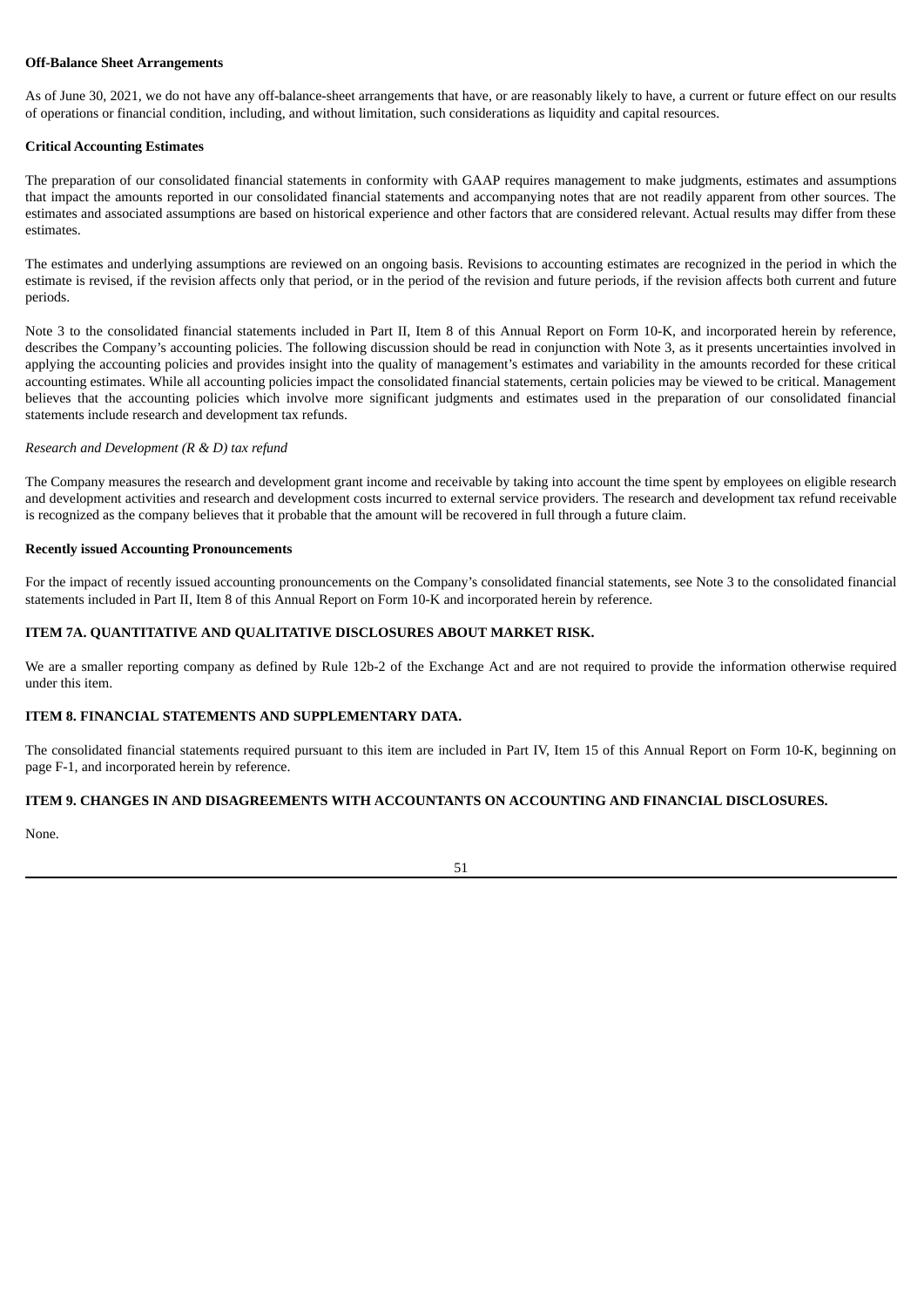**Off-Balance Sheet Arrangements**

As of June 30, 2021, we do not have any off-balance-sheet arrangements that have, or are reasonably likely to have, a current or future effect on our results of operations or financial condition, including, and without limitation, such considerations as liquidity and capital resources.

**Critical Accounting Estimates**

The preparation of our consolidated financial statements in conformity with GAAP requires management to make judgments, estimates and assumptions that impact the amounts reported in our consolidated financial statements and accompanying notes that are not readily apparent from other sources. The estimates and associated assumptions are based on historical experience and other factors that are considered relevant. Actual results may differ from these estimates.

The estimates and underlying assumptions are reviewed on an ongoing basis. Revisions to accounting estimates are recognized in the period in which the estimate is revised, if the revision affects only that period, or in the period of the revision and future periods, if the revision affects both current and future periods.

Note 3 to the consolidated financial statements included in Part II, Item 8 of this Annual Report on Form 10-K, and incorporated herein by reference, describes the Company's accounting policies. The following discussion should be read in conjunction with Note 3, as it presents uncertainties involved in applying the accounting policies and provides insight into the quality of management's estimates and variability in the amounts recorded for these critical accounting estimates. While all accounting policies impact the consolidated financial statements, certain policies may be viewed to be critical. Management believes that the accounting policies which involve more significant judgments and estimates used in the preparation of our consolidated financial statements include research and development tax refunds.

*Research and Development (R & D) tax refund*

The Company measures the research and development grant income and receivable by taking into account the time spent by employees on eligible research and development activities and research and development costs incurred to external service providers. The research and development tax refund receivable is recognized as the company believes that it probable that the amount will be recovered in full through a future claim.

**Recently issued Accounting Pronouncements**

For the impact of recently issued accounting pronouncements on the Company's consolidated financial statements, see Note 3 to the consolidated financial statements included in Part II, Item 8 of this Annual Report on Form 10-K and incorporated herein by reference.

## ITEM 7A. QUANTITATIVE AND QUALITATIVE DISCLOSURES ABOUT MARKET RISK.

We are a smaller reporting company as defined by Rule 12b-2 of the Exchange Act and are not required to provide the information otherwise required under this item.

## ITEM 8. FINANCIAL STATEMENTS AND SUPPLEMENTARY DATA.

The consolidated financial statements required pursuant to this item are included in Part IV, Item 15 of this Annual Report on Form 10-K, beginning on page F-1, and incorporated herein by reference.

## ITEM 9. CHANGES IN AND DISAGREEMENTS WITH ACCOUNTANTS ON ACCOUNTING AND FINANCIAL DISCLOSURES.

None.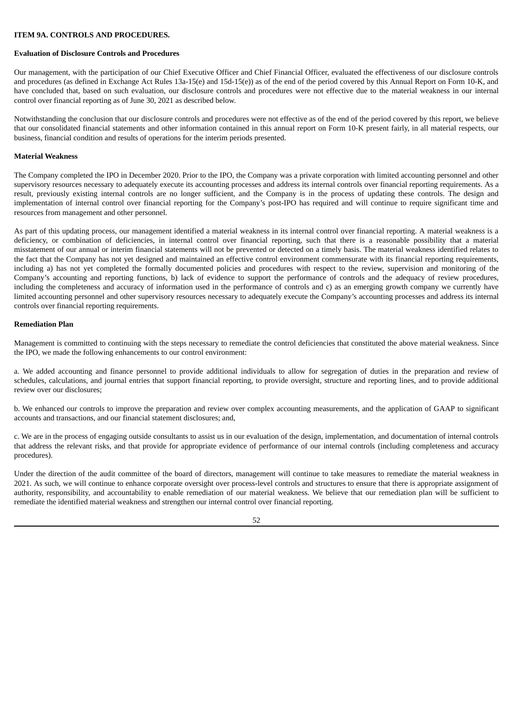### ITEM 9A. CONTROLS AND PROCEDURES.

**Evaluation of Disclosure Controls and Procedures**

Our management, with the participation of our Chief Executive Officer and Chief Financial Officer, evaluated the effectiveness of our disclosure controls and procedures (as defined in Exchange Act Rules 13a-15(e) and 15d-15(e)) as of the end of the period covered by this Annual Report on Form 10-K, and have concluded that, based on such evaluation, our disclosure controls and procedures were not effective due to the material weakness in our internal control over financial reporting as of June 30, 2021 as described below.

Notwithstanding the conclusion that our disclosure controls and procedures were not effective as of the end of the period covered by this report, we believe that our consolidated financial statements and other information contained in this annual report on Form 10-K present fairly, in all material respects, our business, financial condition and results of operations for the interim periods presented.

**Material Weakness**

The Company completed the IPO in December 2020. Prior to the IPO, the Company was a private corporation with limited accounting personnel and other supervisory resources necessary to adequately execute its accounting processes and address its internal controls over financial reporting requirements. As a result, previously existing internal controls are no longer sufficient, and the Company is in the process of updating these controls. The design and implementation of internal control over financial reporting for the Company's post-IPO has required and will continue to require significant time and resources from management and other personnel.

As part of this updating process, our management identified a material weakness in its internal control over financial reporting. A material weakness is a deficiency, or combination of deficiencies, in internal control over financial reporting, such that there is a reasonable possibility that a material misstatement of our annual or interim financial statements will not be prevented or detected on a timely basis. The material weakness identified relates to the fact that the Company has not yet designed and maintained an effective control environment commensurate with its financial reporting requirements, including a) has not yet completed the formally documented policies and procedures with respect to the review, supervision and monitoring of the Company's accounting and reporting functions, b) lack of evidence to support the performance of controls and the adequacy of review procedures, including the completeness and accuracy of information used in the performance of controls and c) as an emerging growth company we currently have limited accounting personnel and other supervisory resources necessary to adequately execute the Company's accounting processes and address its internal controls over financial reporting requirements.

**Remediation Plan**

Management is committed to continuing with the steps necessary to remediate the control deficiencies that constituted the above material weakness. Since the IPO, we made the following enhancements to our control environment:

a. We added accounting and finance personnel to provide additional individuals to allow for segregation of duties in the preparation and review of schedules, calculations, and journal entries that support financial reporting, to provide oversight, structure and reporting lines, and to provide additional review over our disclosures;

b. We enhanced our controls to improve the preparation and review over complex accounting measurements, and the application of GAAP to significant accounts and transactions, and our financial statement disclosures; and,

c. We are in the process of engaging outside consultants to assist us in our evaluation of the design, implementation, and documentation of internal controls that address the relevant risks, and that provide for appropriate evidence of performance of our internal controls (including completeness and accuracy procedures).

Under the direction of the audit committee of the board of directors, management will continue to take measures to remediate the material weakness in 2021. As such, we will continue to enhance corporate oversight over process-level controls and structures to ensure that there is appropriate assignment of authority, responsibility, and accountability to enable remediation of our material weakness. We believe that our remediation plan will be sufficient to remediate the identified material weakness and strengthen our internal control over financial reporting.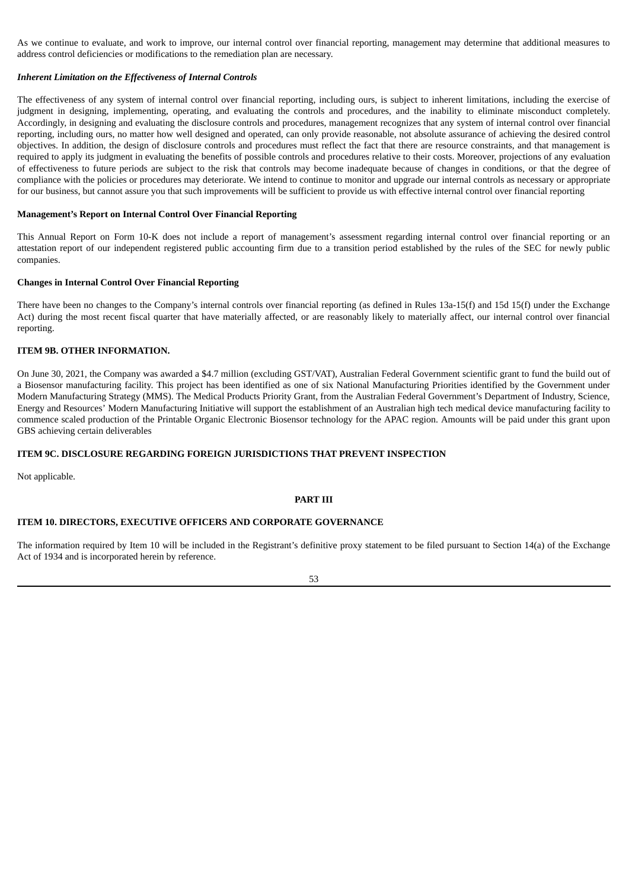As we continue to evaluate, and work to improve, our internal control over financial reporting, management may determine that additional measures to address control deficiencies or modifications to the remediation plan are necessary.

***Inherent Limitation on the Effectiveness of Internal Controls***

The effectiveness of any system of internal control over financial reporting, including ours, is subject to inherent limitations, including the exercise of judgment in designing, implementing, operating, and evaluating the controls and procedures, and the inability to eliminate misconduct completely. Accordingly, in designing and evaluating the disclosure controls and procedures, management recognizes that any system of internal control over financial reporting, including ours, no matter how well designed and operated, can only provide reasonable, not absolute assurance of achieving the desired control objectives. In addition, the design of disclosure controls and procedures must reflect the fact that there are resource constraints, and that management is required to apply its judgment in evaluating the benefits of possible controls and procedures relative to their costs. Moreover, projections of any evaluation of effectiveness to future periods are subject to the risk that controls may become inadequate because of changes in conditions, or that the degree of compliance with the policies or procedures may deteriorate. We intend to continue to monitor and upgrade our internal controls as necessary or appropriate for our business, but cannot assure you that such improvements will be sufficient to provide us with effective internal control over financial reporting

**Management's Report on Internal Control Over Financial Reporting**

This Annual Report on Form 10-K does not include a report of management's assessment regarding internal control over financial reporting or an attestation report of our independent registered public accounting firm due to a transition period established by the rules of the SEC for newly public companies.

**Changes in Internal Control Over Financial Reporting**

There have been no changes to the Company's internal controls over financial reporting (as defined in Rules 13a-15(f) and 15d 15(f) under the Exchange Act) during the most recent fiscal quarter that have materially affected, or are reasonably likely to materially affect, our internal control over financial reporting.

**ITEM 9B. OTHER INFORMATION.**

On June 30, 2021, the Company was awarded a $4.7 million (excluding GST/VAT), Australian Federal Government scientific grant to fund the build out of a Biosensor manufacturing facility. This project has been identified as one of six National Manufacturing Priorities identified by the Government under Modern Manufacturing Strategy (MMS). The Medical Products Priority Grant, from the Australian Federal Government's Department of Industry, Science, Energy and Resources' Modern Manufacturing Initiative will support the establishment of an Australian high tech medical device manufacturing facility to commence scaled production of the Printable Organic Electronic Biosensor technology for the APAC region. Amounts will be paid under this grant upon GBS achieving certain deliverables

**ITEM 9C. DISCLOSURE REGARDING FOREIGN JURISDICTIONS THAT PREVENT INSPECTION**

Not applicable.

**PART III**

**ITEM 10. DIRECTORS, EXECUTIVE OFFICERS AND CORPORATE GOVERNANCE**

The information required by Item 10 will be included in the Registrant's definitive proxy statement to be filed pursuant to Section 14(a) of the Exchange Act of 1934 and is incorporated herein by reference.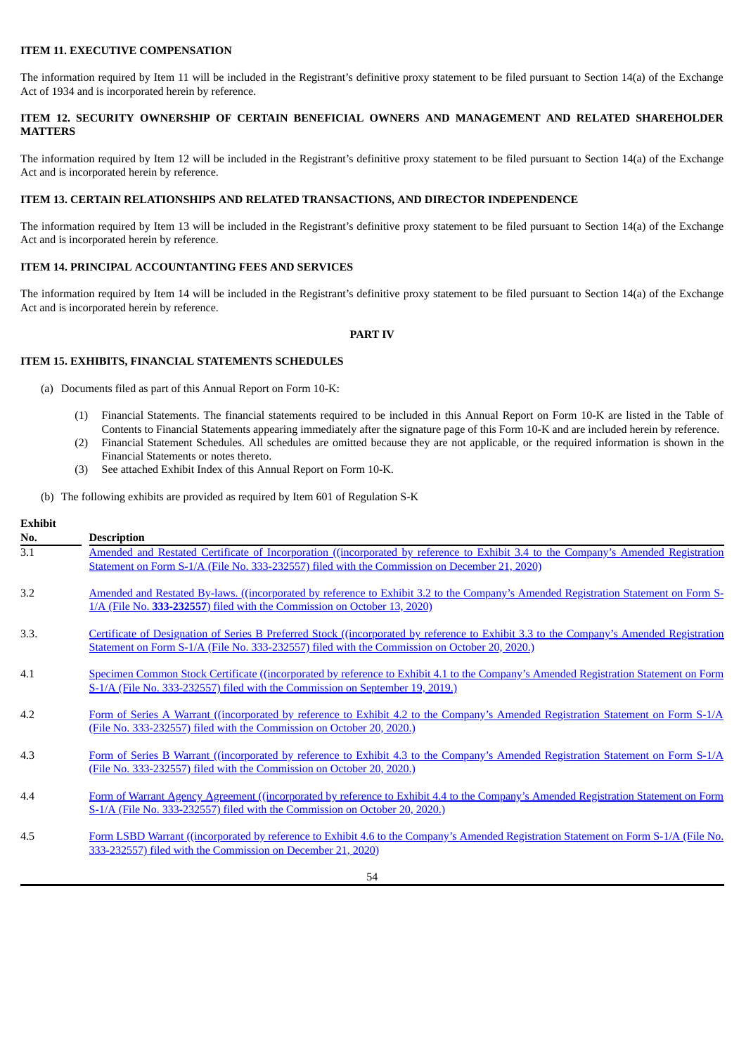### ITEM 11. EXECUTIVE COMPENSATION

The information required by Item 11 will be included in the Registrant's definitive proxy statement to be filed pursuant to Section 14(a) of the Exchange Act of 1934 and is incorporated herein by reference.

### ITEM 12. SECURITY OWNERSHIP OF CERTAIN BENEFICIAL OWNERS AND MANAGEMENT AND RELATED SHAREHOLDER MATTERS

The information required by Item 12 will be included in the Registrant's definitive proxy statement to be filed pursuant to Section 14(a) of the Exchange Act and is incorporated herein by reference.

### ITEM 13. CERTAIN RELATIONSHIPS AND RELATED TRANSACTIONS, AND DIRECTOR INDEPENDENCE

The information required by Item 13 will be included in the Registrant's definitive proxy statement to be filed pursuant to Section 14(a) of the Exchange Act and is incorporated herein by reference.

### ITEM 14. PRINCIPAL ACCOUNTANTING FEES AND SERVICES

The information required by Item 14 will be included in the Registrant's definitive proxy statement to be filed pursuant to Section 14(a) of the Exchange Act and is incorporated herein by reference.

## PART IV

### ITEM 15. EXHIBITS, FINANCIAL STATEMENTS SCHEDULES

(a) Documents filed as part of this Annual Report on Form 10-K:

(1) Financial Statements. The financial statements required to be included in this Annual Report on Form 10-K are listed in the Table of Contents to Financial Statements appearing immediately after the signature page of this Form 10-K and are included herein by reference.

(2) Financial Statement Schedules. All schedules are omitted because they are not applicable, or the required information is shown in the Financial Statements or notes thereto.

(3) See attached Exhibit Index of this Annual Report on Form 10-K.

(b) The following exhibits are provided as required by Item 601 of Regulation S-K

| Exhibit No. | Description |
|---|---|
| 3.1 | Amended and Restated Certificate of Incorporation ((incorporated by reference to Exhibit 3.4 to the Company's Amended Registration Statement on Form S-1/A (File No. 333-232557) filed with the Commission on December 21, 2020) |
| 3.2 | Amended and Restated By-laws. ((incorporated by reference to Exhibit 3.2 to the Company's Amended Registration Statement on Form S-1/A (File No. **333-232557**) filed with the Commission on October 13, 2020) |
| 3.3. | Certificate of Designation of Series B Preferred Stock ((incorporated by reference to Exhibit 3.3 to the Company's Amended Registration Statement on Form S-1/A (File No. 333-232557) filed with the Commission on October 20, 2020.) |
| 4.1 | Specimen Common Stock Certificate ((incorporated by reference to Exhibit 4.1 to the Company's Amended Registration Statement on Form S-1/A (File No. 333-232557) filed with the Commission on September 19, 2019.) |
| 4.2 | Form of Series A Warrant ((incorporated by reference to Exhibit 4.2 to the Company's Amended Registration Statement on Form S-1/A (File No. 333-232557) filed with the Commission on October 20, 2020.) |
| 4.3 | Form of Series B Warrant ((incorporated by reference to Exhibit 4.3 to the Company's Amended Registration Statement on Form S-1/A (File No. 333-232557) filed with the Commission on October 20, 2020.) |
| 4.4 | Form of Warrant Agency Agreement ((incorporated by reference to Exhibit 4.4 to the Company's Amended Registration Statement on Form S-1/A (File No. 333-232557) filed with the Commission on October 20, 2020.) |
| 4.5 | Form LSBD Warrant ((incorporated by reference to Exhibit 4.6 to the Company's Amended Registration Statement on Form S-1/A (File No. 333-232557) filed with the Commission on December 21, 2020) |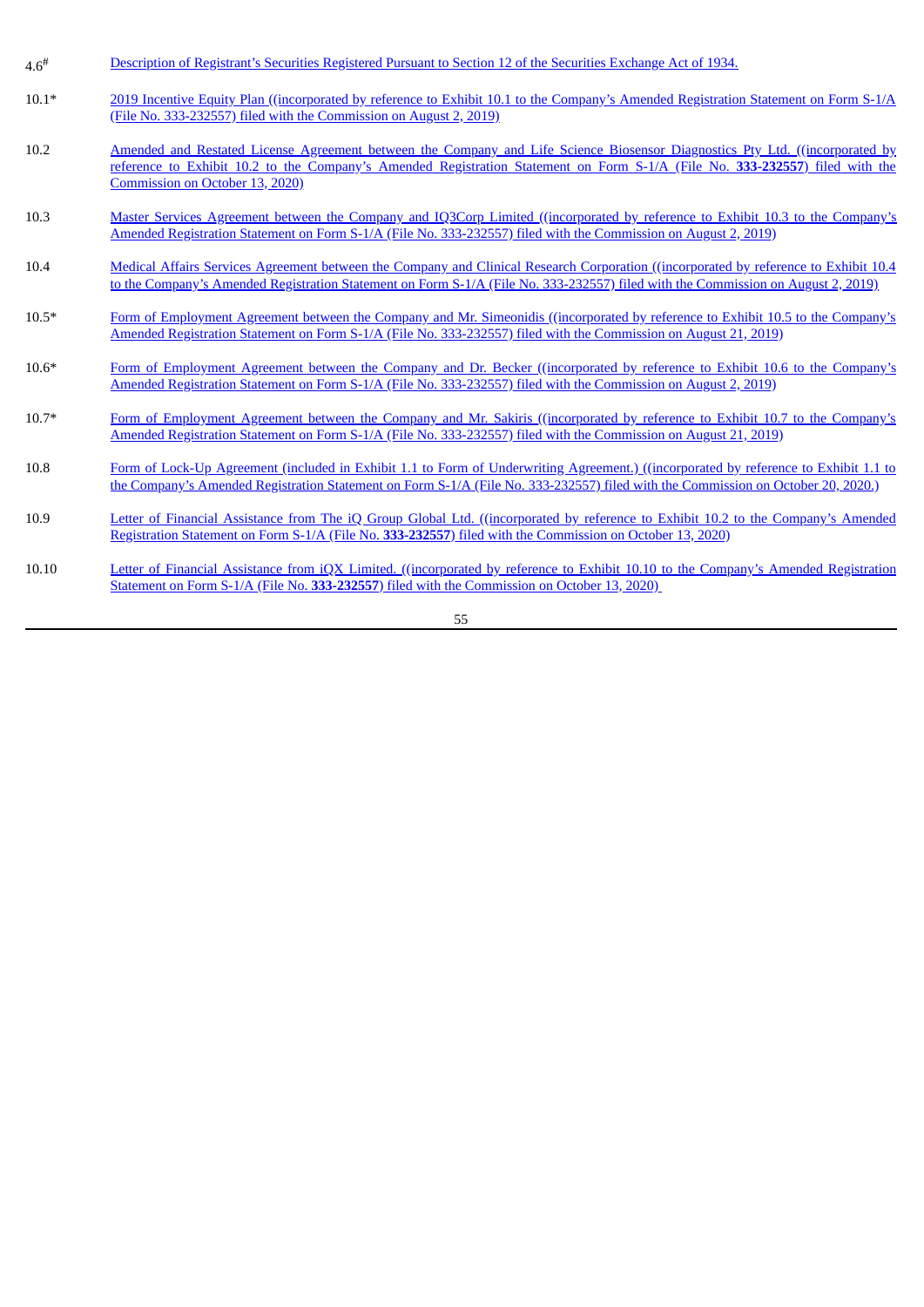| | |
|---|---|
| 4.6# | Description of Registrant's Securities Registered Pursuant to Section 12 of the Securities Exchange Act of 1934. |
| 10.1* | 2019 Incentive Equity Plan ((incorporated by reference to Exhibit 10.1 to the Company's Amended Registration Statement on Form S-1/A (File No. 333-232557) filed with the Commission on August 2, 2019) |
| 10.2 | Amended and Restated License Agreement between the Company and Life Science Biosensor Diagnostics Pty Ltd. ((incorporated by reference to Exhibit 10.2 to the Company's Amended Registration Statement on Form S-1/A (File No. **333-232557**) filed with the Commission on October 13, 2020) |
| 10.3 | Master Services Agreement between the Company and IQ3Corp Limited ((incorporated by reference to Exhibit 10.3 to the Company's Amended Registration Statement on Form S-1/A (File No. 333-232557) filed with the Commission on August 2, 2019) |
| 10.4 | Medical Affairs Services Agreement between the Company and Clinical Research Corporation ((incorporated by reference to Exhibit 10.4 to the Company's Amended Registration Statement on Form S-1/A (File No. 333-232557) filed with the Commission on August 2, 2019) |
| 10.5* | Form of Employment Agreement between the Company and Mr. Simeonidis ((incorporated by reference to Exhibit 10.5 to the Company's Amended Registration Statement on Form S-1/A (File No. 333-232557) filed with the Commission on August 21, 2019) |
| 10.6* | Form of Employment Agreement between the Company and Dr. Becker ((incorporated by reference to Exhibit 10.6 to the Company's Amended Registration Statement on Form S-1/A (File No. 333-232557) filed with the Commission on August 2, 2019) |
| 10.7* | Form of Employment Agreement between the Company and Mr. Sakiris ((incorporated by reference to Exhibit 10.7 to the Company's Amended Registration Statement on Form S-1/A (File No. 333-232557) filed with the Commission on August 21, 2019) |
| 10.8 | Form of Lock-Up Agreement (included in Exhibit 1.1 to Form of Underwriting Agreement.) ((incorporated by reference to Exhibit 1.1 to the Company's Amended Registration Statement on Form S-1/A (File No. 333-232557) filed with the Commission on October 20, 2020.) |
| 10.9 | Letter of Financial Assistance from The iQ Group Global Ltd. ((incorporated by reference to Exhibit 10.2 to the Company's Amended Registration Statement on Form S-1/A (File No. **333-232557**) filed with the Commission on October 13, 2020) |
| 10.10 | Letter of Financial Assistance from iQX Limited. ((incorporated by reference to Exhibit 10.10 to the Company's Amended Registration Statement on Form S-1/A (File No. **333-232557**) filed with the Commission on October 13, 2020) |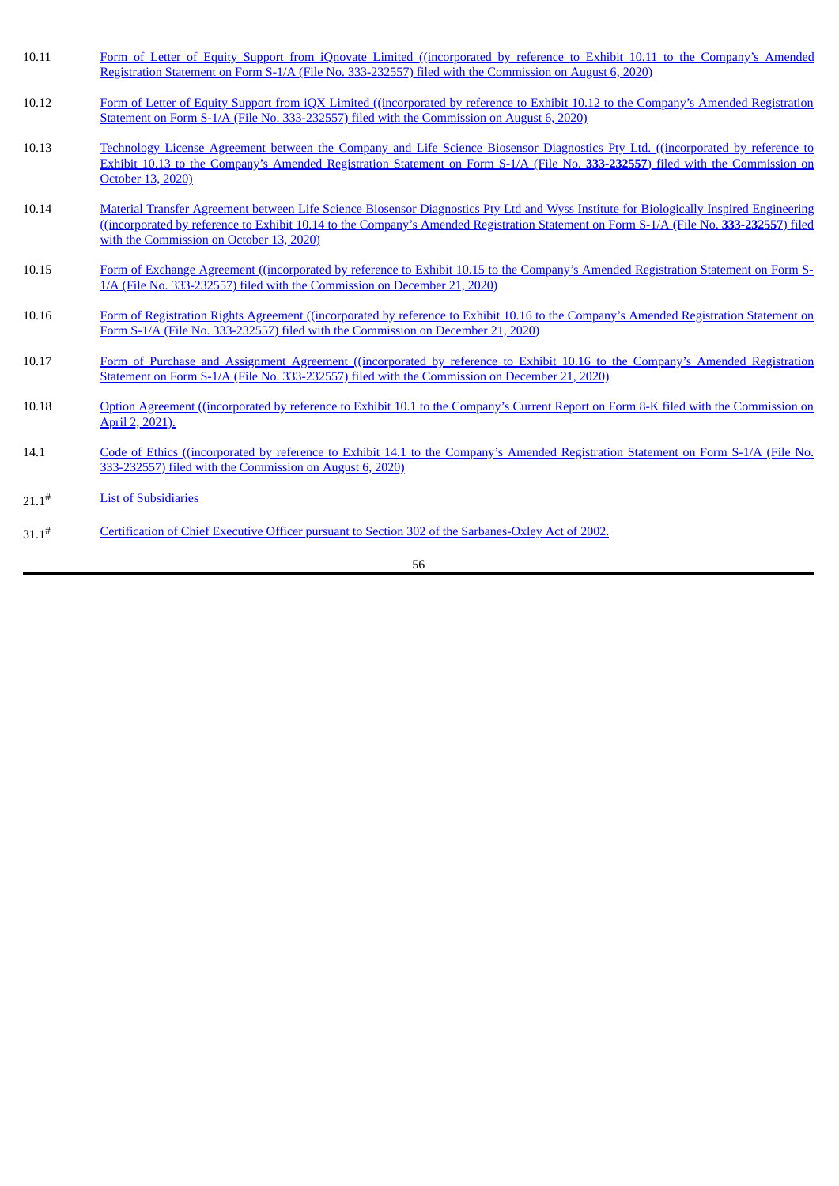| | |
|---|---|
| 10.11 | Form of Letter of Equity Support from iQnovate Limited ((incorporated by reference to Exhibit 10.11 to the Company's Amended Registration Statement on Form S-1/A (File No. 333-232557) filed with the Commission on August 6, 2020) |
| 10.12 | Form of Letter of Equity Support from iQX Limited ((incorporated by reference to Exhibit 10.12 to the Company's Amended Registration Statement on Form S-1/A (File No. 333-232557) filed with the Commission on August 6, 2020) |
| 10.13 | Technology License Agreement between the Company and Life Science Biosensor Diagnostics Pty Ltd. ((incorporated by reference to Exhibit 10.13 to the Company's Amended Registration Statement on Form S-1/A (File No. **333-232557**) filed with the Commission on October 13, 2020) |
| 10.14 | Material Transfer Agreement between Life Science Biosensor Diagnostics Pty Ltd and Wyss Institute for Biologically Inspired Engineering ((incorporated by reference to Exhibit 10.14 to the Company's Amended Registration Statement on Form S-1/A (File No. **333-232557**) filed with the Commission on October 13, 2020) |
| 10.15 | Form of Exchange Agreement ((incorporated by reference to Exhibit 10.15 to the Company's Amended Registration Statement on Form S-1/A (File No. 333-232557) filed with the Commission on December 21, 2020) |
| 10.16 | Form of Registration Rights Agreement ((incorporated by reference to Exhibit 10.16 to the Company's Amended Registration Statement on Form S-1/A (File No. 333-232557) filed with the Commission on December 21, 2020) |
| 10.17 | Form of Purchase and Assignment Agreement ((incorporated by reference to Exhibit 10.16 to the Company's Amended Registration Statement on Form S-1/A (File No. 333-232557) filed with the Commission on December 21, 2020) |
| 10.18 | Option Agreement ((incorporated by reference to Exhibit 10.1 to the Company's Current Report on Form 8-K filed with the Commission on April 2, 2021). |
| 14.1 | Code of Ethics ((incorporated by reference to Exhibit 14.1 to the Company's Amended Registration Statement on Form S-1/A (File No. 333-232557) filed with the Commission on August 6, 2020) |
| 21.1# | List of Subsidiaries |
| 31.1# | Certification of Chief Executive Officer pursuant to Section 302 of the Sarbanes-Oxley Act of 2002. |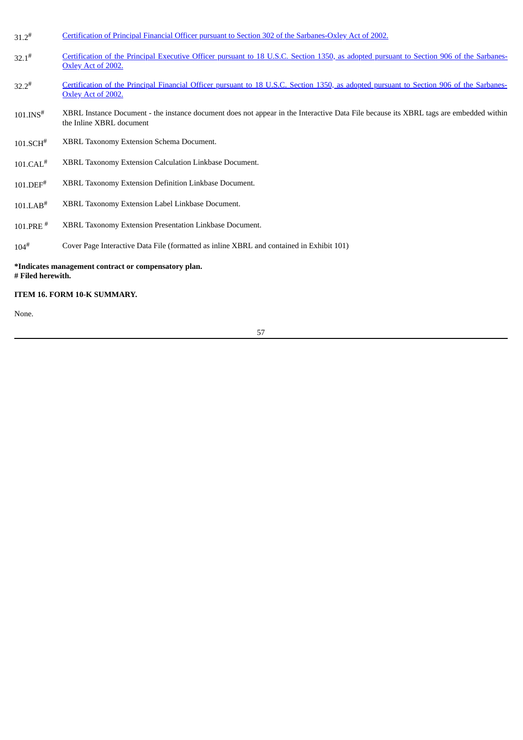| | |
|---|---|
| 31.2# | [Certification of Principal Financial Officer pursuant to Section 302 of the Sarbanes-Oxley Act of 2002.]() |
| 32.1# | [Certification of the Principal Executive Officer pursuant to 18 U.S.C. Section 1350, as adopted pursuant to Section 906 of the Sarbanes-Oxley Act of 2002.]() |
| 32.2# | [Certification of the Principal Financial Officer pursuant to 18 U.S.C. Section 1350, as adopted pursuant to Section 906 of the Sarbanes-Oxley Act of 2002.]() |
| 101.INS# | XBRL Instance Document - the instance document does not appear in the Interactive Data File because its XBRL tags are embedded within the Inline XBRL document |
| 101.SCH# | XBRL Taxonomy Extension Schema Document. |
| 101.CAL# | XBRL Taxonomy Extension Calculation Linkbase Document. |
| 101.DEF# | XBRL Taxonomy Extension Definition Linkbase Document. |
| 101.LAB# | XBRL Taxonomy Extension Label Linkbase Document. |
| 101.PRE # | XBRL Taxonomy Extension Presentation Linkbase Document. |
| 104# | Cover Page Interactive Data File (formatted as inline XBRL and contained in Exhibit 101) |

**\*Indicates management contract or compensatory plan.**
**# Filed herewith.**

**ITEM 16. FORM 10-K SUMMARY.**

None.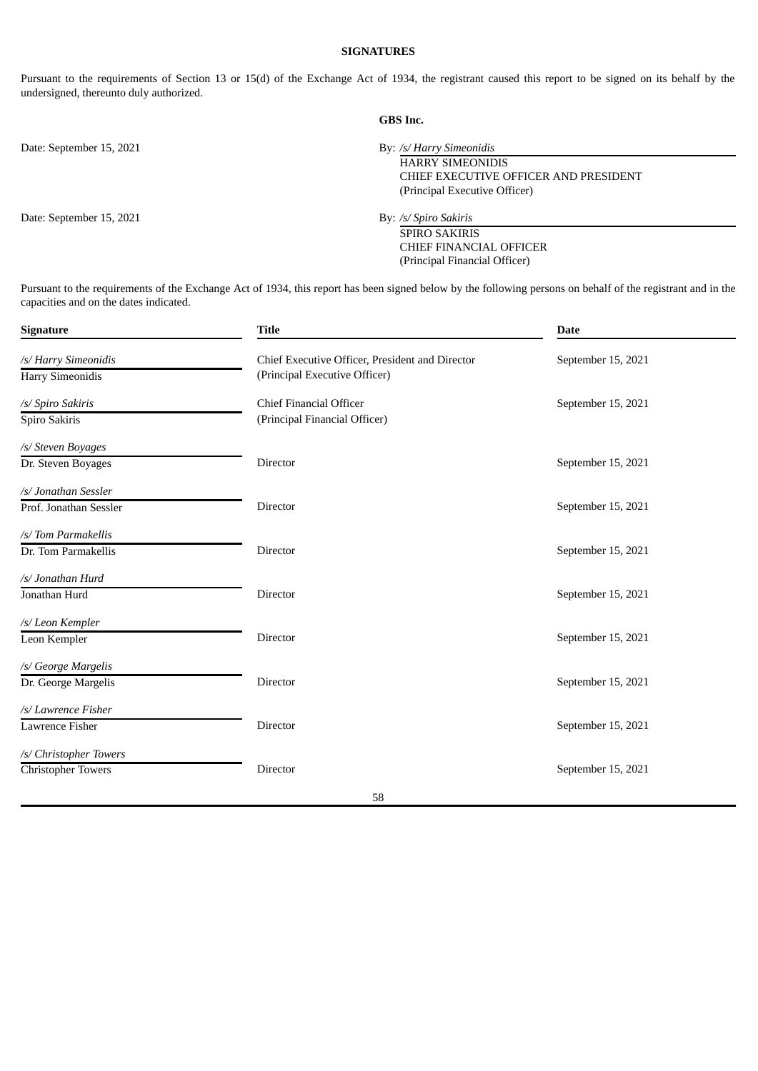**SIGNATURES**

Pursuant to the requirements of Section 13 or 15(d) of the Exchange Act of 1934, the registrant caused this report to be signed on its behalf by the undersigned, thereunto duly authorized.

**GBS Inc.**

Date: September 15, 2021

By: */s/ Harry Simeonidis*
HARRY SIMEONIDIS
CHIEF EXECUTIVE OFFICER AND PRESIDENT
(Principal Executive Officer)

Date: September 15, 2021

By: */s/ Spiro Sakiris*
SPIRO SAKIRIS
CHIEF FINANCIAL OFFICER
(Principal Financial Officer)

Pursuant to the requirements of the Exchange Act of 1934, this report has been signed below by the following persons on behalf of the registrant and in the capacities and on the dates indicated.

| Signature | Title | Date |
|---|---|---|
| */s/ Harry Simeonidis*<br>Harry Simeonidis | Chief Executive Officer, President and Director<br>(Principal Executive Officer) | September 15, 2021 |
| */s/ Spiro Sakiris*<br>Spiro Sakiris | Chief Financial Officer<br>(Principal Financial Officer) | September 15, 2021 |
| */s/ Steven Boyages*<br>Dr. Steven Boyages | Director | September 15, 2021 |
| */s/ Jonathan Sessler*<br>Prof. Jonathan Sessler | Director | September 15, 2021 |
| */s/ Tom Parmakellis*<br>Dr. Tom Parmakellis | Director | September 15, 2021 |
| */s/ Jonathan Hurd*<br>Jonathan Hurd | Director | September 15, 2021 |
| */s/ Leon Kempler*<br>Leon Kempler | Director | September 15, 2021 |
| */s/ George Margelis*<br>Dr. George Margelis | Director | September 15, 2021 |
| */s/ Lawrence Fisher*<br>Lawrence Fisher | Director | September 15, 2021 |
| */s/ Christopher Towers*<br>Christopher Towers | Director | September 15, 2021 |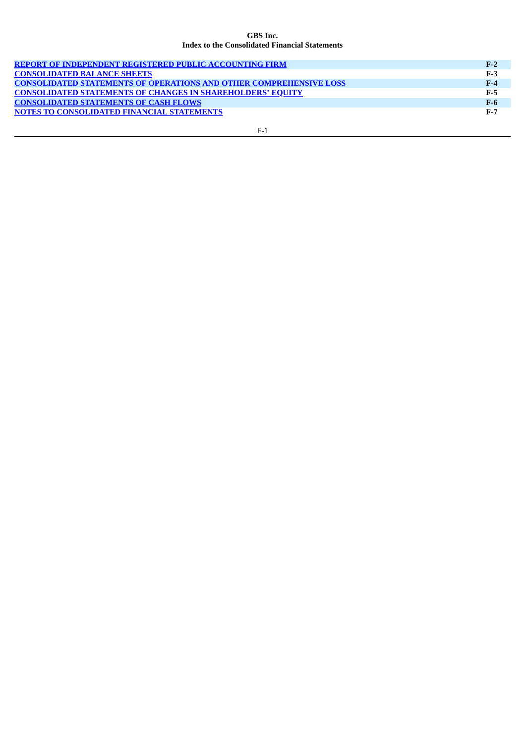**GBS Inc.**

**Index to the Consolidated Financial Statements**

| | |
|---|---|
| **REPORT OF INDEPENDENT REGISTERED PUBLIC ACCOUNTING FIRM** | **F-2** |
| **CONSOLIDATED BALANCE SHEETS** | **F-3** |
| **CONSOLIDATED STATEMENTS OF OPERATIONS AND OTHER COMPREHENSIVE LOSS** | **F-4** |
| **CONSOLIDATED STATEMENTS OF CHANGES IN SHAREHOLDERS' EQUITY** | **F-5** |
| **CONSOLIDATED STATEMENTS OF CASH FLOWS** | **F-6** |
| **NOTES TO CONSOLIDATED FINANCIAL STATEMENTS** | **F-7** |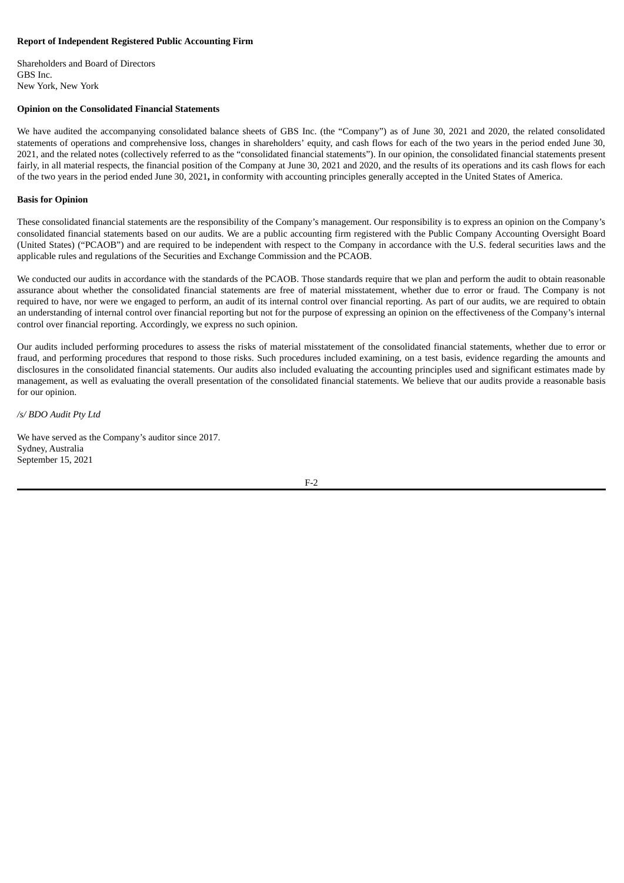**Report of Independent Registered Public Accounting Firm**

Shareholders and Board of Directors
GBS Inc.
New York, New York

**Opinion on the Consolidated Financial Statements**

We have audited the accompanying consolidated balance sheets of GBS Inc. (the "Company") as of June 30, 2021 and 2020, the related consolidated statements of operations and comprehensive loss, changes in shareholders' equity, and cash flows for each of the two years in the period ended June 30, 2021, and the related notes (collectively referred to as the "consolidated financial statements"). In our opinion, the consolidated financial statements present fairly, in all material respects, the financial position of the Company at June 30, 2021 and 2020, and the results of its operations and its cash flows for each of the two years in the period ended June 30, 2021**,** in conformity with accounting principles generally accepted in the United States of America.

**Basis for Opinion**

These consolidated financial statements are the responsibility of the Company's management. Our responsibility is to express an opinion on the Company's consolidated financial statements based on our audits. We are a public accounting firm registered with the Public Company Accounting Oversight Board (United States) ("PCAOB") and are required to be independent with respect to the Company in accordance with the U.S. federal securities laws and the applicable rules and regulations of the Securities and Exchange Commission and the PCAOB.

We conducted our audits in accordance with the standards of the PCAOB. Those standards require that we plan and perform the audit to obtain reasonable assurance about whether the consolidated financial statements are free of material misstatement, whether due to error or fraud. The Company is not required to have, nor were we engaged to perform, an audit of its internal control over financial reporting. As part of our audits, we are required to obtain an understanding of internal control over financial reporting but not for the purpose of expressing an opinion on the effectiveness of the Company's internal control over financial reporting. Accordingly, we express no such opinion.

Our audits included performing procedures to assess the risks of material misstatement of the consolidated financial statements, whether due to error or fraud, and performing procedures that respond to those risks. Such procedures included examining, on a test basis, evidence regarding the amounts and disclosures in the consolidated financial statements. Our audits also included evaluating the accounting principles used and significant estimates made by management, as well as evaluating the overall presentation of the consolidated financial statements. We believe that our audits provide a reasonable basis for our opinion.

*/s/ BDO Audit Pty Ltd*

We have served as the Company's auditor since 2017.
Sydney, Australia
September 15, 2021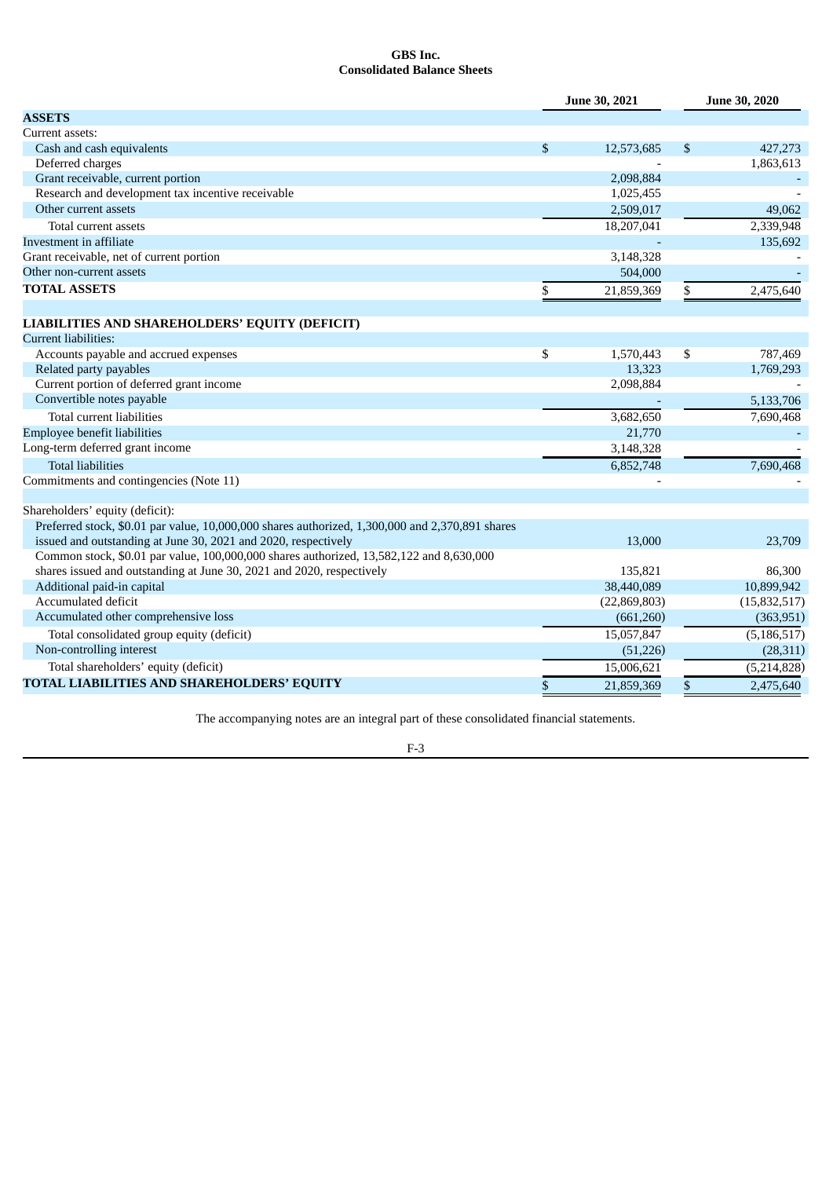**GBS Inc.**
**Consolidated Balance Sheets**

| | June 30, 2021 | June 30, 2020 |
|---|---|---|
| **ASSETS** | | |
| Current assets: | | |
| Cash and cash equivalents | $ 12,573,685 | $ 427,273 |
| Deferred charges | - | 1,863,613 |
| Grant receivable, current portion | 2,098,884 | - |
| Research and development tax incentive receivable | 1,025,455 | - |
| Other current assets | 2,509,017 | 49,062 |
| Total current assets | 18,207,041 | 2,339,948 |
| Investment in affiliate | - | 135,692 |
| Grant receivable, net of current portion | 3,148,328 | - |
| Other non-current assets | 504,000 | - |
| **TOTAL ASSETS** | $ 21,859,369 | $ 2,475,640 |
| | | |
| **LIABILITIES AND SHAREHOLDERS' EQUITY (DEFICIT)** | | |
| Current liabilities: | | |
| Accounts payable and accrued expenses | $ 1,570,443 | $ 787,469 |
| Related party payables | 13,323 | 1,769,293 |
| Current portion of deferred grant income | 2,098,884 | - |
| Convertible notes payable | - | 5,133,706 |
| Total current liabilities | 3,682,650 | 7,690,468 |
| Employee benefit liabilities | 21,770 | - |
| Long-term deferred grant income | 3,148,328 | - |
| Total liabilities | 6,852,748 | 7,690,468 |
| Commitments and contingencies (Note 11) | - | - |
| | | |
| Shareholders' equity (deficit): | | |
| Preferred stock, $0.01 par value, 10,000,000 shares authorized, 1,300,000 and 2,370,891 shares issued and outstanding at June 30, 2021 and 2020, respectively | 13,000 | 23,709 |
| Common stock, $0.01 par value, 100,000,000 shares authorized, 13,582,122 and 8,630,000 shares issued and outstanding at June 30, 2021 and 2020, respectively | 135,821 | 86,300 |
| Additional paid-in capital | 38,440,089 | 10,899,942 |
| Accumulated deficit | (22,869,803) | (15,832,517) |
| Accumulated other comprehensive loss | (661,260) | (363,951) |
| Total consolidated group equity (deficit) | 15,057,847 | (5,186,517) |
| Non-controlling interest | (51,226) | (28,311) |
| Total shareholders' equity (deficit) | 15,006,621 | (5,214,828) |
| **TOTAL LIABILITIES AND SHAREHOLDERS' EQUITY** | $ 21,859,369 | $ 2,475,640 |

The accompanying notes are an integral part of these consolidated financial statements.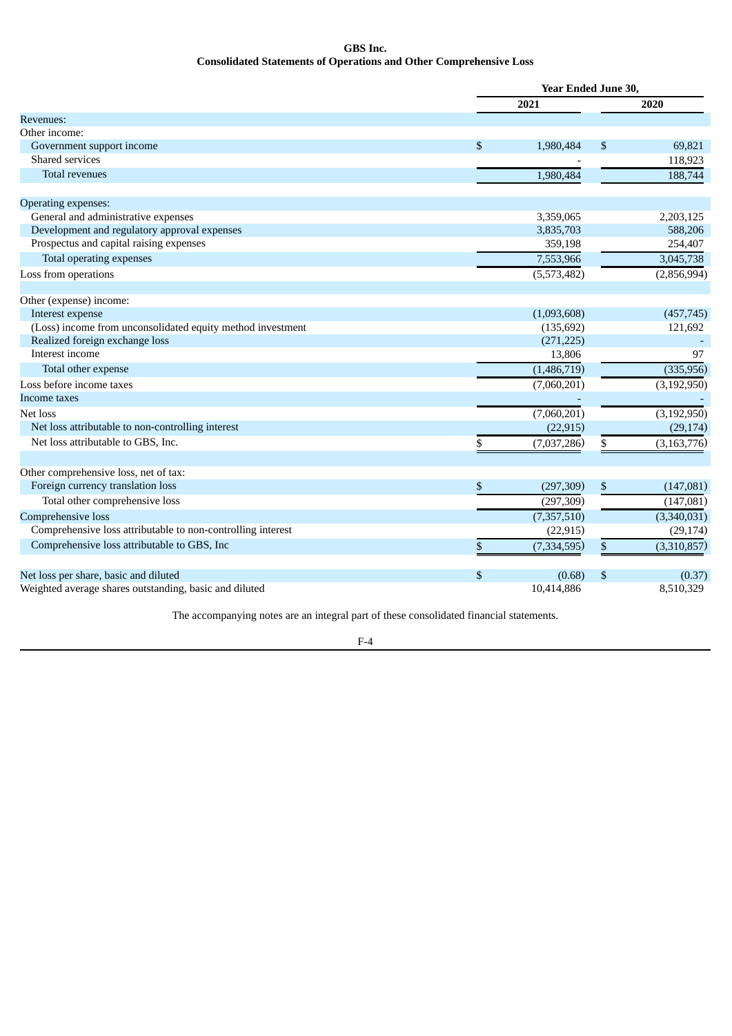**GBS Inc.**
**Consolidated Statements of Operations and Other Comprehensive Loss**

| | Year Ended June 30, | |
|---|---|---|
| | 2021 | 2020 |
| Revenues: | | |
| Other income: | | |
| Government support income | $ 1,980,484 | $ 69,821 |
| Shared services | - | 118,923 |
| Total revenues | 1,980,484 | 188,744 |
| | | |
| Operating expenses: | | |
| General and administrative expenses | 3,359,065 | 2,203,125 |
| Development and regulatory approval expenses | 3,835,703 | 588,206 |
| Prospectus and capital raising expenses | 359,198 | 254,407 |
| Total operating expenses | 7,553,966 | 3,045,738 |
| Loss from operations | (5,573,482) | (2,856,994) |
| | | |
| Other (expense) income: | | |
| Interest expense | (1,093,608) | (457,745) |
| (Loss) income from unconsolidated equity method investment | (135,692) | 121,692 |
| Realized foreign exchange loss | (271,225) | - |
| Interest income | 13,806 | 97 |
| Total other expense | (1,486,719) | (335,956) |
| Loss before income taxes | (7,060,201) | (3,192,950) |
| Income taxes | - | - |
| Net loss | (7,060,201) | (3,192,950) |
| Net loss attributable to non-controlling interest | (22,915) | (29,174) |
| Net loss attributable to GBS, Inc. | $ (7,037,286) | $ (3,163,776) |
| | | |
| Other comprehensive loss, net of tax: | | |
| Foreign currency translation loss | $ (297,309) | $ (147,081) |
| Total other comprehensive loss | (297,309) | (147,081) |
| Comprehensive loss | (7,357,510) | (3,340,031) |
| Comprehensive loss attributable to non-controlling interest | (22,915) | (29,174) |
| Comprehensive loss attributable to GBS, Inc | $ (7,334,595) | $ (3,310,857) |
| | | |
| Net loss per share, basic and diluted | $ (0.68) | $ (0.37) |
| Weighted average shares outstanding, basic and diluted | 10,414,886 | 8,510,329 |

The accompanying notes are an integral part of these consolidated financial statements.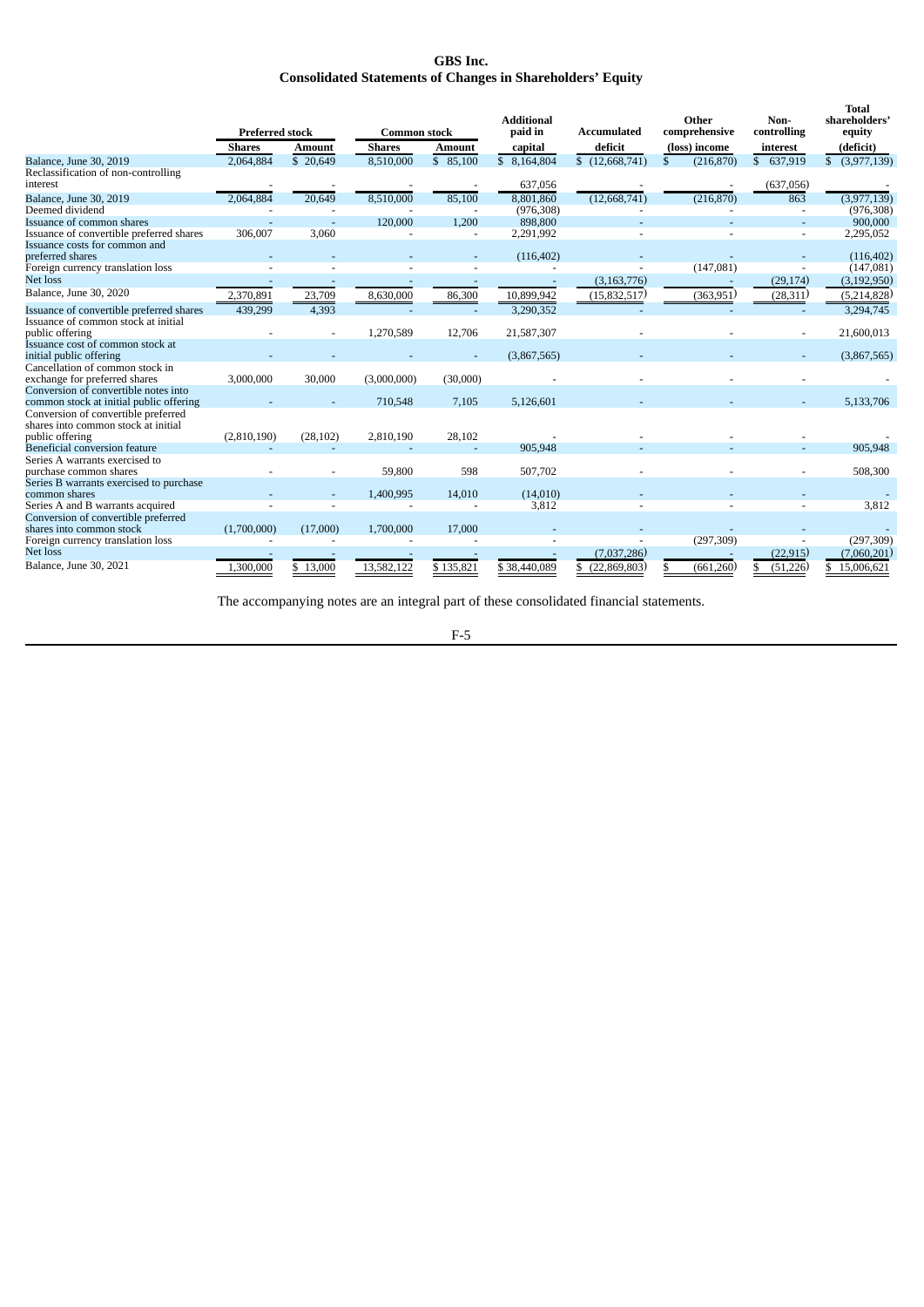# GBS Inc.
## Consolidated Statements of Changes in Shareholders' Equity

| | Preferred stock | | Common stock | | Additional paid in | Accumulated | Other comprehensive | Non-controlling | Total shareholders' equity |
|---|---|---|---|---|---|---|---|---|---|
| | Shares | Amount | Shares | Amount | capital | deficit | (loss) income | interest | (deficit) |
| Balance, June 30, 2019 | 2,064,884 | $ 20,649 | 8,510,000 | $ 85,100 | $ 8,164,804 | $ (12,668,741) | $ (216,870) | $ 637,919 | $ (3,977,139) |
| Reclassification of non-controlling interest | - | - | - | - | 637,056 | - | - | (637,056) | - |
| Balance, June 30, 2019 | 2,064,884 | 20,649 | 8,510,000 | 85,100 | 8,801,860 | (12,668,741) | (216,870) | 863 | (3,977,139) |
| Deemed dividend | - | - | - | - | (976,308) | - | - | - | (976,308) |
| Issuance of common shares | - | - | 120,000 | 1,200 | 898,800 | - | - | - | 900,000 |
| Issuance of convertible preferred shares | 306,007 | 3,060 | - | - | 2,291,992 | - | - | - | 2,295,052 |
| Issuance costs for common and preferred shares | - | - | - | - | (116,402) | - | - | - | (116,402) |
| Foreign currency translation loss | - | - | - | - | - | - | (147,081) | - | (147,081) |
| Net loss | - | - | - | - | - | (3,163,776) | - | (29,174) | (3,192,950) |
| Balance, June 30, 2020 | 2,370,891 | 23,709 | 8,630,000 | 86,300 | 10,899,942 | (15,832,517) | (363,951) | (28,311) | (5,214,828) |
| Issuance of convertible preferred shares | 439,299 | 4,393 | - | - | 3,290,352 | - | - | - | 3,294,745 |
| Issuance of common stock at initial public offering | - | - | 1,270,589 | 12,706 | 21,587,307 | - | - | - | 21,600,013 |
| Issuance cost of common stock at initial public offering | - | - | - | - | (3,867,565) | - | - | - | (3,867,565) |
| Cancellation of common stock in exchange for preferred shares | 3,000,000 | 30,000 | (3,000,000) | (30,000) | - | - | - | - | - |
| Conversion of convertible notes into common stock at initial public offering | - | - | 710,548 | 7,105 | 5,126,601 | - | - | - | 5,133,706 |
| Conversion of convertible preferred shares into common stock at initial public offering | (2,810,190) | (28,102) | 2,810,190 | 28,102 | - | - | - | - | - |
| Beneficial conversion feature | - | - | - | - | 905,948 | - | - | - | 905,948 |
| Series A warrants exercised to purchase common shares | - | - | 59,800 | 598 | 507,702 | - | - | - | 508,300 |
| Series B warrants exercised to purchase common shares | - | - | 1,400,995 | 14,010 | (14,010) | - | - | - | - |
| Series A and B warrants acquired | - | - | - | - | 3,812 | - | - | - | 3,812 |
| Conversion of convertible preferred shares into common stock | (1,700,000) | (17,000) | 1,700,000 | 17,000 | - | - | - | - | - |
| Foreign currency translation loss | - | - | - | - | - | - | (297,309) | - | (297,309) |
| Net loss | - | - | - | - | - | (7,037,286) | - | (22,915) | (7,060,201) |
| Balance, June 30, 2021 | 1,300,000 | $ 13,000 | 13,582,122 | $ 135,821 | $ 38,440,089 | $ (22,869,803) | $ (661,260) | $ (51,226) | $ 15,006,621 |

The accompanying notes are an integral part of these consolidated financial statements.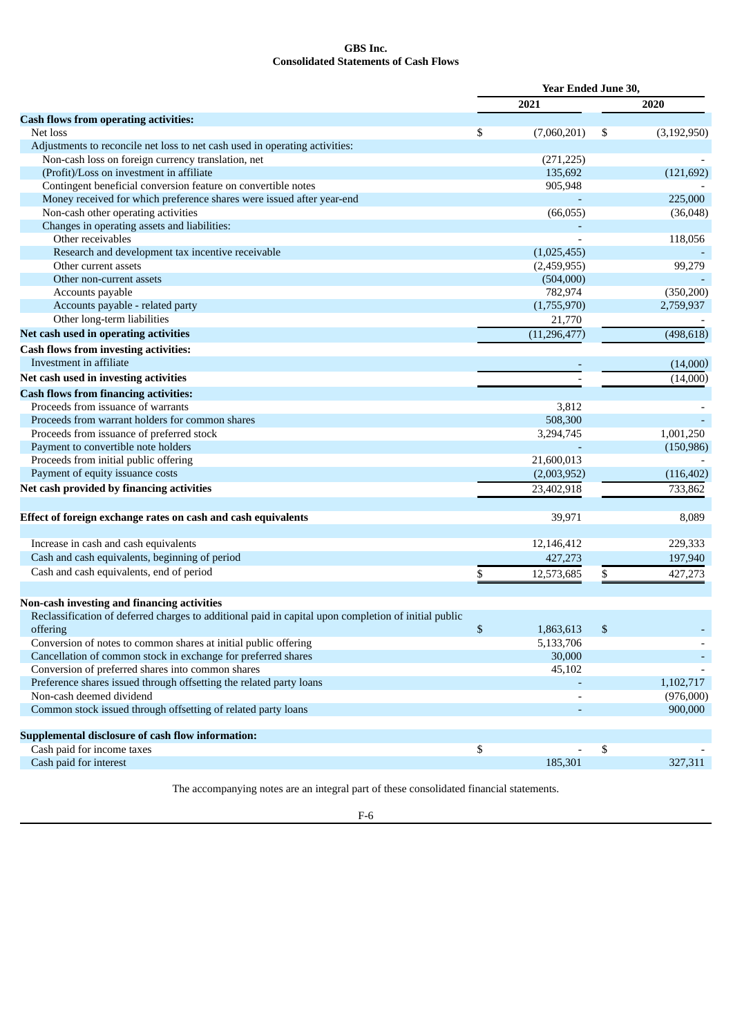**GBS Inc.**
**Consolidated Statements of Cash Flows**

| | Year Ended June 30, | |
|---|---|---|
| | 2021 | 2020 |
| **Cash flows from operating activities:** | | |
| Net loss | $ (7,060,201) | $ (3,192,950) |
| Adjustments to reconcile net loss to net cash used in operating activities: | | |
| Non-cash loss on foreign currency translation, net | (271,225) | - |
| (Profit)/Loss on investment in affiliate | 135,692 | (121,692) |
| Contingent beneficial conversion feature on convertible notes | 905,948 | - |
| Money received for which preference shares were issued after year-end | - | 225,000 |
| Non-cash other operating activities | (66,055) | (36,048) |
| Changes in operating assets and liabilities: | - | |
| Other receivables | - | 118,056 |
| Research and development tax incentive receivable | (1,025,455) | - |
| Other current assets | (2,459,955) | 99,279 |
| Other non-current assets | (504,000) | - |
| Accounts payable | 782,974 | (350,200) |
| Accounts payable - related party | (1,755,970) | 2,759,937 |
| Other long-term liabilities | 21,770 | - |
| **Net cash used in operating activities** | (11,296,477) | (498,618) |
| **Cash flows from investing activities:** | | |
| Investment in affiliate | - | (14,000) |
| **Net cash used in investing activities** | - | (14,000) |
| **Cash flows from financing activities:** | | |
| Proceeds from issuance of warrants | 3,812 | - |
| Proceeds from warrant holders for common shares | 508,300 | - |
| Proceeds from issuance of preferred stock | 3,294,745 | 1,001,250 |
| Payment to convertible note holders | - | (150,986) |
| Proceeds from initial public offering | 21,600,013 | - |
| Payment of equity issuance costs | (2,003,952) | (116,402) |
| **Net cash provided by financing activities** | 23,402,918 | 733,862 |
| | | |
| **Effect of foreign exchange rates on cash and cash equivalents** | 39,971 | 8,089 |
| | | |
| Increase in cash and cash equivalents | 12,146,412 | 229,333 |
| Cash and cash equivalents, beginning of period | 427,273 | 197,940 |
| Cash and cash equivalents, end of period | $ 12,573,685 | $ 427,273 |
| | | |
| **Non-cash investing and financing activities** | | |
| Reclassification of deferred charges to additional paid in capital upon completion of initial public offering | $ 1,863,613 | $ - |
| Conversion of notes to common shares at initial public offering | 5,133,706 | - |
| Cancellation of common stock in exchange for preferred shares | 30,000 | - |
| Conversion of preferred shares into common shares | 45,102 | - |
| Preference shares issued through offsetting the related party loans | - | 1,102,717 |
| Non-cash deemed dividend | - | (976,000) |
| Common stock issued through offsetting of related party loans | - | 900,000 |
| | | |
| **Supplemental disclosure of cash flow information:** | | |
| Cash paid for income taxes | $ - | $ - |
| Cash paid for interest | 185,301 | 327,311 |

The accompanying notes are an integral part of these consolidated financial statements.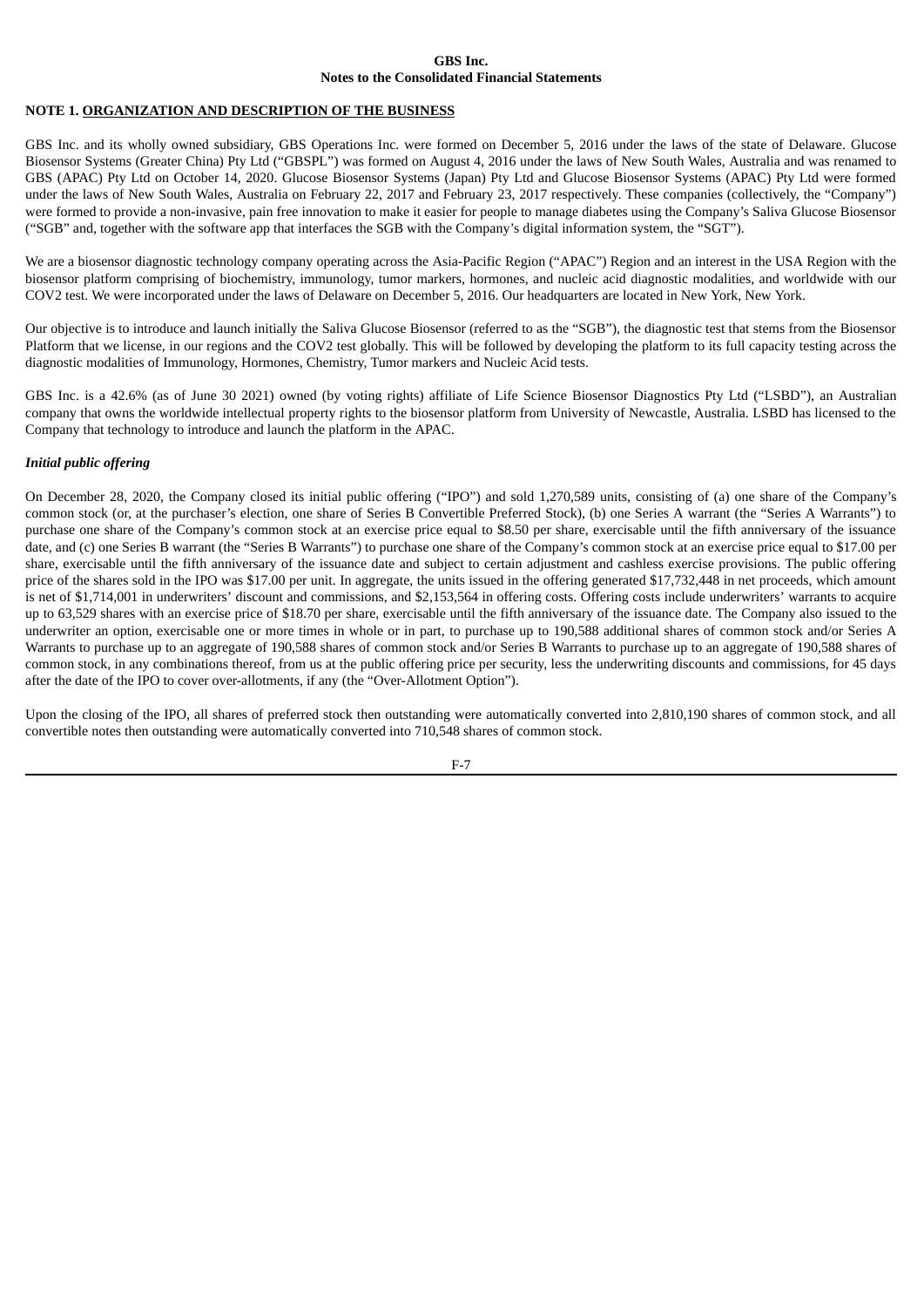**GBS Inc.**
**Notes to the Consolidated Financial Statements**

## NOTE 1. ORGANIZATION AND DESCRIPTION OF THE BUSINESS

GBS Inc. and its wholly owned subsidiary, GBS Operations Inc. were formed on December 5, 2016 under the laws of the state of Delaware. Glucose Biosensor Systems (Greater China) Pty Ltd ("GBSPL") was formed on August 4, 2016 under the laws of New South Wales, Australia and was renamed to GBS (APAC) Pty Ltd on October 14, 2020. Glucose Biosensor Systems (Japan) Pty Ltd and Glucose Biosensor Systems (APAC) Pty Ltd were formed under the laws of New South Wales, Australia on February 22, 2017 and February 23, 2017 respectively. These companies (collectively, the "Company") were formed to provide a non-invasive, pain free innovation to make it easier for people to manage diabetes using the Company's Saliva Glucose Biosensor ("SGB" and, together with the software app that interfaces the SGB with the Company's digital information system, the "SGT").

We are a biosensor diagnostic technology company operating across the Asia-Pacific Region ("APAC") Region and an interest in the USA Region with the biosensor platform comprising of biochemistry, immunology, tumor markers, hormones, and nucleic acid diagnostic modalities, and worldwide with our COV2 test. We were incorporated under the laws of Delaware on December 5, 2016. Our headquarters are located in New York, New York.

Our objective is to introduce and launch initially the Saliva Glucose Biosensor (referred to as the "SGB"), the diagnostic test that stems from the Biosensor Platform that we license, in our regions and the COV2 test globally. This will be followed by developing the platform to its full capacity testing across the diagnostic modalities of Immunology, Hormones, Chemistry, Tumor markers and Nucleic Acid tests.

GBS Inc. is a 42.6% (as of June 30 2021) owned (by voting rights) affiliate of Life Science Biosensor Diagnostics Pty Ltd ("LSBD"), an Australian company that owns the worldwide intellectual property rights to the biosensor platform from University of Newcastle, Australia. LSBD has licensed to the Company that technology to introduce and launch the platform in the APAC.

### *Initial public offering*

On December 28, 2020, the Company closed its initial public offering ("IPO") and sold 1,270,589 units, consisting of (a) one share of the Company's common stock (or, at the purchaser's election, one share of Series B Convertible Preferred Stock), (b) one Series A warrant (the "Series A Warrants") to purchase one share of the Company's common stock at an exercise price equal to $8.50 per share, exercisable until the fifth anniversary of the issuance date, and (c) one Series B warrant (the "Series B Warrants") to purchase one share of the Company's common stock at an exercise price equal to $17.00 per share, exercisable until the fifth anniversary of the issuance date and subject to certain adjustment and cashless exercise provisions. The public offering price of the shares sold in the IPO was $17.00 per unit. In aggregate, the units issued in the offering generated $17,732,448 in net proceeds, which amount is net of $1,714,001 in underwriters' discount and commissions, and $2,153,564 in offering costs. Offering costs include underwriters' warrants to acquire up to 63,529 shares with an exercise price of $18.70 per share, exercisable until the fifth anniversary of the issuance date. The Company also issued to the underwriter an option, exercisable one or more times in whole or in part, to purchase up to 190,588 additional shares of common stock and/or Series A Warrants to purchase up to an aggregate of 190,588 shares of common stock and/or Series B Warrants to purchase up to an aggregate of 190,588 shares of common stock, in any combinations thereof, from us at the public offering price per security, less the underwriting discounts and commissions, for 45 days after the date of the IPO to cover over-allotments, if any (the "Over-Allotment Option").

Upon the closing of the IPO, all shares of preferred stock then outstanding were automatically converted into 2,810,190 shares of common stock, and all convertible notes then outstanding were automatically converted into 710,548 shares of common stock.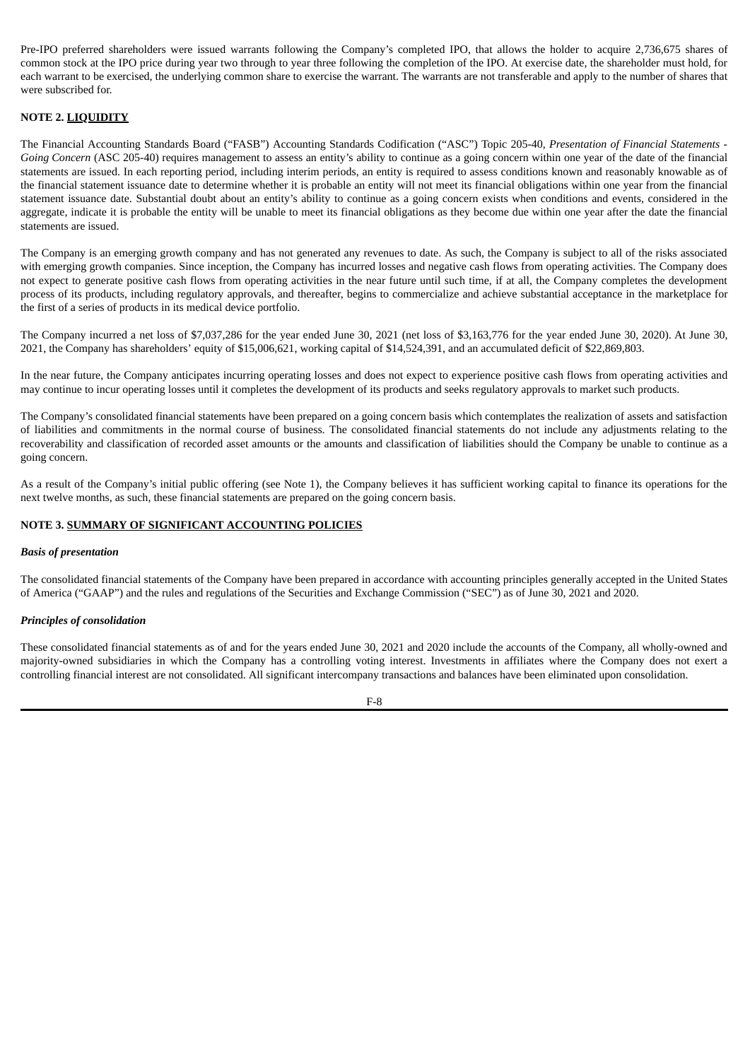Pre-IPO preferred shareholders were issued warrants following the Company's completed IPO, that allows the holder to acquire 2,736,675 shares of common stock at the IPO price during year two through to year three following the completion of the IPO. At exercise date, the shareholder must hold, for each warrant to be exercised, the underlying common share to exercise the warrant. The warrants are not transferable and apply to the number of shares that were subscribed for.

## NOTE 2. LIQUIDITY

The Financial Accounting Standards Board ("FASB") Accounting Standards Codification ("ASC") Topic 205-40, *Presentation of Financial Statements - Going Concern* (ASC 205-40) requires management to assess an entity's ability to continue as a going concern within one year of the date of the financial statements are issued. In each reporting period, including interim periods, an entity is required to assess conditions known and reasonably knowable as of the financial statement issuance date to determine whether it is probable an entity will not meet its financial obligations within one year from the financial statement issuance date. Substantial doubt about an entity's ability to continue as a going concern exists when conditions and events, considered in the aggregate, indicate it is probable the entity will be unable to meet its financial obligations as they become due within one year after the date the financial statements are issued.

The Company is an emerging growth company and has not generated any revenues to date. As such, the Company is subject to all of the risks associated with emerging growth companies. Since inception, the Company has incurred losses and negative cash flows from operating activities. The Company does not expect to generate positive cash flows from operating activities in the near future until such time, if at all, the Company completes the development process of its products, including regulatory approvals, and thereafter, begins to commercialize and achieve substantial acceptance in the marketplace for the first of a series of products in its medical device portfolio.

The Company incurred a net loss of $7,037,286 for the year ended June 30, 2021 (net loss of $3,163,776 for the year ended June 30, 2020). At June 30, 2021, the Company has shareholders' equity of $15,006,621, working capital of $14,524,391, and an accumulated deficit of $22,869,803.

In the near future, the Company anticipates incurring operating losses and does not expect to experience positive cash flows from operating activities and may continue to incur operating losses until it completes the development of its products and seeks regulatory approvals to market such products.

The Company's consolidated financial statements have been prepared on a going concern basis which contemplates the realization of assets and satisfaction of liabilities and commitments in the normal course of business. The consolidated financial statements do not include any adjustments relating to the recoverability and classification of recorded asset amounts or the amounts and classification of liabilities should the Company be unable to continue as a going concern.

As a result of the Company's initial public offering (see Note 1), the Company believes it has sufficient working capital to finance its operations for the next twelve months, as such, these financial statements are prepared on the going concern basis.

## NOTE 3. SUMMARY OF SIGNIFICANT ACCOUNTING POLICIES

### *Basis of presentation*

The consolidated financial statements of the Company have been prepared in accordance with accounting principles generally accepted in the United States of America ("GAAP") and the rules and regulations of the Securities and Exchange Commission ("SEC") as of June 30, 2021 and 2020.

### *Principles of consolidation*

These consolidated financial statements as of and for the years ended June 30, 2021 and 2020 include the accounts of the Company, all wholly-owned and majority-owned subsidiaries in which the Company has a controlling voting interest. Investments in affiliates where the Company does not exert a controlling financial interest are not consolidated. All significant intercompany transactions and balances have been eliminated upon consolidation.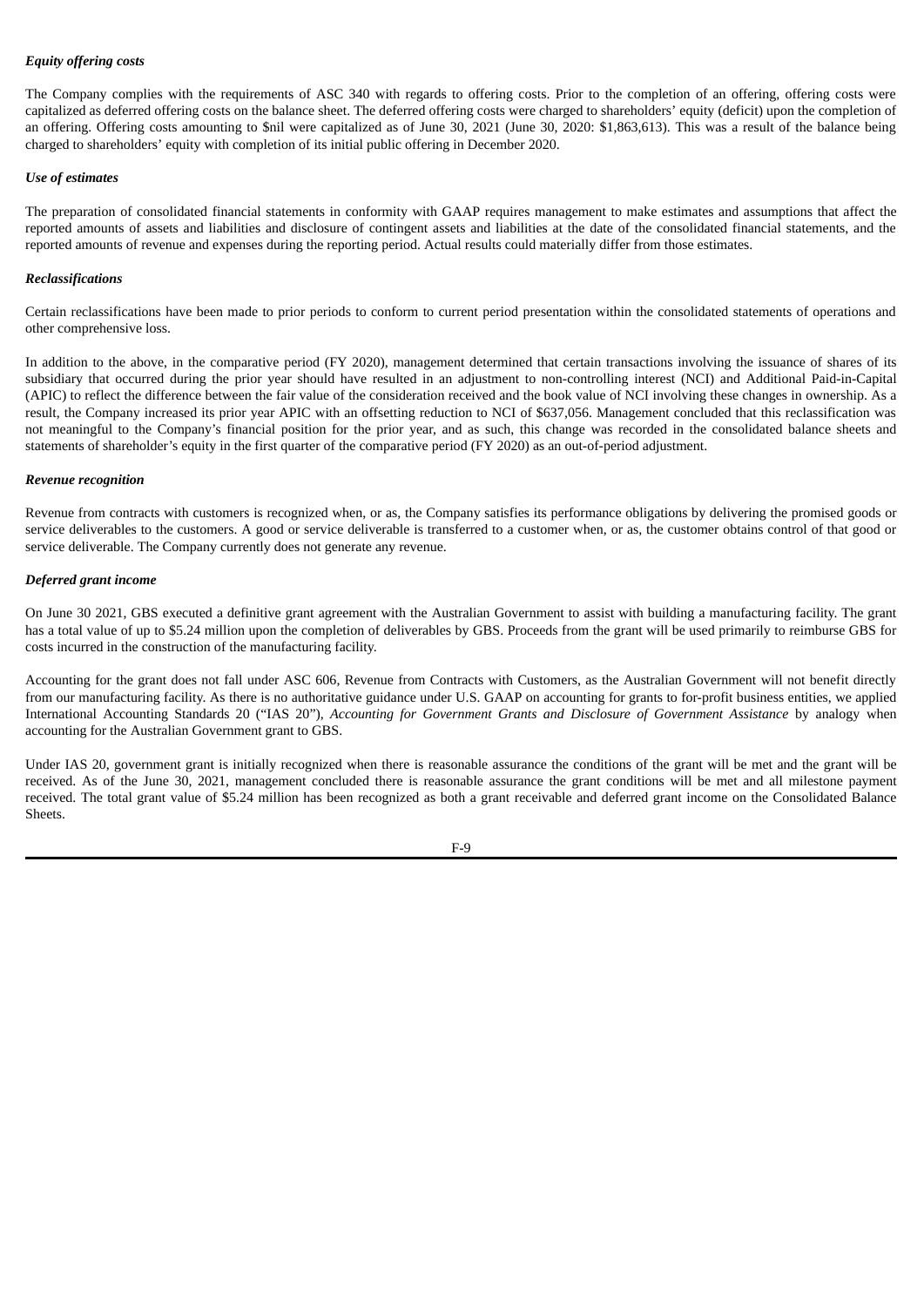***Equity offering costs***

The Company complies with the requirements of ASC 340 with regards to offering costs. Prior to the completion of an offering, offering costs were capitalized as deferred offering costs on the balance sheet. The deferred offering costs were charged to shareholders' equity (deficit) upon the completion of an offering. Offering costs amounting to $nil were capitalized as of June 30, 2021 (June 30, 2020: $1,863,613). This was a result of the balance being charged to shareholders' equity with completion of its initial public offering in December 2020.

***Use of estimates***

The preparation of consolidated financial statements in conformity with GAAP requires management to make estimates and assumptions that affect the reported amounts of assets and liabilities and disclosure of contingent assets and liabilities at the date of the consolidated financial statements, and the reported amounts of revenue and expenses during the reporting period. Actual results could materially differ from those estimates.

***Reclassifications***

Certain reclassifications have been made to prior periods to conform to current period presentation within the consolidated statements of operations and other comprehensive loss.

In addition to the above, in the comparative period (FY 2020), management determined that certain transactions involving the issuance of shares of its subsidiary that occurred during the prior year should have resulted in an adjustment to non-controlling interest (NCI) and Additional Paid-in-Capital (APIC) to reflect the difference between the fair value of the consideration received and the book value of NCI involving these changes in ownership. As a result, the Company increased its prior year APIC with an offsetting reduction to NCI of $637,056. Management concluded that this reclassification was not meaningful to the Company's financial position for the prior year, and as such, this change was recorded in the consolidated balance sheets and statements of shareholder's equity in the first quarter of the comparative period (FY 2020) as an out-of-period adjustment.

***Revenue recognition***

Revenue from contracts with customers is recognized when, or as, the Company satisfies its performance obligations by delivering the promised goods or service deliverables to the customers. A good or service deliverable is transferred to a customer when, or as, the customer obtains control of that good or service deliverable. The Company currently does not generate any revenue.

***Deferred grant income***

On June 30 2021, GBS executed a definitive grant agreement with the Australian Government to assist with building a manufacturing facility. The grant has a total value of up to $5.24 million upon the completion of deliverables by GBS. Proceeds from the grant will be used primarily to reimburse GBS for costs incurred in the construction of the manufacturing facility.

Accounting for the grant does not fall under ASC 606, Revenue from Contracts with Customers, as the Australian Government will not benefit directly from our manufacturing facility. As there is no authoritative guidance under U.S. GAAP on accounting for grants to for-profit business entities, we applied International Accounting Standards 20 ("IAS 20"), *Accounting for Government Grants and Disclosure of Government Assistance* by analogy when accounting for the Australian Government grant to GBS.

Under IAS 20, government grant is initially recognized when there is reasonable assurance the conditions of the grant will be met and the grant will be received. As of the June 30, 2021, management concluded there is reasonable assurance the grant conditions will be met and all milestone payment received. The total grant value of $5.24 million has been recognized as both a grant receivable and deferred grant income on the Consolidated Balance Sheets.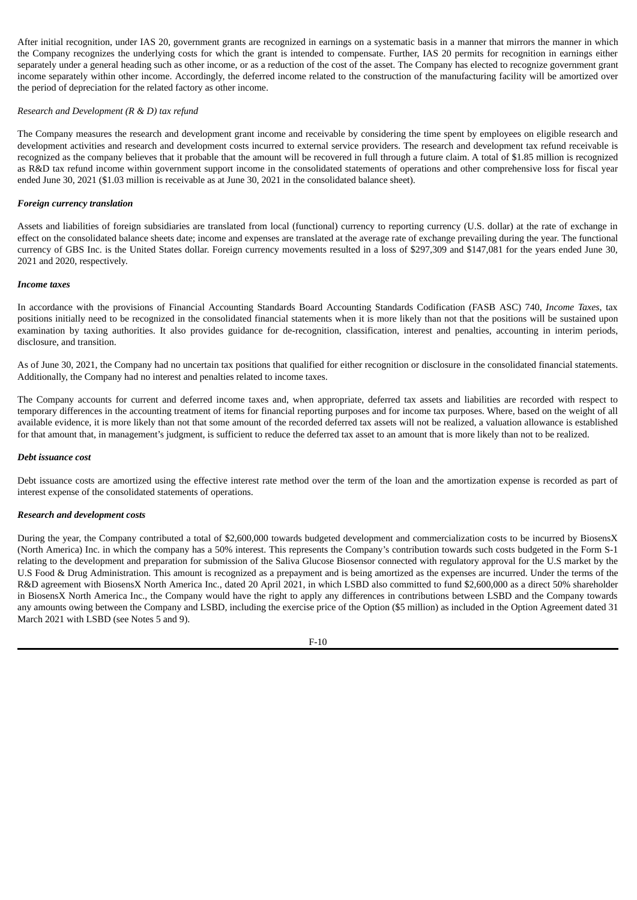After initial recognition, under IAS 20, government grants are recognized in earnings on a systematic basis in a manner that mirrors the manner in which the Company recognizes the underlying costs for which the grant is intended to compensate. Further, IAS 20 permits for recognition in earnings either separately under a general heading such as other income, or as a reduction of the cost of the asset. The Company has elected to recognize government grant income separately within other income. Accordingly, the deferred income related to the construction of the manufacturing facility will be amortized over the period of depreciation for the related factory as other income.

*Research and Development (R & D) tax refund*

The Company measures the research and development grant income and receivable by considering the time spent by employees on eligible research and development activities and research and development costs incurred to external service providers. The research and development tax refund receivable is recognized as the company believes that it probable that the amount will be recovered in full through a future claim. A total of $1.85 million is recognized as R&D tax refund income within government support income in the consolidated statements of operations and other comprehensive loss for fiscal year ended June 30, 2021 ($1.03 million is receivable as at June 30, 2021 in the consolidated balance sheet).

***Foreign currency translation***

Assets and liabilities of foreign subsidiaries are translated from local (functional) currency to reporting currency (U.S. dollar) at the rate of exchange in effect on the consolidated balance sheets date; income and expenses are translated at the average rate of exchange prevailing during the year. The functional currency of GBS Inc. is the United States dollar. Foreign currency movements resulted in a loss of $297,309 and $147,081 for the years ended June 30, 2021 and 2020, respectively.

***Income taxes***

In accordance with the provisions of Financial Accounting Standards Board Accounting Standards Codification (FASB ASC) 740, *Income Taxes*, tax positions initially need to be recognized in the consolidated financial statements when it is more likely than not that the positions will be sustained upon examination by taxing authorities. It also provides guidance for de-recognition, classification, interest and penalties, accounting in interim periods, disclosure, and transition.

As of June 30, 2021, the Company had no uncertain tax positions that qualified for either recognition or disclosure in the consolidated financial statements. Additionally, the Company had no interest and penalties related to income taxes.

The Company accounts for current and deferred income taxes and, when appropriate, deferred tax assets and liabilities are recorded with respect to temporary differences in the accounting treatment of items for financial reporting purposes and for income tax purposes. Where, based on the weight of all available evidence, it is more likely than not that some amount of the recorded deferred tax assets will not be realized, a valuation allowance is established for that amount that, in management's judgment, is sufficient to reduce the deferred tax asset to an amount that is more likely than not to be realized.

***Debt issuance cost***

Debt issuance costs are amortized using the effective interest rate method over the term of the loan and the amortization expense is recorded as part of interest expense of the consolidated statements of operations.

***Research and development costs***

During the year, the Company contributed a total of $2,600,000 towards budgeted development and commercialization costs to be incurred by BiosensX (North America) Inc. in which the company has a 50% interest. This represents the Company's contribution towards such costs budgeted in the Form S-1 relating to the development and preparation for submission of the Saliva Glucose Biosensor connected with regulatory approval for the U.S market by the U.S Food & Drug Administration. This amount is recognized as a prepayment and is being amortized as the expenses are incurred. Under the terms of the R&D agreement with BiosensX North America Inc., dated 20 April 2021, in which LSBD also committed to fund $2,600,000 as a direct 50% shareholder in BiosensX North America Inc., the Company would have the right to apply any differences in contributions between LSBD and the Company towards any amounts owing between the Company and LSBD, including the exercise price of the Option ($5 million) as included in the Option Agreement dated 31 March 2021 with LSBD (see Notes 5 and 9).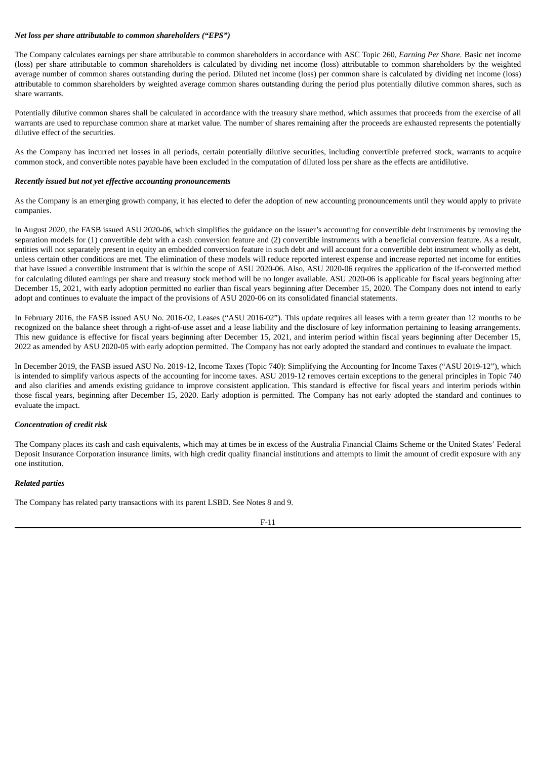***Net loss per share attributable to common shareholders ("EPS")***

The Company calculates earnings per share attributable to common shareholders in accordance with ASC Topic 260, *Earning Per Share*. Basic net income (loss) per share attributable to common shareholders is calculated by dividing net income (loss) attributable to common shareholders by the weighted average number of common shares outstanding during the period. Diluted net income (loss) per common share is calculated by dividing net income (loss) attributable to common shareholders by weighted average common shares outstanding during the period plus potentially dilutive common shares, such as share warrants.

Potentially dilutive common shares shall be calculated in accordance with the treasury share method, which assumes that proceeds from the exercise of all warrants are used to repurchase common share at market value. The number of shares remaining after the proceeds are exhausted represents the potentially dilutive effect of the securities.

As the Company has incurred net losses in all periods, certain potentially dilutive securities, including convertible preferred stock, warrants to acquire common stock, and convertible notes payable have been excluded in the computation of diluted loss per share as the effects are antidilutive.

***Recently issued but not yet effective accounting pronouncements***

As the Company is an emerging growth company, it has elected to defer the adoption of new accounting pronouncements until they would apply to private companies.

In August 2020, the FASB issued ASU 2020-06, which simplifies the guidance on the issuer's accounting for convertible debt instruments by removing the separation models for (1) convertible debt with a cash conversion feature and (2) convertible instruments with a beneficial conversion feature. As a result, entities will not separately present in equity an embedded conversion feature in such debt and will account for a convertible debt instrument wholly as debt, unless certain other conditions are met. The elimination of these models will reduce reported interest expense and increase reported net income for entities that have issued a convertible instrument that is within the scope of ASU 2020-06. Also, ASU 2020-06 requires the application of the if-converted method for calculating diluted earnings per share and treasury stock method will be no longer available. ASU 2020-06 is applicable for fiscal years beginning after December 15, 2021, with early adoption permitted no earlier than fiscal years beginning after December 15, 2020. The Company does not intend to early adopt and continues to evaluate the impact of the provisions of ASU 2020-06 on its consolidated financial statements.

In February 2016, the FASB issued ASU No. 2016-02, Leases ("ASU 2016-02"). This update requires all leases with a term greater than 12 months to be recognized on the balance sheet through a right-of-use asset and a lease liability and the disclosure of key information pertaining to leasing arrangements. This new guidance is effective for fiscal years beginning after December 15, 2021, and interim period within fiscal years beginning after December 15, 2022 as amended by ASU 2020-05 with early adoption permitted. The Company has not early adopted the standard and continues to evaluate the impact.

In December 2019, the FASB issued ASU No. 2019-12, Income Taxes (Topic 740): Simplifying the Accounting for Income Taxes ("ASU 2019-12"), which is intended to simplify various aspects of the accounting for income taxes. ASU 2019-12 removes certain exceptions to the general principles in Topic 740 and also clarifies and amends existing guidance to improve consistent application. This standard is effective for fiscal years and interim periods within those fiscal years, beginning after December 15, 2020. Early adoption is permitted. The Company has not early adopted the standard and continues to evaluate the impact.

***Concentration of credit risk***

The Company places its cash and cash equivalents, which may at times be in excess of the Australia Financial Claims Scheme or the United States' Federal Deposit Insurance Corporation insurance limits, with high credit quality financial institutions and attempts to limit the amount of credit exposure with any one institution.

***Related parties***

The Company has related party transactions with its parent LSBD. See Notes 8 and 9.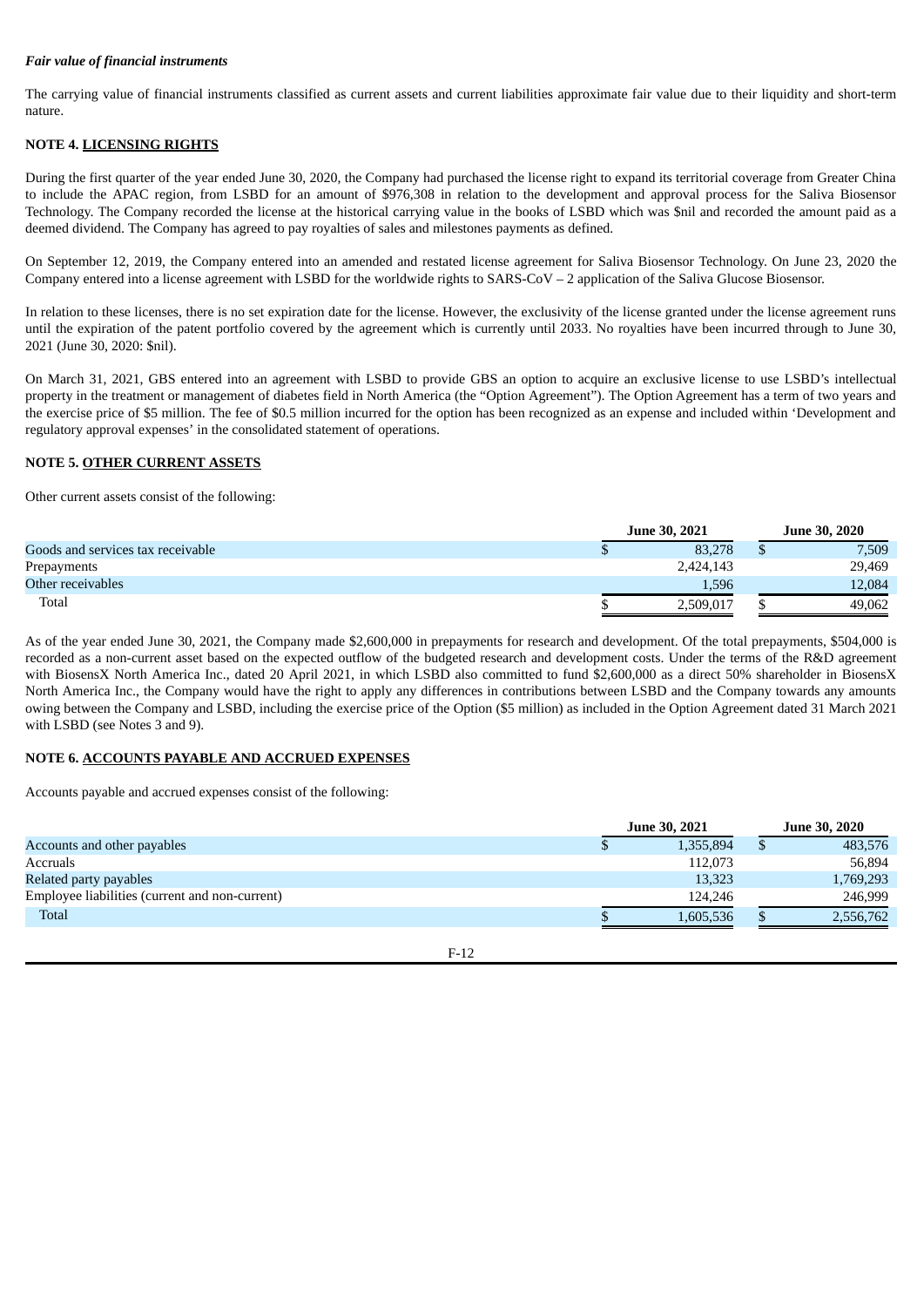***Fair value of financial instruments***

The carrying value of financial instruments classified as current assets and current liabilities approximate fair value due to their liquidity and short-term nature.

**NOTE 4. LICENSING RIGHTS**

During the first quarter of the year ended June 30, 2020, the Company had purchased the license right to expand its territorial coverage from Greater China to include the APAC region, from LSBD for an amount of $976,308 in relation to the development and approval process for the Saliva Biosensor Technology. The Company recorded the license at the historical carrying value in the books of LSBD which was $nil and recorded the amount paid as a deemed dividend. The Company has agreed to pay royalties of sales and milestones payments as defined.

On September 12, 2019, the Company entered into an amended and restated license agreement for Saliva Biosensor Technology. On June 23, 2020 the Company entered into a license agreement with LSBD for the worldwide rights to SARS-CoV – 2 application of the Saliva Glucose Biosensor.

In relation to these licenses, there is no set expiration date for the license. However, the exclusivity of the license granted under the license agreement runs until the expiration of the patent portfolio covered by the agreement which is currently until 2033. No royalties have been incurred through to June 30, 2021 (June 30, 2020: $nil).

On March 31, 2021, GBS entered into an agreement with LSBD to provide GBS an option to acquire an exclusive license to use LSBD's intellectual property in the treatment or management of diabetes field in North America (the "Option Agreement"). The Option Agreement has a term of two years and the exercise price of $5 million. The fee of $0.5 million incurred for the option has been recognized as an expense and included within 'Development and regulatory approval expenses' in the consolidated statement of operations.

**NOTE 5. OTHER CURRENT ASSETS**

Other current assets consist of the following:

| | June 30, 2021 | June 30, 2020 |
|---|---|---|
| Goods and services tax receivable | $ 83,278 | $ 7,509 |
| Prepayments | 2,424,143 | 29,469 |
| Other receivables | 1,596 | 12,084 |
| Total | $ 2,509,017 | $ 49,062 |

As of the year ended June 30, 2021, the Company made $2,600,000 in prepayments for research and development. Of the total prepayments, $504,000 is recorded as a non-current asset based on the expected outflow of the budgeted research and development costs. Under the terms of the R&D agreement with BiosensX North America Inc., dated 20 April 2021, in which LSBD also committed to fund $2,600,000 as a direct 50% shareholder in BiosensX North America Inc., the Company would have the right to apply any differences in contributions between LSBD and the Company towards any amounts owing between the Company and LSBD, including the exercise price of the Option ($5 million) as included in the Option Agreement dated 31 March 2021 with LSBD (see Notes 3 and 9).

**NOTE 6. ACCOUNTS PAYABLE AND ACCRUED EXPENSES**

Accounts payable and accrued expenses consist of the following:

| | June 30, 2021 | June 30, 2020 |
|---|---|---|
| Accounts and other payables | $ 1,355,894 | $ 483,576 |
| Accruals | 112,073 | 56,894 |
| Related party payables | 13,323 | 1,769,293 |
| Employee liabilities (current and non-current) | 124,246 | 246,999 |
| Total | $ 1,605,536 | $ 2,556,762 |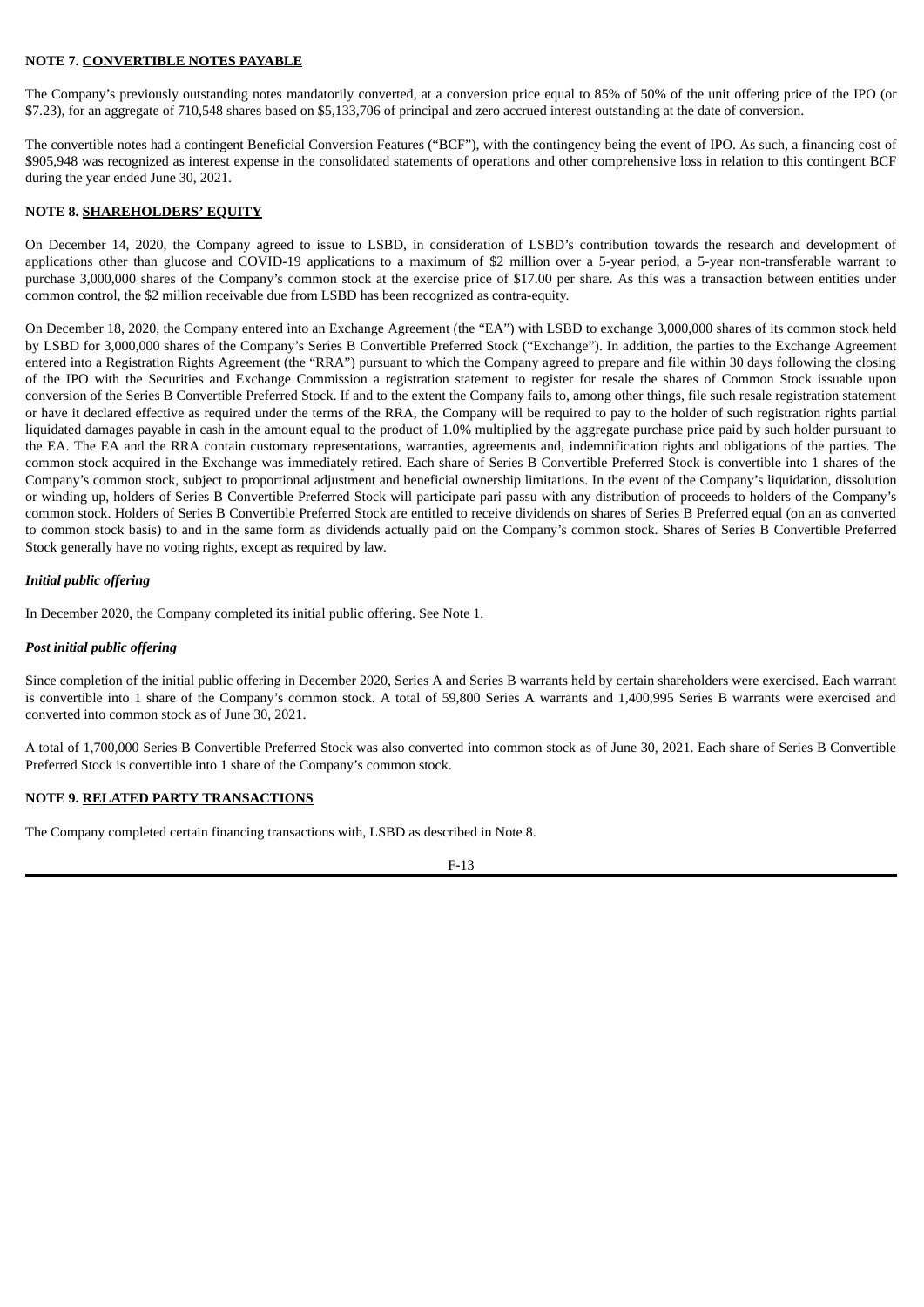## NOTE 7. CONVERTIBLE NOTES PAYABLE

The Company's previously outstanding notes mandatorily converted, at a conversion price equal to 85% of 50% of the unit offering price of the IPO (or $7.23), for an aggregate of 710,548 shares based on $5,133,706 of principal and zero accrued interest outstanding at the date of conversion.

The convertible notes had a contingent Beneficial Conversion Features ("BCF"), with the contingency being the event of IPO. As such, a financing cost of $905,948 was recognized as interest expense in the consolidated statements of operations and other comprehensive loss in relation to this contingent BCF during the year ended June 30, 2021.

## NOTE 8. SHAREHOLDERS' EQUITY

On December 14, 2020, the Company agreed to issue to LSBD, in consideration of LSBD's contribution towards the research and development of applications other than glucose and COVID-19 applications to a maximum of $2 million over a 5-year period, a 5-year non-transferable warrant to purchase 3,000,000 shares of the Company's common stock at the exercise price of $17.00 per share. As this was a transaction between entities under common control, the $2 million receivable due from LSBD has been recognized as contra-equity.

On December 18, 2020, the Company entered into an Exchange Agreement (the "EA") with LSBD to exchange 3,000,000 shares of its common stock held by LSBD for 3,000,000 shares of the Company's Series B Convertible Preferred Stock ("Exchange"). In addition, the parties to the Exchange Agreement entered into a Registration Rights Agreement (the "RRA") pursuant to which the Company agreed to prepare and file within 30 days following the closing of the IPO with the Securities and Exchange Commission a registration statement to register for resale the shares of Common Stock issuable upon conversion of the Series B Convertible Preferred Stock. If and to the extent the Company fails to, among other things, file such resale registration statement or have it declared effective as required under the terms of the RRA, the Company will be required to pay to the holder of such registration rights partial liquidated damages payable in cash in the amount equal to the product of 1.0% multiplied by the aggregate purchase price paid by such holder pursuant to the EA. The EA and the RRA contain customary representations, warranties, agreements and, indemnification rights and obligations of the parties. The common stock acquired in the Exchange was immediately retired. Each share of Series B Convertible Preferred Stock is convertible into 1 shares of the Company's common stock, subject to proportional adjustment and beneficial ownership limitations. In the event of the Company's liquidation, dissolution or winding up, holders of Series B Convertible Preferred Stock will participate pari passu with any distribution of proceeds to holders of the Company's common stock. Holders of Series B Convertible Preferred Stock are entitled to receive dividends on shares of Series B Preferred equal (on an as converted to common stock basis) to and in the same form as dividends actually paid on the Company's common stock. Shares of Series B Convertible Preferred Stock generally have no voting rights, except as required by law.

### *Initial public offering*

In December 2020, the Company completed its initial public offering. See Note 1.

### *Post initial public offering*

Since completion of the initial public offering in December 2020, Series A and Series B warrants held by certain shareholders were exercised. Each warrant is convertible into 1 share of the Company's common stock. A total of 59,800 Series A warrants and 1,400,995 Series B warrants were exercised and converted into common stock as of June 30, 2021.

A total of 1,700,000 Series B Convertible Preferred Stock was also converted into common stock as of June 30, 2021. Each share of Series B Convertible Preferred Stock is convertible into 1 share of the Company's common stock.

## NOTE 9. RELATED PARTY TRANSACTIONS

The Company completed certain financing transactions with, LSBD as described in Note 8.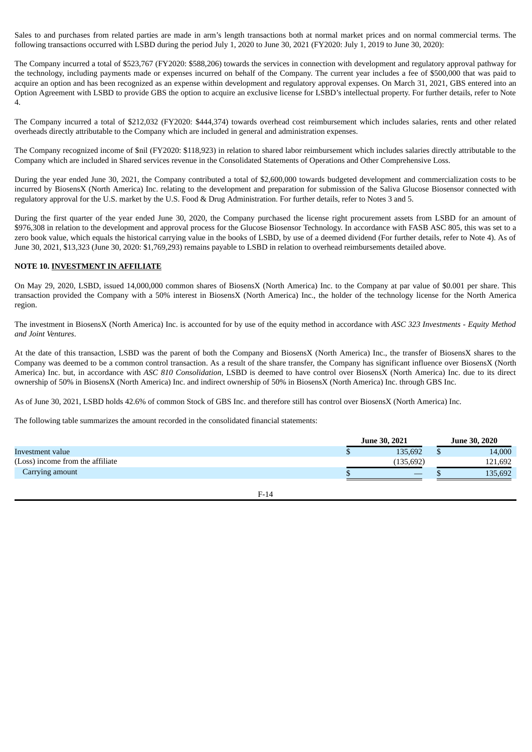Sales to and purchases from related parties are made in arm's length transactions both at normal market prices and on normal commercial terms. The following transactions occurred with LSBD during the period July 1, 2020 to June 30, 2021 (FY2020: July 1, 2019 to June 30, 2020):

The Company incurred a total of $523,767 (FY2020: $588,206) towards the services in connection with development and regulatory approval pathway for the technology, including payments made or expenses incurred on behalf of the Company. The current year includes a fee of $500,000 that was paid to acquire an option and has been recognized as an expense within development and regulatory approval expenses. On March 31, 2021, GBS entered into an Option Agreement with LSBD to provide GBS the option to acquire an exclusive license for LSBD's intellectual property. For further details, refer to Note 4.

The Company incurred a total of $212,032 (FY2020: $444,374) towards overhead cost reimbursement which includes salaries, rents and other related overheads directly attributable to the Company which are included in general and administration expenses.

The Company recognized income of $nil (FY2020: $118,923) in relation to shared labor reimbursement which includes salaries directly attributable to the Company which are included in Shared services revenue in the Consolidated Statements of Operations and Other Comprehensive Loss.

During the year ended June 30, 2021, the Company contributed a total of $2,600,000 towards budgeted development and commercialization costs to be incurred by BiosensX (North America) Inc. relating to the development and preparation for submission of the Saliva Glucose Biosensor connected with regulatory approval for the U.S. market by the U.S. Food & Drug Administration. For further details, refer to Notes 3 and 5.

During the first quarter of the year ended June 30, 2020, the Company purchased the license right procurement assets from LSBD for an amount of $976,308 in relation to the development and approval process for the Glucose Biosensor Technology. In accordance with FASB ASC 805, this was set to a zero book value, which equals the historical carrying value in the books of LSBD, by use of a deemed dividend (For further details, refer to Note 4). As of June 30, 2021, $13,323 (June 30, 2020: $1,769,293) remains payable to LSBD in relation to overhead reimbursements detailed above.

## NOTE 10. INVESTMENT IN AFFILIATE

On May 29, 2020, LSBD, issued 14,000,000 common shares of BiosensX (North America) Inc. to the Company at par value of $0.001 per share. This transaction provided the Company with a 50% interest in BiosensX (North America) Inc., the holder of the technology license for the North America region.

The investment in BiosensX (North America) Inc. is accounted for by use of the equity method in accordance with *ASC 323 Investments - Equity Method and Joint Ventures*.

At the date of this transaction, LSBD was the parent of both the Company and BiosensX (North America) Inc., the transfer of BiosensX shares to the Company was deemed to be a common control transaction. As a result of the share transfer, the Company has significant influence over BiosensX (North America) Inc. but, in accordance with *ASC 810 Consolidation*, LSBD is deemed to have control over BiosensX (North America) Inc. due to its direct ownership of 50% in BiosensX (North America) Inc. and indirect ownership of 50% in BiosensX (North America) Inc. through GBS Inc.

As of June 30, 2021, LSBD holds 42.6% of common Stock of GBS Inc. and therefore still has control over BiosensX (North America) Inc.

The following table summarizes the amount recorded in the consolidated financial statements:

| | June 30, 2021 | June 30, 2020 |
|---|---|---|
| Investment value | $ 135,692 | $ 14,000 |
| (Loss) income from the affiliate | (135,692) | 121,692 |
| Carrying amount | $ — | $ 135,692 |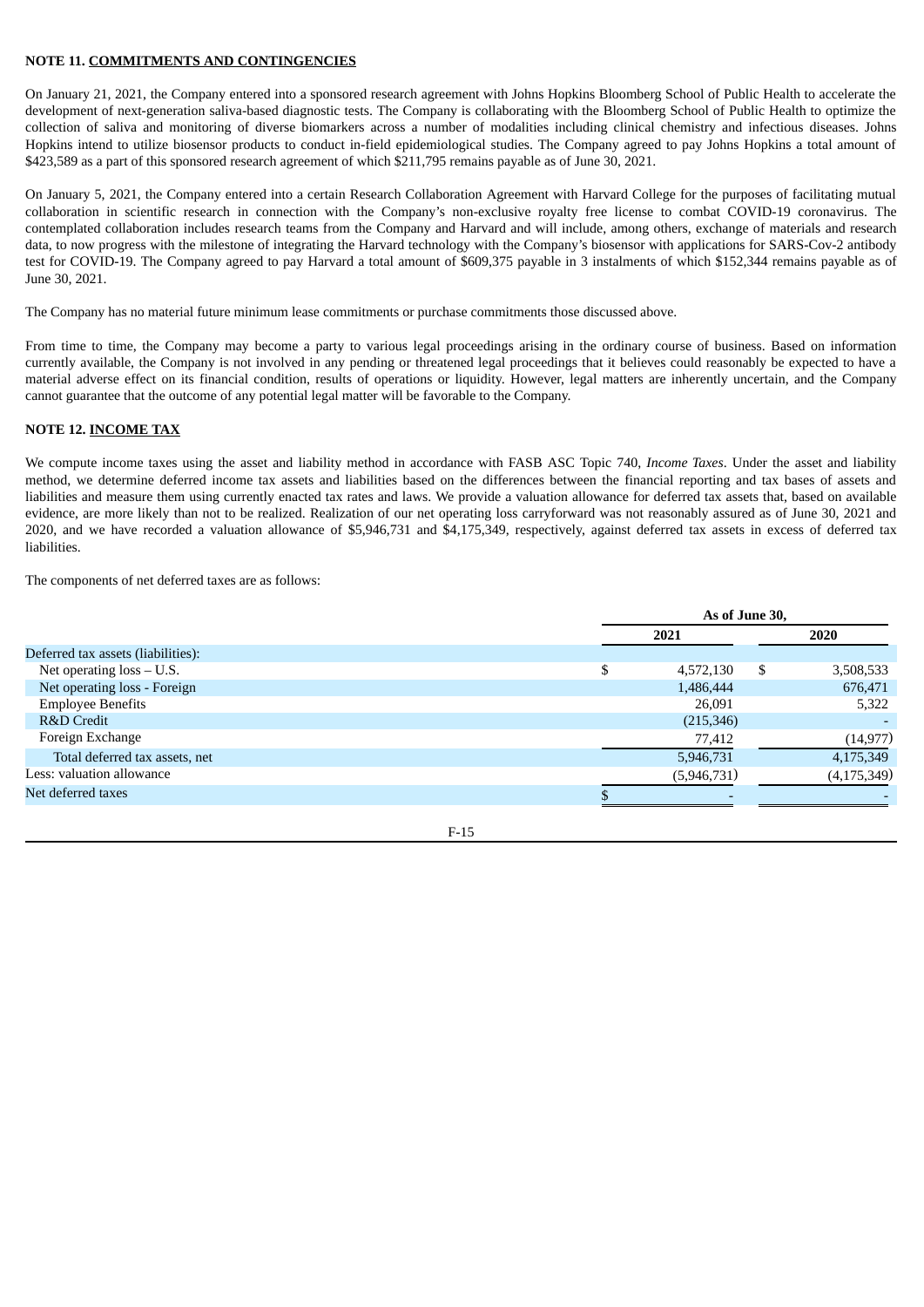**NOTE 11. COMMITMENTS AND CONTINGENCIES**

On January 21, 2021, the Company entered into a sponsored research agreement with Johns Hopkins Bloomberg School of Public Health to accelerate the development of next-generation saliva-based diagnostic tests. The Company is collaborating with the Bloomberg School of Public Health to optimize the collection of saliva and monitoring of diverse biomarkers across a number of modalities including clinical chemistry and infectious diseases. Johns Hopkins intend to utilize biosensor products to conduct in-field epidemiological studies. The Company agreed to pay Johns Hopkins a total amount of $423,589 as a part of this sponsored research agreement of which $211,795 remains payable as of June 30, 2021.

On January 5, 2021, the Company entered into a certain Research Collaboration Agreement with Harvard College for the purposes of facilitating mutual collaboration in scientific research in connection with the Company's non-exclusive royalty free license to combat COVID-19 coronavirus. The contemplated collaboration includes research teams from the Company and Harvard and will include, among others, exchange of materials and research data, to now progress with the milestone of integrating the Harvard technology with the Company's biosensor with applications for SARS-Cov-2 antibody test for COVID-19. The Company agreed to pay Harvard a total amount of $609,375 payable in 3 instalments of which $152,344 remains payable as of June 30, 2021.

The Company has no material future minimum lease commitments or purchase commitments those discussed above.

From time to time, the Company may become a party to various legal proceedings arising in the ordinary course of business. Based on information currently available, the Company is not involved in any pending or threatened legal proceedings that it believes could reasonably be expected to have a material adverse effect on its financial condition, results of operations or liquidity. However, legal matters are inherently uncertain, and the Company cannot guarantee that the outcome of any potential legal matter will be favorable to the Company.

**NOTE 12. INCOME TAX**

We compute income taxes using the asset and liability method in accordance with FASB ASC Topic 740, *Income Taxes*. Under the asset and liability method, we determine deferred income tax assets and liabilities based on the differences between the financial reporting and tax bases of assets and liabilities and measure them using currently enacted tax rates and laws. We provide a valuation allowance for deferred tax assets that, based on available evidence, are more likely than not to be realized. Realization of our net operating loss carryforward was not reasonably assured as of June 30, 2021 and 2020, and we have recorded a valuation allowance of $5,946,731 and $4,175,349, respectively, against deferred tax assets in excess of deferred tax liabilities.

The components of net deferred taxes are as follows:

| | As of June 30, | |
|---|---|---|
| | 2021 | 2020 |
| Deferred tax assets (liabilities): | | |
| Net operating loss – U.S. | $ 4,572,130 | $ 3,508,533 |
| Net operating loss - Foreign | 1,486,444 | 676,471 |
| Employee Benefits | 26,091 | 5,322 |
| R&D Credit | (215,346) | - |
| Foreign Exchange | 77,412 | (14,977) |
| Total deferred tax assets, net | 5,946,731 | 4,175,349 |
| Less: valuation allowance | (5,946,731) | (4,175,349) |
| Net deferred taxes | $ - | - |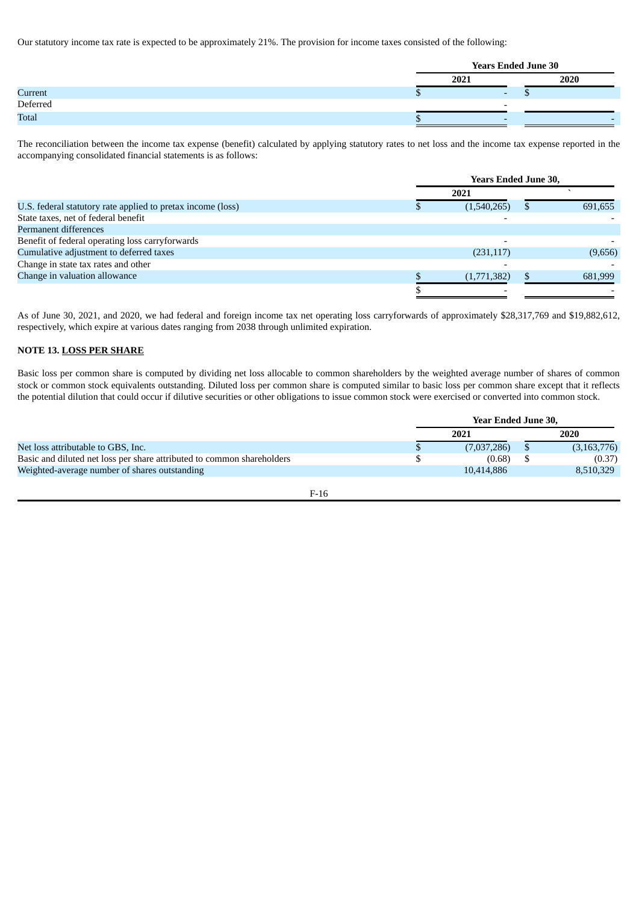Our statutory income tax rate is expected to be approximately 21%. The provision for income taxes consisted of the following:

| | Years Ended June 30 | |
|---|---|---|
| | 2021 | 2020 |
| Current | $ - | $ |
| Deferred | - | |
| Total | $ - | - |

The reconciliation between the income tax expense (benefit) calculated by applying statutory rates to net loss and the income tax expense reported in the accompanying consolidated financial statements is as follows:

| | Years Ended June 30, | |
|---|---|---|
| | 2021 | ` |
| U.S. federal statutory rate applied to pretax income (loss) | $ (1,540,265) | $ 691,655 |
| State taxes, net of federal benefit | - | - |
| Permanent differences | | |
| Benefit of federal operating loss carryforwards | - | - |
| Cumulative adjustment to deferred taxes | (231,117) | (9,656) |
| Change in state tax rates and other | - | - |
| Change in valuation allowance | $ (1,771,382) | $ 681,999 |
| | $ - | - |

As of June 30, 2021, and 2020, we had federal and foreign income tax net operating loss carryforwards of approximately $28,317,769 and $19,882,612, respectively, which expire at various dates ranging from 2038 through unlimited expiration.

**NOTE 13. LOSS PER SHARE**

Basic loss per common share is computed by dividing net loss allocable to common shareholders by the weighted average number of shares of common stock or common stock equivalents outstanding. Diluted loss per common share is computed similar to basic loss per common share except that it reflects the potential dilution that could occur if dilutive securities or other obligations to issue common stock were exercised or converted into common stock.

| | Year Ended June 30, | |
|---|---|---|
| | 2021 | 2020 |
| Net loss attributable to GBS, Inc. | $ (7,037,286) | $ (3,163,776) |
| Basic and diluted net loss per share attributed to common shareholders | $ (0.68) | $ (0.37) |
| Weighted-average number of shares outstanding | 10,414,886 | 8,510,329 |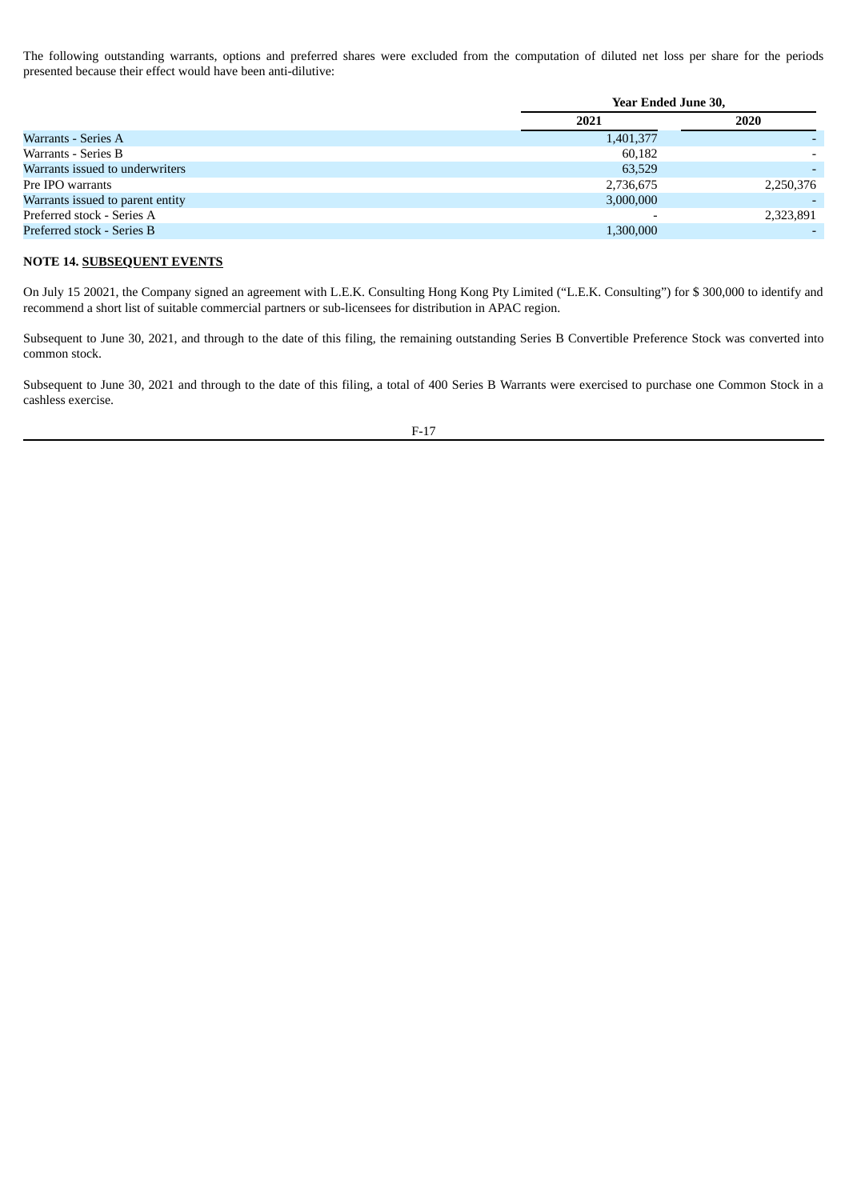The following outstanding warrants, options and preferred shares were excluded from the computation of diluted net loss per share for the periods presented because their effect would have been anti-dilutive:

| | Year Ended June 30, | |
|---|---|---|
| | 2021 | 2020 |
| Warrants - Series A | 1,401,377 | - |
| Warrants - Series B | 60,182 | - |
| Warrants issued to underwriters | 63,529 | - |
| Pre IPO warrants | 2,736,675 | 2,250,376 |
| Warrants issued to parent entity | 3,000,000 | - |
| Preferred stock - Series A | - | 2,323,891 |
| Preferred stock - Series B | 1,300,000 | - |

**NOTE 14. SUBSEQUENT EVENTS**

On July 15 20021, the Company signed an agreement with L.E.K. Consulting Hong Kong Pty Limited ("L.E.K. Consulting") for $ 300,000 to identify and recommend a short list of suitable commercial partners or sub-licensees for distribution in APAC region.

Subsequent to June 30, 2021, and through to the date of this filing, the remaining outstanding Series B Convertible Preference Stock was converted into common stock.

Subsequent to June 30, 2021 and through to the date of this filing, a total of 400 Series B Warrants were exercised to purchase one Common Stock in a cashless exercise.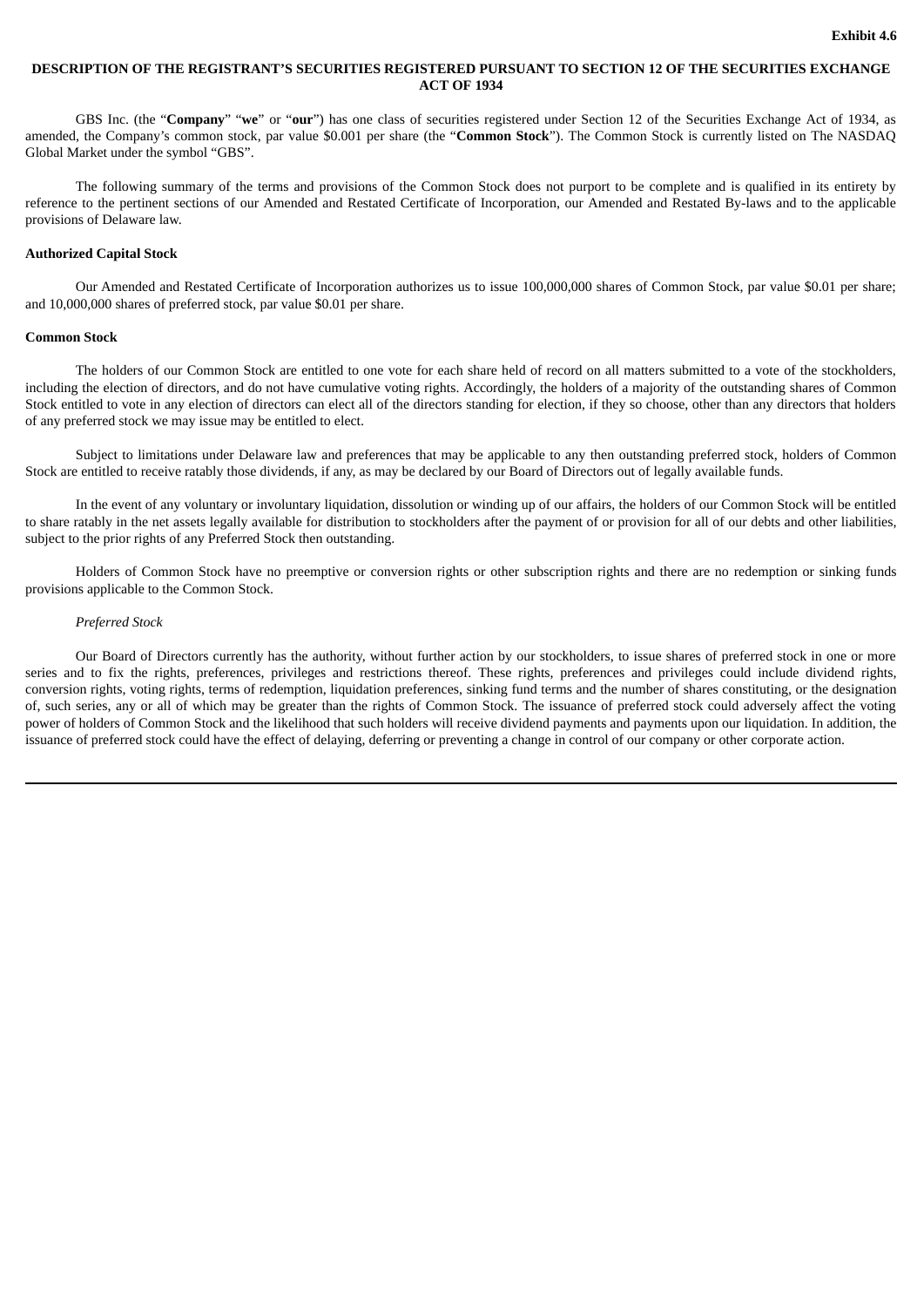**Exhibit 4.6**

**DESCRIPTION OF THE REGISTRANT'S SECURITIES REGISTERED PURSUANT TO SECTION 12 OF THE SECURITIES EXCHANGE ACT OF 1934**

GBS Inc. (the "**Company**" "**we**" or "**our**") has one class of securities registered under Section 12 of the Securities Exchange Act of 1934, as amended, the Company's common stock, par value $0.001 per share (the "**Common Stock**"). The Common Stock is currently listed on The NASDAQ Global Market under the symbol "GBS".

The following summary of the terms and provisions of the Common Stock does not purport to be complete and is qualified in its entirety by reference to the pertinent sections of our Amended and Restated Certificate of Incorporation, our Amended and Restated By-laws and to the applicable provisions of Delaware law.

**Authorized Capital Stock**

Our Amended and Restated Certificate of Incorporation authorizes us to issue 100,000,000 shares of Common Stock, par value $0.01 per share; and 10,000,000 shares of preferred stock, par value $0.01 per share.

**Common Stock**

The holders of our Common Stock are entitled to one vote for each share held of record on all matters submitted to a vote of the stockholders, including the election of directors, and do not have cumulative voting rights. Accordingly, the holders of a majority of the outstanding shares of Common Stock entitled to vote in any election of directors can elect all of the directors standing for election, if they so choose, other than any directors that holders of any preferred stock we may issue may be entitled to elect.

Subject to limitations under Delaware law and preferences that may be applicable to any then outstanding preferred stock, holders of Common Stock are entitled to receive ratably those dividends, if any, as may be declared by our Board of Directors out of legally available funds.

In the event of any voluntary or involuntary liquidation, dissolution or winding up of our affairs, the holders of our Common Stock will be entitled to share ratably in the net assets legally available for distribution to stockholders after the payment of or provision for all of our debts and other liabilities, subject to the prior rights of any Preferred Stock then outstanding.

Holders of Common Stock have no preemptive or conversion rights or other subscription rights and there are no redemption or sinking funds provisions applicable to the Common Stock.

*Preferred Stock*

Our Board of Directors currently has the authority, without further action by our stockholders, to issue shares of preferred stock in one or more series and to fix the rights, preferences, privileges and restrictions thereof. These rights, preferences and privileges could include dividend rights, conversion rights, voting rights, terms of redemption, liquidation preferences, sinking fund terms and the number of shares constituting, or the designation of, such series, any or all of which may be greater than the rights of Common Stock. The issuance of preferred stock could adversely affect the voting power of holders of Common Stock and the likelihood that such holders will receive dividend payments and payments upon our liquidation. In addition, the issuance of preferred stock could have the effect of delaying, deferring or preventing a change in control of our company or other corporate action.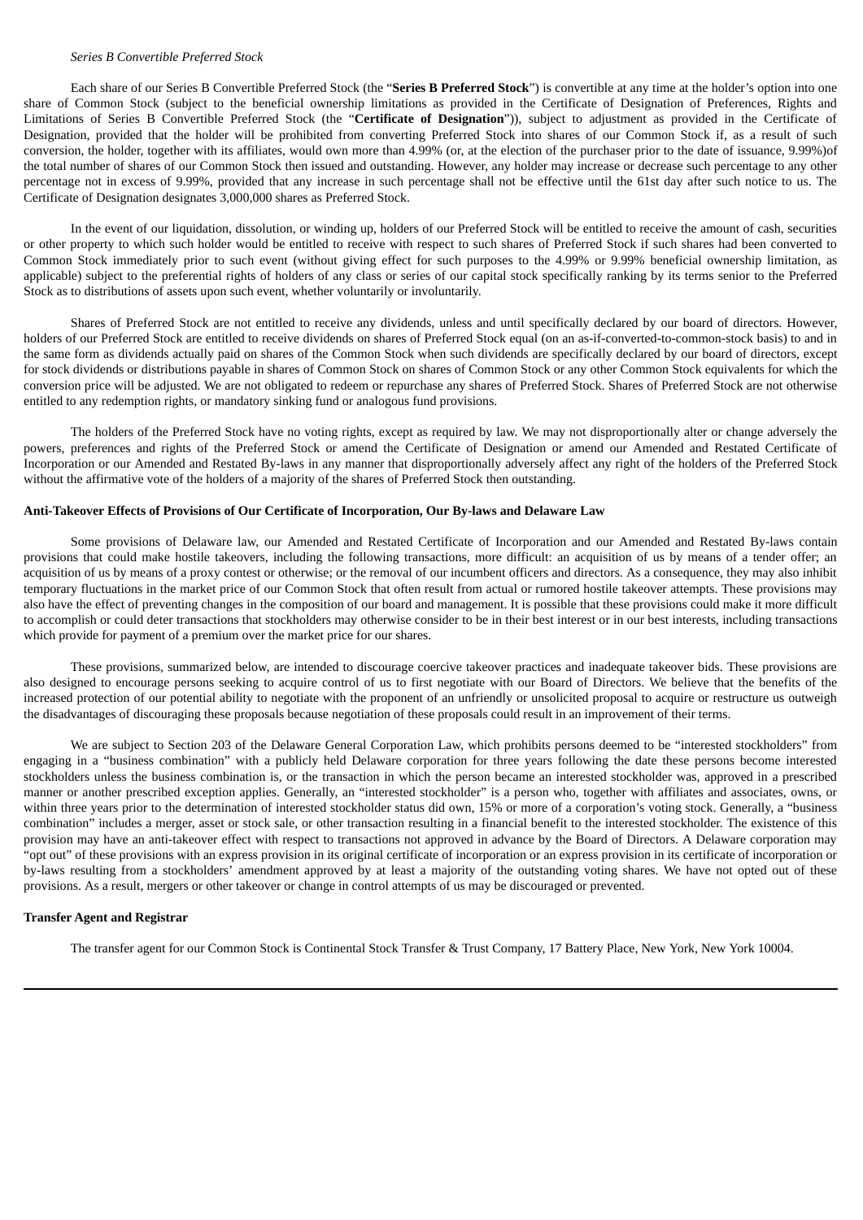*Series B Convertible Preferred Stock*

Each share of our Series B Convertible Preferred Stock (the "**Series B Preferred Stock**") is convertible at any time at the holder's option into one share of Common Stock (subject to the beneficial ownership limitations as provided in the Certificate of Designation of Preferences, Rights and Limitations of Series B Convertible Preferred Stock (the "**Certificate of Designation**")), subject to adjustment as provided in the Certificate of Designation, provided that the holder will be prohibited from converting Preferred Stock into shares of our Common Stock if, as a result of such conversion, the holder, together with its affiliates, would own more than 4.99% (or, at the election of the purchaser prior to the date of issuance, 9.99%)of the total number of shares of our Common Stock then issued and outstanding. However, any holder may increase or decrease such percentage to any other percentage not in excess of 9.99%, provided that any increase in such percentage shall not be effective until the 61st day after such notice to us. The Certificate of Designation designates 3,000,000 shares as Preferred Stock.

In the event of our liquidation, dissolution, or winding up, holders of our Preferred Stock will be entitled to receive the amount of cash, securities or other property to which such holder would be entitled to receive with respect to such shares of Preferred Stock if such shares had been converted to Common Stock immediately prior to such event (without giving effect for such purposes to the 4.99% or 9.99% beneficial ownership limitation, as applicable) subject to the preferential rights of holders of any class or series of our capital stock specifically ranking by its terms senior to the Preferred Stock as to distributions of assets upon such event, whether voluntarily or involuntarily.

Shares of Preferred Stock are not entitled to receive any dividends, unless and until specifically declared by our board of directors. However, holders of our Preferred Stock are entitled to receive dividends on shares of Preferred Stock equal (on an as-if-converted-to-common-stock basis) to and in the same form as dividends actually paid on shares of the Common Stock when such dividends are specifically declared by our board of directors, except for stock dividends or distributions payable in shares of Common Stock on shares of Common Stock or any other Common Stock equivalents for which the conversion price will be adjusted. We are not obligated to redeem or repurchase any shares of Preferred Stock. Shares of Preferred Stock are not otherwise entitled to any redemption rights, or mandatory sinking fund or analogous fund provisions.

The holders of the Preferred Stock have no voting rights, except as required by law. We may not disproportionally alter or change adversely the powers, preferences and rights of the Preferred Stock or amend the Certificate of Designation or amend our Amended and Restated Certificate of Incorporation or our Amended and Restated By-laws in any manner that disproportionally adversely affect any right of the holders of the Preferred Stock without the affirmative vote of the holders of a majority of the shares of Preferred Stock then outstanding.

**Anti-Takeover Effects of Provisions of Our Certificate of Incorporation, Our By-laws and Delaware Law**

Some provisions of Delaware law, our Amended and Restated Certificate of Incorporation and our Amended and Restated By-laws contain provisions that could make hostile takeovers, including the following transactions, more difficult: an acquisition of us by means of a tender offer; an acquisition of us by means of a proxy contest or otherwise; or the removal of our incumbent officers and directors. As a consequence, they may also inhibit temporary fluctuations in the market price of our Common Stock that often result from actual or rumored hostile takeover attempts. These provisions may also have the effect of preventing changes in the composition of our board and management. It is possible that these provisions could make it more difficult to accomplish or could deter transactions that stockholders may otherwise consider to be in their best interest or in our best interests, including transactions which provide for payment of a premium over the market price for our shares.

These provisions, summarized below, are intended to discourage coercive takeover practices and inadequate takeover bids. These provisions are also designed to encourage persons seeking to acquire control of us to first negotiate with our Board of Directors. We believe that the benefits of the increased protection of our potential ability to negotiate with the proponent of an unfriendly or unsolicited proposal to acquire or restructure us outweigh the disadvantages of discouraging these proposals because negotiation of these proposals could result in an improvement of their terms.

We are subject to Section 203 of the Delaware General Corporation Law, which prohibits persons deemed to be "interested stockholders" from engaging in a "business combination" with a publicly held Delaware corporation for three years following the date these persons become interested stockholders unless the business combination is, or the transaction in which the person became an interested stockholder was, approved in a prescribed manner or another prescribed exception applies. Generally, an "interested stockholder" is a person who, together with affiliates and associates, owns, or within three years prior to the determination of interested stockholder status did own, 15% or more of a corporation's voting stock. Generally, a "business combination" includes a merger, asset or stock sale, or other transaction resulting in a financial benefit to the interested stockholder. The existence of this provision may have an anti-takeover effect with respect to transactions not approved in advance by the Board of Directors. A Delaware corporation may "opt out" of these provisions with an express provision in its original certificate of incorporation or an express provision in its certificate of incorporation or by-laws resulting from a stockholders' amendment approved by at least a majority of the outstanding voting shares. We have not opted out of these provisions. As a result, mergers or other takeover or change in control attempts of us may be discouraged or prevented.

**Transfer Agent and Registrar**

The transfer agent for our Common Stock is Continental Stock Transfer & Trust Company, 17 Battery Place, New York, New York 10004.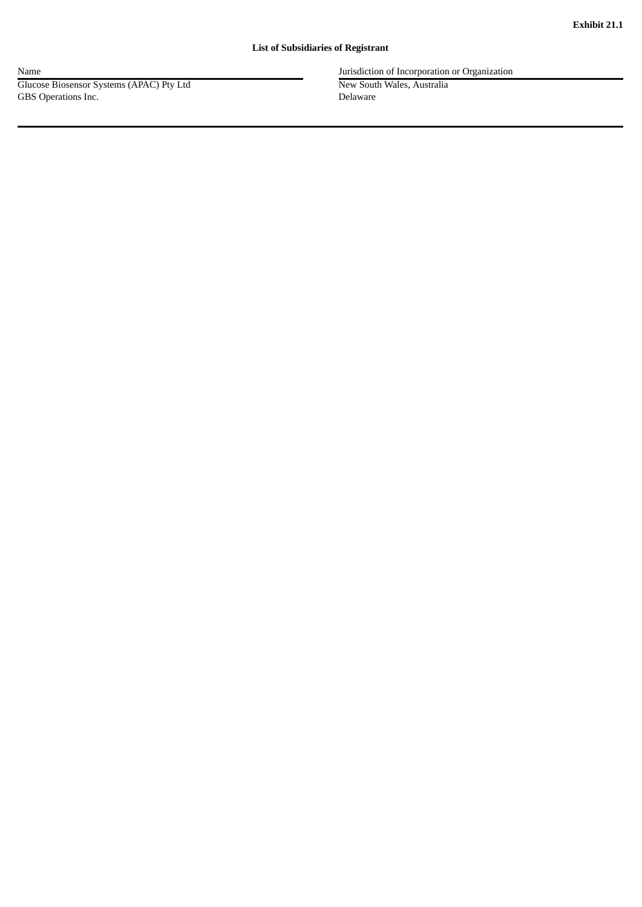**Exhibit 21.1**

**List of Subsidiaries of Registrant**

| Name | Jurisdiction of Incorporation or Organization |
| --- | --- |
| Glucose Biosensor Systems (APAC) Pty Ltd | New South Wales, Australia |
| GBS Operations Inc. | Delaware |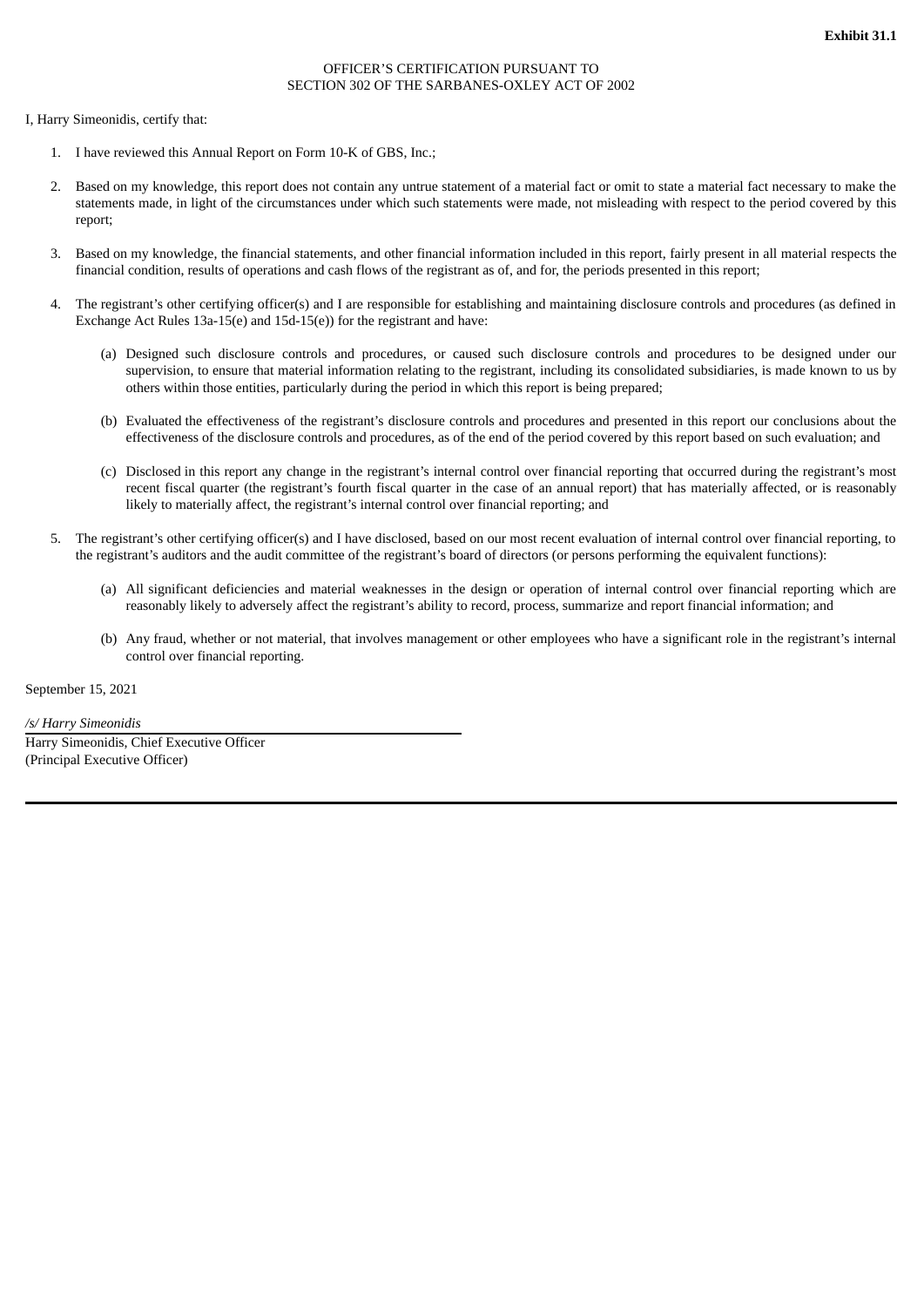**Exhibit 31.1**

OFFICER'S CERTIFICATION PURSUANT TO
SECTION 302 OF THE SARBANES-OXLEY ACT OF 2002

I, Harry Simeonidis, certify that:

1. I have reviewed this Annual Report on Form 10-K of GBS, Inc.;

2. Based on my knowledge, this report does not contain any untrue statement of a material fact or omit to state a material fact necessary to make the statements made, in light of the circumstances under which such statements were made, not misleading with respect to the period covered by this report;

3. Based on my knowledge, the financial statements, and other financial information included in this report, fairly present in all material respects the financial condition, results of operations and cash flows of the registrant as of, and for, the periods presented in this report;

4. The registrant's other certifying officer(s) and I are responsible for establishing and maintaining disclosure controls and procedures (as defined in Exchange Act Rules 13a-15(e) and 15d-15(e)) for the registrant and have:

   (a) Designed such disclosure controls and procedures, or caused such disclosure controls and procedures to be designed under our supervision, to ensure that material information relating to the registrant, including its consolidated subsidiaries, is made known to us by others within those entities, particularly during the period in which this report is being prepared;

   (b) Evaluated the effectiveness of the registrant's disclosure controls and procedures and presented in this report our conclusions about the effectiveness of the disclosure controls and procedures, as of the end of the period covered by this report based on such evaluation; and

   (c) Disclosed in this report any change in the registrant's internal control over financial reporting that occurred during the registrant's most recent fiscal quarter (the registrant's fourth fiscal quarter in the case of an annual report) that has materially affected, or is reasonably likely to materially affect, the registrant's internal control over financial reporting; and

5. The registrant's other certifying officer(s) and I have disclosed, based on our most recent evaluation of internal control over financial reporting, to the registrant's auditors and the audit committee of the registrant's board of directors (or persons performing the equivalent functions):

   (a) All significant deficiencies and material weaknesses in the design or operation of internal control over financial reporting which are reasonably likely to adversely affect the registrant's ability to record, process, summarize and report financial information; and

   (b) Any fraud, whether or not material, that involves management or other employees who have a significant role in the registrant's internal control over financial reporting.

September 15, 2021

*/s/ Harry Simeonidis*

Harry Simeonidis, Chief Executive Officer
(Principal Executive Officer)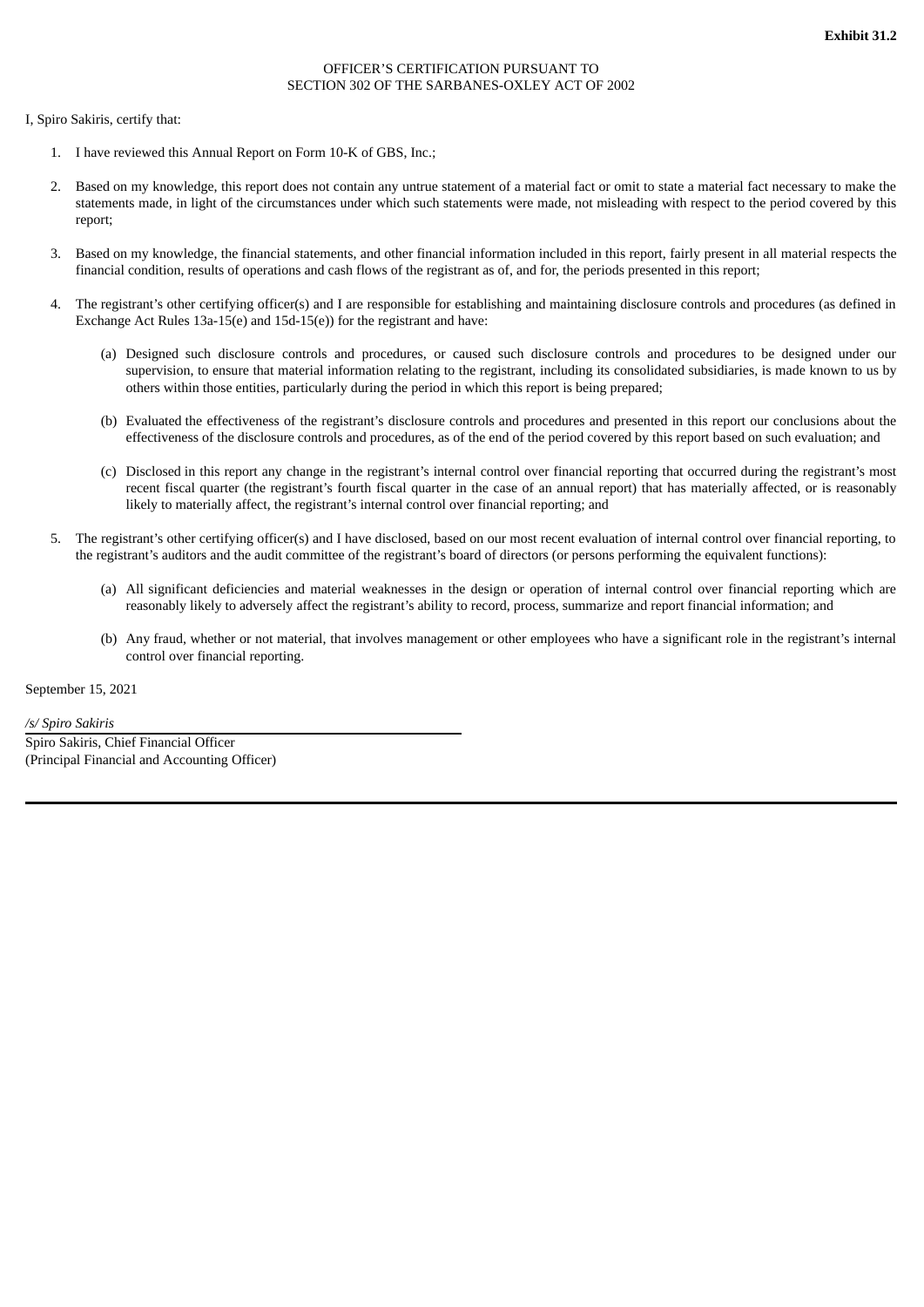**Exhibit 31.2**

OFFICER'S CERTIFICATION PURSUANT TO
SECTION 302 OF THE SARBANES-OXLEY ACT OF 2002

I, Spiro Sakiris, certify that:

1. I have reviewed this Annual Report on Form 10-K of GBS, Inc.;

2. Based on my knowledge, this report does not contain any untrue statement of a material fact or omit to state a material fact necessary to make the statements made, in light of the circumstances under which such statements were made, not misleading with respect to the period covered by this report;

3. Based on my knowledge, the financial statements, and other financial information included in this report, fairly present in all material respects the financial condition, results of operations and cash flows of the registrant as of, and for, the periods presented in this report;

4. The registrant's other certifying officer(s) and I are responsible for establishing and maintaining disclosure controls and procedures (as defined in Exchange Act Rules 13a-15(e) and 15d-15(e)) for the registrant and have:

   (a) Designed such disclosure controls and procedures, or caused such disclosure controls and procedures to be designed under our supervision, to ensure that material information relating to the registrant, including its consolidated subsidiaries, is made known to us by others within those entities, particularly during the period in which this report is being prepared;

   (b) Evaluated the effectiveness of the registrant's disclosure controls and procedures and presented in this report our conclusions about the effectiveness of the disclosure controls and procedures, as of the end of the period covered by this report based on such evaluation; and

   (c) Disclosed in this report any change in the registrant's internal control over financial reporting that occurred during the registrant's most recent fiscal quarter (the registrant's fourth fiscal quarter in the case of an annual report) that has materially affected, or is reasonably likely to materially affect, the registrant's internal control over financial reporting; and

5. The registrant's other certifying officer(s) and I have disclosed, based on our most recent evaluation of internal control over financial reporting, to the registrant's auditors and the audit committee of the registrant's board of directors (or persons performing the equivalent functions):

   (a) All significant deficiencies and material weaknesses in the design or operation of internal control over financial reporting which are reasonably likely to adversely affect the registrant's ability to record, process, summarize and report financial information; and

   (b) Any fraud, whether or not material, that involves management or other employees who have a significant role in the registrant's internal control over financial reporting.

September 15, 2021

*/s/ Spiro Sakiris*

Spiro Sakiris, Chief Financial Officer
(Principal Financial and Accounting Officer)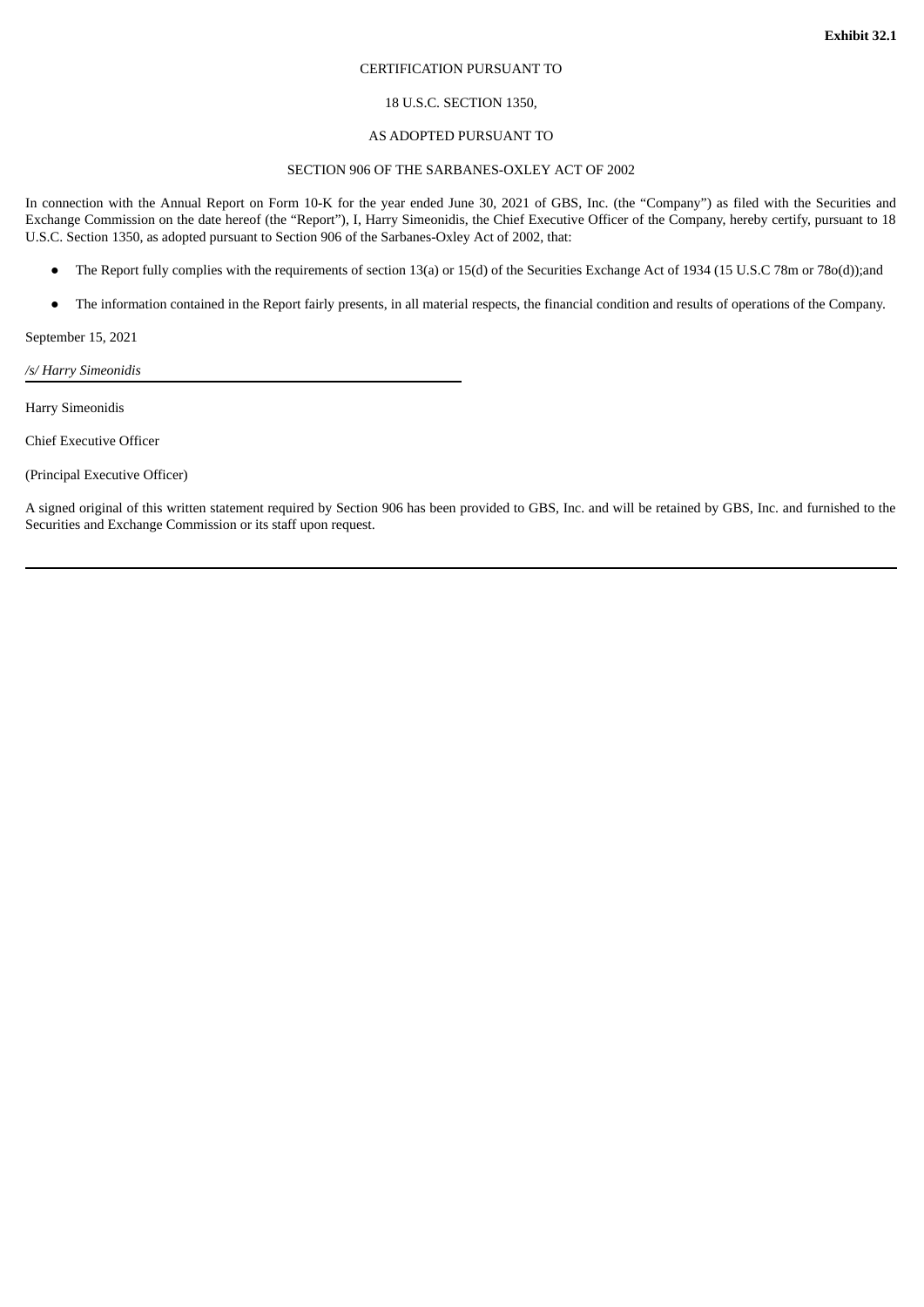**Exhibit 32.1**

CERTIFICATION PURSUANT TO

18 U.S.C. SECTION 1350,

AS ADOPTED PURSUANT TO

SECTION 906 OF THE SARBANES-OXLEY ACT OF 2002

In connection with the Annual Report on Form 10-K for the year ended June 30, 2021 of GBS, Inc. (the "Company") as filed with the Securities and Exchange Commission on the date hereof (the "Report"), I, Harry Simeonidis, the Chief Executive Officer of the Company, hereby certify, pursuant to 18 U.S.C. Section 1350, as adopted pursuant to Section 906 of the Sarbanes-Oxley Act of 2002, that:

- The Report fully complies with the requirements of section 13(a) or 15(d) of the Securities Exchange Act of 1934 (15 U.S.C 78m or 78o(d));and
- The information contained in the Report fairly presents, in all material respects, the financial condition and results of operations of the Company.

September 15, 2021

*/s/ Harry Simeonidis*

Harry Simeonidis

Chief Executive Officer

(Principal Executive Officer)

A signed original of this written statement required by Section 906 has been provided to GBS, Inc. and will be retained by GBS, Inc. and furnished to the Securities and Exchange Commission or its staff upon request.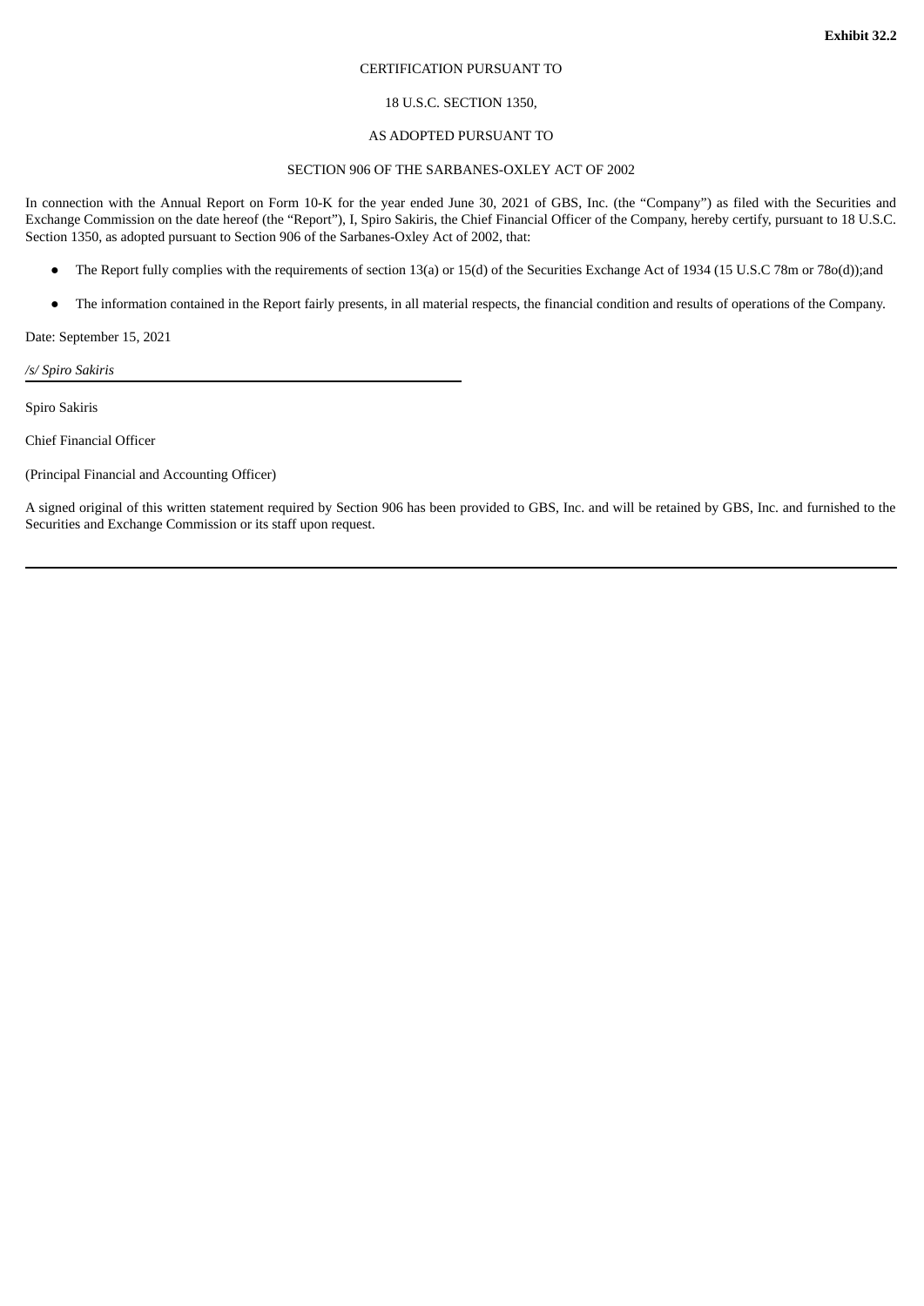**Exhibit 32.2**

CERTIFICATION PURSUANT TO

18 U.S.C. SECTION 1350,

AS ADOPTED PURSUANT TO

SECTION 906 OF THE SARBANES-OXLEY ACT OF 2002

In connection with the Annual Report on Form 10-K for the year ended June 30, 2021 of GBS, Inc. (the "Company") as filed with the Securities and Exchange Commission on the date hereof (the "Report"), I, Spiro Sakiris, the Chief Financial Officer of the Company, hereby certify, pursuant to 18 U.S.C. Section 1350, as adopted pursuant to Section 906 of the Sarbanes-Oxley Act of 2002, that:

- The Report fully complies with the requirements of section 13(a) or 15(d) of the Securities Exchange Act of 1934 (15 U.S.C 78m or 78o(d));and
- The information contained in the Report fairly presents, in all material respects, the financial condition and results of operations of the Company.

Date: September 15, 2021

*/s/ Spiro Sakiris*

Spiro Sakiris

Chief Financial Officer

(Principal Financial and Accounting Officer)

A signed original of this written statement required by Section 906 has been provided to GBS, Inc. and will be retained by GBS, Inc. and furnished to the Securities and Exchange Commission or its staff upon request.